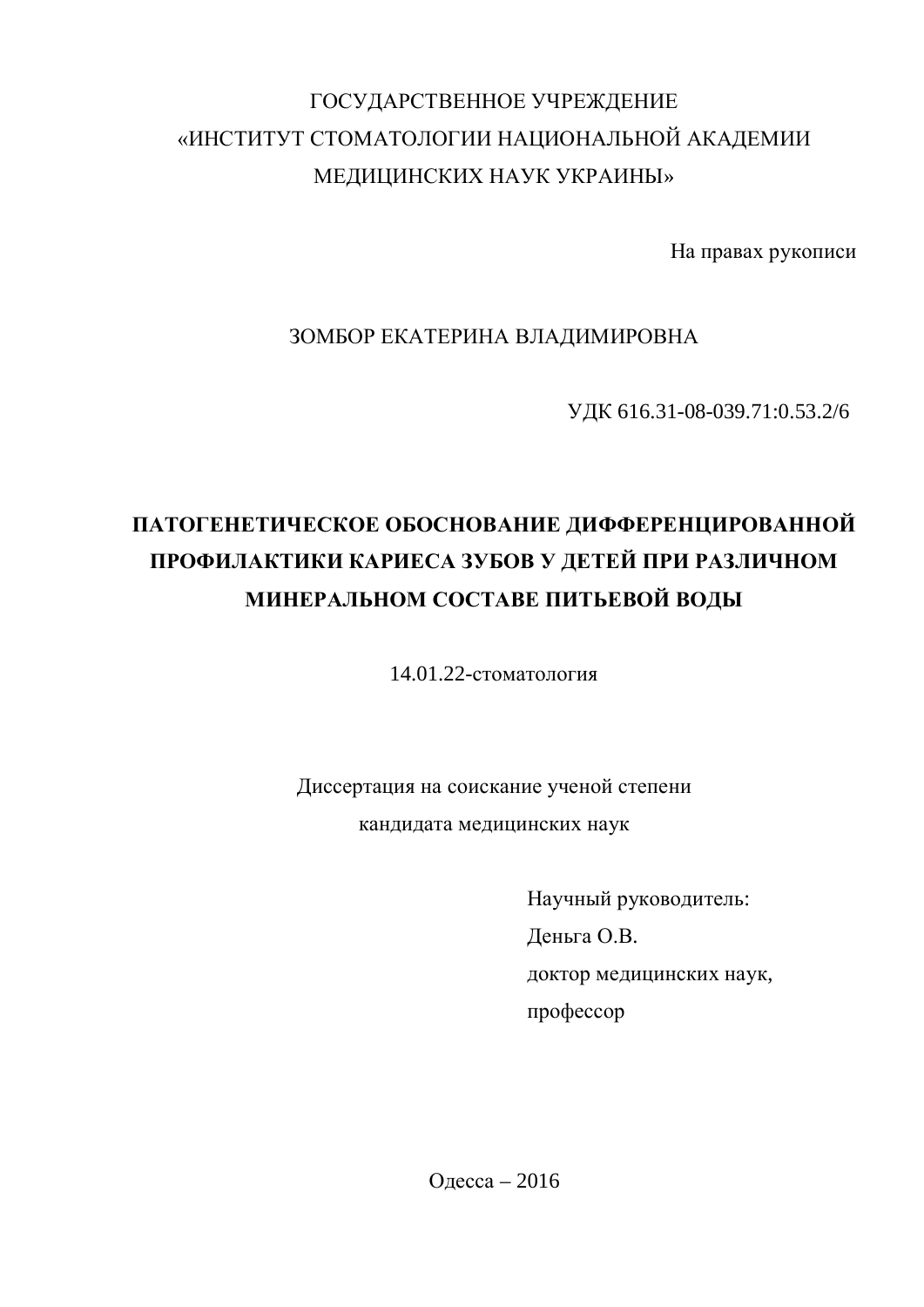ГОСУДАРСТВЕННОЕ УЧРЕЖДЕНИЕ
«ИНСТИТУТ СТОМАТОЛОГИИ НАЦИОНАЛЬНОЙ АКАДЕМИИ
МЕДИЦИНСКИХ НАУК УКРАИНЫ»

На правах рукописи

ЗОМБОР ЕКАТЕРИНА ВЛАДИМИРОВНА

УДК 616.31-08-039.71:0.53.2/6

# ПАТОГЕНЕТИЧЕСКОЕ ОБОСНОВАНИЕ ДИФФЕРЕНЦИРОВАННОЙ ПРОФИЛАКТИКИ КАРИЕСА ЗУБОВ У ДЕТЕЙ ПРИ РАЗЛИЧНОМ МИНЕРАЛЬНОМ СОСТАВЕ ПИТЬЕВОЙ ВОДЫ

14.01.22-стоматология

Диссертация на соискание ученой степени
кандидата медицинских наук

Научный руководитель:
Деньга О.В.
доктор медицинских наук,
профессор

Одесса – 2016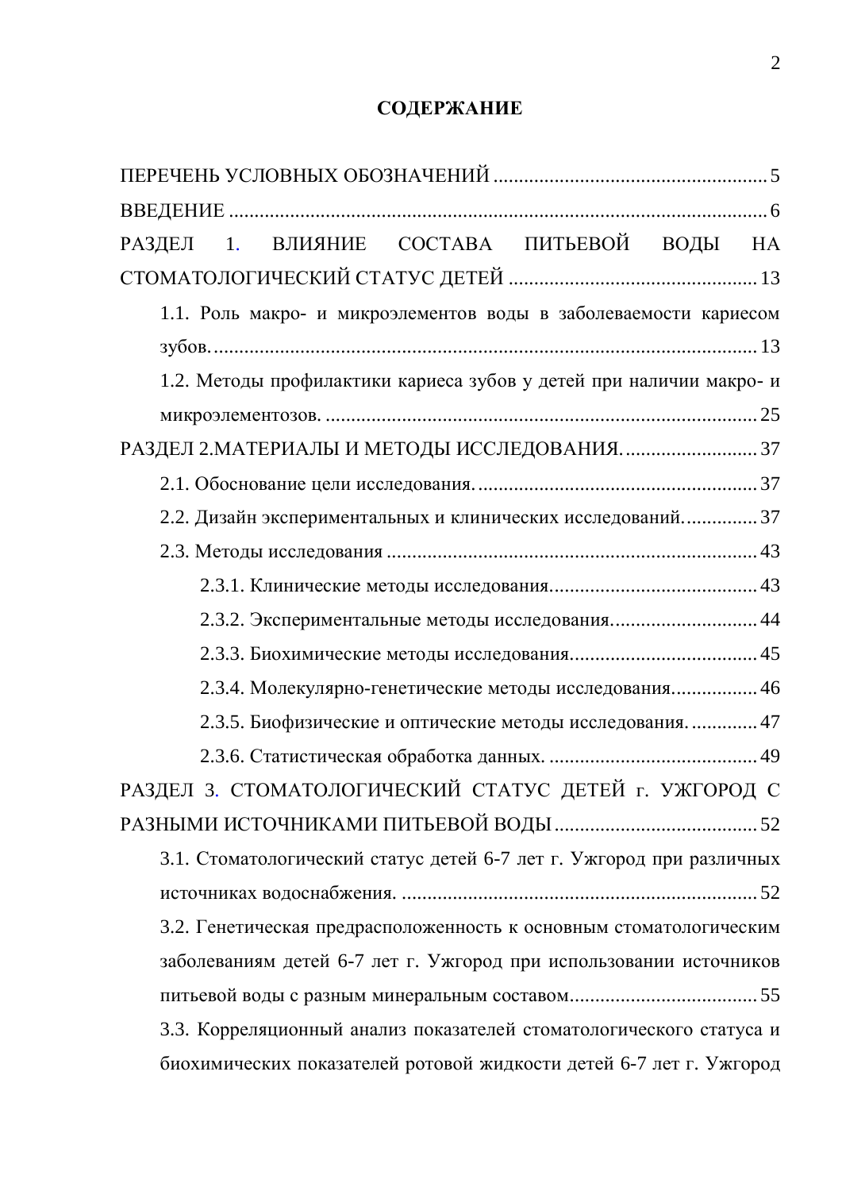## СОДЕРЖАНИЕ

ПЕРЕЧЕНЬ УСЛОВНЫХ ОБОЗНАЧЕНИЙ ..................................................... 5

ВВЕДЕНИЕ ........................................................................................................ 6

РАЗДЕЛ 1. ВЛИЯНИЕ СОСТАВА ПИТЬЕВОЙ ВОДЫ НА СТОМАТОЛОГИЧЕСКИЙ СТАТУС ДЕТЕЙ ................................................ 13

- 1.1. Роль макро- и микроэлементов воды в заболеваемости кариесом зубов. ........................................................................................................ 13
- 1.2. Методы профилактики кариеса зубов у детей при наличии макро- и микроэлементозов. .................................................................................... 25

РАЗДЕЛ 2.МАТЕРИАЛЫ И МЕТОДЫ ИССЛЕДОВАНИЯ. .......................... 37

- 2.1. Обоснование цели исследования. ...................................................... 37
- 2.2. Дизайн экспериментальных и клинических исследований. .............. 37
- 2.3. Методы исследования ........................................................................ 43
  - 2.3.1. Клинические методы исследования. ........................................ 43
  - 2.3.2. Экспериментальные методы исследования. ............................ 44
  - 2.3.3. Биохимические методы исследования. .................................... 45
  - 2.3.4. Молекулярно-генетические методы исследования. ................ 46
  - 2.3.5. Биофизические и оптические методы исследования. ............. 47
  - 2.3.6. Статистическая обработка данных. ......................................... 49

РАЗДЕЛ 3. СТОМАТОЛОГИЧЕСКИЙ СТАТУС ДЕТЕЙ г. УЖГОРОД С РАЗНЫМИ ИСТОЧНИКАМИ ПИТЬЕВОЙ ВОДЫ ....................................... 52

- 3.1. Стоматологический статус детей 6-7 лет г. Ужгород при различных источниках водоснабжения. ...................................................................... 52
- 3.2. Генетическая предрасположенность к основным стоматологическим заболеваниям детей 6-7 лет г. Ужгород при использовании источников питьевой воды с разным минеральным составом .................................... 55
- 3.3. Корреляционный анализ показателей стоматологического статуса и биохимических показателей ротовой жидкости детей 6-7 лет г. Ужгород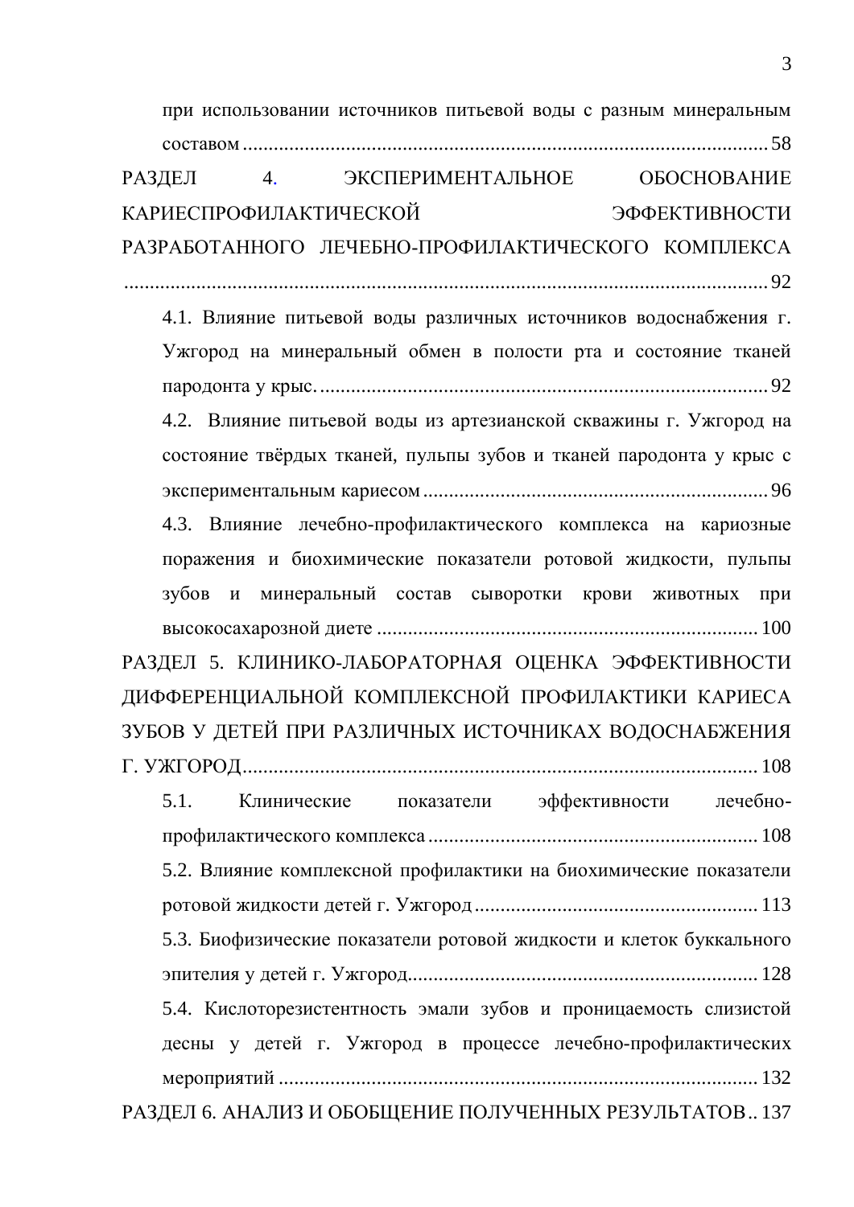при использовании источников питьевой воды с разным минеральным составом ........................................................................................................ 58

РАЗДЕЛ 4. ЭКСПЕРИМЕНТАЛЬНОЕ ОБОСНОВАНИЕ КАРИЕСПРОФИЛАКТИЧЕСКОЙ ЭФФЕКТИВНОСТИ РАЗРАБОТАННОГО ЛЕЧЕБНО-ПРОФИЛАКТИЧЕСКОГО КОМПЛЕКСА ........................................................................................................................ 92

4.1. Влияние питьевой воды различных источников водоснабжения г. Ужгород на минеральный обмен в полости рта и состояние тканей пародонта у крыс. ........................................................................................ 92

4.2. Влияние питьевой воды из артезианской скважины г. Ужгород на состояние твёрдых тканей, пульпы зубов и тканей пародонта у крыс с экспериментальным кариесом ..................................................................... 96

4.3. Влияние лечебно-профилактического комплекса на кариозные поражения и биохимические показатели ротовой жидкости, пульпы зубов и минеральный состав сыворотки крови животных при высокосахарозной диете ........................................................................... 100

РАЗДЕЛ 5. КЛИНИКО-ЛАБОРАТОРНАЯ ОЦЕНКА ЭФФЕКТИВНОСТИ ДИФФЕРЕНЦИАЛЬНОЙ КОМПЛЕКСНОЙ ПРОФИЛАКТИКИ КАРИЕСА ЗУБОВ У ДЕТЕЙ ПРИ РАЗЛИЧНЫХ ИСТОЧНИКАХ ВОДОСНАБЖЕНИЯ Г. УЖГОРОД.................................................................................................... 108

5.1. Клинические показатели эффективности лечебно-профилактического комплекса ................................................................. 108

5.2. Влияние комплексной профилактики на биохимические показатели ротовой жидкости детей г. Ужгород ...................................................... 113

5.3. Биофизические показатели ротовой жидкости и клеток буккального эпителия у детей г. Ужгород................................................................... 128

5.4. Кислоторезистентность эмали зубов и проницаемость слизистой десны у детей г. Ужгород в процессе лечебно-профилактических мероприятий ............................................................................................ 132

РАЗДЕЛ 6. АНАЛИЗ И ОБОБЩЕНИЕ ПОЛУЧЕННЫХ РЕЗУЛЬТАТОВ.. 137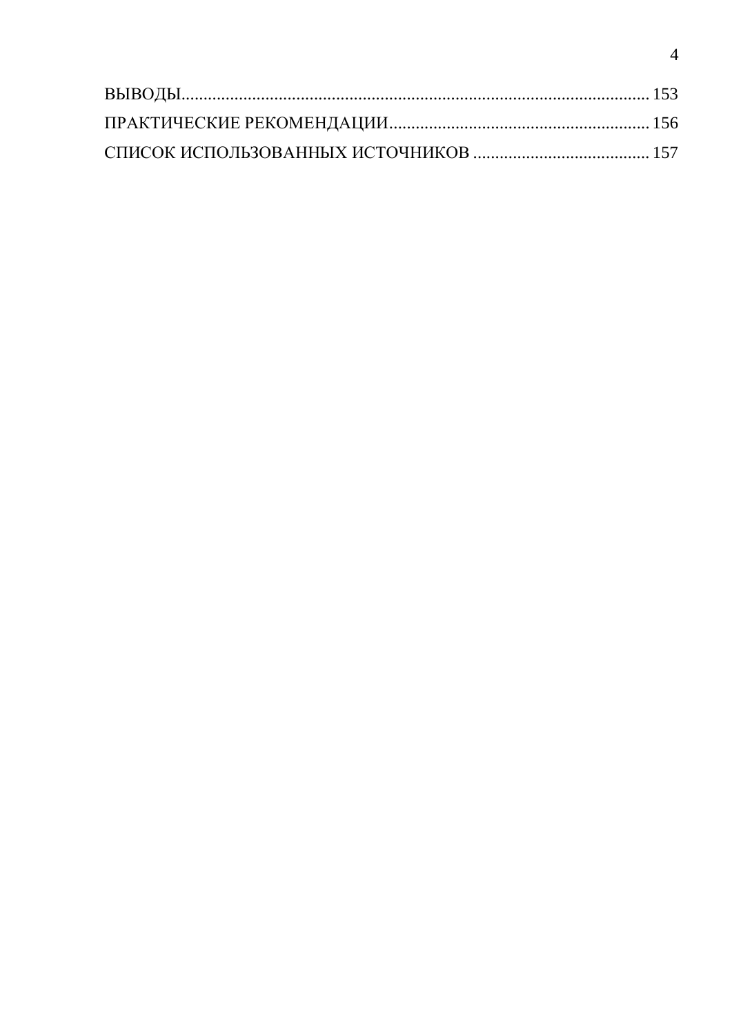ВЫВОДЫ........................................................................................................ 153

ПРАКТИЧЕСКИЕ РЕКОМЕНДАЦИИ.......................................................... 156

СПИСОК ИСПОЛЬЗОВАННЫХ ИСТОЧНИКОВ ........................................ 157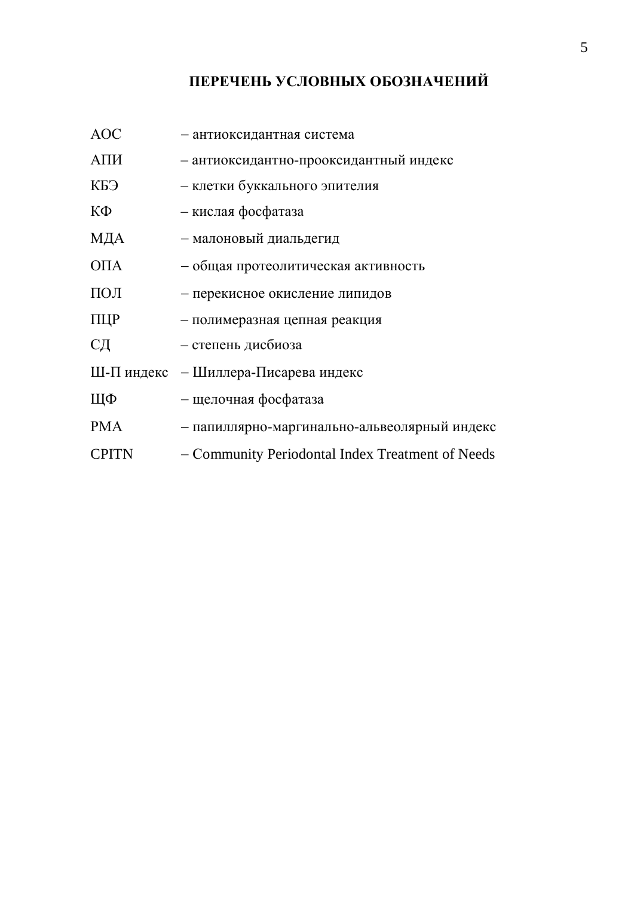# ПЕРЕЧЕНЬ УСЛОВНЫХ ОБОЗНАЧЕНИЙ

АОС – антиоксидантная система

АПИ – антиоксидантно-прооксидантный индекс

КБЭ – клетки буккального эпителия

КФ – кислая фосфатаза

МДА – малоновый диальдегид

ОПА – общая протеолитическая активность

ПОЛ – перекисное окисление липидов

ПЦР – полимеразная цепная реакция

СД – степень дисбиоза

Ш-П индекс – Шиллера-Писарева индекс

ЩФ – щелочная фосфатаза

PMA – папиллярно-маргинально-альвеолярный индекс

CPITN – Community Periodontal Index Treatment of Needs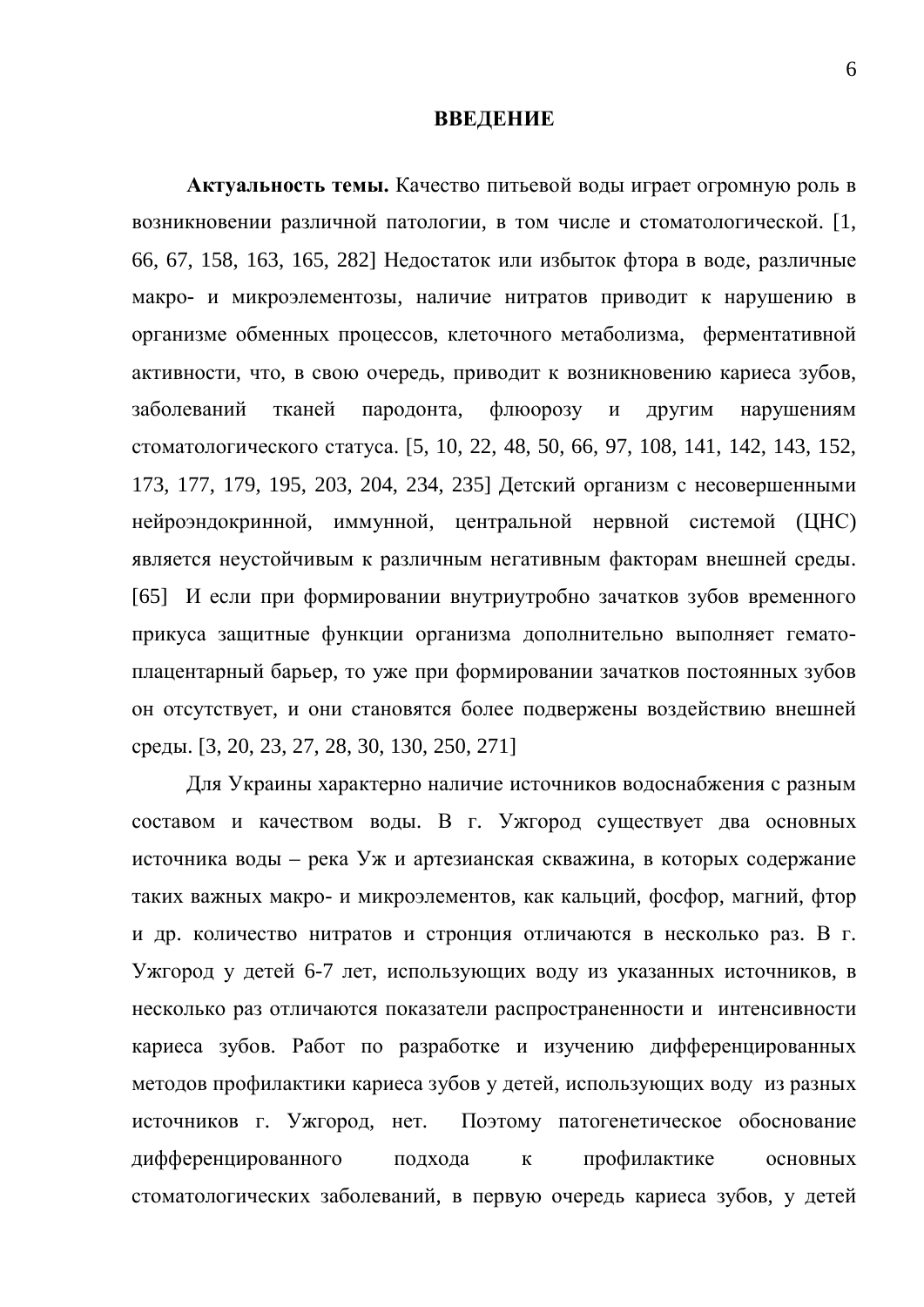## ВВЕДЕНИЕ

**Актуальность темы.** Качество питьевой воды играет огромную роль в возникновении различной патологии, в том числе и стоматологической. [1, 66, 67, 158, 163, 165, 282] Недостаток или избыток фтора в воде, различные макро- и микроэлементозы, наличие нитратов приводит к нарушению в организме обменных процессов, клеточного метаболизма, ферментативной активности, что, в свою очередь, приводит к возникновению кариеса зубов, заболеваний тканей пародонта, флюорозу и другим нарушениям стоматологического статуса. [5, 10, 22, 48, 50, 66, 97, 108, 141, 142, 143, 152, 173, 177, 179, 195, 203, 204, 234, 235] Детский организм с несовершенными нейроэндокринной, иммунной, центральной нервной системой (ЦНС) является неустойчивым к различным негативным факторам внешней среды. [65] И если при формировании внутриутробно зачатков зубов временного прикуса защитные функции организма дополнительно выполняет гемато-плацентарный барьер, то уже при формировании зачатков постоянных зубов он отсутствует, и они становятся более подвержены воздействию внешней среды. [3, 20, 23, 27, 28, 30, 130, 250, 271]

Для Украины характерно наличие источников водоснабжения с разным составом и качеством воды. В г. Ужгород существует два основных источника воды – река Уж и артезианская скважина, в которых содержание таких важных макро- и микроэлементов, как кальций, фосфор, магний, фтор и др. количество нитратов и стронция отличаются в несколько раз. В г. Ужгород у детей 6-7 лет, использующих воду из указанных источников, в несколько раз отличаются показатели распространенности и интенсивности кариеса зубов. Работ по разработке и изучению дифференцированных методов профилактики кариеса зубов у детей, использующих воду из разных источников г. Ужгород, нет. Поэтому патогенетическое обоснование дифференцированного подхода к профилактике основных стоматологических заболеваний, в первую очередь кариеса зубов, у детей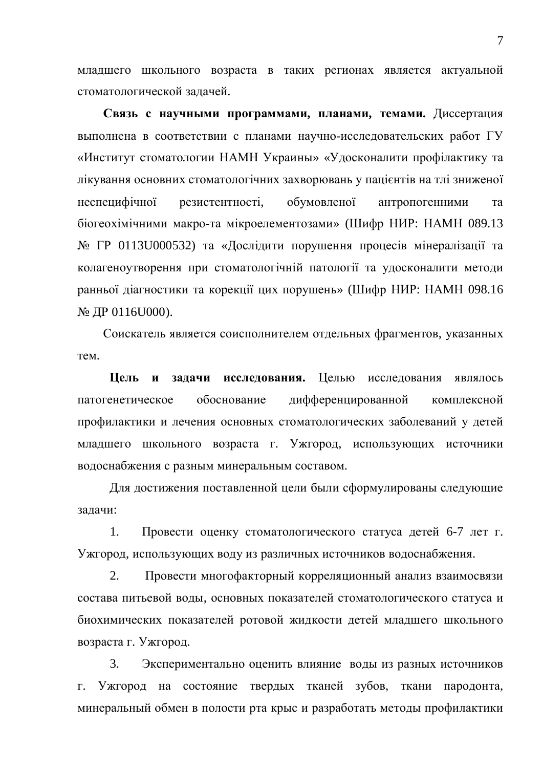младшего школьного возраста в таких регионах является актуальной стоматологической задачей.

**Связь с научными программами, планами, темами.** Диссертация выполнена в соответствии с планами научно-исследовательских работ ГУ «Институт стоматологии НАМН Украины» «Удосконалити профілактику та лікування основних стоматологічних захворювань у пацієнтів на тлі зниженої неспецифічної резистентності, обумовленої антропогенними та біогеохімічними макро-та мікроелементозами» (Шифр НИР: НАМН 089.13 № ГР 0113U000532) та «Дослідити порушення процесів мінералізації та колагеноутворення при стоматологічній патології та удосконалити методи ранньої діагностики та корекції цих порушень» (Шифр НИР: НАМН 098.16 № ДР 0116U000).

Соискатель является соисполнителем отдельных фрагментов, указанных тем.

**Цель и задачи исследования.** Целью исследования являлось патогенетическое обоснование дифференцированной комплексной профилактики и лечения основных стоматологических заболеваний у детей младшего школьного возраста г. Ужгород, использующих источники водоснабжения с разным минеральным составом.

Для достижения поставленной цели были сформулированы следующие задачи:

1. Провести оценку стоматологического статуса детей 6-7 лет г. Ужгород, использующих воду из различных источников водоснабжения.
2. Провести многофакторный корреляционный анализ взаимосвязи состава питьевой воды, основных показателей стоматологического статуса и биохимических показателей ротовой жидкости детей младшего школьного возраста г. Ужгород.
3. Экспериментально оценить влияние воды из разных источников г. Ужгород на состояние твердых тканей зубов, ткани пародонта, минеральный обмен в полости рта крыс и разработать методы профилактики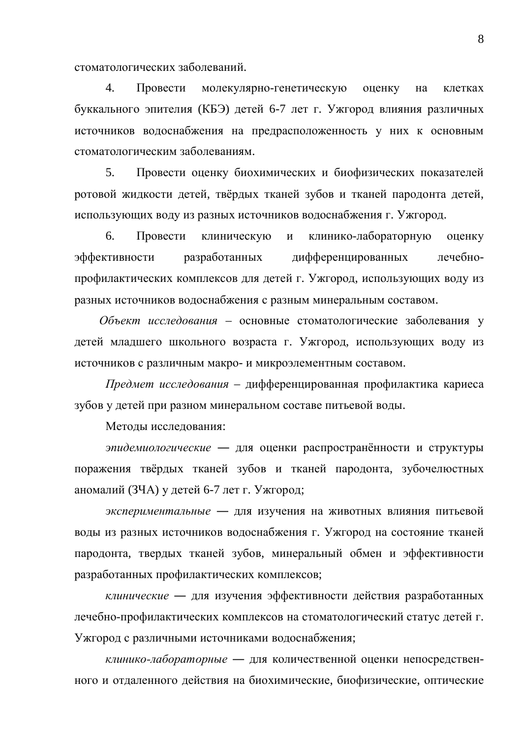стоматологических заболеваний.

4. Провести молекулярно-генетическую оценку на клетках буккального эпителия (КБЭ) детей 6-7 лет г. Ужгород влияния различных источников водоснабжения на предрасположенность у них к основным стоматологическим заболеваниям.

5. Провести оценку биохимических и биофизических показателей ротовой жидкости детей, твёрдых тканей зубов и тканей пародонта детей, использующих воду из разных источников водоснабжения г. Ужгород.

6. Провести клиническую и клинико-лабораторную оценку эффективности разработанных дифференцированных лечебно-профилактических комплексов для детей г. Ужгород, использующих воду из разных источников водоснабжения с разным минеральным составом.

*Объект исследования* – основные стоматологические заболевания у детей младшего школьного возраста г. Ужгород, использующих воду из источников с различным макро- и микроэлементным составом.

*Предмет исследования* – дифференцированная профилактика кариеса зубов у детей при разном минеральном составе питьевой воды.

Методы исследования:

*эпидемиологические* — для оценки распространённости и структуры поражения твёрдых тканей зубов и тканей пародонта, зубочелюстных аномалий (ЗЧА) у детей 6-7 лет г. Ужгород;

*экспериментальные* — для изучения на животных влияния питьевой воды из разных источников водоснабжения г. Ужгород на состояние тканей пародонта, твердых тканей зубов, минеральный обмен и эффективности разработанных профилактических комплексов;

*клинические* — для изучения эффективности действия разработанных лечебно-профилактических комплексов на стоматологический статус детей г. Ужгород с различными источниками водоснабжения;

*клинико-лабораторные* — для количественной оценки непосредственного и отдаленного действия на биохимические, биофизические, оптические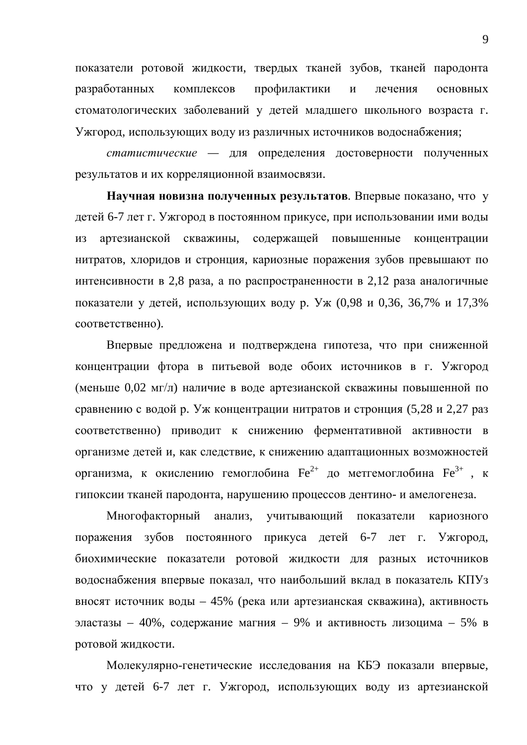показатели ротовой жидкости, твердых тканей зубов, тканей пародонта разработанных комплексов профилактики и лечения основных стоматологических заболеваний у детей младшего школьного возраста г. Ужгород, использующих воду из различных источников водоснабжения;

*статистические* — для определения достоверности полученных результатов и их корреляционной взаимосвязи.

**Научная новизна полученных результатов**. Впервые показано, что у детей 6-7 лет г. Ужгород в постоянном прикусе, при использовании ими воды из артезианской скважины, содержащей повышенные концентрации нитратов, хлоридов и стронция, кариозные поражения зубов превышают по интенсивности в 2,8 раза, а по распространенности в 2,12 раза аналогичные показатели у детей, использующих воду р. Уж (0,98 и 0,36, 36,7% и 17,3% соответственно).

Впервые предложена и подтверждена гипотеза, что при сниженной концентрации фтора в питьевой воде обоих источников в г. Ужгород (меньше 0,02 мг/л) наличие в воде артезианской скважины повышенной по сравнению с водой р. Уж концентрации нитратов и стронция (5,28 и 2,27 раз соответственно) приводит к снижению ферментативной активности в организме детей и, как следствие, к снижению адаптационных возможностей организма, к окислению гемоглобина $Fe^{2+}$ до метгемоглобина $Fe^{3+}$, к гипоксии тканей пародонта, нарушению процессов дентино- и амелогенеза.

Многофакторный анализ, учитывающий показатели кариозного поражения зубов постоянного прикуса детей 6-7 лет г. Ужгород, биохимические показатели ротовой жидкости для разных источников водоснабжения впервые показал, что наибольший вклад в показатель КПУз вносят источник воды – 45% (река или артезианская скважина), активность эластазы – 40%, содержание магния – 9% и активность лизоцима – 5% в ротовой жидкости.

Молекулярно-генетические исследования на КБЭ показали впервые, что у детей 6-7 лет г. Ужгород, использующих воду из артезианской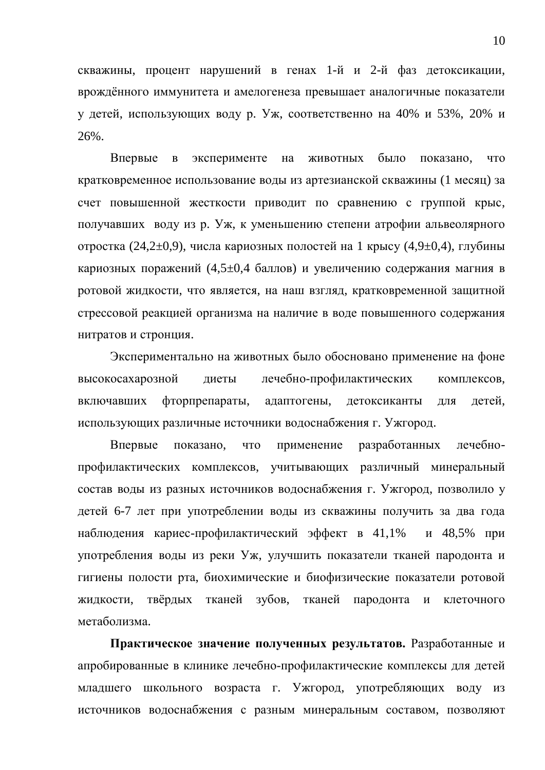скважины, процент нарушений в генах 1-й и 2-й фаз детоксикации, врождённого иммунитета и амелогенеза превышает аналогичные показатели у детей, использующих воду р. Уж, соответственно на 40% и 53%, 20% и 26%.

Впервые в эксперименте на животных было показано, что кратковременное использование воды из артезианской скважины (1 месяц) за счет повышенной жесткости приводит по сравнению с группой крыс, получавших воду из р. Уж, к уменьшению степени атрофии альвеолярного отростка (24,2±0,9), числа кариозных полостей на 1 крысу (4,9±0,4), глубины кариозных поражений (4,5±0,4 баллов) и увеличению содержания магния в ротовой жидкости, что является, на наш взгляд, кратковременной защитной стрессовой реакцией организма на наличие в воде повышенного содержания нитратов и стронция.

Экспериментально на животных было обосновано применение на фоне высокосахарозной диеты лечебно-профилактических комплексов, включавших фторпрепараты, адаптогены, детоксиканты для детей, использующих различные источники водоснабжения г. Ужгород.

Впервые показано, что применение разработанных лечебно-профилактических комплексов, учитывающих различный минеральный состав воды из разных источников водоснабжения г. Ужгород, позволило у детей 6-7 лет при употреблении воды из скважины получить за два года наблюдения кариес-профилактический эффект в 41,1% и 48,5% при употребления воды из реки Уж, улучшить показатели тканей пародонта и гигиены полости рта, биохимические и биофизические показатели ротовой жидкости, твёрдых тканей зубов, тканей пародонта и клеточного метаболизма.

**Практическое значение полученных результатов.** Разработанные и апробированные в клинике лечебно-профилактические комплексы для детей младшего школьного возраста г. Ужгород, употребляющих воду из источников водоснабжения с разным минеральным составом, позволяют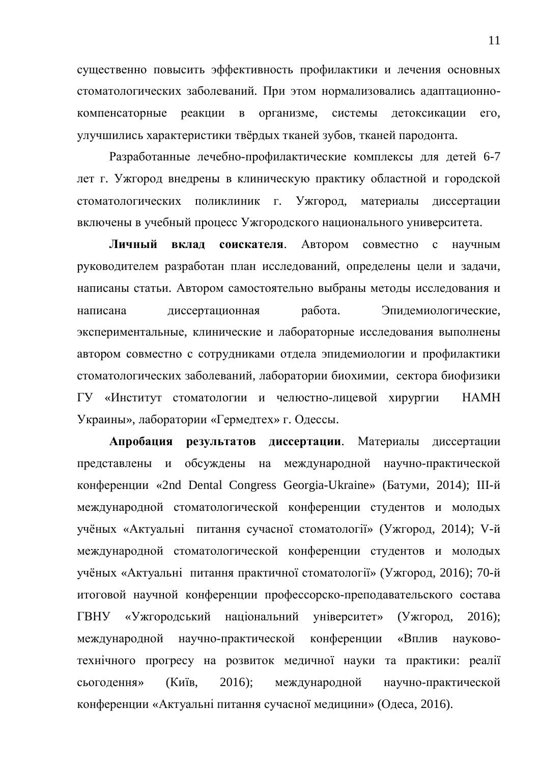существенно повысить эффективность профилактики и лечения основных стоматологических заболеваний. При этом нормализовались адаптационно-компенсаторные реакции в организме, системы детоксикации его, улучшились характеристики твёрдых тканей зубов, тканей пародонта.

Разработанные лечебно-профилактические комплексы для детей 6-7 лет г. Ужгород внедрены в клиническую практику областной и городской стоматологических поликлиник г. Ужгород, материалы диссертации включены в учебный процесс Ужгородского национального университета.

**Личный вклад соискателя**. Автором совместно с научным руководителем разработан план исследований, определены цели и задачи, написаны статьи. Автором самостоятельно выбраны методы исследования и написана диссертационная работа. Эпидемиологические, экспериментальные, клинические и лабораторные исследования выполнены автором совместно с сотрудниками отдела эпидемиологии и профилактики стоматологических заболеваний, лаборатории биохимии, сектора биофизики ГУ «Институт стоматологии и челюстно-лицевой хирургии НАМН Украины», лаборатории «Гермедтех» г. Одессы.

**Апробация результатов диссертации**. Материалы диссертации представлены и обсуждены на международной научно-практической конференции «2nd Dental Congress Georgia-Ukraine» (Батуми, 2014); III-й международной стоматологической конференции студентов и молодых учёных «Актуальні питання сучасної стоматології» (Ужгород, 2014); V-й международной стоматологической конференции студентов и молодых учёных «Актуальні питання практичної стоматології» (Ужгород, 2016); 70-й итоговой научной конференции профессорско-преподавательского состава ГВНУ «Ужгородський національний університет» (Ужгород, 2016); международной научно-практической конференции «Вплив науково-технічного прогресу на розвиток медичної науки та практики: реалії сьогодення» (Київ, 2016); международной научно-практической конференции «Актуальні питання сучасної медицини» (Одеса, 2016).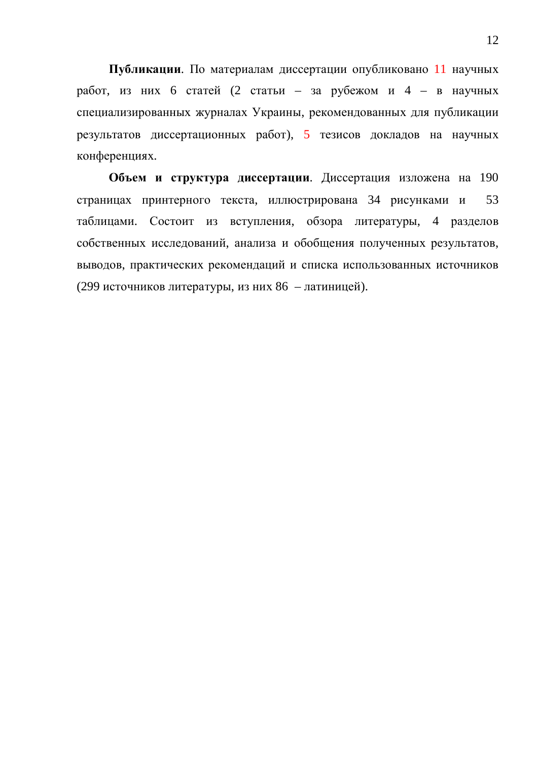**Публикации**. По материалам диссертации опубликовано 11 научных работ, из них 6 статей (2 статьи – за рубежом и 4 – в научных специализированных журналах Украины, рекомендованных для публикации результатов диссертационных работ), 5 тезисов докладов на научных конференциях.

**Объем и структура диссертации**. Диссертация изложена на 190 страницах принтерного текста, иллюстрирована 34 рисунками и 53 таблицами. Состоит из вступления, обзора литературы, 4 разделов собственных исследований, анализа и обобщения полученных результатов, выводов, практических рекомендаций и списка использованных источников (299 источников литературы, из них 86 – латиницей).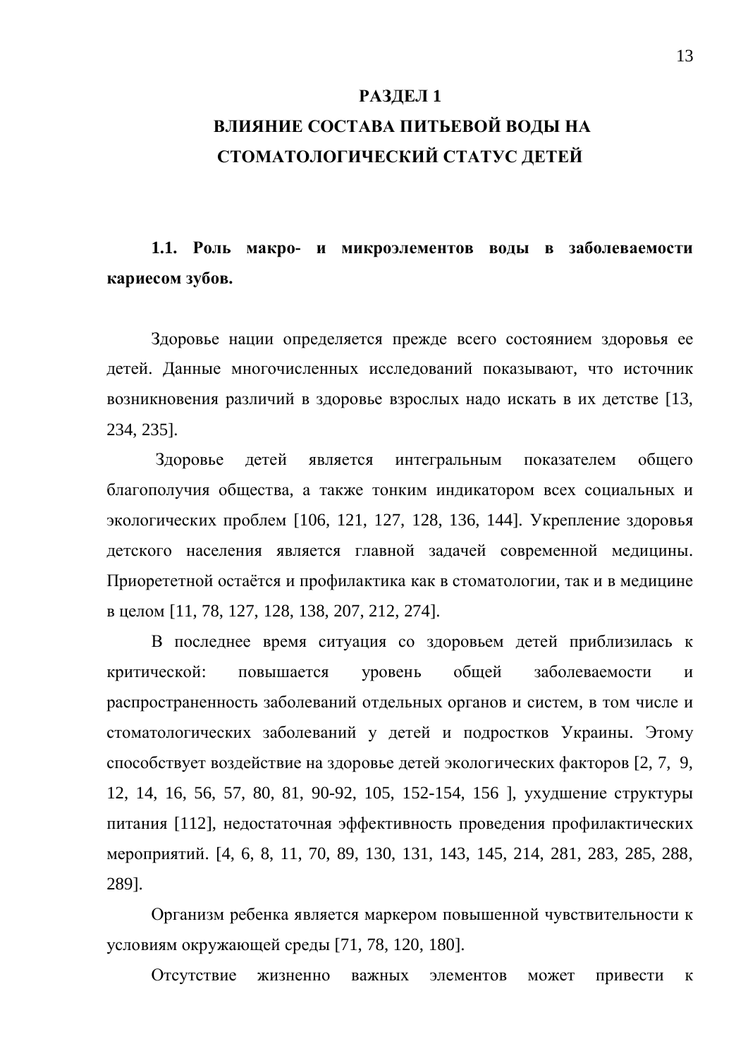# РАЗДЕЛ 1
# ВЛИЯНИЕ СОСТАВА ПИТЬЕВОЙ ВОДЫ НА СТОМАТОЛОГИЧЕСКИЙ СТАТУС ДЕТЕЙ

## 1.1. Роль макро- и микроэлементов воды в заболеваемости кариесом зубов.

Здоровье нации определяется прежде всего состоянием здоровья ее детей. Данные многочисленных исследований показывают, что источник возникновения различий в здоровье взрослых надо искать в их детстве [13, 234, 235].

Здоровье детей является интегральным показателем общего благополучия общества, а также тонким индикатором всех социальных и экологических проблем [106, 121, 127, 128, 136, 144]. Укрепление здоровья детского населения является главной задачей современной медицины. Приорететной остаётся и профилактика как в стоматологии, так и в медицине в целом [11, 78, 127, 128, 138, 207, 212, 274].

В последнее время ситуация со здоровьем детей приблизилась к критической: повышается уровень общей заболеваемости и распространенность заболеваний отдельных органов и систем, в том числе и стоматологических заболеваний у детей и подростков Украины. Этому способствует воздействие на здоровье детей экологических факторов [2, 7, 9, 12, 14, 16, 56, 57, 80, 81, 90-92, 105, 152-154, 156 ], ухудшение структуры питания [112], недостаточная эффективность проведения профилактических мероприятий. [4, 6, 8, 11, 70, 89, 130, 131, 143, 145, 214, 281, 283, 285, 288, 289].

Организм ребенка является маркером повышенной чувствительности к условиям окружающей среды [71, 78, 120, 180].

Отсутствие жизненно важных элементов может привести к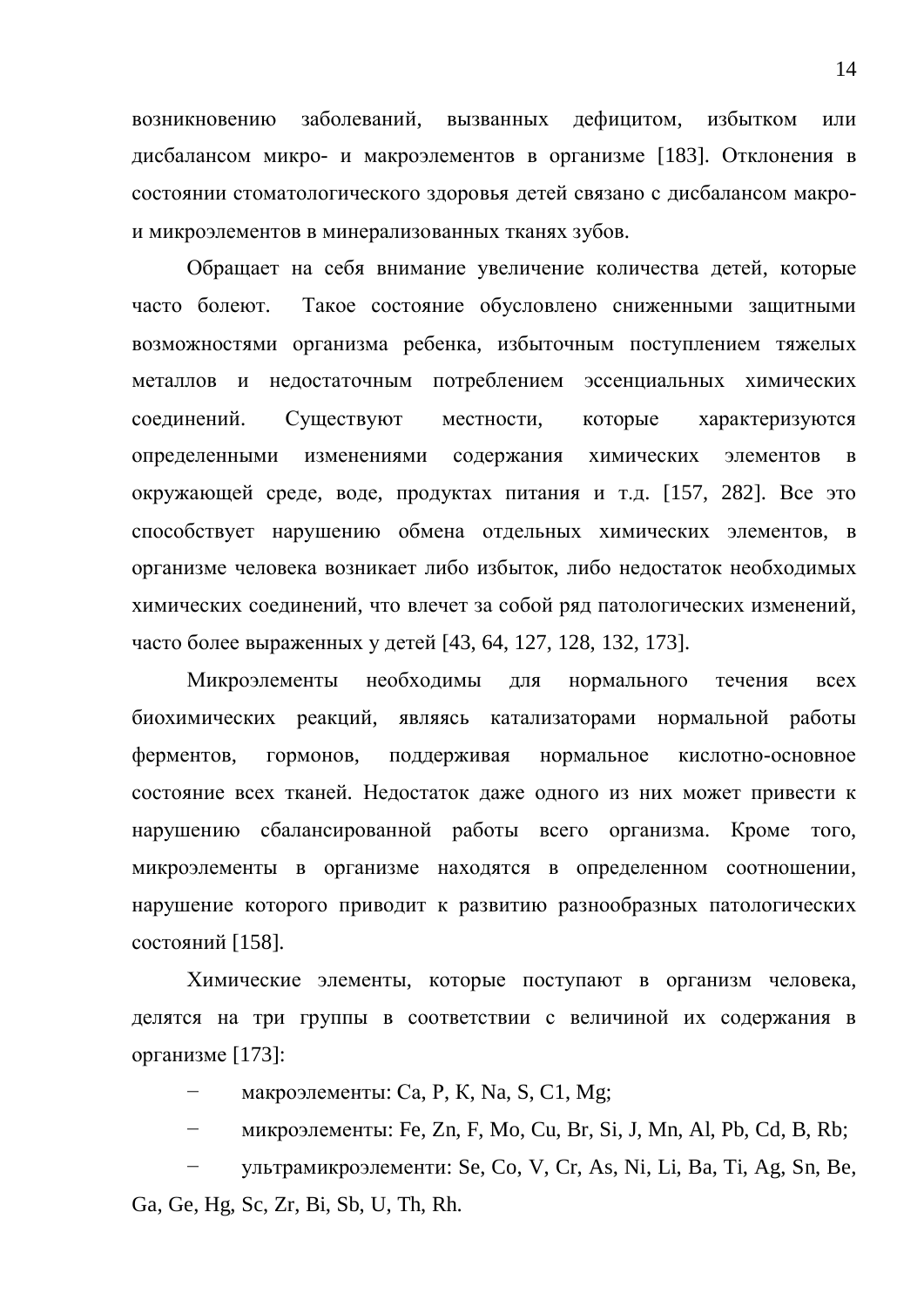возникновению заболеваний, вызванных дефицитом, избытком или дисбалансом микро- и макроэлементов в организме [183]. Отклонения в состоянии стоматологического здоровья детей связано с дисбалансом макро- и микроэлементов в минерализованных тканях зубов.

Обращает на себя внимание увеличение количества детей, которые часто болеют. Такое состояние обусловлено сниженными защитными возможностями организма ребенка, избыточным поступлением тяжелых металлов и недостаточным потреблением эссенциальных химических соединений. Существуют местности, которые характеризуются определенными изменениями содержания химических элементов в окружающей среде, воде, продуктах питания и т.д. [157, 282]. Все это способствует нарушению обмена отдельных химических элементов, в организме человека возникает либо избыток, либо недостаток необходимых химических соединений, что влечет за собой ряд патологических изменений, часто более выраженных у детей [43, 64, 127, 128, 132, 173].

Микроэлементы необходимы для нормального течения всех биохимических реакций, являясь катализаторами нормальной работы ферментов, гормонов, поддерживая нормальное кислотно-основное состояние всех тканей. Недостаток даже одного из них может привести к нарушению сбалансированной работы всего организма. Кроме того, микроэлементы в организме находятся в определенном соотношении, нарушение которого приводит к развитию разнообразных патологических состояний [158].

Химические элементы, которые поступают в организм человека, делятся на три группы в соответствии с величиной их содержания в организме [173]:

- макроэлементы: Ca, P, K, Na, S, C1, Mg;
- микроэлементы: Fe, Zn, F, Mo, Cu, Br, Si, J, Mn, Al, Pb, Cd, B, Rb;
- ультрамикроэлементи: Se, Co, V, Cr, As, Ni, Li, Ba, Ti, Ag, Sn, Be, Ga, Ge, Hg, Sc, Zr, Bi, Sb, U, Th, Rh.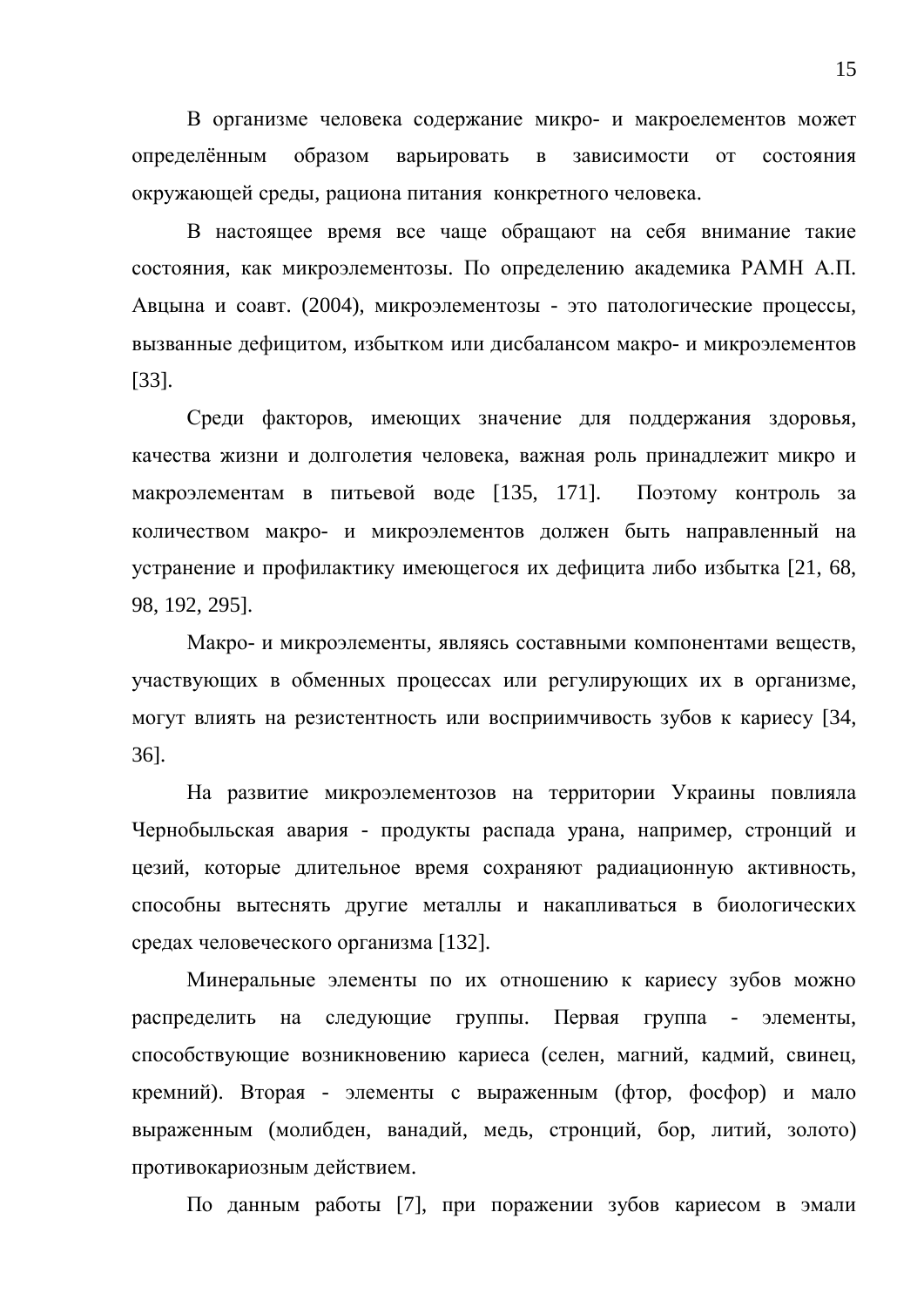В организме человека содержание микро- и макроелементов может определённым образом варьировать в зависимости от состояния окружающей среды, рациона питания конкретного человека.

В настоящее время все чаще обращают на себя внимание такие состояния, как микроэлементозы. По определению академика РАМН А.П. Авцына и соавт. (2004), микроэлементозы - это патологические процессы, вызванные дефицитом, избытком или дисбалансом макро- и микроэлементов [33].

Среди факторов, имеющих значение для поддержания здоровья, качества жизни и долголетия человека, важная роль принадлежит микро и макроэлементам в питьевой воде [135, 171]. Поэтому контроль за количеством макро- и микроэлементов должен быть направленный на устранение и профилактику имеющегося их дефицита либо избытка [21, 68, 98, 192, 295].

Макро- и микроэлементы, являясь составными компонентами веществ, участвующих в обменных процессах или регулирующих их в организме, могут влиять на резистентность или восприимчивость зубов к кариесу [34, 36].

На развитие микроэлементозов на территории Украины повлияла Чернобыльская авария - продукты распада урана, например, стронций и цезий, которые длительное время сохраняют радиационную активность, способны вытеснять другие металлы и накапливаться в биологических средах человеческого организма [132].

Минеральные элементы по их отношению к кариесу зубов можно распределить на следующие группы. Первая группа - элементы, способствующие возникновению кариеса (селен, магний, кадмий, свинец, кремний). Вторая - элементы с выраженным (фтор, фосфор) и мало выраженным (молибден, ванадий, медь, стронций, бор, литий, золото) противокариозным действием.

По данным работы [7], при поражении зубов кариесом в эмали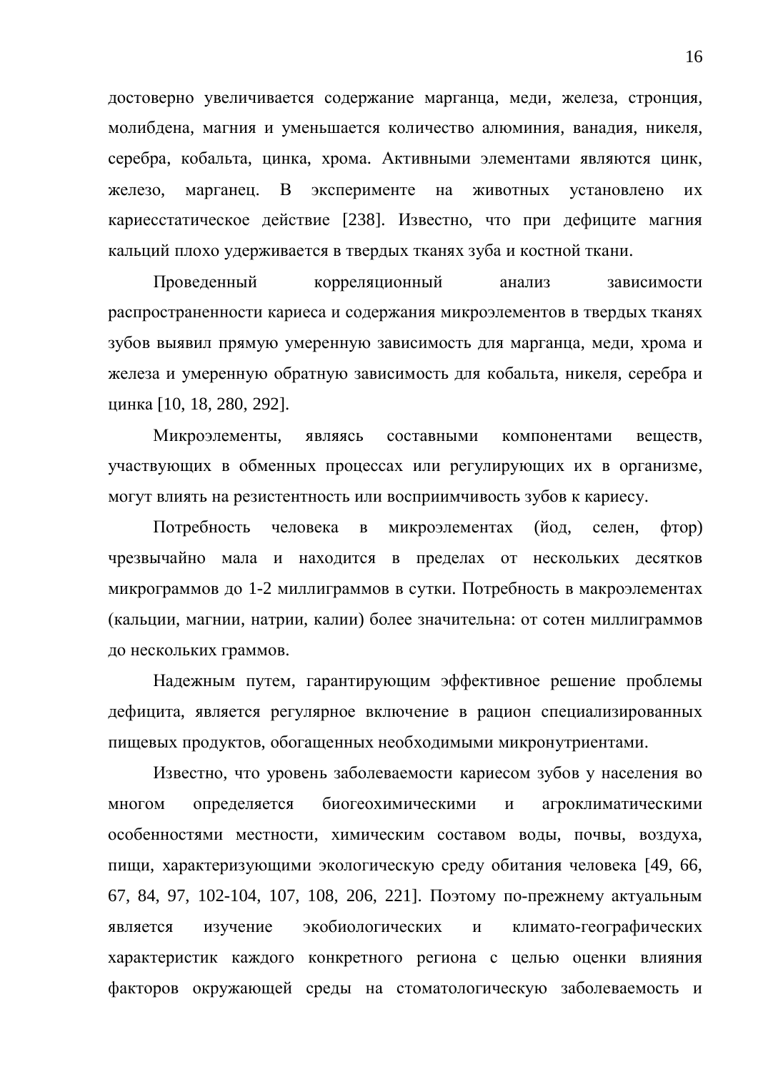достоверно увеличивается содержание марганца, меди, железа, стронция, молибдена, магния и уменьшается количество алюминия, ванадия, никеля, серебра, кобальта, цинка, хрома. Активными элементами являются цинк, железо, марганец. В эксперименте на животных установлено их кариесстатическое действие [238]. Известно, что при дефиците магния кальций плохо удерживается в твердых тканях зуба и костной ткани.

Проведенный корреляционный анализ зависимости распространенности кариеса и содержания микроэлементов в твердых тканях зубов выявил прямую умеренную зависимость для марганца, меди, хрома и железа и умеренную обратную зависимость для кобальта, никеля, серебра и цинка [10, 18, 280, 292].

Микроэлементы, являясь составными компонентами веществ, участвующих в обменных процессах или регулирующих их в организме, могут влиять на резистентность или восприимчивость зубов к кариесу.

Потребность человека в микроэлементах (йод, селен, фтор) чрезвычайно мала и находится в пределах от нескольких десятков микрограммов до 1-2 миллиграммов в сутки. Потребность в макроэлементах (кальции, магнии, натрии, калии) более значительна: от сотен миллиграммов до нескольких граммов.

Надежным путем, гарантирующим эффективное решение проблемы дефицита, является регулярное включение в рацион специализированных пищевых продуктов, обогащенных необходимыми микронутриентами.

Известно, что уровень заболеваемости кариесом зубов у населения во многом определяется биогеохимическими и агроклиматическими особенностями местности, химическим составом воды, почвы, воздуха, пищи, характеризующими экологическую среду обитания человека [49, 66, 67, 84, 97, 102-104, 107, 108, 206, 221]. Поэтому по-прежнему актуальным является изучение экобиологических и климато-географических характеристик каждого конкретного региона с целью оценки влияния факторов окружающей среды на стоматологическую заболеваемость и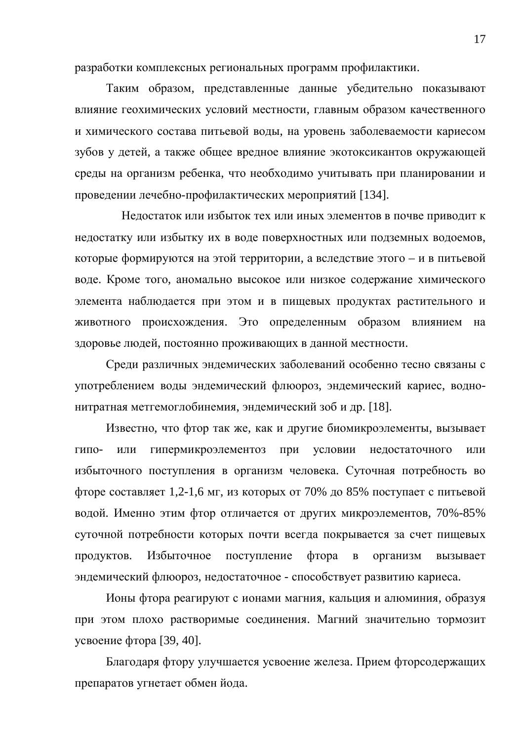разработки комплексных региональных программ профилактики.

Таким образом, представленные данные убедительно показывают влияние геохимических условий местности, главным образом качественного и химического состава питьевой воды, на уровень заболеваемости кариесом зубов у детей, а также общее вредное влияние экотоксикантов окружающей среды на организм ребенка, что необходимо учитывать при планировании и проведении лечебно-профилактических мероприятий [134].

Недостаток или избыток тех или иных элементов в почве приводит к недостатку или избытку их в воде поверхностных или подземных водоемов, которые формируются на этой территории, а вследствие этого – и в питьевой воде. Кроме того, аномально высокое или низкое содержание химического элемента наблюдается при этом и в пищевых продуктах растительного и животного происхождения. Это определенным образом влиянием на здоровье людей, постоянно проживающих в данной местности.

Среди различных эндемических заболеваний особенно тесно связаны с употреблением воды эндемический флюороз, эндемический кариес, водно-нитратная метгемоглобинемия, эндемический зоб и др. [18].

Известно, что фтор так же, как и другие биомикроэлементы, вызывает гипо- или гипермикроэлементоз при условии недостаточного или избыточного поступления в организм человека. Суточная потребность во фторе составляет 1,2-1,6 мг, из которых от 70% до 85% поступает с питьевой водой. Именно этим фтор отличается от других микроэлементов, 70%-85% суточной потребности которых почти всегда покрывается за счет пищевых продуктов. Избыточное поступление фтора в организм вызывает эндемический флюороз, недостаточное - способствует развитию кариеса.

Ионы фтора реагируют с ионами магния, кальция и алюминия, образуя при этом плохо растворимые соединения. Магний значительно тормозит усвоение фтора [39, 40].

Благодаря фтору улучшается усвоение железа. Прием фторсодержащих препаратов угнетает обмен йода.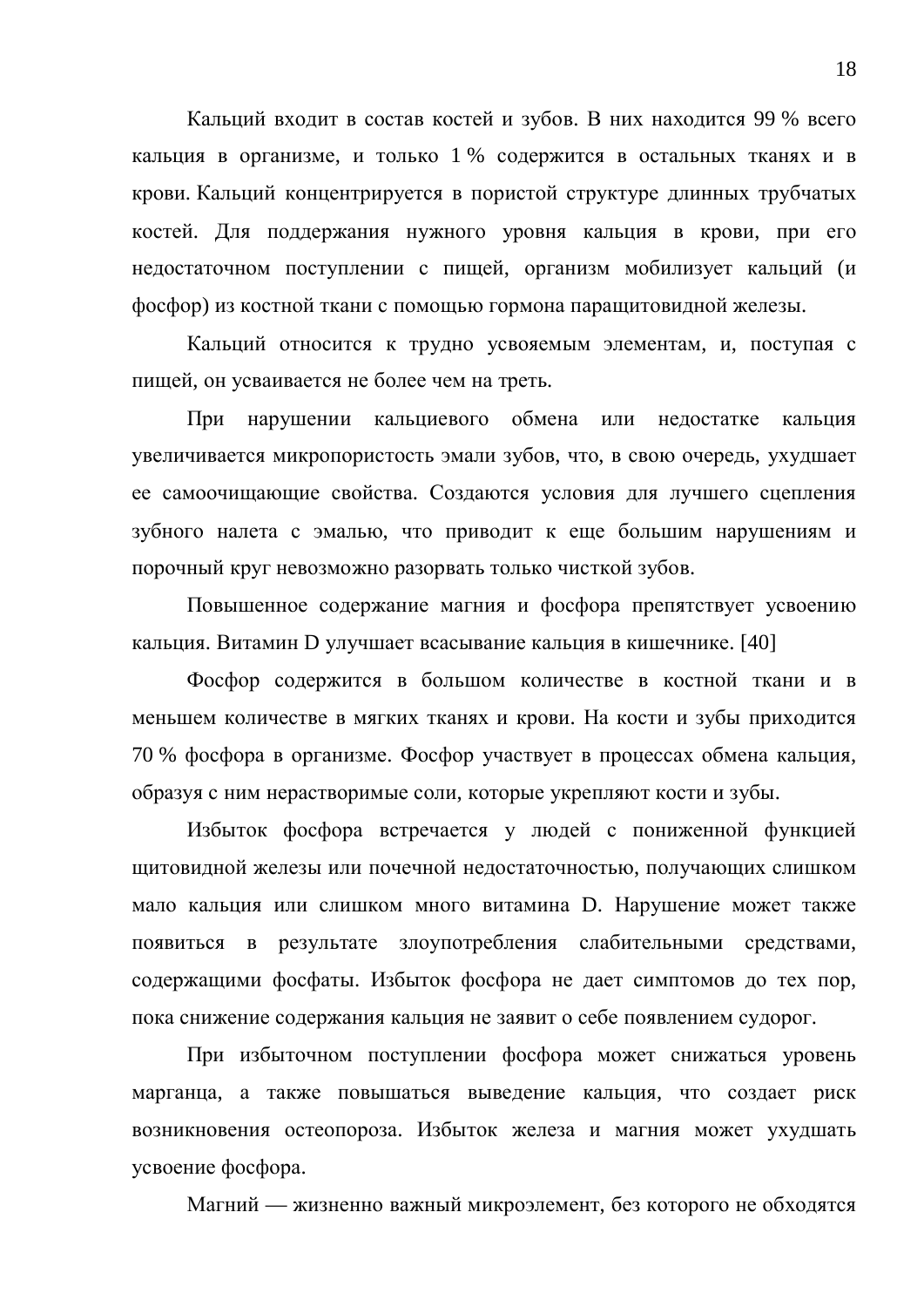Кальций входит в состав костей и зубов. В них находится 99 % всего кальция в организме, и только 1 % содержится в остальных тканях и в крови. Кальций концентрируется в пористой структуре длинных трубчатых костей. Для поддержания нужного уровня кальция в крови, при его недостаточном поступлении с пищей, организм мобилизует кальций (и фосфор) из костной ткани с помощью гормона паращитовидной железы.

Кальций относится к трудно усвояемым элементам, и, поступая с пищей, он усваивается не более чем на треть.

При нарушении кальциевого обмена или недостатке кальция увеличивается микропористость эмали зубов, что, в свою очередь, ухудшает ее самоочищающие свойства. Создаются условия для лучшего сцепления зубного налета с эмалью, что приводит к еще большим нарушениям и порочный круг невозможно разорвать только чисткой зубов.

Повышенное содержание магния и фосфора препятствует усвоению кальция. Витамин D улучшает всасывание кальция в кишечнике. [40]

Фосфор содержится в большом количестве в костной ткани и в меньшем количестве в мягких тканях и крови. На кости и зубы приходится 70 % фосфора в организме. Фосфор участвует в процессах обмена кальция, образуя с ним нерастворимые соли, которые укрепляют кости и зубы.

Избыток фосфора встречается у людей с пониженной функцией щитовидной железы или почечной недостаточностью, получающих слишком мало кальция или слишком много витамина D. Нарушение может также появиться в результате злоупотребления слабительными средствами, содержащими фосфаты. Избыток фосфора не дает симптомов до тех пор, пока снижение содержания кальция не заявит о себе появлением судорог.

При избыточном поступлении фосфора может снижаться уровень марганца, а также повышаться выведение кальция, что создает риск возникновения остеопороза. Избыток железа и магния может ухудшать усвоение фосфора.

Магний — жизненно важный микроэлемент, без которого не обходятся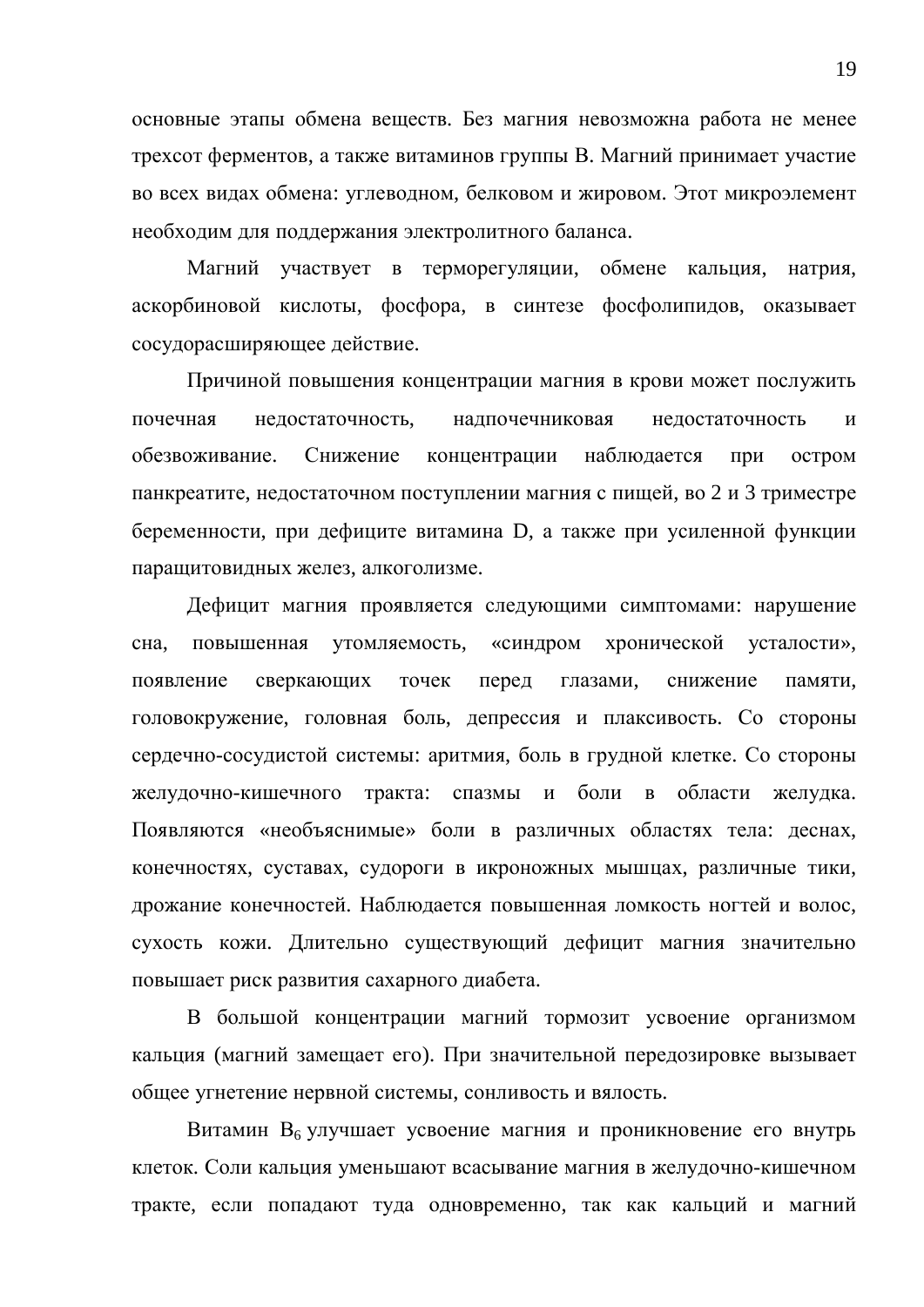основные этапы обмена веществ. Без магния невозможна работа не менее трехсот ферментов, а также витаминов группы В. Магний принимает участие во всех видах обмена: углеводном, белковом и жировом. Этот микроэлемент необходим для поддержания электролитного баланса.

Магний участвует в терморегуляции, обмене кальция, натрия, аскорбиновой кислоты, фосфора, в синтезе фосфолипидов, оказывает сосудорасширяющее действие.

Причиной повышения концентрации магния в крови может послужить почечная недостаточность, надпочечниковая недостаточность и обезвоживание. Снижение концентрации наблюдается при остром панкреатите, недостаточном поступлении магния с пищей, во 2 и 3 триместре беременности, при дефиците витамина D, а также при усиленной функции паращитовидных желез, алкоголизме.

Дефицит магния проявляется следующими симптомами: нарушение сна, повышенная утомляемость, «синдром хронической усталости», появление сверкающих точек перед глазами, снижение памяти, головокружение, головная боль, депрессия и плаксивость. Со стороны сердечно-сосудистой системы: аритмия, боль в грудной клетке. Со стороны желудочно-кишечного тракта: спазмы и боли в области желудка. Появляются «необъяснимые» боли в различных областях тела: деснах, конечностях, суставах, судороги в икроножных мышцах, различные тики, дрожание конечностей. Наблюдается повышенная ломкость ногтей и волос, сухость кожи. Длительно существующий дефицит магния значительно повышает риск развития сахарного диабета.

В большой концентрации магний тормозит усвоение организмом кальция (магний замещает его). При значительной передозировке вызывает общее угнетение нервной системы, сонливость и вялость.

Витамин $B_6$ улучшает усвоение магния и проникновение его внутрь клеток. Соли кальция уменьшают всасывание магния в желудочно-кишечном тракте, если попадают туда одновременно, так как кальций и магний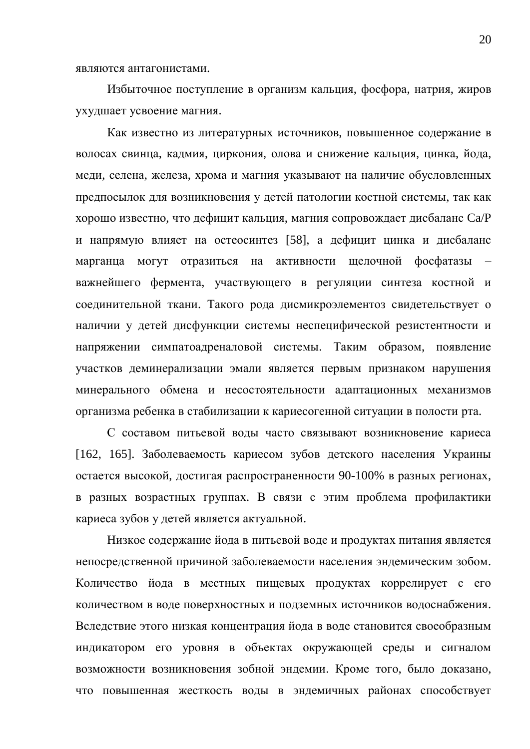являются антагонистами.

Избыточное поступление в организм кальция, фосфора, натрия, жиров ухудшает усвоение магния.

Как известно из литературных источников, повышенное содержание в волосах свинца, кадмия, циркония, олова и снижение кальция, цинка, йода, меди, селена, железа, хрома и магния указывают на наличие обусловленных предпосылок для возникновения у детей патологии костной системы, так как хорошо известно, что дефицит кальция, магния сопровождает дисбаланс Ca/P и напрямую влияет на остеосинтез [58], а дефицит цинка и дисбаланс марганца могут отразиться на активности щелочной фосфатазы – важнейшего фермента, участвующего в регуляции синтеза костной и соединительной ткани. Такого рода дисмикроэлементоз свидетельствует о наличии у детей дисфункции системы неспецифической резистентности и напряжении симпатоадреналовой системы. Таким образом, появление участков деминерализации эмали является первым признаком нарушения минерального обмена и несостоятельности адаптационных механизмов организма ребенка в стабилизации к кариесогенной ситуации в полости рта.

С составом питьевой воды часто связывают возникновение кариеса [162, 165]. Заболеваемость кариесом зубов детского населения Украины остается высокой, достигая распространенности 90-100% в разных регионах, в разных возрастных группах. В связи с этим проблема профилактики кариеса зубов у детей является актуальной.

Низкое содержание йода в питьевой воде и продуктах питания является непосредственной причиной заболеваемости населения эндемическим зобом. Количество йода в местных пищевых продуктах коррелирует с его количеством в воде поверхностных и подземных источников водоснабжения. Вследствие этого низкая концентрация йода в воде становится своеобразным индикатором его уровня в объектах окружающей среды и сигналом возможности возникновения зобной эндемии. Кроме того, было доказано, что повышенная жесткость воды в эндемичных районах способствует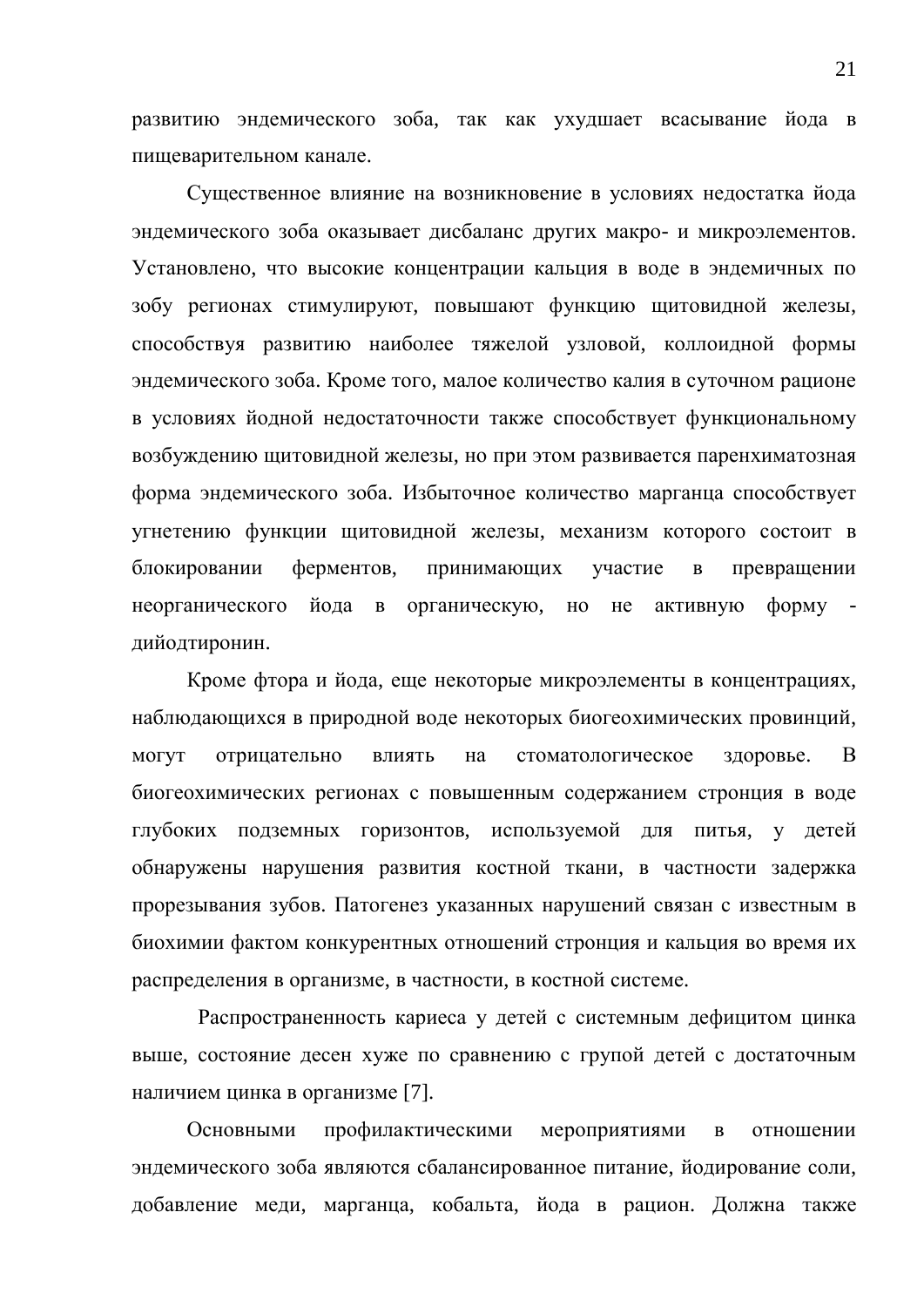развитию эндемического зоба, так как ухудшает всасывание йода в пищеварительном канале.

Существенное влияние на возникновение в условиях недостатка йода эндемического зоба оказывает дисбаланс других макро- и микроэлементов. Установлено, что высокие концентрации кальция в воде в эндемичных по зобу регионах стимулируют, повышают функцию щитовидной железы, способствуя развитию наиболее тяжелой узловой, коллоидной формы эндемического зоба. Кроме того, малое количество калия в суточном рационе в условиях йодной недостаточности также способствует функциональному возбуждению щитовидной железы, но при этом развивается паренхиматозная форма эндемического зоба. Избыточное количество марганца способствует угнетению функции щитовидной железы, механизм которого состоит в блокировании ферментов, принимающих участие в превращении неорганического йода в органическую, но не активную форму - дийодтиронин.

Кроме фтора и йода, еще некоторые микроэлементы в концентрациях, наблюдающихся в природной воде некоторых биогеохимических провинций, могут отрицательно влиять на стоматологическое здоровье. В биогеохимических регионах с повышенным содержанием стронция в воде глубоких подземных горизонтов, используемой для питья, у детей обнаружены нарушения развития костной ткани, в частности задержка прорезывания зубов. Патогенез указанных нарушений связан с известным в биохимии фактом конкурентных отношений стронция и кальция во время их распределения в организме, в частности, в костной системе.

Распространенность кариеса у детей с системным дефицитом цинка выше, состояние десен хуже по сравнению с групой детей с достаточным наличием цинка в организме [7].

Основными профилактическими мероприятиями в отношении эндемического зоба являются сбалансированное питание, йодирование соли, добавление меди, марганца, кобальта, йода в рацион. Должна также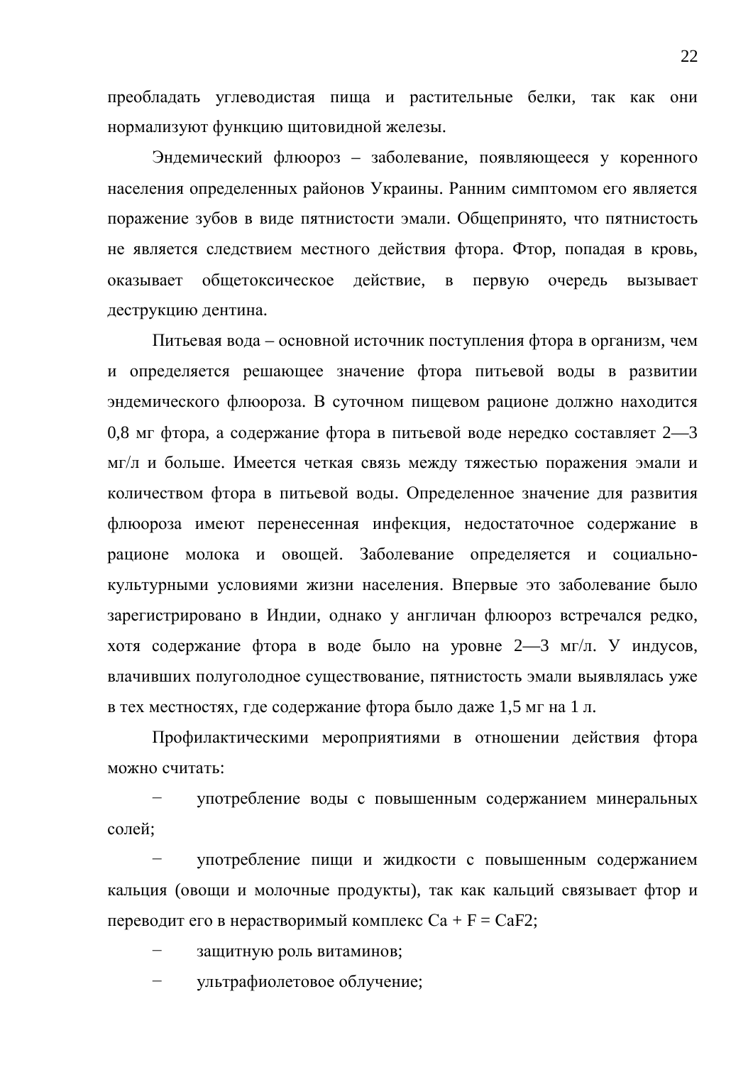преобладать углеводистая пища и растительные белки, так как они нормализуют функцию щитовидной железы.

Эндемический флюороз – заболевание, появляющееся у коренного населения определенных районов Украины. Ранним симптомом его является поражение зубов в виде пятнистости эмали. Общепринято, что пятнистость не является следствием местного действия фтора. Фтор, попадая в кровь, оказывает общетоксическое действие, в первую очередь вызывает деструкцию дентина.

Питьевая вода – основной источник поступления фтора в организм, чем и определяется решающее значение фтора питьевой воды в развитии эндемического флюороза. В суточном пищевом рационе должно находится 0,8 мг фтора, а содержание фтора в питьевой воде нередко составляет 2—3 мг/л и больше. Имеется четкая связь между тяжестью поражения эмали и количеством фтора в питьевой воды. Определенное значение для развития флюороза имеют перенесенная инфекция, недостаточное содержание в рационе молока и овощей. Заболевание определяется и социально-культурными условиями жизни населения. Впервые это заболевание было зарегистрировано в Индии, однако у англичан флюороз встречался редко, хотя содержание фтора в воде было на уровне 2—3 мг/л. У индусов, влачивших полуголодное существование, пятнистость эмали выявлялась уже в тех местностях, где содержание фтора было даже 1,5 мг на 1 л.

Профилактическими мероприятиями в отношении действия фтора можно считать:

- употребление воды с повышенным содержанием минеральных солей;
- употребление пищи и жидкости с повышенным содержанием кальция (овощи и молочные продукты), так как кальций связывает фтор и переводит его в нерастворимый комплекс $Ca + F = CaF_2$;
- защитную роль витаминов;
- ультрафиолетовое облучение;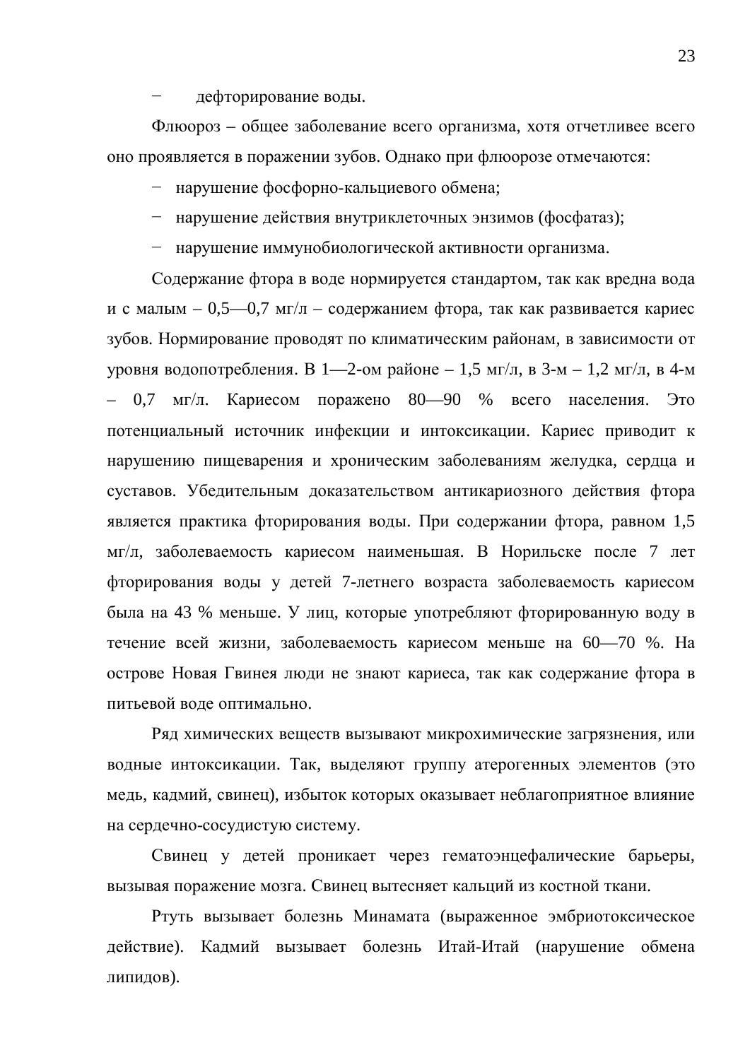- дефторирование воды.

Флюороз – общее заболевание всего организма, хотя отчетливее всего оно проявляется в поражении зубов. Однако при флюорозе отмечаются:

- нарушение фосфорно-кальциевого обмена;
- нарушение действия внутриклеточных энзимов (фосфатаз);
- нарушение иммунобиологической активности организма.

Содержание фтора в воде нормируется стандартом, так как вредна вода и с малым – 0,5—0,7 мг/л – содержанием фтора, так как развивается кариес зубов. Нормирование проводят по климатическим районам, в зависимости от уровня водопотребления. В 1—2-ом районе – 1,5 мг/л, в 3-м – 1,2 мг/л, в 4-м – 0,7 мг/л. Кариесом поражено 80—90 % всего населения. Это потенциальный источник инфекции и интоксикации. Кариес приводит к нарушению пищеварения и хроническим заболеваниям желудка, сердца и суставов. Убедительным доказательством антикариозного действия фтора является практика фторирования воды. При содержании фтора, равном 1,5 мг/л, заболеваемость кариесом наименьшая. В Норильске после 7 лет фторирования воды у детей 7-летнего возраста заболеваемость кариесом была на 43 % меньше. У лиц, которые употребляют фторированную воду в течение всей жизни, заболеваемость кариесом меньше на 60—70 %. На острове Новая Гвинея люди не знают кариеса, так как содержание фтора в питьевой воде оптимально.

Ряд химических веществ вызывают микрохимические загрязнения, или водные интоксикации. Так, выделяют группу атерогенных элементов (это медь, кадмий, свинец), избыток которых оказывает неблагоприятное влияние на сердечно-сосудистую систему.

Свинец у детей проникает через гематоэнцефалические барьеры, вызывая поражение мозга. Свинец вытесняет кальций из костной ткани.

Ртуть вызывает болезнь Минамата (выраженное эмбриотоксическое действие). Кадмий вызывает болезнь Итай-Итай (нарушение обмена липидов).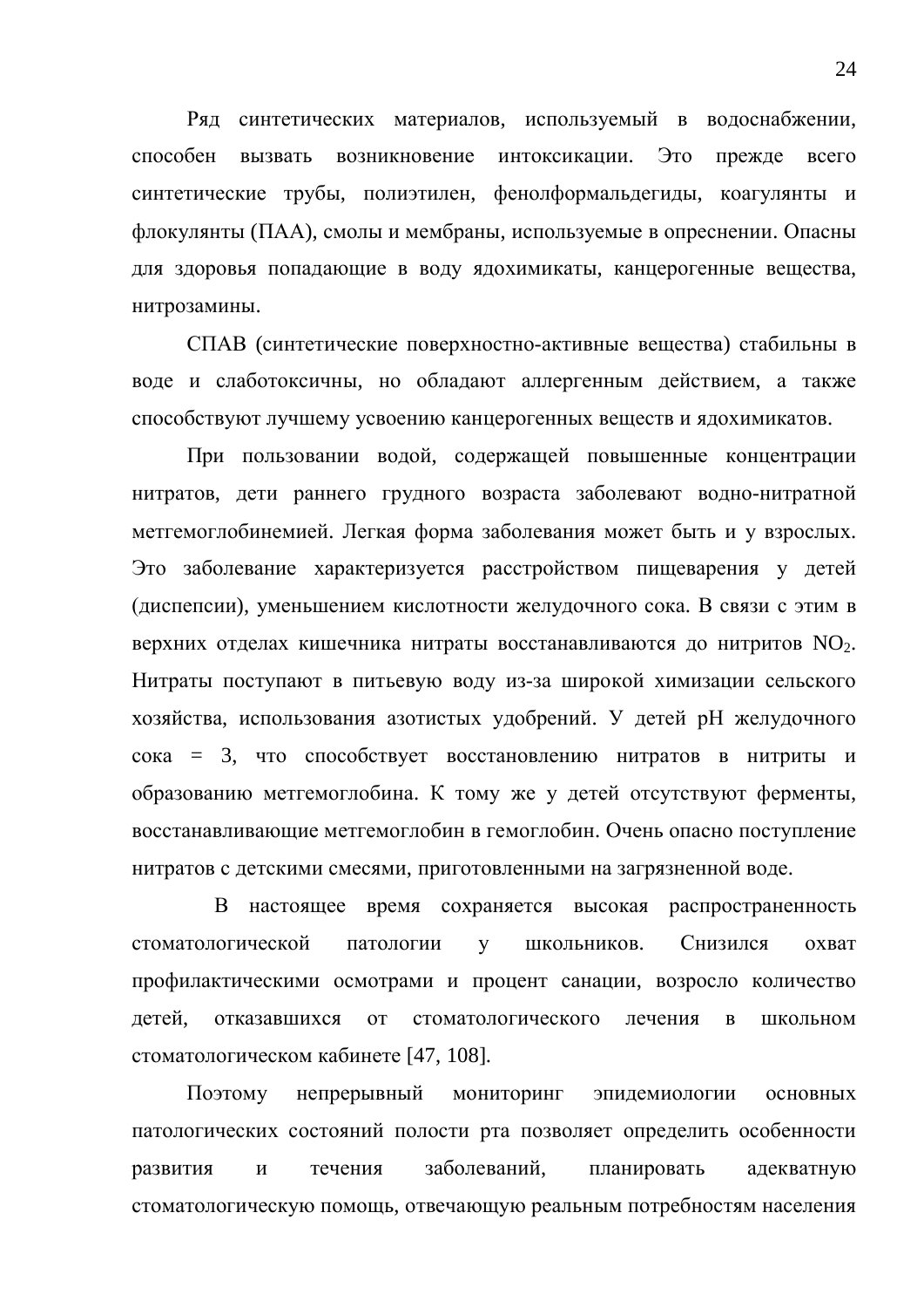Ряд синтетических материалов, используемый в водоснабжении, способен вызвать возникновение интоксикации. Это прежде всего синтетические трубы, полиэтилен, фенолформальдегиды, коагулянты и флокулянты (ПАА), смолы и мембраны, используемые в опреснении. Опасны для здоровья попадающие в воду ядохимикаты, канцерогенные вещества, нитрозамины.

СПАВ (синтетические поверхностно-активные вещества) стабильны в воде и слаботоксичны, но обладают аллергенным действием, а также способствуют лучшему усвоению канцерогенных веществ и ядохимикатов.

При пользовании водой, содержащей повышенные концентрации нитратов, дети раннего грудного возраста заболевают водно-нитратной метгемоглобинемией. Легкая форма заболевания может быть и у взрослых. Это заболевание характеризуется расстройством пищеварения у детей (диспепсии), уменьшением кислотности желудочного сока. В связи с этим в верхних отделах кишечника нитраты восстанавливаются до нитритов $NO_2$. Нитраты поступают в питьевую воду из-за широкой химизации сельского хозяйства, использования азотистых удобрений. У детей pH желудочного сока = 3, что способствует восстановлению нитратов в нитриты и образованию метгемоглобина. К тому же у детей отсутствуют ферменты, восстанавливающие метгемоглобин в гемоглобин. Очень опасно поступление нитратов с детскими смесями, приготовленными на загрязненной воде.

В настоящее время сохраняется высокая распространенность стоматологической патологии у школьников. Снизился охват профилактическими осмотрами и процент санации, возросло количество детей, отказавшихся от стоматологического лечения в школьном стоматологическом кабинете [47, 108].

Поэтому непрерывный мониторинг эпидемиологии основных патологических состояний полости рта позволяет определить особенности развития и течения заболеваний, планировать адекватную стоматологическую помощь, отвечающую реальным потребностям населения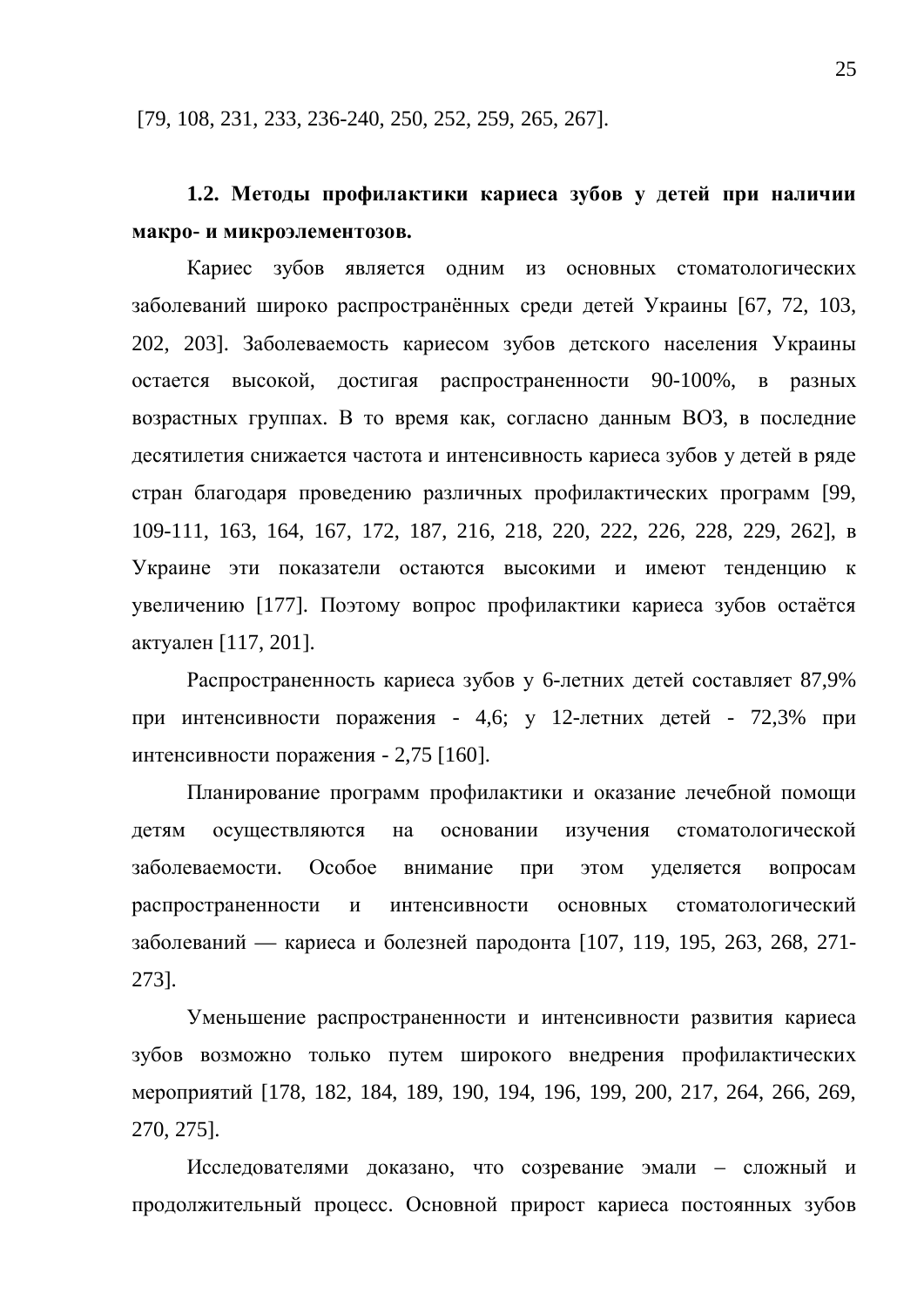[79, 108, 231, 233, 236-240, 250, 252, 259, 265, 267].

## 1.2. Методы профилактики кариеса зубов у детей при наличии макро- и микроэлементозов.

Кариес зубов является одним из основных стоматологических заболеваний широко распространённых среди детей Украины [67, 72, 103, 202, 203]. Заболеваемость кариесом зубов детского населения Украины остается высокой, достигая распространенности 90-100%, в разных возрастных группах. В то время как, согласно данным ВОЗ, в последние десятилетия снижается частота и интенсивность кариеса зубов у детей в ряде стран благодаря проведению различных профилактических программ [99, 109-111, 163, 164, 167, 172, 187, 216, 218, 220, 222, 226, 228, 229, 262], в Украине эти показатели остаются высокими и имеют тенденцию к увеличению [177]. Поэтому вопрос профилактики кариеса зубов остаётся актуален [117, 201].

Распространенность кариеса зубов у 6-летних детей составляет 87,9% при интенсивности поражения - 4,6; у 12-летних детей - 72,3% при интенсивности поражения - 2,75 [160].

Планирование программ профилактики и оказание лечебной помощи детям осуществляются на основании изучения стоматологической заболеваемости. Особое внимание при этом уделяется вопросам распространенности и интенсивности основных стоматологический заболеваний — кариеса и болезней пародонта [107, 119, 195, 263, 268, 271-273].

Уменьшение распространенности и интенсивности развития кариеса зубов возможно только путем широкого внедрения профилактических мероприятий [178, 182, 184, 189, 190, 194, 196, 199, 200, 217, 264, 266, 269, 270, 275].

Исследователями доказано, что созревание эмали – сложный и продолжительный процесс. Основной прирост кариеса постоянных зубов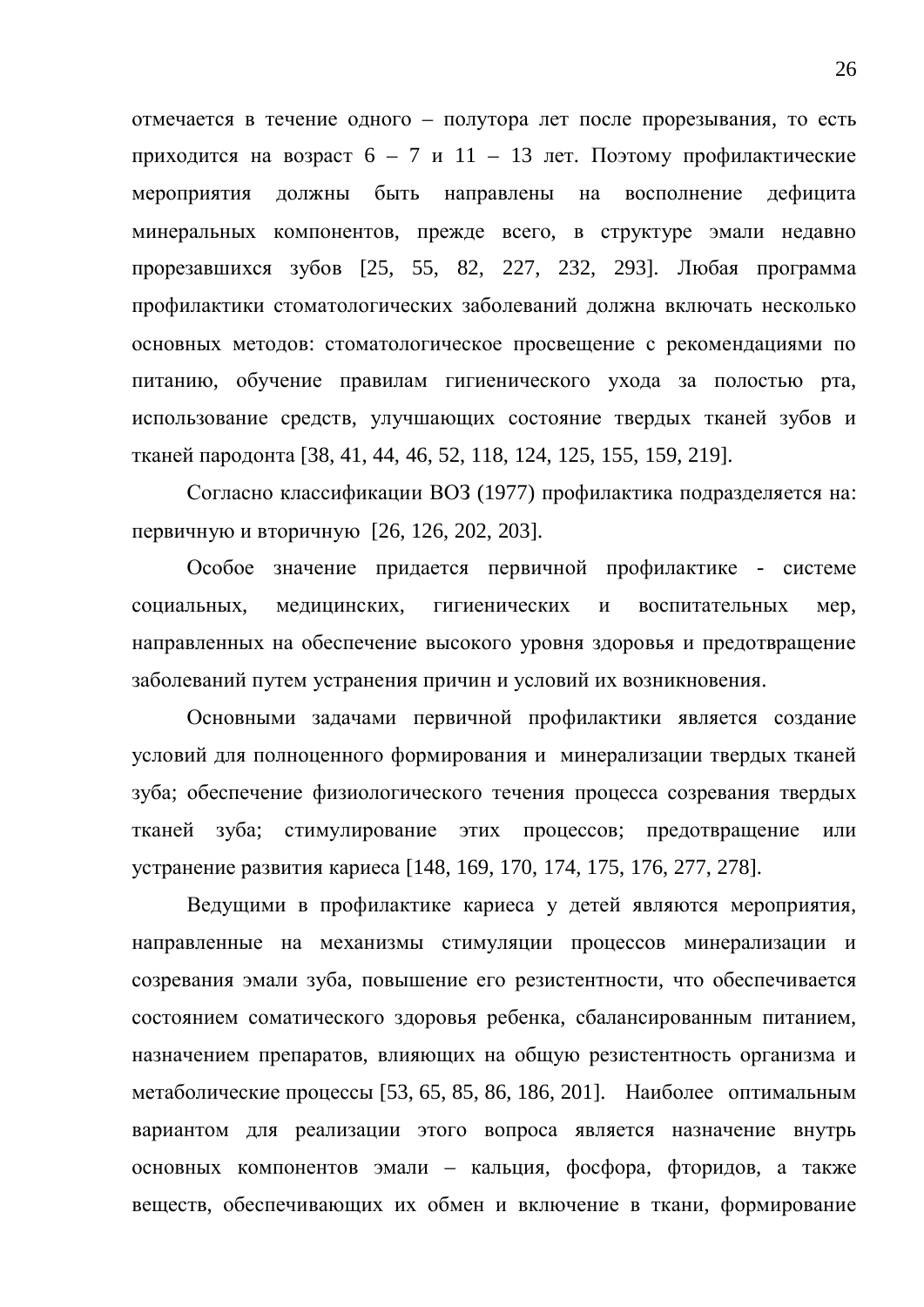отмечается в течение одного – полутора лет после прорезывания, то есть приходится на возраст 6 – 7 и 11 – 13 лет. Поэтому профилактические мероприятия должны быть направлены на восполнение дефицита минеральных компонентов, прежде всего, в структуре эмали недавно прорезавшихся зубов [25, 55, 82, 227, 232, 293]. Любая программа профилактики стоматологических заболеваний должна включать несколько основных методов: стоматологическое просвещение с рекомендациями по питанию, обучение правилам гигиенического ухода за полостью рта, использование средств, улучшающих состояние твердых тканей зубов и тканей пародонта [38, 41, 44, 46, 52, 118, 124, 125, 155, 159, 219].

Согласно классификации ВОЗ (1977) профилактика подразделяется на: первичную и вторичную [26, 126, 202, 203].

Особое значение придается первичной профилактике - системе социальных, медицинских, гигиенических и воспитательных мер, направленных на обеспечение высокого уровня здоровья и предотвращение заболеваний путем устранения причин и условий их возникновения.

Основными задачами первичной профилактики является создание условий для полноценного формирования и минерализации твердых тканей зуба; обеспечение физиологического течения процесса созревания твердых тканей зуба; стимулирование этих процессов; предотвращение или устранение развития кариеса [148, 169, 170, 174, 175, 176, 277, 278].

Ведущими в профилактике кариеса у детей являются мероприятия, направленные на механизмы стимуляции процессов минерализации и созревания эмали зуба, повышение его резистентности, что обеспечивается состоянием соматического здоровья ребенка, сбалансированным питанием, назначением препаратов, влияющих на общую резистентность организма и метаболические процессы [53, 65, 85, 86, 186, 201]. Наиболее оптимальным вариантом для реализации этого вопроса является назначение внутрь основных компонентов эмали – кальция, фосфора, фторидов, а также веществ, обеспечивающих их обмен и включение в ткани, формирование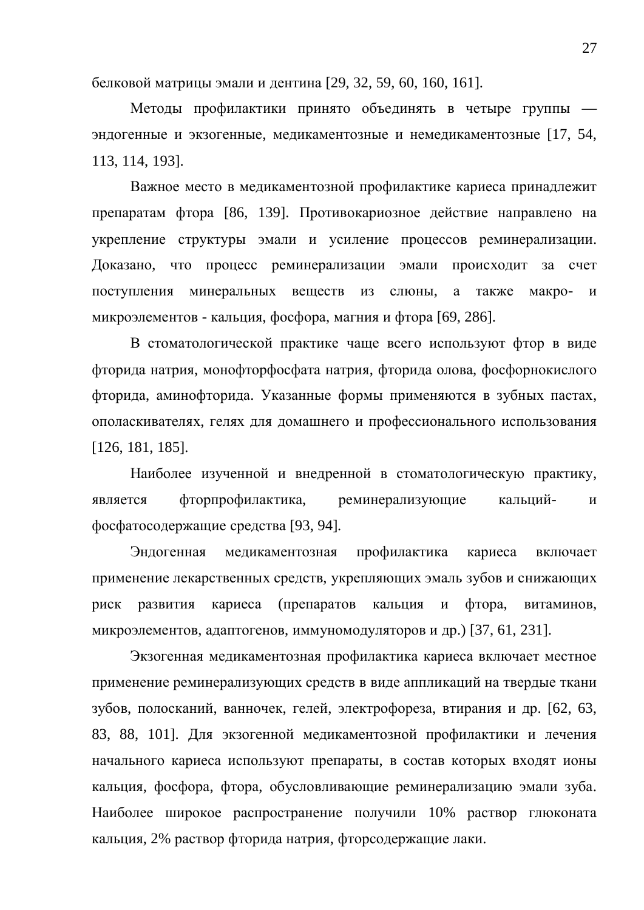белковой матрицы эмали и дентина [29, 32, 59, 60, 160, 161].

Методы профилактики принято объединять в четыре группы — эндогенные и экзогенные, медикаментозные и немедикаментозные [17, 54, 113, 114, 193].

Важное место в медикаментозной профилактике кариеса принадлежит препаратам фтора [86, 139]. Противокариозное действие направлено на укрепление структуры эмали и усиление процессов реминерализации. Доказано, что процесс реминерализации эмали происходит за счет поступления минеральных веществ из слюны, а также макро- и микроэлементов - кальция, фосфора, магния и фтора [69, 286].

В стоматологической практике чаще всего используют фтор в виде фторида натрия, монофторфосфата натрия, фторида олова, фосфорнокислого фторида, аминофторида. Указанные формы применяются в зубных пастах, ополаскивателях, гелях для домашнего и профессионального использования [126, 181, 185].

Наиболее изученной и внедренной в стоматологическую практику, является фторпрофилактика, реминерализующие кальций- и фосфатосодержащие средства [93, 94].

Эндогенная медикаментозная профилактика кариеса включает применение лекарственных средств, укрепляющих эмаль зубов и снижающих риск развития кариеса (препаратов кальция и фтора, витаминов, микроэлементов, адаптогенов, иммуномодуляторов и др.) [37, 61, 231].

Экзогенная медикаментозная профилактика кариеса включает местное применение реминерализующих средств в виде аппликаций на твердые ткани зубов, полосканий, ванночек, гелей, электрофореза, втирания и др. [62, 63, 83, 88, 101]. Для экзогенной медикаментозной профилактики и лечения начального кариеса используют препараты, в состав которых входят ионы кальция, фосфора, фтора, обусловливающие реминерализацию эмали зуба. Наиболее широкое распространение получили 10% раствор глюконата кальция, 2% раствор фторида натрия, фторсодержащие лаки.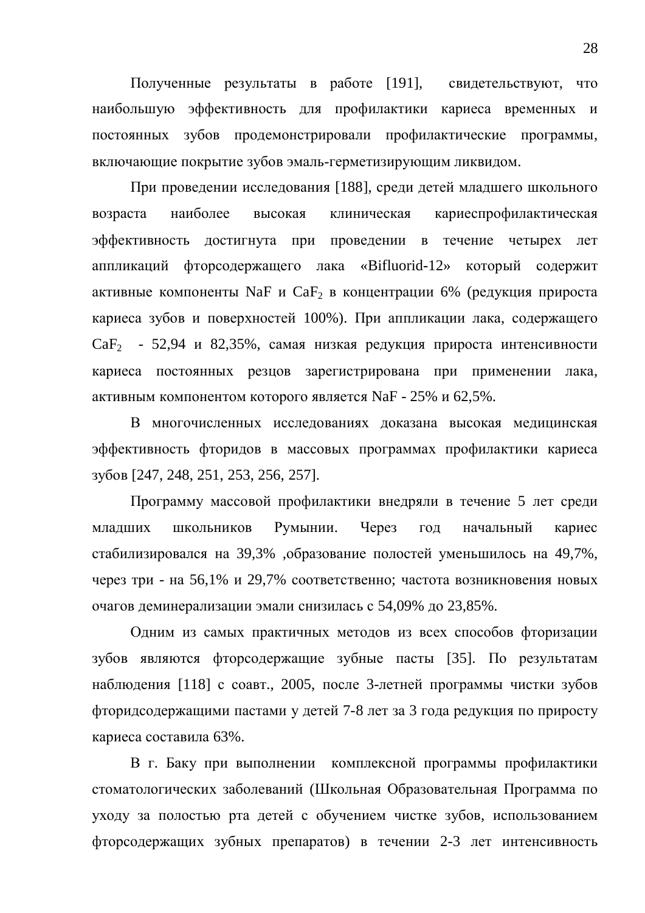Полученные результаты в работе [191], свидетельствуют, что наибольшую эффективность для профилактики кариеса временных и постоянных зубов продемонстрировали профилактические программы, включающие покрытие зубов эмаль-герметизирующим ликвидом.

При проведении исследования [188], среди детей младшего школьного возраста наиболее высокая клиническая кариеспрофилактическая эффективность достигнута при проведении в течение четырех лет аппликаций фторсодержащего лака «Bifluorid-12» который содержит активные компоненты NaF и $CaF_2$ в концентрации 6% (редукция прироста кариеса зубов и поверхностей 100%). При аппликации лака, содержащего $CaF_2$ - 52,94 и 82,35%, самая низкая редукция прироста интенсивности кариеса постоянных резцов зарегистрирована при применении лака, активным компонентом которого является NaF - 25% и 62,5%.

В многочисленных исследованиях доказана высокая медицинская эффективность фторидов в массовых программах профилактики кариеса зубов [247, 248, 251, 253, 256, 257].

Программу массовой профилактики внедряли в течение 5 лет среди младших школьников Румынии. Через год начальный кариес стабилизировался на 39,3% ,образование полостей уменьшилось на 49,7%, через три - на 56,1% и 29,7% соответственно; частота возникновения новых очагов деминерализации эмали снизилась с 54,09% до 23,85%.

Одним из самых практичных методов из всех способов фторизации зубов являются фторсодержащие зубные пасты [35]. По результатам наблюдения [118] с соавт., 2005, после 3-летней программы чистки зубов фторидсодержащими пастами у детей 7-8 лет за 3 года редукция по приросту кариеса составила 63%.

В г. Баку при выполнении комплексной программы профилактики стоматологических заболеваний (Школьная Образовательная Программа по уходу за полостью рта детей с обучением чистке зубов, использованием фторсодержащих зубных препаратов) в течении 2-3 лет интенсивность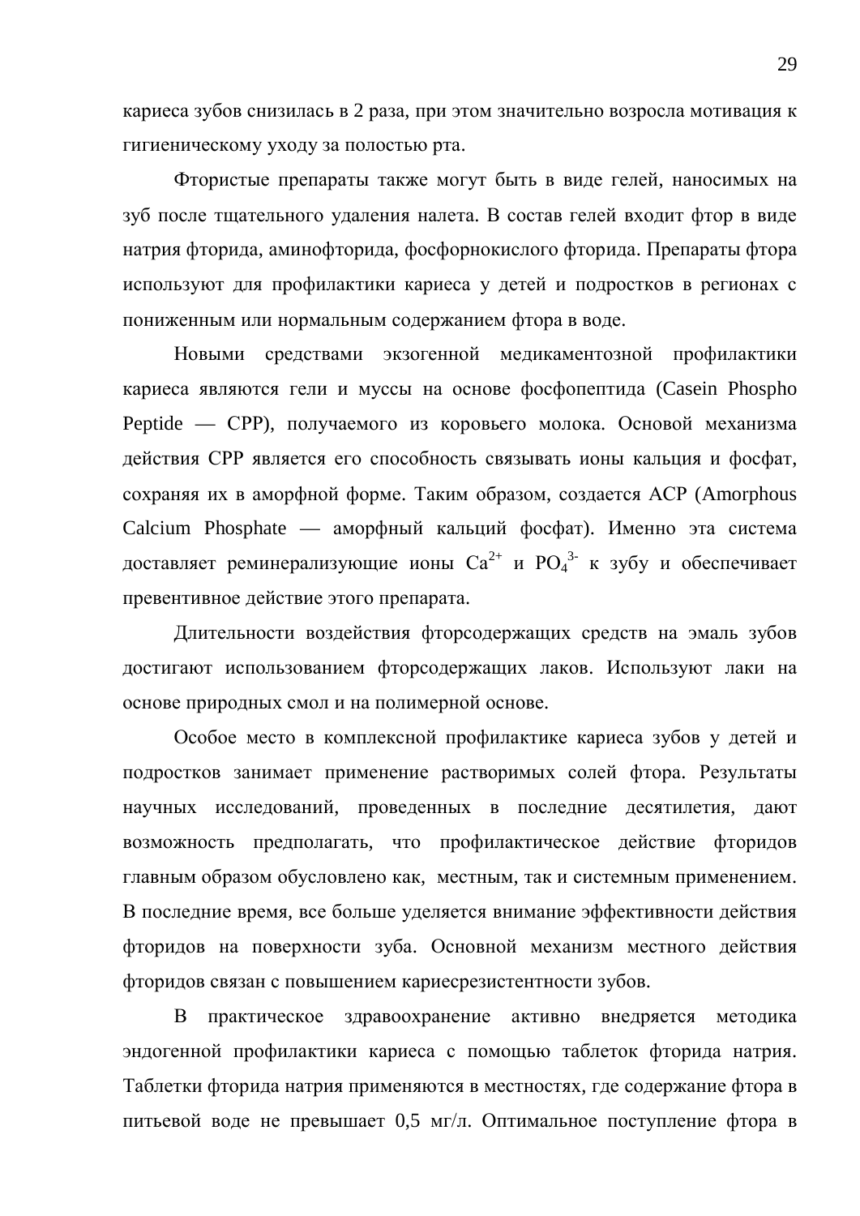кариеса зубов снизилась в 2 раза, при этом значительно возросла мотивация к гигиеническому уходу за полостью рта.

Фтористые препараты также могут быть в виде гелей, наносимых на зуб после тщательного удаления налета. В состав гелей входит фтор в виде натрия фторида, аминофторида, фосфорнокислого фторида. Препараты фтора используют для профилактики кариеса у детей и подростков в регионах с пониженным или нормальным содержанием фтора в воде.

Новыми средствами экзогенной медикаментозной профилактики кариеса являются гели и муссы на основе фосфопептида (Casein Phospho Peptide — CPP), получаемого из коровьего молока. Основой механизма действия CPP является его способность связывать ионы кальция и фосфат, сохраняя их в аморфной форме. Таким образом, создается ACP (Amorphous Calcium Phosphate — аморфный кальций фосфат). Именно эта система доставляет реминерализующие ионы $Ca^{2+}$ и $PO_4^{3-}$ к зубу и обеспечивает превентивное действие этого препарата.

Длительности воздействия фторсодержащих средств на эмаль зубов достигают использованием фторсодержащих лаков. Используют лаки на основе природных смол и на полимерной основе.

Особое место в комплексной профилактике кариеса зубов у детей и подростков занимает применение растворимых солей фтора. Результаты научных исследований, проведенных в последние десятилетия, дают возможность предполагать, что профилактическое действие фторидов главным образом обусловлено как, местным, так и системным применением. В последние время, все больше уделяется внимание эффективности действия фторидов на поверхности зуба. Основной механизм местного действия фторидов связан с повышением кариесрезистентности зубов.

В практическое здравоохранение активно внедряется методика эндогенной профилактики кариеса с помощью таблеток фторида натрия. Таблетки фторида натрия применяются в местностях, где содержание фтора в питьевой воде не превышает 0,5 мг/л. Оптимальное поступление фтора в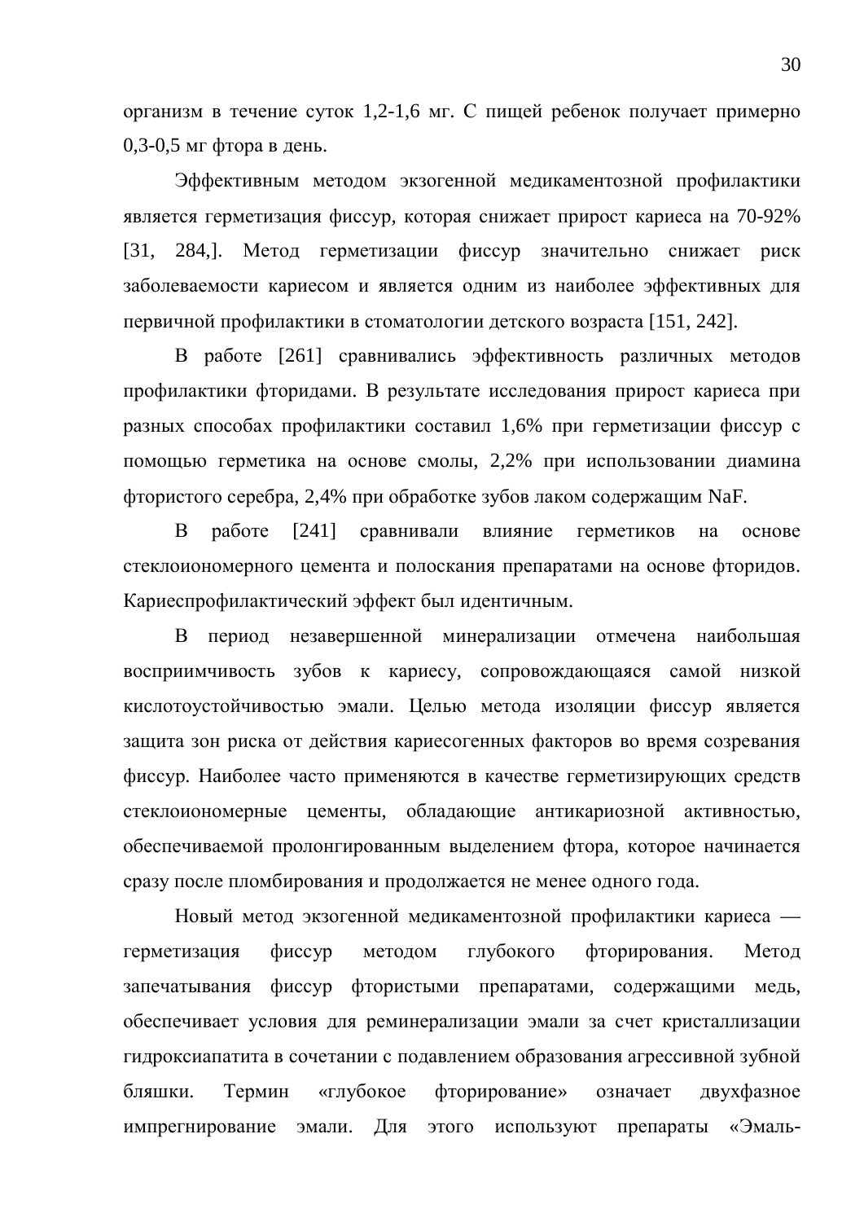организм в течение суток 1,2-1,6 мг. С пищей ребенок получает примерно 0,3-0,5 мг фтора в день.

Эффективным методом экзогенной медикаментозной профилактики является герметизация фиссур, которая снижает прирост кариеса на 70-92% [31, 284,]. Метод герметизации фиссур значительно снижает риск заболеваемости кариесом и является одним из наиболее эффективных для первичной профилактики в стоматологии детского возраста [151, 242].

В работе [261] сравнивались эффективность различных методов профилактики фторидами. В результате исследования прирост кариеса при разных способах профилактики составил 1,6% при герметизации фиссур с помощью герметика на основе смолы, 2,2% при использовании диамина фтористого серебра, 2,4% при обработке зубов лаком содержащим NaF.

В работе [241] сравнивали влияние герметиков на основе стеклоиономерного цемента и полоскания препаратами на основе фторидов. Кариеспрофилактический эффект был идентичным.

В период незавершенной минерализации отмечена наибольшая восприимчивость зубов к кариесу, сопровождающаяся самой низкой кислотоустойчивостью эмали. Целью метода изоляции фиссур является защита зон риска от действия кариесогенных факторов во время созревания фиссур. Наиболее часто применяются в качестве герметизирующих средств стеклоиономерные цементы, обладающие антикариозной активностью, обеспечиваемой пролонгированным выделением фтора, которое начинается сразу после пломбирования и продолжается не менее одного года.

Новый метод экзогенной медикаментозной профилактики кариеса — герметизация фиссур методом глубокого фторирования. Метод запечатывания фиссур фтористыми препаратами, содержащими медь, обеспечивает условия для реминерализации эмали за счет кристаллизации гидроксиапатита в сочетании с подавлением образования агрессивной зубной бляшки. Термин «глубокое фторирование» означает двухфазное импрегнирование эмали. Для этого используют препараты «Эмаль-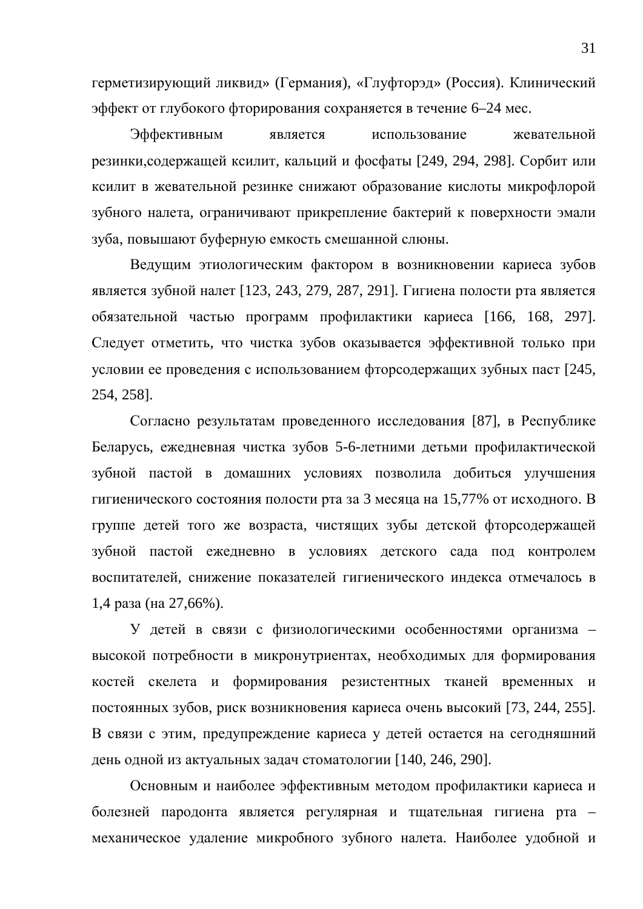герметизирующий ликвид» (Германия), «Глуфторэд» (Россия). Клинический эффект от глубокого фторирования сохраняется в течение 6–24 мес.

Эффективным является использование жевательной резинки,содержащей ксилит, кальций и фосфаты [249, 294, 298]. Сорбит или ксилит в жевательной резинке снижают образование кислоты микрофлорой зубного налета, ограничивают прикрепление бактерий к поверхности эмали зуба, повышают буферную емкость смешанной слюны.

Ведущим этиологическим фактором в возникновении кариеса зубов является зубной налет [123, 243, 279, 287, 291]. Гигиена полости рта является обязательной частью программ профилактики кариеса [166, 168, 297]. Следует отметить, что чистка зубов оказывается эффективной только при условии ее проведения с использованием фторсодержащих зубных паст [245, 254, 258].

Согласно результатам проведенного исследования [87], в Республике Беларусь, ежедневная чистка зубов 5-6-летними детьми профилактической зубной пастой в домашних условиях позволила добиться улучшения гигиенического состояния полости рта за 3 месяца на 15,77% от исходного. В группе детей того же возраста, чистящих зубы детской фторсодержащей зубной пастой ежедневно в условиях детского сада под контролем воспитателей, снижение показателей гигиенического индекса отмечалось в 1,4 раза (на 27,66%).

У детей в связи с физиологическими особенностями организма – высокой потребности в микронутриентах, необходимых для формирования костей скелета и формирования резистентных тканей временных и постоянных зубов, риск возникновения кариеса очень высокий [73, 244, 255]. В связи с этим, предупреждение кариеса у детей остается на сегодняшний день одной из актуальных задач стоматологии [140, 246, 290].

Основным и наиболее эффективным методом профилактики кариеса и болезней пародонта является регулярная и тщательная гигиена рта – механическое удаление микробного зубного налета. Наиболее удобной и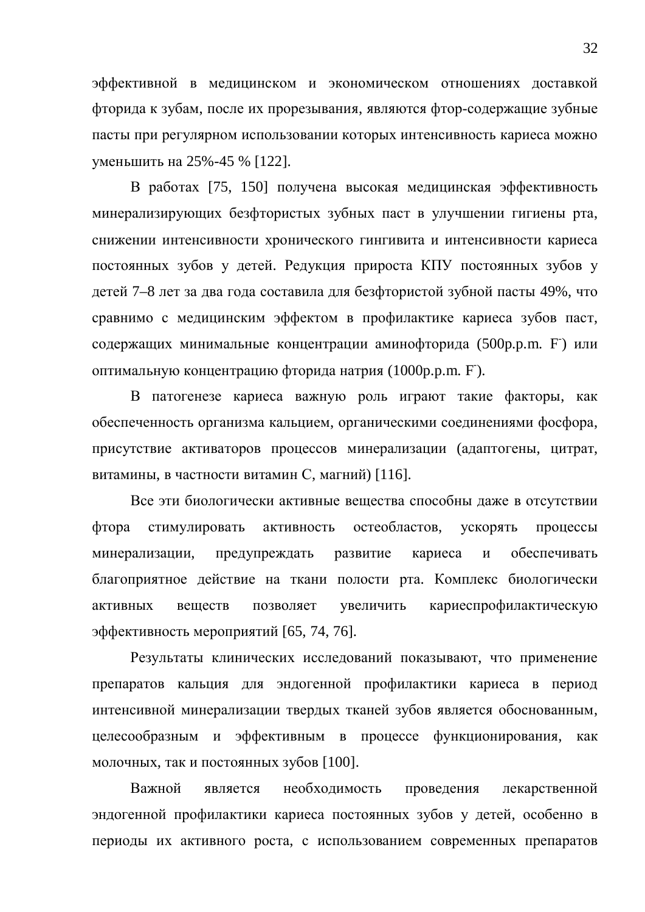эффективной в медицинском и экономическом отношениях доставкой фторида к зубам, после их прорезывания, являются фтор-содержащие зубные пасты при регулярном использовании которых интенсивность кариеса можно уменьшить на 25%-45 % [122].

В работах [75, 150] получена высокая медицинская эффективность минерализирующих безфтористых зубных паст в улучшении гигиены рта, снижении интенсивности хронического гингивита и интенсивности кариеса постоянных зубов у детей. Редукция прироста КПУ постоянных зубов у детей 7–8 лет за два года составила для безфтористой зубной пасты 49%, что сравнимо с медицинским эффектом в профилактике кариеса зубов паст, содержащих минимальные концентрации аминофторида (500p.p.m. $F^-$) или оптимальную концентрацию фторида натрия (1000p.p.m. $F^-$).

В патогенезе кариеса важную роль играют такие факторы, как обеспеченность организма кальцием, органическими соединениями фосфора, присутствие активаторов процессов минерализации (адаптогены, цитрат, витамины, в частности витамин С, магний) [116].

Все эти биологически активные вещества способны даже в отсутствии фтора стимулировать активность остеобластов, ускорять процессы минерализации, предупреждать развитие кариеса и обеспечивать благоприятное действие на ткани полости рта. Комплекс биологически активных веществ позволяет увеличить кариеспрофилактическую эффективность мероприятий [65, 74, 76].

Результаты клинических исследований показывают, что применение препаратов кальция для эндогенной профилактики кариеса в период интенсивной минерализации твердых тканей зубов является обоснованным, целесообразным и эффективным в процессе функционирования, как молочных, так и постоянных зубов [100].

Важной является необходимость проведения лекарственной эндогенной профилактики кариеса постоянных зубов у детей, особенно в периоды их активного роста, с использованием современных препаратов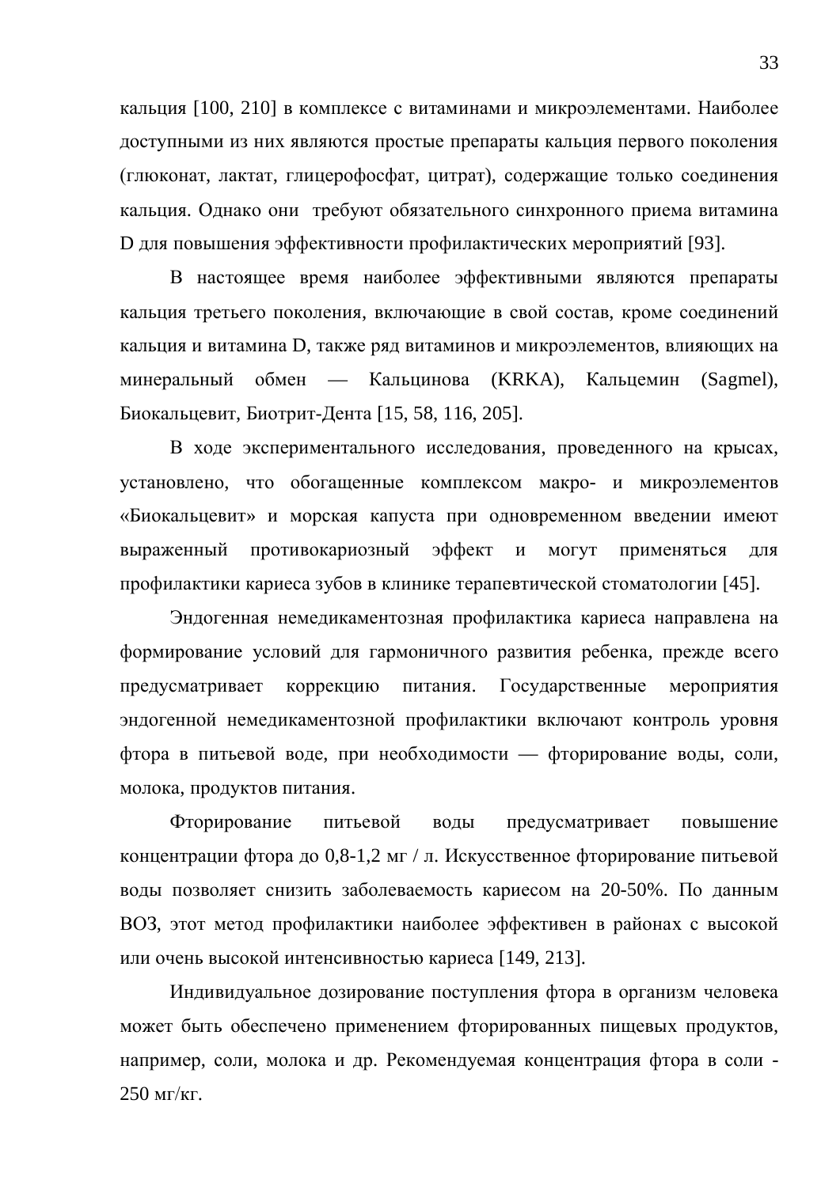кальция [100, 210] в комплексе с витаминами и микроэлементами. Наиболее доступными из них являются простые препараты кальция первого поколения (глюконат, лактат, глицерофосфат, цитрат), содержащие только соединения кальция. Однако они требуют обязательного синхронного приема витамина D для повышения эффективности профилактических мероприятий [93].

В настоящее время наиболее эффективными являются препараты кальция третьего поколения, включающие в свой состав, кроме соединений кальция и витамина D, также ряд витаминов и микроэлементов, влияющих на минеральный обмен — Кальцинова (KRKA), Кальцемин (Sagmel), Биокальцевит, Биотрит-Дента [15, 58, 116, 205].

В ходе экспериментального исследования, проведенного на крысах, установлено, что обогащенные комплексом макро- и микроэлементов «Биокальцевит» и морская капуста при одновременном введении имеют выраженный противокариозный эффект и могут применяться для профилактики кариеса зубов в клинике терапевтической стоматологии [45].

Эндогенная немедикаментозная профилактика кариеса направлена на формирование условий для гармоничного развития ребенка, прежде всего предусматривает коррекцию питания. Государственные мероприятия эндогенной немедикаментозной профилактики включают контроль уровня фтора в питьевой воде, при необходимости — фторирование воды, соли, молока, продуктов питания.

Фторирование питьевой воды предусматривает повышение концентрации фтора до 0,8-1,2 мг / л. Искусственное фторирование питьевой воды позволяет снизить заболеваемость кариесом на 20-50%. По данным ВОЗ, этот метод профилактики наиболее эффективен в районах с высокой или очень высокой интенсивностью кариеса [149, 213].

Индивидуальное дозирование поступления фтора в организм человека может быть обеспечено применением фторированных пищевых продуктов, например, соли, молока и др. Рекомендуемая концентрация фтора в соли - 250 мг/кг.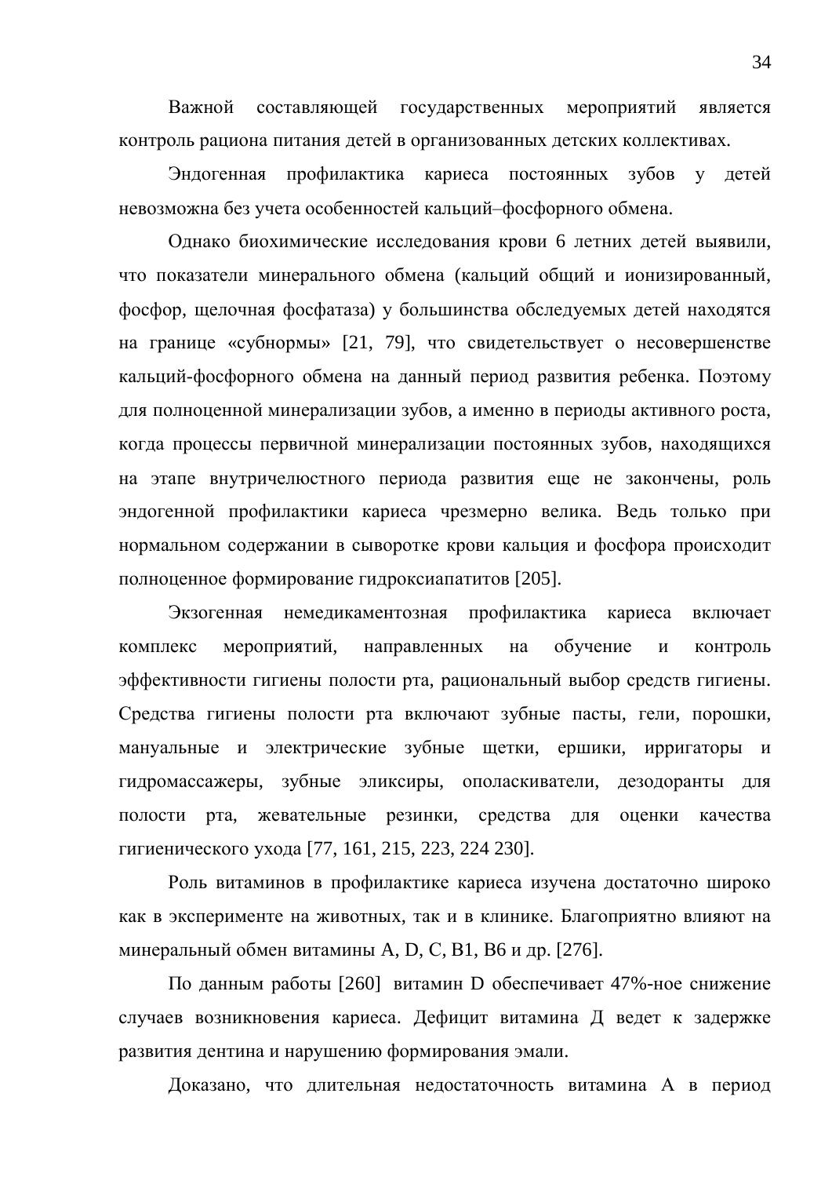Важной составляющей государственных мероприятий является контроль рациона питания детей в организованных детских коллективах.

Эндогенная профилактика кариеса постоянных зубов у детей невозможна без учета особенностей кальций–фосфорного обмена.

Однако биохимические исследования крови 6 летних детей выявили, что показатели минерального обмена (кальций общий и ионизированный, фосфор, щелочная фосфатаза) у большинства обследуемых детей находятся на границе «субнормы» [21, 79], что свидетельствует о несовершенстве кальций-фосфорного обмена на данный период развития ребенка. Поэтому для полноценной минерализации зубов, а именно в периоды активного роста, когда процессы первичной минерализации постоянных зубов, находящихся на этапе внутричелюстного периода развития еще не закончены, роль эндогенной профилактики кариеса чрезмерно велика. Ведь только при нормальном содержании в сыворотке крови кальция и фосфора происходит полноценное формирование гидроксиапатитов [205].

Экзогенная немедикаментозная профилактика кариеса включает комплекс мероприятий, направленных на обучение и контроль эффективности гигиены полости рта, рациональный выбор средств гигиены. Средства гигиены полости рта включают зубные пасты, гели, порошки, мануальные и электрические зубные щетки, ершики, ирригаторы и гидромассажеры, зубные эликсиры, ополаскиватели, дезодоранты для полости рта, жевательные резинки, средства для оценки качества гигиенического ухода [77, 161, 215, 223, 224 230].

Роль витаминов в профилактике кариеса изучена достаточно широко как в эксперименте на животных, так и в клинике. Благоприятно влияют на минеральный обмен витамины A, D, C, B1, B6 и др. [276].

По данным работы [260] витамин D обеспечивает 47%-ное снижение случаев возникновения кариеса. Дефицит витамина Д ведет к задержке развития дентина и нарушению формирования эмали.

Доказано, что длительная недостаточность витамина А в период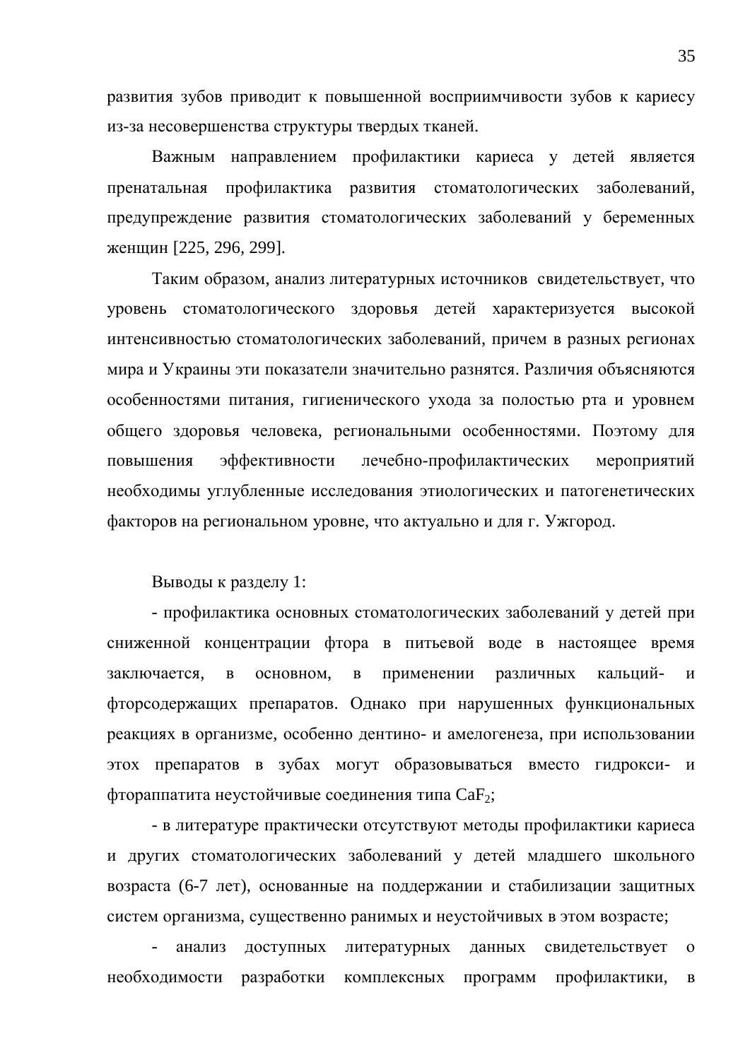развития зубов приводит к повышенной восприимчивости зубов к кариесу из-за несовершенства структуры твердых тканей.

Важным направлением профилактики кариеса у детей является пренатальная профилактика развития стоматологических заболеваний, предупреждение развития стоматологических заболеваний у беременных женщин [225, 296, 299].

Таким образом, анализ литературных источников свидетельствует, что уровень стоматологического здоровья детей характеризуется высокой интенсивностью стоматологических заболеваний, причем в разных регионах мира и Украины эти показатели значительно разнятся. Различия объясняются особенностями питания, гигиенического ухода за полостью рта и уровнем общего здоровья человека, региональными особенностями. Поэтому для повышения эффективности лечебно-профилактических мероприятий необходимы углубленные исследования этиологических и патогенетических факторов на региональном уровне, что актуально и для г. Ужгород.

Выводы к разделу 1:

- профилактика основных стоматологических заболеваний у детей при сниженной концентрации фтора в питьевой воде в настоящее время заключается, в основном, в применении различных кальций- и фторсодержащих препаратов. Однако при нарушенных функциональных реакциях в организме, особенно дентино- и амелогенеза, при использовании этих препаратов в зубах могут образовываться вместо гидрокси- и фтораппатита неустойчивые соединения типа $CaF_2$;

- в литературе практически отсутствуют методы профилактики кариеса и других стоматологических заболеваний у детей младшего школьного возраста (6-7 лет), основанные на поддержании и стабилизации защитных систем организма, существенно ранимых и неустойчивых в этом возрасте;

- анализ доступных литературных данных свидетельствует о необходимости разработки комплексных программ профилактики, в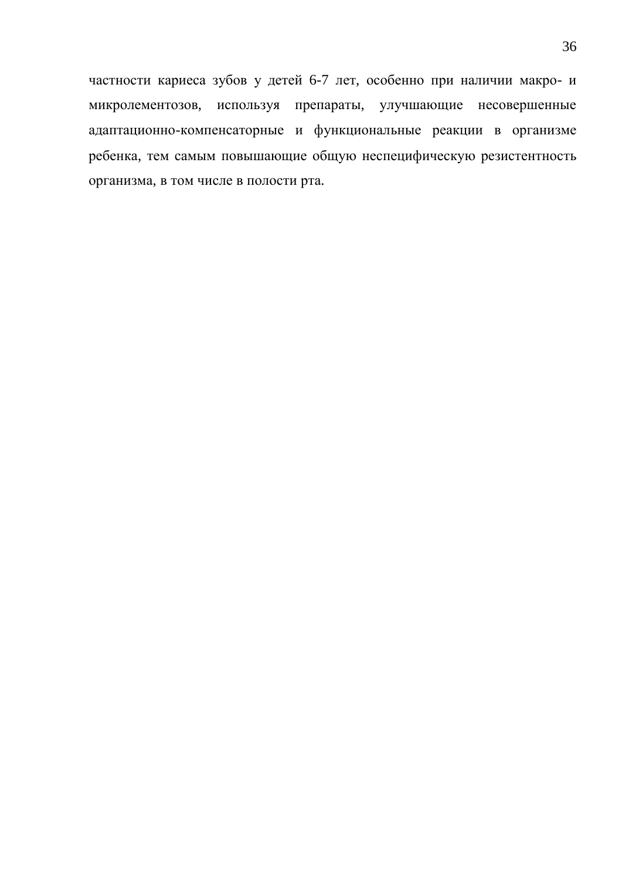частности кариеса зубов у детей 6-7 лет, особенно при наличии макро- и микролементозов, используя препараты, улучшающие несовершенные адаптационно-компенсаторные и функциональные реакции в организме ребенка, тем самым повышающие общую неспецифическую резистентность организма, в том числе в полости рта.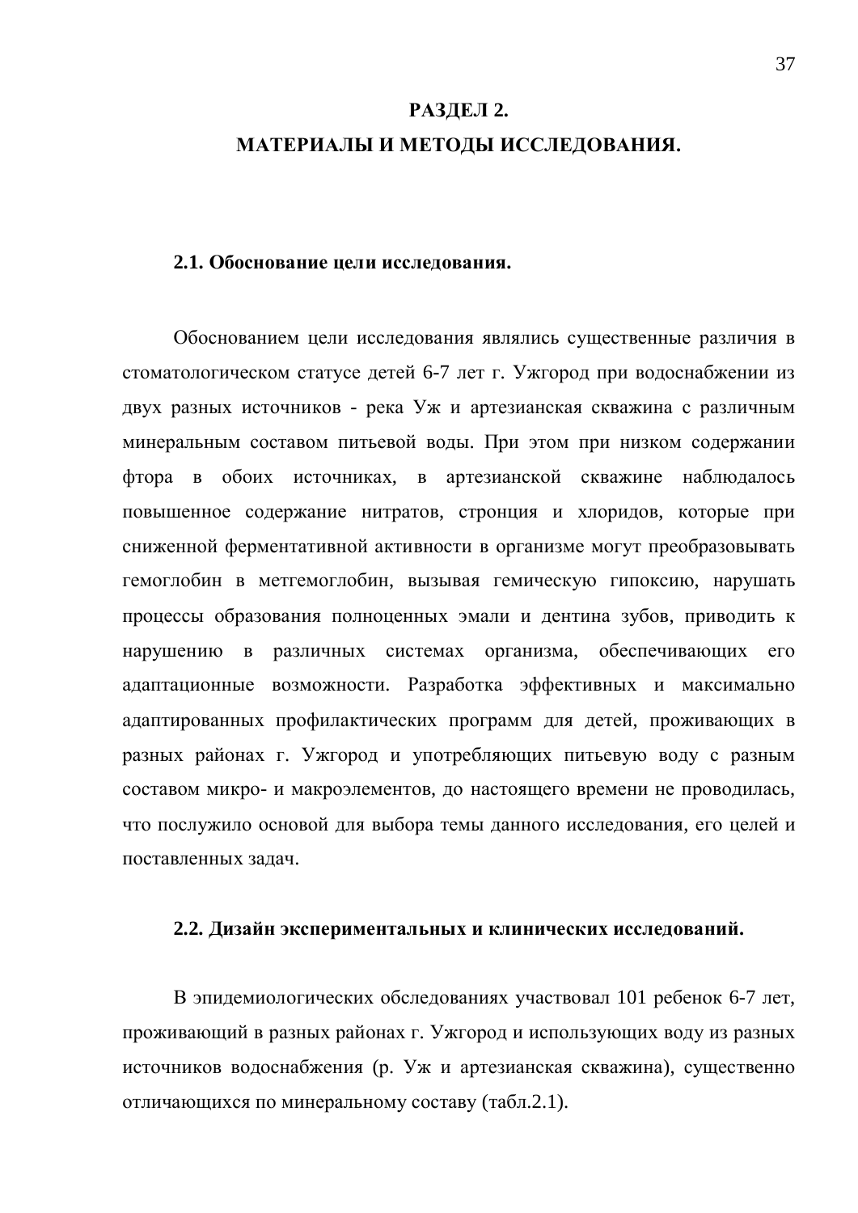# РАЗДЕЛ 2.
# МАТЕРИАЛЫ И МЕТОДЫ ИССЛЕДОВАНИЯ.

## 2.1. Обоснование цели исследования.

Обоснованием цели исследования являлись существенные различия в стоматологическом статусе детей 6-7 лет г. Ужгород при водоснабжении из двух разных источников - река Уж и артезианская скважина с различным минеральным составом питьевой воды. При этом при низком содержании фтора в обоих источниках, в артезианской скважине наблюдалось повышенное содержание нитратов, стронция и хлоридов, которые при сниженной ферментативной активности в организме могут преобразовывать гемоглобин в метгемоглобин, вызывая гемическую гипоксию, нарушать процессы образования полноценных эмали и дентина зубов, приводить к нарушению в различных системах организма, обеспечивающих его адаптационные возможности. Разработка эффективных и максимально адаптированных профилактических программ для детей, проживающих в разных районах г. Ужгород и употребляющих питьевую воду с разным составом микро- и макроэлементов, до настоящего времени не проводилась, что послужило основой для выбора темы данного исследования, его целей и поставленных задач.

## 2.2. Дизайн экспериментальных и клинических исследований.

В эпидемиологических обследованиях участвовал 101 ребенок 6-7 лет, проживающий в разных районах г. Ужгород и использующих воду из разных источников водоснабжения (р. Уж и артезианская скважина), существенно отличающихся по минеральному составу (табл.2.1).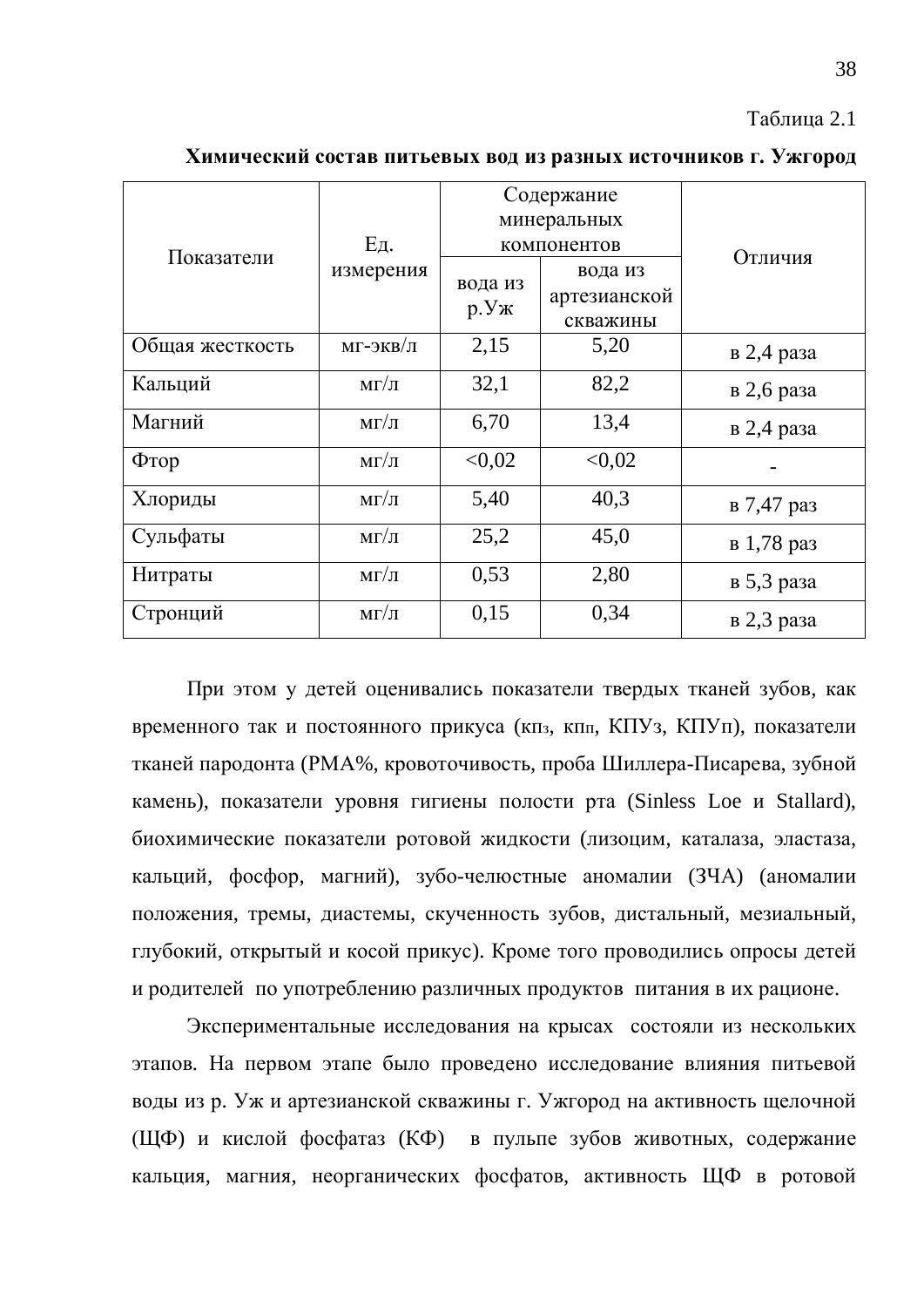Таблица 2.1

**Химический состав питьевых вод из разных источников г. Ужгород**

| Показатели | Ед. измерения | Содержание минеральных компонентов | | Отличия |
|---|---|---|---|---|
| | | вода из р.Уж | вода из артезианской скважины | |
| Общая жесткость | мг-экв/л | 2,15 | 5,20 | в 2,4 раза |
| Кальций | мг/л | 32,1 | 82,2 | в 2,6 раза |
| Магний | мг/л | 6,70 | 13,4 | в 2,4 раза |
| Фтор | мг/л | <0,02 | <0,02 | - |
| Хлориды | мг/л | 5,40 | 40,3 | в 7,47 раз |
| Сульфаты | мг/л | 25,2 | 45,0 | в 1,78 раз |
| Нитраты | мг/л | 0,53 | 2,80 | в 5,3 раза |
| Стронций | мг/л | 0,15 | 0,34 | в 2,3 раза |

При этом у детей оценивались показатели твердых тканей зубов, как временного так и постоянного прикуса (кпз, кпп, КПУз, КПУп), показатели тканей пародонта (РМА%, кровоточивость, проба Шиллера-Писарева, зубной камень), показатели уровня гигиены полости рта (Sinless Loe и Stallard), биохимические показатели ротовой жидкости (лизоцим, каталаза, эластаза, кальций, фосфор, магний), зубо-челюстные аномалии (ЗЧА) (аномалии положения, тремы, диастемы, скученность зубов, дистальный, мезиальный, глубокий, открытый и косой прикус). Кроме того проводились опросы детей и родителей по употреблению различных продуктов питания в их рационе.

Экспериментальные исследования на крысах состояли из нескольких этапов. На первом этапе было проведено исследование влияния питьевой воды из р. Уж и артезианской скважины г. Ужгород на активность щелочной (ЩФ) и кислой фосфатаз (КФ) в пульпе зубов животных, содержание кальция, магния, неорганических фосфатов, активность ЩФ в ротовой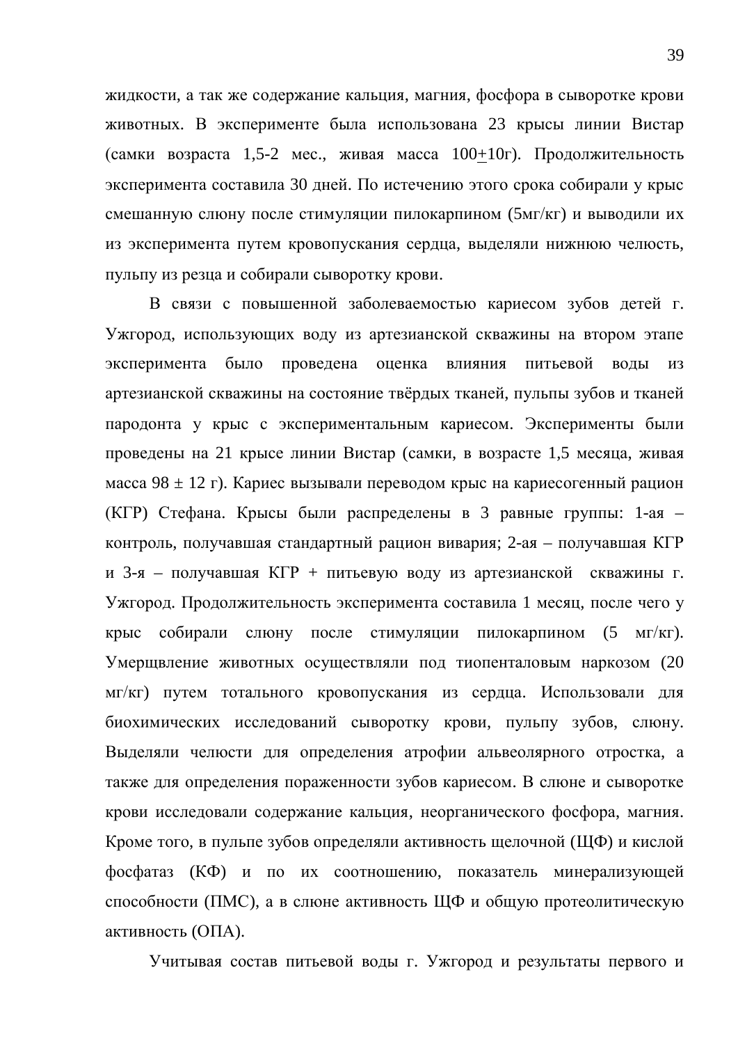жидкости, а так же содержание кальция, магния, фосфора в сыворотке крови животных. В эксперименте была использована 23 крысы линии Вистар (самки возраста 1,5-2 мес., живая масса 100±10г). Продолжительность эксперимента составила 30 дней. По истечению этого срока собирали у крыс смешанную слюну после стимуляции пилокарпином (5мг/кг) и выводили их из эксперимента путем кровопускания сердца, выделяли нижнюю челюсть, пульпу из резца и собирали сыворотку крови.

В связи с повышенной заболеваемостью кариесом зубов детей г. Ужгород, использующих воду из артезианской скважины на втором этапе эксперимента было проведена оценка влияния питьевой воды из артезианской скважины на состояние твёрдых тканей, пульпы зубов и тканей пародонта у крыс с экспериментальным кариесом. Эксперименты были проведены на 21 крысе линии Вистар (самки, в возрасте 1,5 месяца, живая масса 98 ± 12 г). Кариес вызывали переводом крыс на кариесогенный рацион (КГР) Стефана. Крысы были распределены в 3 равные группы: 1-ая – контроль, получавшая стандартный рацион вивария; 2-ая – получавшая КГР и 3-я – получавшая КГР + питьевую воду из артезианской скважины г. Ужгород. Продолжительность эксперимента составила 1 месяц, после чего у крыс собирали слюну после стимуляции пилокарпином (5 мг/кг). Умерщвление животных осуществляли под тиопенталовым наркозом (20 мг/кг) путем тотального кровопускания из сердца. Использовали для биохимических исследований сыворотку крови, пульпу зубов, слюну. Выделяли челюсти для определения атрофии альвеолярного отростка, а также для определения пораженности зубов кариесом. В слюне и сыворотке крови исследовали содержание кальция, неорганического фосфора, магния. Кроме того, в пульпе зубов определяли активность щелочной (ЩФ) и кислой фосфатаз (КФ) и по их соотношению, показатель минерализующей способности (ПМС), а в слюне активность ЩФ и общую протеолитическую активность (ОПА).

Учитывая состав питьевой воды г. Ужгород и результаты первого и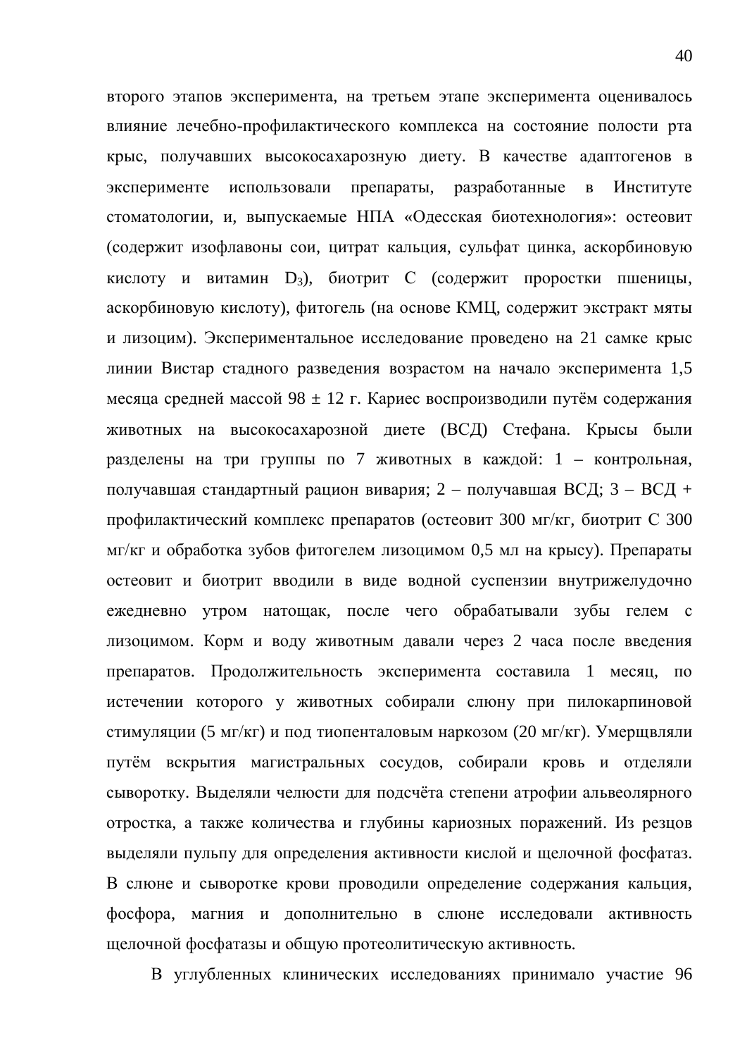второго этапов эксперимента, на третьем этапе эксперимента оценивалось влияние лечебно-профилактического комплекса на состояние полости рта крыс, получавших высокосахарозную диету. В качестве адаптогенов в эксперименте использовали препараты, разработанные в Институте стоматологии, и, выпускаемые НПА «Одесская биотехнология»: остеовит (содержит изофлавоны сои, цитрат кальция, сульфат цинка, аскорбиновую кислоту и витамин $D_3$), биотрит С (содержит проростки пшеницы, аскорбиновую кислоту), фитогель (на основе КМЦ, содержит экстракт мяты и лизоцим). Экспериментальное исследование проведено на 21 самке крыс линии Вистар стадного разведения возрастом на начало эксперимента 1,5 месяца средней массой 98 ± 12 г. Кариес воспроизводили путём содержания животных на высокосахарозной диете (ВСД) Стефана. Крысы были разделены на три группы по 7 животных в каждой: 1 – контрольная, получавшая стандартный рацион вивария; 2 – получавшая ВСД; 3 – ВСД + профилактический комплекс препаратов (остеовит 300 мг/кг, биотрит С 300 мг/кг и обработка зубов фитогелем лизоцимом 0,5 мл на крысу). Препараты остеовит и биотрит вводили в виде водной суспензии внутрижелудочно ежедневно утром натощак, после чего обрабатывали зубы гелем с лизоцимом. Корм и воду животным давали через 2 часа после введения препаратов. Продолжительность эксперимента составила 1 месяц, по истечении которого у животных собирали слюну при пилокарпиновой стимуляции (5 мг/кг) и под тиопенталовым наркозом (20 мг/кг). Умерщвляли путём вскрытия магистральных сосудов, собирали кровь и отделяли сыворотку. Выделяли челюсти для подсчёта степени атрофии альвеолярного отростка, а также количества и глубины кариозных поражений. Из резцов выделяли пульпу для определения активности кислой и щелочной фосфатаз. В слюне и сыворотке крови проводили определение содержания кальция, фосфора, магния и дополнительно в слюне исследовали активность щелочной фосфатазы и общую протеолитическую активность.

В углубленных клинических исследованиях принимало участие 96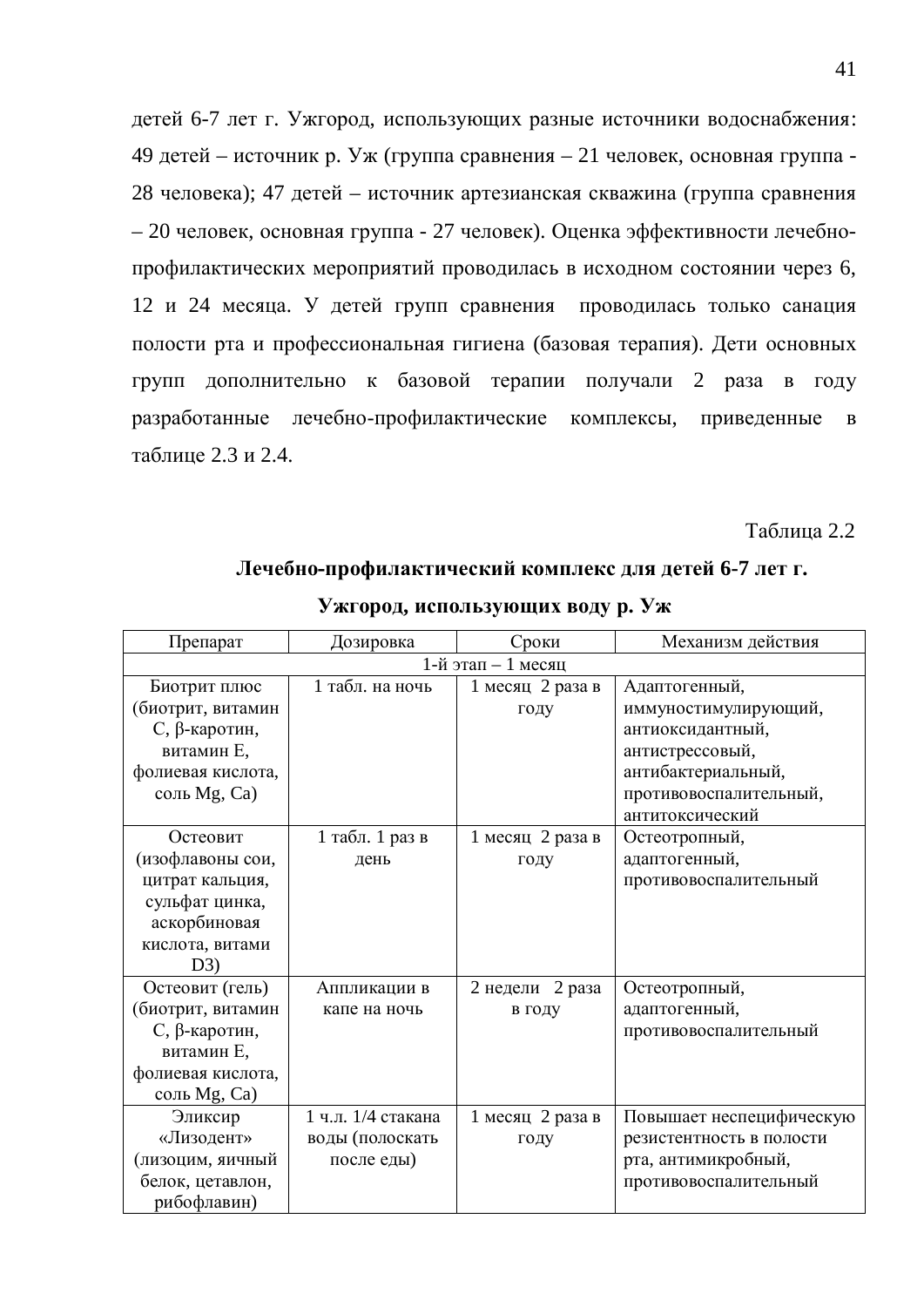детей 6-7 лет г. Ужгород, использующих разные источники водоснабжения: 49 детей – источник р. Уж (группа сравнения – 21 человек, основная группа - 28 человека); 47 детей – источник артезианская скважина (группа сравнения – 20 человек, основная группа - 27 человек). Оценка эффективности лечебно-профилактических мероприятий проводилась в исходном состоянии через 6, 12 и 24 месяца. У детей групп сравнения проводилась только санация полости рта и профессиональная гигиена (базовая терапия). Дети основных групп дополнительно к базовой терапии получали 2 раза в году разработанные лечебно-профилактические комплексы, приведенные в таблице 2.3 и 2.4.

Таблица 2.2

**Лечебно-профилактический комплекс для детей 6-7 лет г. Ужгород, использующих воду р. Уж**

| Препарат | Дозировка | Сроки | Механизм действия |
|---|---|---|---|
| 1-й этап – 1 месяц | | | |
| Биотрит плюс (биотрит, витамин С, β-каротин, витамин Е, фолиевая кислота, соль Mg, Ca) | 1 табл. на ночь | 1 месяц 2 раза в году | Адаптогенный, иммуностимулирующий, антиоксидантный, антистрессовый, антибактериальный, противовоспалительный, антитоксический |
| Остеовит (изофлавоны сои, цитрат кальция, сульфат цинка, аскорбиновая кислота, витами D3) | 1 табл. 1 раз в день | 1 месяц 2 раза в году | Остеотропный, адаптогенный, противовоспалительный |
| Остеовит (гель) (биотрит, витамин С, β-каротин, витамин Е, фолиевая кислота, соль Mg, Ca) | Аппликации в капе на ночь | 2 недели 2 раза в году | Остеотропный, адаптогенный, противовоспалительный |
| Эликсир «Лизодент» (лизоцим, яичный белок, цетавлон, рибофлавин) | 1 ч.л. 1/4 стакана воды (полоскать после еды) | 1 месяц 2 раза в году | Повышает неспецифическую резистентность в полости рта, антимикробный, противовоспалительный |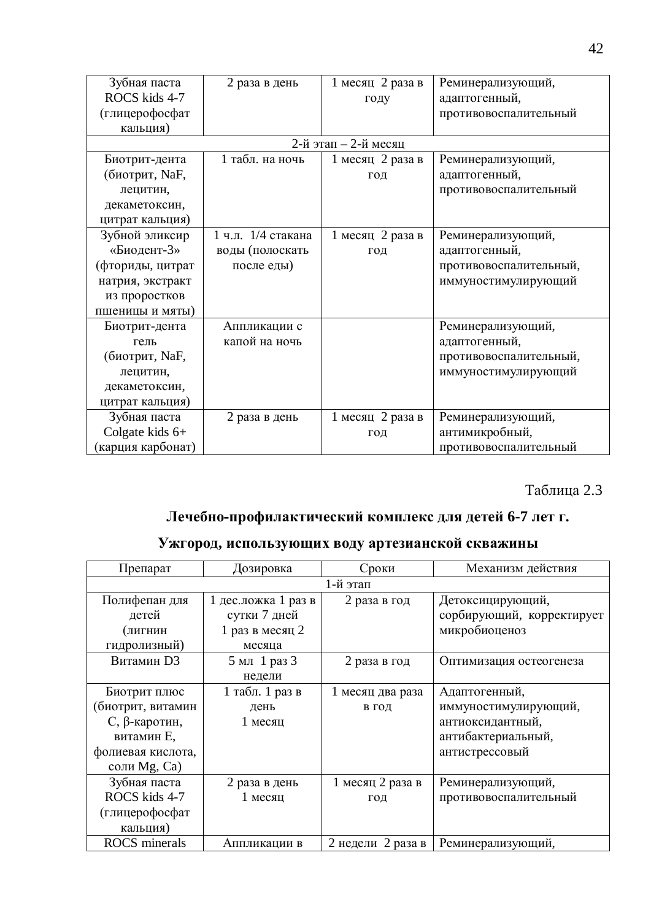| | | | |
|---|---|---|---|
| Зубная паста ROCS kids 4-7 (глицерофосфат кальция) | 2 раза в день | 1 месяц 2 раза в году | Реминерализующий, адаптогенный, противовоспалительный |
| 2-й этап – 2-й месяц | | | |
| Биотрит-дента (биотрит, NaF, лецитин, декаметоксин, цитрат кальция) | 1 табл. на ночь | 1 месяц 2 раза в год | Реминерализующий, адаптогенный, противовоспалительный |
| Зубной эликсир «Биодент-3» (фториды, цитрат натрия, экстракт из проростков пшеницы и мяты) | 1 ч.л. 1/4 стакана воды (полоскать после еды) | 1 месяц 2 раза в год | Реминерализующий, адаптогенный, противовоспалительный, иммуностимулирующий |
| Биотрит-дента гель (биотрит, NaF, лецитин, декаметоксин, цитрат кальция) | Аппликации с капой на ночь | | Реминерализующий, адаптогенный, противовоспалительный, иммуностимулирующий |
| Зубная паста Colgate kids 6+ (карция карбонат) | 2 раза в день | 1 месяц 2 раза в год | Реминерализующий, антимикробный, противовоспалительный |

Таблица 2.3

**Лечебно-профилактический комплекс для детей 6-7 лет г. Ужгород, использующих воду артезианской скважины**

| Препарат | Дозировка | Сроки | Механизм действия |
|---|---|---|---|
| 1-й этап | | | |
| Полифепан для детей (лигнин гидролизный) | 1 дес.ложка 1 раз в сутки 7 дней 1 раз в месяц 2 месяца | 2 раза в год | Детоксицирующий, сорбирующий, корректирует микробиоценоз |
| Витамин D3 | 5 мл 1 раз 3 недели | 2 раза в год | Оптимизация остеогенеза |
| Биотрит плюс (биотрит, витамин С, β-каротин, витамин Е, фолиевая кислота, соли Mg, Ca) | 1 табл. 1 раз в день 1 месяц | 1 месяц два раза в год | Адаптогенный, иммуностимулирующий, антиоксидантный, антибактериальный, антистрессовый |
| Зубная паста ROCS kids 4-7 (глицерофосфат кальция) | 2 раза в день 1 месяц | 1 месяц 2 раза в год | Реминерализующий, противовоспалительный |
| ROCS minerals | Аппликации в | 2 недели 2 раза в | Реминерализующий, |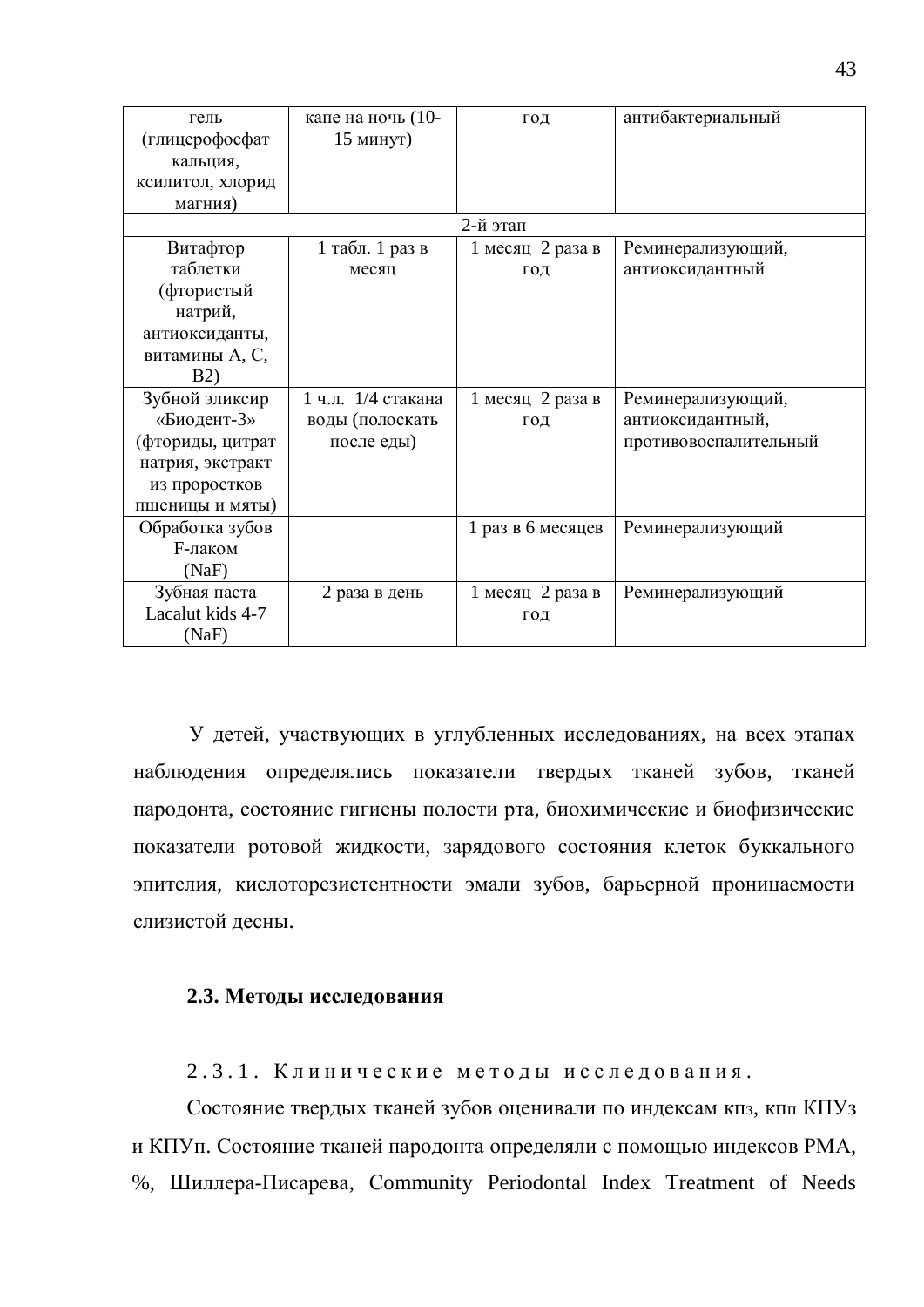| | | | |
|---|---|---|---|
| гель (глицерофосфат кальция, ксилитол, хлорид магния) | капе на ночь (10-15 минут) | год | антибактериальный |
| 2-й этап | | | |
| Витафтор таблетки (фтористый натрий, антиоксиданты, витамины А, С, В2) | 1 табл. 1 раз в месяц | 1 месяц 2 раза в год | Реминерализующий, антиоксидантный |
| Зубной эликсир «Биодент-3» (фториды, цитрат натрия, экстракт из проростков пшеницы и мяты) | 1 ч.л. 1/4 стакана воды (полоскать после еды) | 1 месяц 2 раза в год | Реминерализующий, антиоксидантный, противовоспалительный |
| Обработка зубов F-лаком (NaF) | | 1 раз в 6 месяцев | Реминерализующий |
| Зубная паста Lacalut kids 4-7 (NaF) | 2 раза в день | 1 месяц 2 раза в год | Реминерализующий |

У детей, участвующих в углубленных исследованиях, на всех этапах наблюдения определялись показатели твердых тканей зубов, тканей пародонта, состояние гигиены полости рта, биохимические и биофизические показатели ротовой жидкости, зарядового состояния клеток буккального эпителия, кислоторезистентности эмали зубов, барьерной проницаемости слизистой десны.

## 2.3. Методы исследования

2.3.1. Клинические методы исследования.

Состояние твердых тканей зубов оценивали по индексам кпз, кпп КПУз и КПУп. Состояние тканей пародонта определяли с помощью индексов РМА, %, Шиллера-Писарева, Community Periodontal Index Treatment of Needs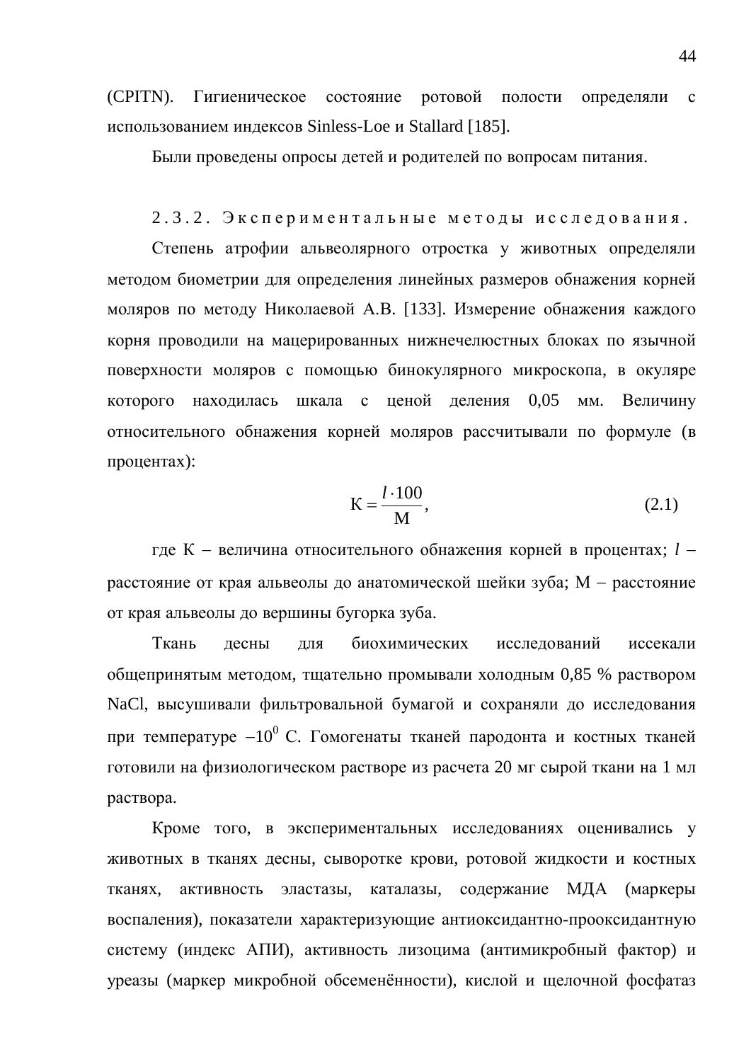(CPITN). Гигиеническое состояние ротовой полости определяли с использованием индексов Sinless-Loe и Stallard [185].

Были проведены опросы детей и родителей по вопросам питания.

### 2.3.2. Экспериментальные методы исследования.

Степень атрофии альвеолярного отростка у животных определяли методом биометрии для определения линейных размеров обнажения корней моляров по методу Николаевой А.В. [133]. Измерение обнажения каждого корня проводили на мацерированных нижнечелюстных блоках по язычной поверхности моляров с помощью бинокулярного микроскопа, в окуляре которого находилась шкала с ценой деления 0,05 мм. Величину относительного обнажения корней моляров рассчитывали по формуле (в процентах):

$$\text{К} = \frac{l \cdot 100}{\text{М}}, \qquad (2.1)$$

где К – величина относительного обнажения корней в процентах; $l$ – расстояние от края альвеолы до анатомической шейки зуба; М – расстояние от края альвеолы до вершины бугорка зуба.

Ткань десны для биохимических исследований иссекали общепринятым методом, тщательно промывали холодным 0,85 % раствором NaCl, высушивали фильтровальной бумагой и сохраняли до исследования при температуре $-10^0$ С. Гомогенаты тканей пародонта и костных тканей готовили на физиологическом растворе из расчета 20 мг сырой ткани на 1 мл раствора.

Кроме того, в экспериментальных исследованиях оценивались у животных в тканях десны, сыворотке крови, ротовой жидкости и костных тканях, активность эластазы, каталазы, содержание МДА (маркеры воспаления), показатели характеризующие антиоксидантно-прооксидантную систему (индекс АПИ), активность лизоцима (антимикробный фактор) и уреазы (маркер микробной обсеменённости), кислой и щелочной фосфатаз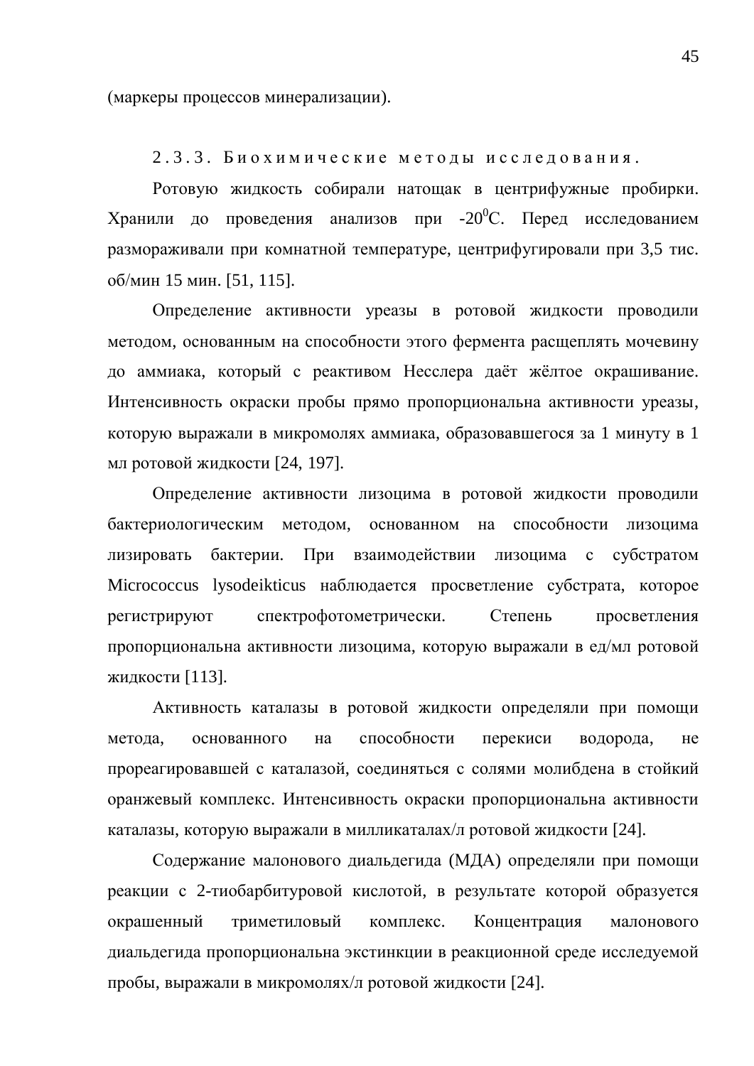(маркеры процессов минерализации).

### 2.3.3. Биохимические методы исследования.

Ротовую жидкость собирали натощак в центрифужные пробирки. Хранили до проведения анализов при -20$^0$С. Перед исследованием размораживали при комнатной температуре, центрифугировали при 3,5 тис. об/мин 15 мин. [51, 115].

Определение активности уреазы в ротовой жидкости проводили методом, основанным на способности этого фермента расщеплять мочевину до аммиака, который с реактивом Несслера даёт жёлтое окрашивание. Интенсивность окраски пробы прямо пропорциональна активности уреазы, которую выражали в микромолях аммиака, образовавшегося за 1 минуту в 1 мл ротовой жидкости [24, 197].

Определение активности лизоцима в ротовой жидкости проводили бактериологическим методом, основанном на способности лизоцима лизировать бактерии. При взаимодействии лизоцима с субстратом Micrococcus lysodeikticus наблюдается просветление субстрата, которое регистрируют спектрофотометрически. Степень просветления пропорциональна активности лизоцима, которую выражали в ед/мл ротовой жидкости [113].

Активность каталазы в ротовой жидкости определяли при помощи метода, основанного на способности перекиси водорода, не прореагировавшей с каталазой, соединяться с солями молибдена в стойкий оранжевый комплекс. Интенсивность окраски пропорциональна активности каталазы, которую выражали в милликаталах/л ротовой жидкости [24].

Содержание малонового диальдегида (МДА) определяли при помощи реакции с 2-тиобарбитуровой кислотой, в результате которой образуется окрашенный триметиловый комплекс. Концентрация малонового диальдегида пропорциональна экстинкции в реакционной среде исследуемой пробы, выражали в микромолях/л ротовой жидкости [24].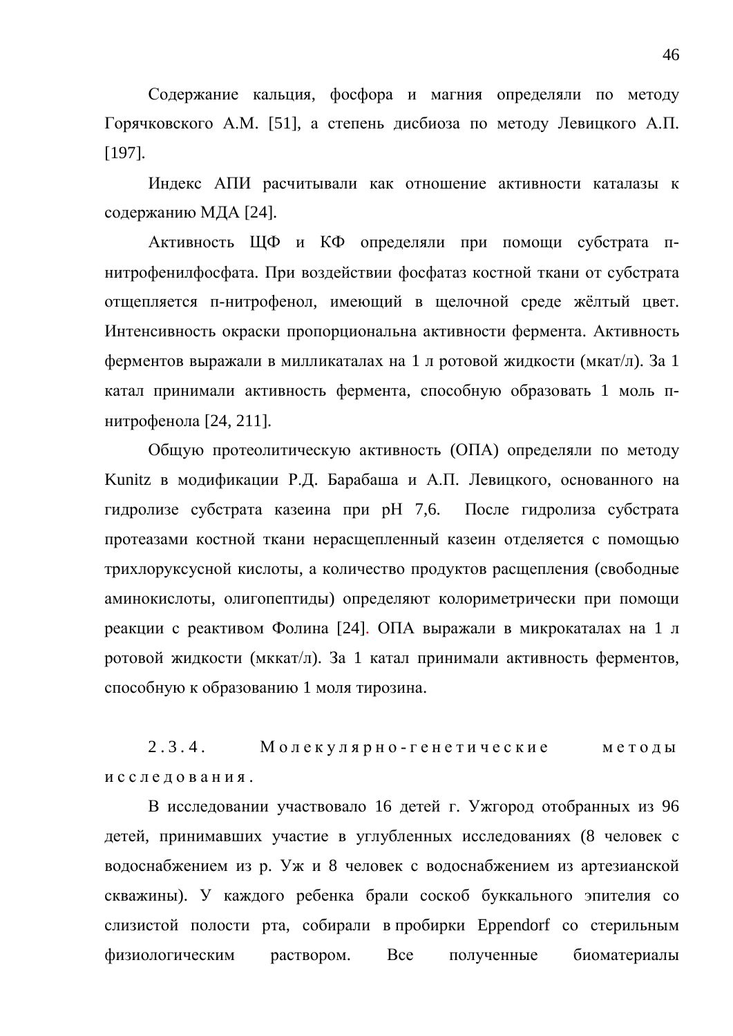Содержание кальция, фосфора и магния определяли по методу Горячковского А.М. [51], а степень дисбиоза по методу Левицкого А.П. [197].

Индекс АПИ расчитывали как отношение активности каталазы к содержанию МДА [24].

Активность ЩФ и КФ определяли при помощи субстрата п-нитрофенилфосфата. При воздействии фосфатаз костной ткани от субстрата отщепляется п-нитрофенол, имеющий в щелочной среде жёлтый цвет. Интенсивность окраски пропорциональна активности фермента. Активность ферментов выражали в милликаталах на 1 л ротовой жидкости (мкат/л). За 1 катал принимали активность фермента, способную образовать 1 моль п-нитрофенола [24, 211].

Общую протеолитическую активность (ОПА) определяли по методу Kunitz в модификации Р.Д. Барабаша и А.П. Левицкого, основанного на гидролизе субстрата казеина при pH 7,6. После гидролиза субстрата протеазами костной ткани нерасщепленный казеин отделяется с помощью трихлоруксусной кислоты, а количество продуктов расщепления (свободные аминокислоты, олигопептиды) определяют колориметрически при помощи реакции с реактивом Фолина [24]. ОПА выражали в микрокаталах на 1 л ротовой жидкости (мккат/л). За 1 катал принимали активность ферментов, способную к образованию 1 моля тирозина.

### 2.3.4. Молекулярно-генетические методы исследования.

В исследовании участвовало 16 детей г. Ужгород отобранных из 96 детей, принимавших участие в углубленных исследованиях (8 человек с водоснабжением из р. Уж и 8 человек с водоснабжением из артезианской скважины). У каждого ребенка брали соскоб буккального эпителия со слизистой полости рта, собирали в пробирки Eppendorf со стерильным физиологическим раствором. Все полученные биоматериалы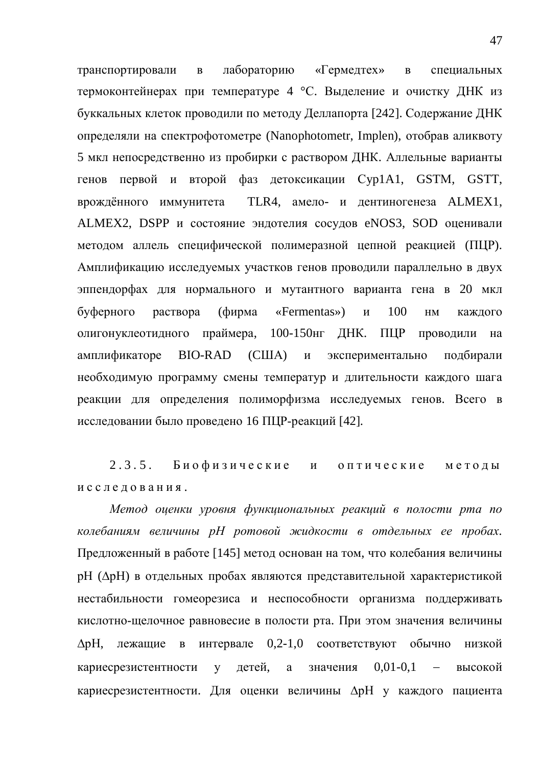транспортировали в лабораторию «Гермедтех» в специальных термоконтейнерах при температуре 4 °С. Выделение и очистку ДНК из буккальных клеток проводили по методу Деллапорта [242]. Содержание ДНК определяли на спектрофотометре (Nanophotometr, Implen), отобрав аликвоту 5 мкл непосредственно из пробирки с раствором ДНК. Аллельные варианты генов первой и второй фаз детоксикации Cyp1A1, GSTM, GSTT, врождённого иммунитета TLR4, амело- и дентиногенеза ALMEX1, ALMEX2, DSPP и состояние эндотелия сосудов eNOS3, SOD оценивали методом аллель специфической полимеразной цепной реакцией (ПЦР). Амплификацию исследуемых участков генов проводили параллельно в двух эппендорфах для нормального и мутантного варианта гена в 20 мкл буферного раствора (фирма «Fermentas») и 100 нм каждого олигонуклеотидного праймера, 100-150нг ДНК. ПЦР проводили на амплификаторе BIO-RAD (США) и экспериментально подбирали необходимую программу смены температур и длительности каждого шага реакции для определения полиморфизма исследуемых генов. Всего в исследовании было проведено 16 ПЦР-реакций [42].

### 2.3.5. Биофизические и оптические методы исследования.

*Метод оценки уровня функциональных реакций в полости рта по колебаниям величины pH ротовой жидкости в отдельных ее пробах.* Предложенный в работе [145] метод основан на том, что колебания величины pH (ΔpH) в отдельных пробах являются представительной характеристикой нестабильности гомеорезиса и неспособности организма поддерживать кислотно-щелочное равновесие в полости рта. При этом значения величины ΔpH, лежащие в интервале 0,2-1,0 соответствуют обычно низкой кариесрезистентности у детей, а значения 0,01-0,1 – высокой кариесрезистентности. Для оценки величины ΔpH у каждого пациента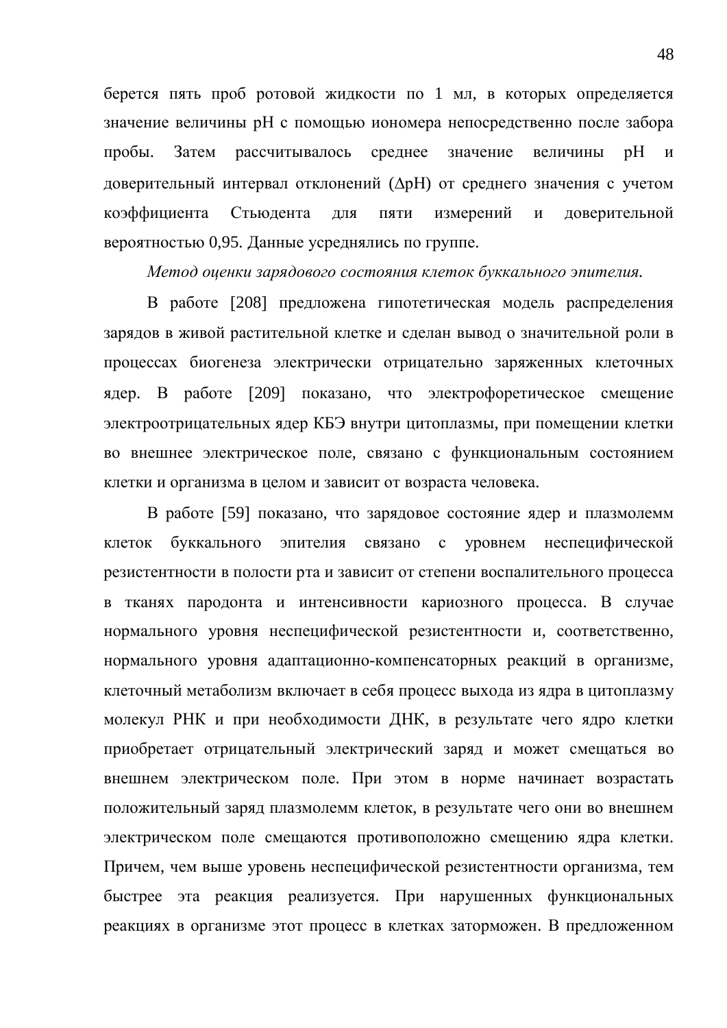берется пять проб ротовой жидкости по 1 мл, в которых определяется значение величины pH с помощью иономера непосредственно после забора пробы. Затем рассчитывалось среднее значение величины pH и доверительный интервал отклонений (ΔpH) от среднего значения с учетом коэффициента Стьюдента для пяти измерений и доверительной вероятностью 0,95. Данные усреднялись по группе.

*Метод оценки зарядового состояния клеток буккального эпителия.*

В работе [208] предложена гипотетическая модель распределения зарядов в живой растительной клетке и сделан вывод о значительной роли в процессах биогенеза электрически отрицательно заряженных клеточных ядер. В работе [209] показано, что электрофоретическое смещение электроотрицательных ядер КБЭ внутри цитоплазмы, при помещении клетки во внешнее электрическое поле, связано с функциональным состоянием клетки и организма в целом и зависит от возраста человека.

В работе [59] показано, что зарядовое состояние ядер и плазмолемм клеток буккального эпителия связано с уровнем неспецифической резистентности в полости рта и зависит от степени воспалительного процесса в тканях пародонта и интенсивности кариозного процесса. В случае нормального уровня неспецифической резистентности и, соответственно, нормального уровня адаптационно-компенсаторных реакций в организме, клеточный метаболизм включает в себя процесс выхода из ядра в цитоплазму молекул РНК и при необходимости ДНК, в результате чего ядро клетки приобретает отрицательный электрический заряд и может смещаться во внешнем электрическом поле. При этом в норме начинает возрастать положительный заряд плазмолемм клеток, в результате чего они во внешнем электрическом поле смещаются противоположно смещению ядра клетки. Причем, чем выше уровень неспецифической резистентности организма, тем быстрее эта реакция реализуется. При нарушенных функциональных реакциях в организме этот процесс в клетках заторможен. В предложенном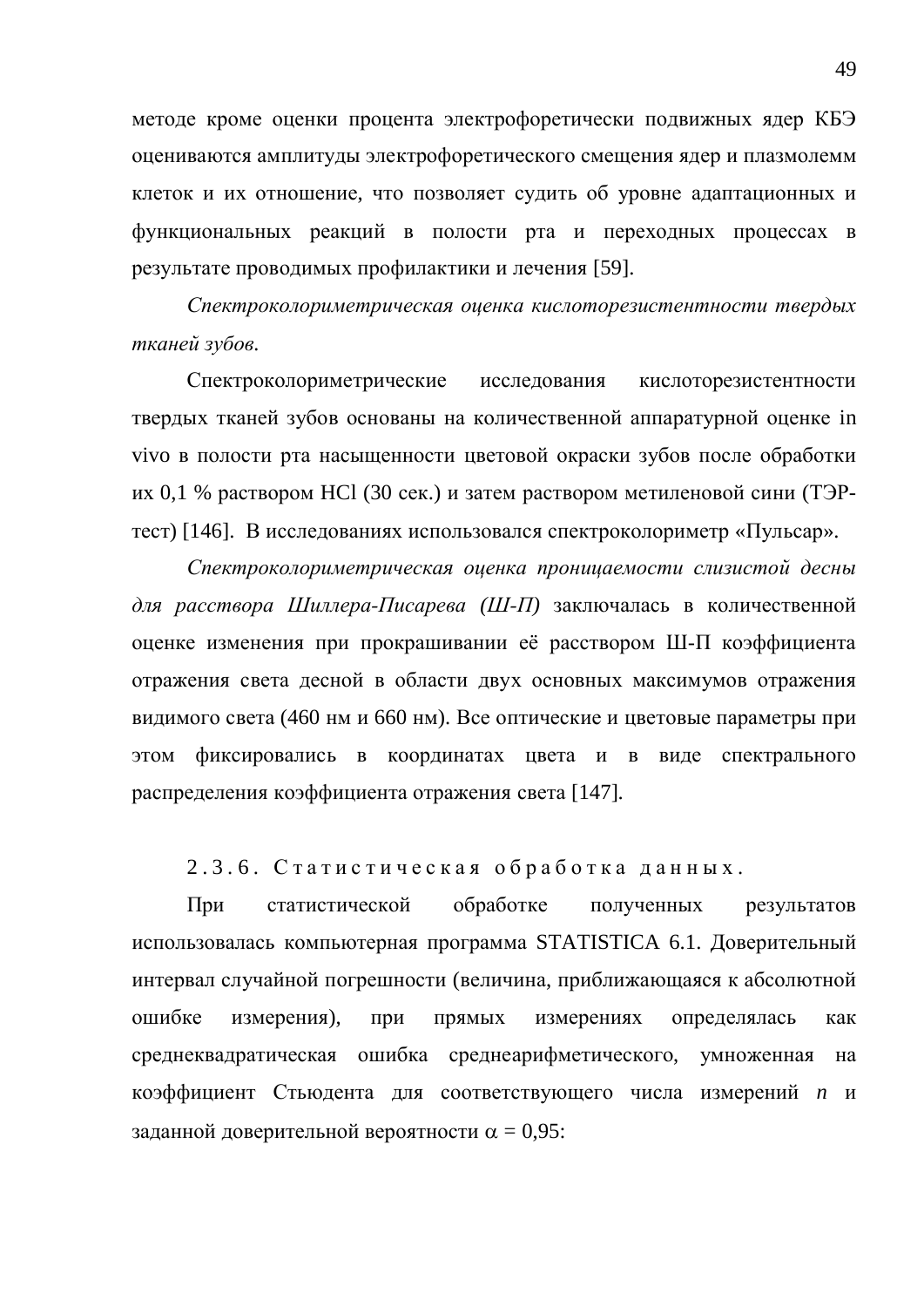методе кроме оценки процента электрофоретически подвижных ядер КБЭ оцениваются амплитуды электрофоретического смещения ядер и плазмолемм клеток и их отношение, что позволяет судить об уровне адаптационных и функциональных реакций в полости рта и переходных процессах в результате проводимых профилактики и лечения [59].

*Спектроколориметрическая оценка кислоторезистентности твердых тканей зубов.*

Спектроколориметрические исследования кислоторезистентности твердых тканей зубов основаны на количественной аппаратурной оценке in vivo в полости рта насыщенности цветовой окраски зубов после обработки их 0,1 % раствором HCl (30 сек.) и затем раствором метиленовой сини (ТЭР-тест) [146]. В исследованиях использовался спектроколориметр «Пульсар».

*Спектроколориметрическая оценка проницаемости слизистой десны для расствора Шиллера-Писарева (Ш-П)* заключалась в количественной оценке изменения при прокрашивании её расствором Ш-П коэффициента отражения света десной в области двух основных максимумов отражения видимого света (460 нм и 660 нм). Все оптические и цветовые параметры при этом фиксировались в координатах цвета и в виде спектрального распределения коэффициента отражения света [147].

### 2.3.6. Статистическая обработка данных.

При статистической обработке полученных результатов использовалась компьютерная программа STATISTICA 6.1. Доверительный интервал случайной погрешности (величина, приближающаяся к абсолютной ошибке измерения), при прямых измерениях определялась как среднеквадратическая ошибка среднеарифметического, умноженная на коэффициент Стьюдента для соответствующего числа измерений $n$ и заданной доверительной вероятности $\alpha = 0{,}95$: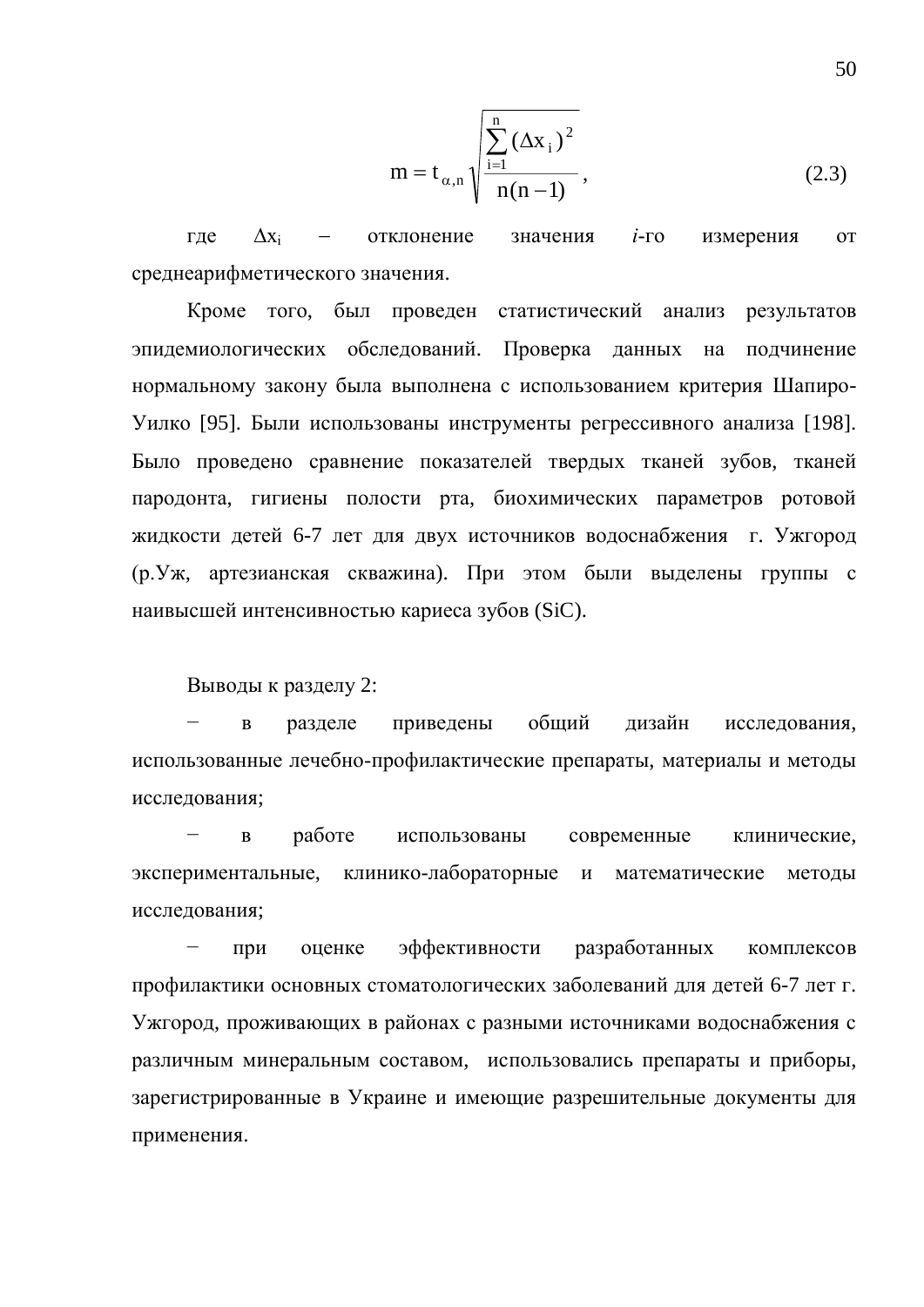$$m = t_{\alpha,n} \sqrt{\frac{\sum_{i=1}^{n} (\Delta x_i)^2}{n(n-1)}}, \qquad (2.3)$$

где $\Delta x_i$ – отклонение значения *i*-го измерения от среднеарифметического значения.

Кроме того, был проведен статистический анализ результатов эпидемиологических обследований. Проверка данных на подчинение нормальному закону была выполнена с использованием критерия Шапиро-Уилко [95]. Были использованы инструменты регрессивного анализа [198]. Было проведено сравнение показателей твердых тканей зубов, тканей пародонта, гигиены полости рта, биохимических параметров ротовой жидкости детей 6-7 лет для двух источников водоснабжения г. Ужгород (р.Уж, артезианская скважина). При этом были выделены группы с наивысшей интенсивностью кариеса зубов (SiC).

Выводы к разделу 2:

− в разделе приведены общий дизайн исследования, использованные лечебно-профилактические препараты, материалы и методы исследования;

− в работе использованы современные клинические, экспериментальные, клинико-лабораторные и математические методы исследования;

− при оценке эффективности разработанных комплексов профилактики основных стоматологических заболеваний для детей 6-7 лет г. Ужгород, проживающих в районах с разными источниками водоснабжения с различным минеральным составом, использовались препараты и приборы, зарегистрированные в Украине и имеющие разрешительные документы для применения.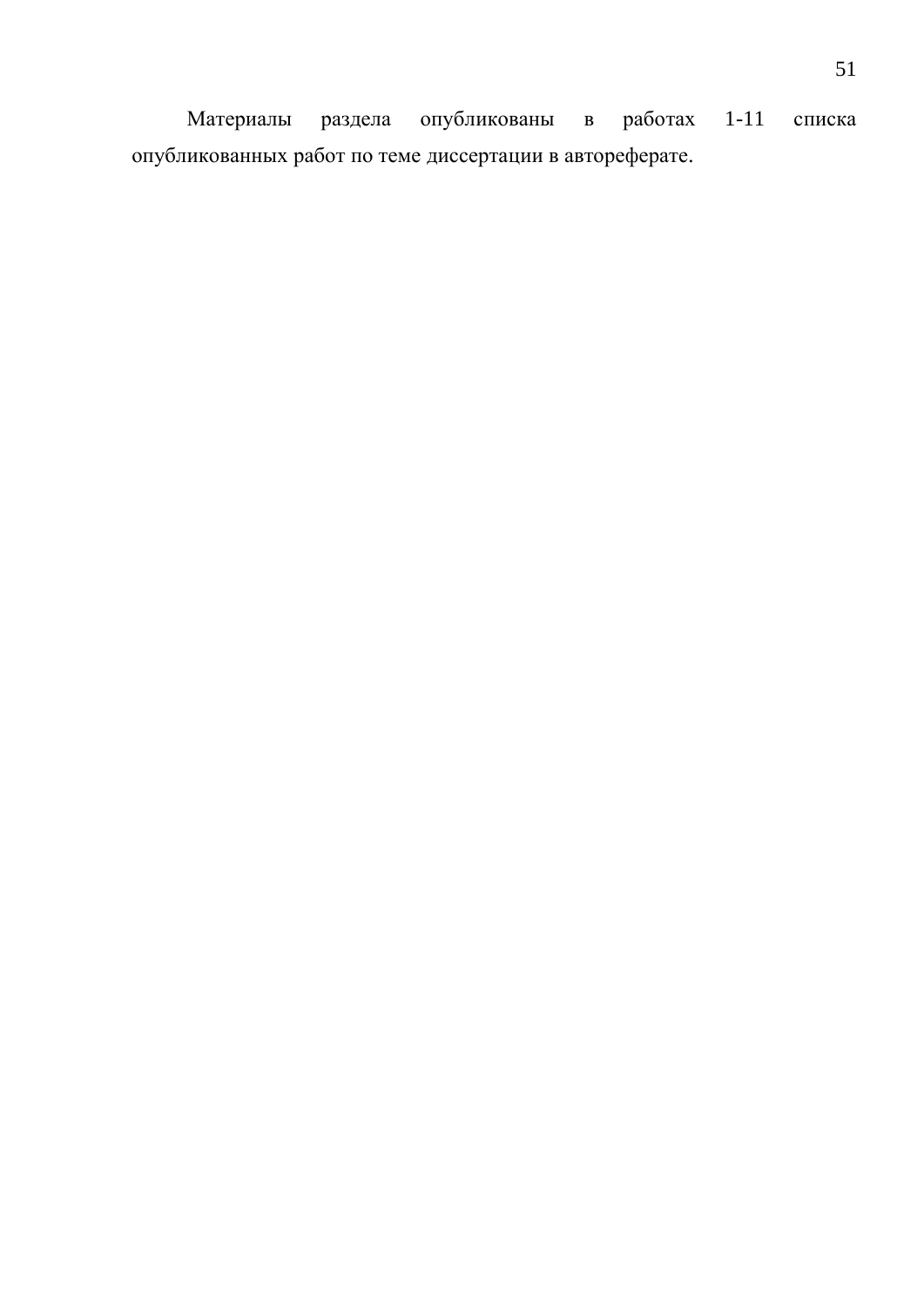Материалы раздела опубликованы в работах 1-11 списка опубликованных работ по теме диссертации в автореферате.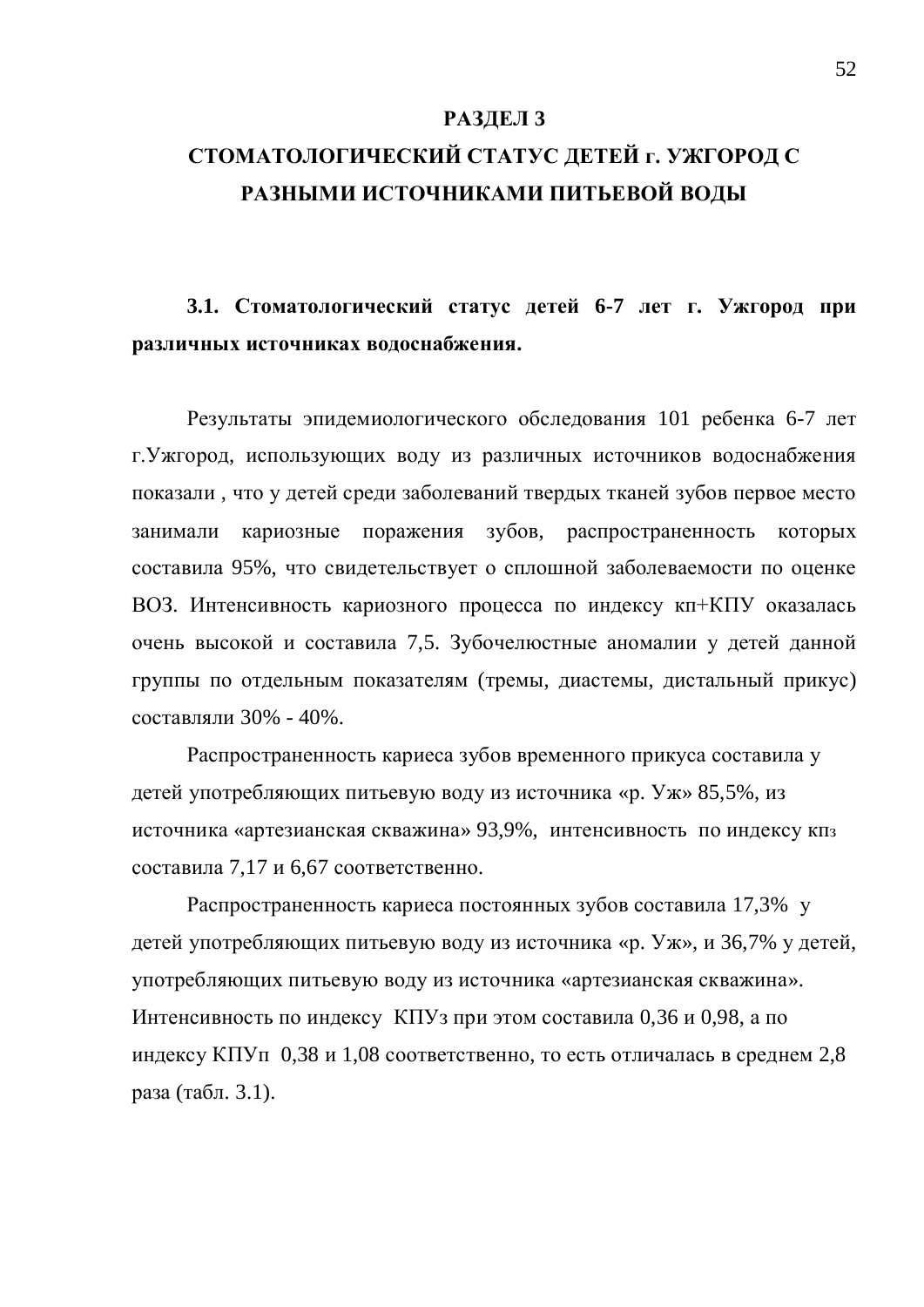# РАЗДЕЛ 3

# СТОМАТОЛОГИЧЕСКИЙ СТАТУС ДЕТЕЙ г. УЖГОРОД С РАЗНЫМИ ИСТОЧНИКАМИ ПИТЬЕВОЙ ВОДЫ

## 3.1. Стоматологический статус детей 6-7 лет г. Ужгород при различных источниках водоснабжения.

Результаты эпидемиологического обследования 101 ребенка 6-7 лет г.Ужгород, использующих воду из различных источников водоснабжения показали , что у детей среди заболеваний твердых тканей зубов первое место занимали кариозные поражения зубов, распространенность которых составила 95%, что свидетельствует о сплошной заболеваемости по оценке ВОЗ. Интенсивность кариозного процесса по индексу кп+КПУ оказалась очень высокой и составила 7,5. Зубочелюстные аномалии у детей данной группы по отдельным показателям (тремы, диастемы, дистальный прикус) составляли 30% - 40%.

Распространенность кариеса зубов временного прикуса составила у детей употребляющих питьевую воду из источника «р. Уж» 85,5%, из источника «артезианская скважина» 93,9%, интенсивность по индексу кпз составила 7,17 и 6,67 соответственно.

Распространенность кариеса постоянных зубов составила 17,3% у детей употребляющих питьевую воду из источника «р. Уж», и 36,7% у детей, употребляющих питьевую воду из источника «артезианская скважина». Интенсивность по индексу КПУз при этом составила 0,36 и 0,98, а по индексу КПУп 0,38 и 1,08 соответственно, то есть отличалась в среднем 2,8 раза (табл. 3.1).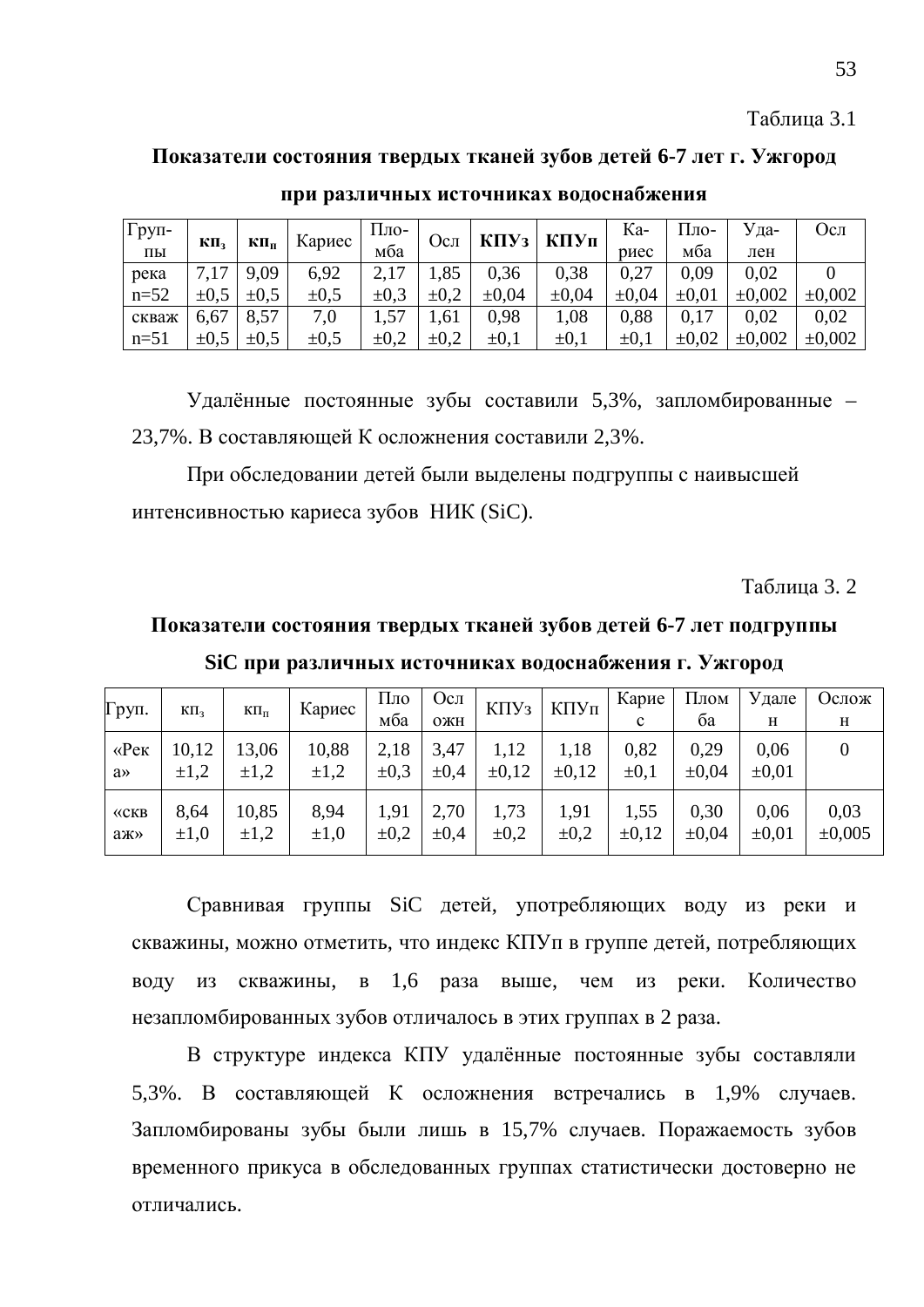Таблица 3.1

**Показатели состояния твердых тканей зубов детей 6-7 лет г. Ужгород при различных источниках водоснабжения**

| Группы | **кп$_з$** | **кп$_п$** | Кариес | Пломба | Осл | **КПУз** | **КПУп** | Кариес | Пломба | Удален | Осл |
|---|---|---|---|---|---|---|---|---|---|---|---|
| река n=52 | 7,17 ±0,5 | 9,09 ±0,5 | 6,92 ±0,5 | 2,17 ±0,3 | 1,85 ±0,2 | 0,36 ±0,04 | 0,38 ±0,04 | 0,27 ±0,04 | 0,09 ±0,01 | 0,02 ±0,002 | 0 ±0,002 |
| скваж n=51 | 6,67 ±0,5 | 8,57 ±0,5 | 7,0 ±0,5 | 1,57 ±0,2 | 1,61 ±0,2 | 0,98 ±0,1 | 1,08 ±0,1 | 0,88 ±0,1 | 0,17 ±0,02 | 0,02 ±0,002 | 0,02 ±0,002 |

Удалённые постоянные зубы составили 5,3%, запломбированные – 23,7%. В составляющей К осложнения составили 2,3%.

При обследовании детей были выделены подгруппы с наивысшей интенсивностью кариеса зубов НИК (SiC).

Таблица 3. 2

**Показатели состояния твердых тканей зубов детей 6-7 лет подгруппы SiC при различных источниках водоснабжения г. Ужгород**

| Груп. | кп$_з$ | кп$_п$ | Кариес | Пломба | Осложн | КПУз | КПУп | Кариес | Пломба | Удален | Осложн |
|---|---|---|---|---|---|---|---|---|---|---|---|
| «Река» | 10,12 ±1,2 | 13,06 ±1,2 | 10,88 ±1,2 | 2,18 ±0,3 | 3,47 ±0,4 | 1,12 ±0,12 | 1,18 ±0,12 | 0,82 ±0,1 | 0,29 ±0,04 | 0,06 ±0,01 | 0 |
| «скваж» | 8,64 ±1,0 | 10,85 ±1,2 | 8,94 ±1,0 | 1,91 ±0,2 | 2,70 ±0,4 | 1,73 ±0,2 | 1,91 ±0,2 | 1,55 ±0,12 | 0,30 ±0,04 | 0,06 ±0,01 | 0,03 ±0,005 |

Сравнивая группы SiC детей, употребляющих воду из реки и скважины, можно отметить, что индекс КПУп в группе детей, потребляющих воду из скважины, в 1,6 раза выше, чем из реки. Количество незапломбированных зубов отличалось в этих группах в 2 раза.

В структуре индекса КПУ удалённые постоянные зубы составляли 5,3%. В составляющей К осложнения встречались в 1,9% случаев. Запломбированы зубы были лишь в 15,7% случаев. Поражаемость зубов временного прикуса в обследованных группах статистически достоверно не отличались.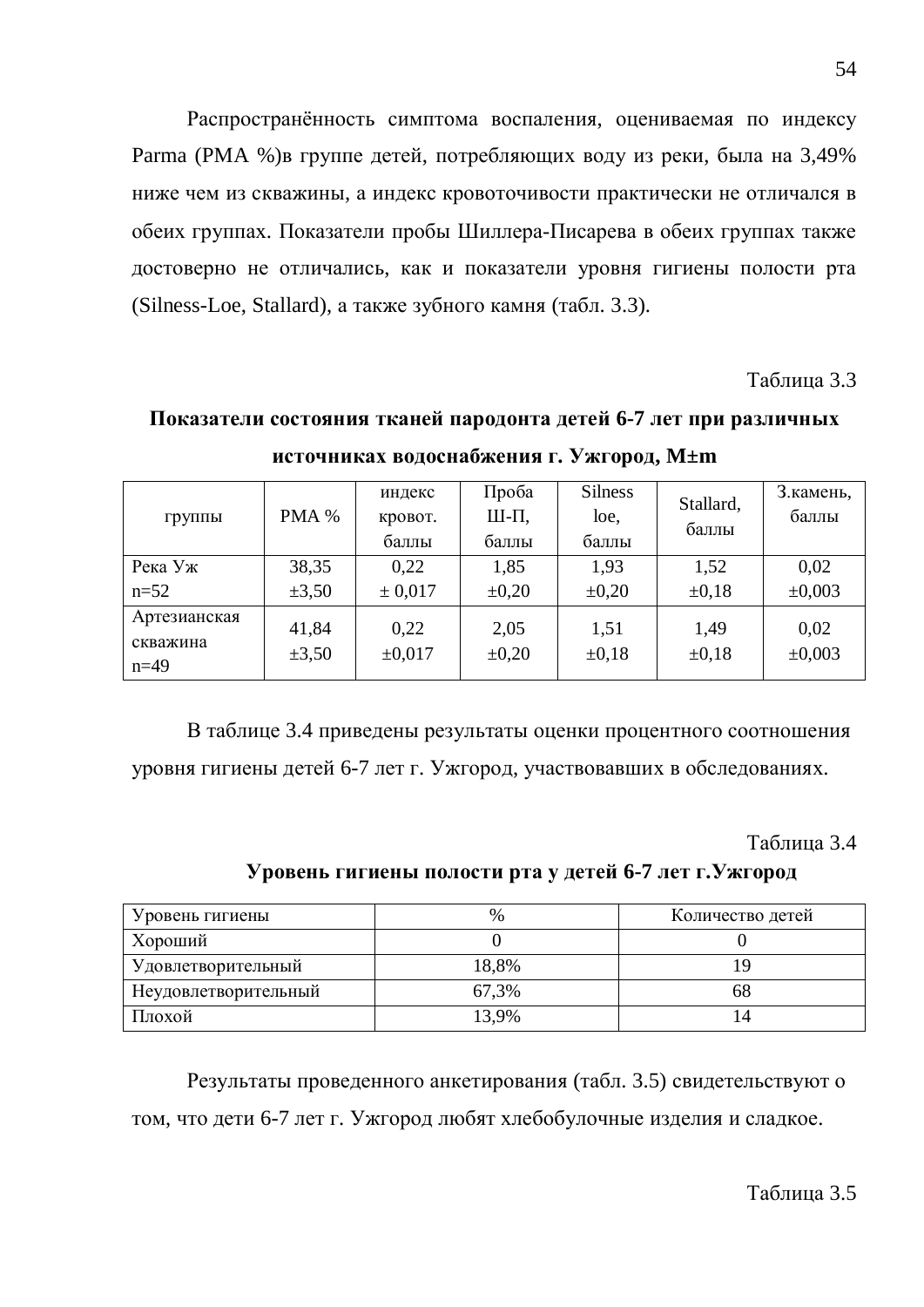Распространённость симптома воспаления, оцениваемая по индексу Parma (PMA %)в группе детей, потребляющих воду из реки, была на 3,49% ниже чем из скважины, а индекс кровоточивости практически не отличался в обеих группах. Показатели пробы Шиллера-Писарева в обеих группах также достоверно не отличались, как и показатели уровня гигиены полости рта (Silness-Loe, Stallard), а также зубного камня (табл. 3.3).

Таблица 3.3

**Показатели состояния тканей пародонта детей 6-7 лет при различных источниках водоснабжения г. Ужгород, M±m**

| группы | PMA % | индекс кровот. баллы | Проба Ш-П, баллы | Silness loe, баллы | Stallard, баллы | З.камень, баллы |
|---|---|---|---|---|---|---|
| Река Уж n=52 | 38,35 ±3,50 | 0,22 ± 0,017 | 1,85 ±0,20 | 1,93 ±0,20 | 1,52 ±0,18 | 0,02 ±0,003 |
| Артезианская скважина n=49 | 41,84 ±3,50 | 0,22 ±0,017 | 2,05 ±0,20 | 1,51 ±0,18 | 1,49 ±0,18 | 0,02 ±0,003 |

В таблице 3.4 приведены результаты оценки процентного соотношения уровня гигиены детей 6-7 лет г. Ужгород, участвовавших в обследованиях.

Таблица 3.4

**Уровень гигиены полости рта у детей 6-7 лет г.Ужгород**

| Уровень гигиены | % | Количество детей |
|---|---|---|
| Хороший | 0 | 0 |
| Удовлетворительный | 18,8% | 19 |
| Неудовлетворительный | 67,3% | 68 |
| Плохой | 13,9% | 14 |

Результаты проведенного анкетирования (табл. 3.5) свидетельствуют о том, что дети 6-7 лет г. Ужгород любят хлебобулочные изделия и сладкое.

Таблица 3.5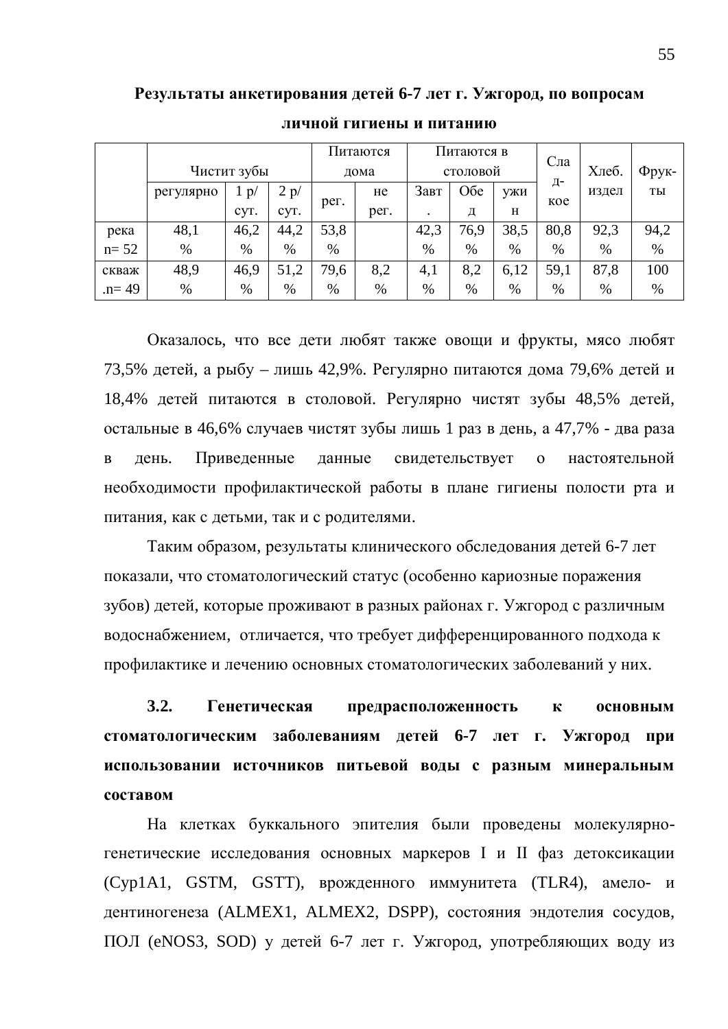**Результаты анкетирования детей 6-7 лет г. Ужгород, по вопросам личной гигиены и питанию**

| | Чистит зубы | | | Питаются дома | | Питаются в столовой | | | Сла д-кое | Хлеб. издел | Фрук-ты |
|---|---|---|---|---|---|---|---|---|---|---|---|
| | регулярно | 1 р/ сут. | 2 р/ сут. | рег. | не рег. | Завт. | Обед | ужин | | | |
| река n= 52 | 48,1 % | 46,2 % | 44,2 % | 53,8 % | | 42,3 % | 76,9 % | 38,5 % | 80,8 % | 92,3 % | 94,2 % |
| скваж .n= 49 | 48,9 % | 46,9 % | 51,2 % | 79,6 % | 8,2 % | 4,1 % | 8,2 % | 6,12 % | 59,1 % | 87,8 % | 100 % |

Оказалось, что все дети любят также овощи и фрукты, мясо любят 73,5% детей, а рыбу – лишь 42,9%. Регулярно питаются дома 79,6% детей и 18,4% детей питаются в столовой. Регулярно чистят зубы 48,5% детей, остальные в 46,6% случаев чистят зубы лишь 1 раз в день, а 47,7% - два раза в день. Приведенные данные свидетельствует о настоятельной необходимости профилактической работы в плане гигиены полости рта и питания, как с детьми, так и с родителями.

Таким образом, результаты клинического обследования детей 6-7 лет показали, что стоматологический статус (особенно кариозные поражения зубов) детей, которые проживают в разных районах г. Ужгород с различным водоснабжением, отличается, что требует дифференцированного подхода к профилактике и лечению основных стоматологических заболеваний у них.

### 3.2. Генетическая предрасположенность к основным стоматологическим заболеваниям детей 6-7 лет г. Ужгород при использовании источников питьевой воды с разным минеральным составом

На клетках буккального эпителия были проведены молекулярно-генетические исследования основных маркеров I и II фаз детоксикации (Cyp1A1, GSTM, GSTT), врожденного иммунитета (TLR4), амело- и дентиногенеза (ALMEX1, ALMEX2, DSPP), состояния эндотелия сосудов, ПОЛ (eNOS3, SOD) у детей 6-7 лет г. Ужгород, употребляющих воду из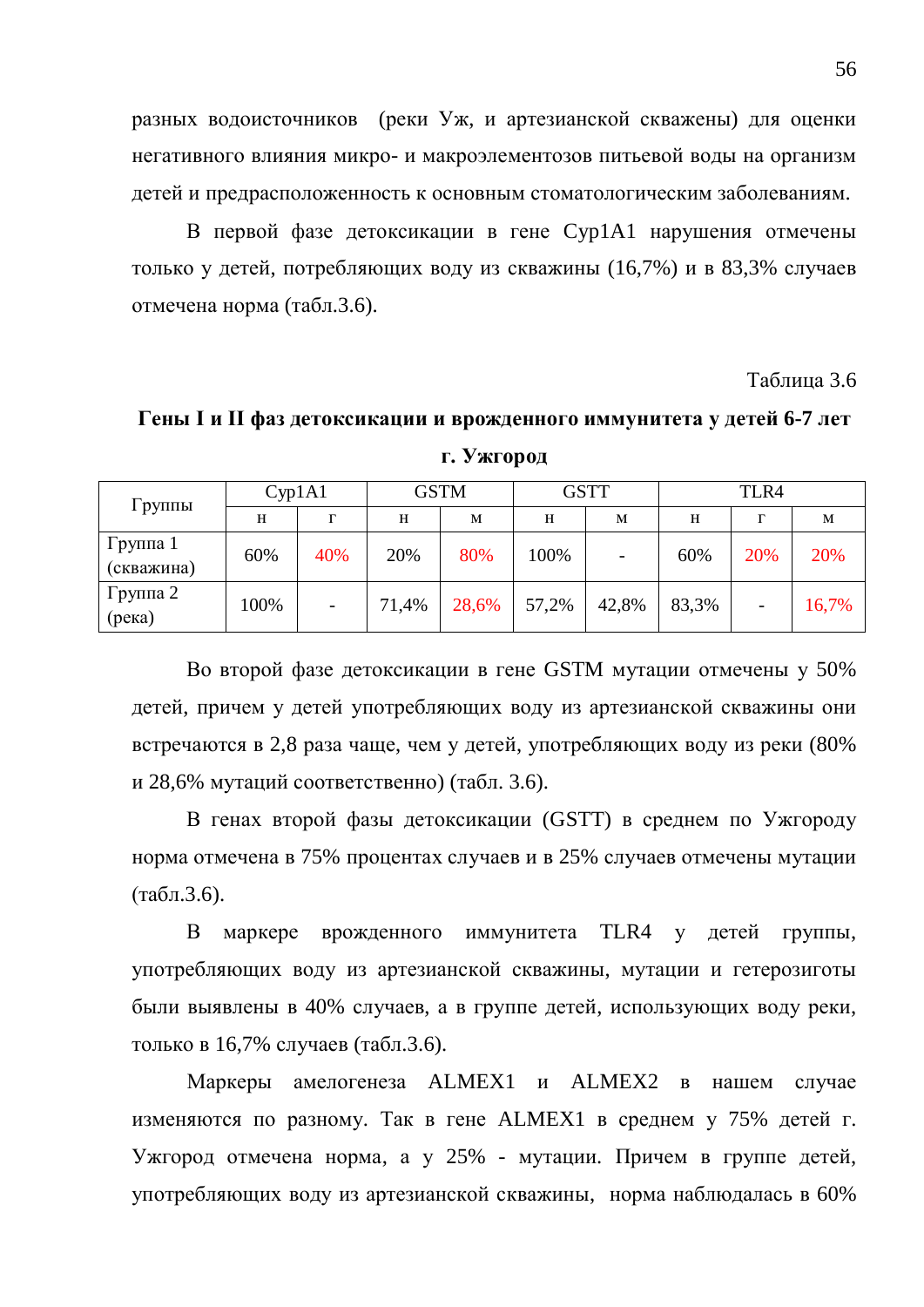разных водоисточников (реки Уж, и артезианской скважены) для оценки негативного влияния микро- и макроэлементозов питьевой воды на организм детей и предрасположенность к основным стоматологическим заболеваниям.

В первой фазе детоксикации в гене Cyp1A1 нарушения отмечены только у детей, потребляющих воду из скважины (16,7%) и в 83,3% случаев отмечена норма (табл.3.6).

Таблица 3.6

**Гены I и II фаз детоксикации и врожденного иммунитета у детей 6-7 лет г. Ужгород**

| Группы | Cyp1A1 | | GSTM | | GSTT | | TLR4 | | |
|---|---|---|---|---|---|---|---|---|---|
| | н | г | н | м | н | м | н | г | м |
| Группа 1 (скважина) | 60% | 40% | 20% | 80% | 100% | - | 60% | 20% | 20% |
| Группа 2 (река) | 100% | - | 71,4% | 28,6% | 57,2% | 42,8% | 83,3% | - | 16,7% |

Во второй фазе детоксикации в гене GSTM мутации отмечены у 50% детей, причем у детей употребляющих воду из артезианской скважины они встречаются в 2,8 раза чаще, чем у детей, употребляющих воду из реки (80% и 28,6% мутаций соответственно) (табл. 3.6).

В генах второй фазы детоксикации (GSTT) в среднем по Ужгороду норма отмечена в 75% процентах случаев и в 25% случаев отмечены мутации (табл.3.6).

В маркере врожденного иммунитета TLR4 у детей группы, употребляющих воду из артезианской скважины, мутации и гетерозиготы были выявлены в 40% случаев, а в группе детей, использующих воду реки, только в 16,7% случаев (табл.3.6).

Маркеры амелогенеза ALMEX1 и ALMEX2 в нашем случае изменяются по разному. Так в гене ALMEX1 в среднем у 75% детей г. Ужгород отмечена норма, а у 25% - мутации. Причем в группе детей, употребляющих воду из артезианской скважины, норма наблюдалась в 60%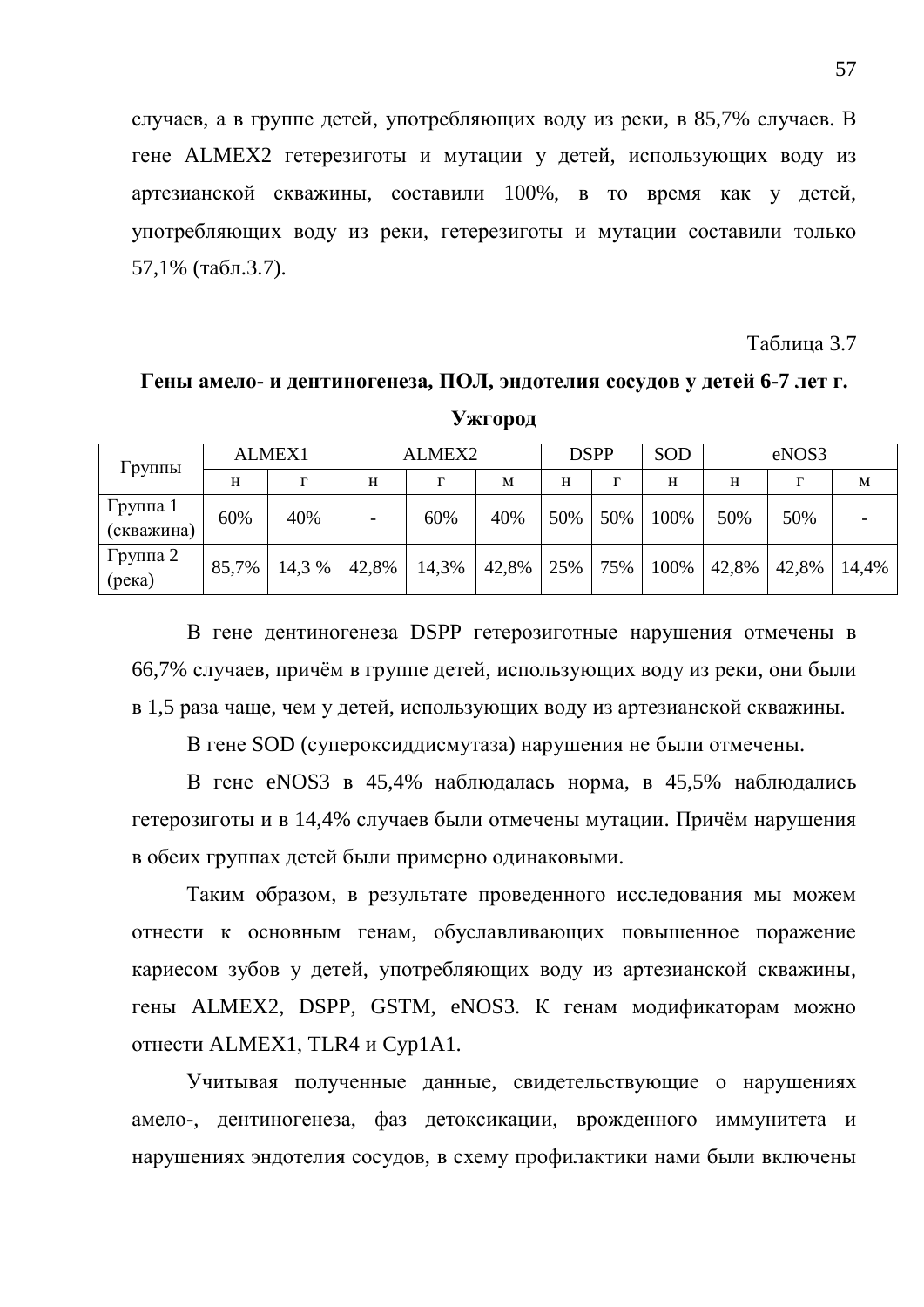случаев, а в группе детей, употребляющих воду из реки, в 85,7% случаев. В гене ALMEX2 гетерезиготы и мутации у детей, использующих воду из артезианской скважины, составили 100%, в то время как у детей, употребляющих воду из реки, гетерезиготы и мутации составили только 57,1% (табл.3.7).

Таблица 3.7

**Гены амело- и дентиногенеза, ПОЛ, эндотелия сосудов у детей 6-7 лет г. Ужгород**

| Группы | ALMEX1 | | ALMEX2 | | | DSPP | | SOD | eNOS3 | | |
|---|---|---|---|---|---|---|---|---|---|---|---|
| | н | г | н | г | м | н | г | н | н | г | м |
| Группа 1 (скважина) | 60% | 40% | - | 60% | 40% | 50% | 50% | 100% | 50% | 50% | - |
| Группа 2 (река) | 85,7% | 14,3 % | 42,8% | 14,3% | 42,8% | 25% | 75% | 100% | 42,8% | 42,8% | 14,4% |

В гене дентиногенеза DSPP гетерозиготные нарушения отмечены в 66,7% случаев, причём в группе детей, использующих воду из реки, они были в 1,5 раза чаще, чем у детей, использующих воду из артезианской скважины.

В гене SOD (супероксиддисмутаза) нарушения не были отмечены.

В гене eNOS3 в 45,4% наблюдалась норма, в 45,5% наблюдались гетерозиготы и в 14,4% случаев были отмечены мутации. Причём нарушения в обеих группах детей были примерно одинаковыми.

Таким образом, в результате проведенного исследования мы можем отнести к основным генам, обуславливающих повышенное поражение кариесом зубов у детей, употребляющих воду из артезианской скважины, гены ALMEX2, DSPP, GSTM, eNOS3. К генам модификаторам можно отнести ALMEX1, TLR4 и Cyp1A1.

Учитывая полученные данные, свидетельствующие о нарушениях амело-, дентиногенеза, фаз детоксикации, врожденного иммунитета и нарушениях эндотелия сосудов, в схему профилактики нами были включены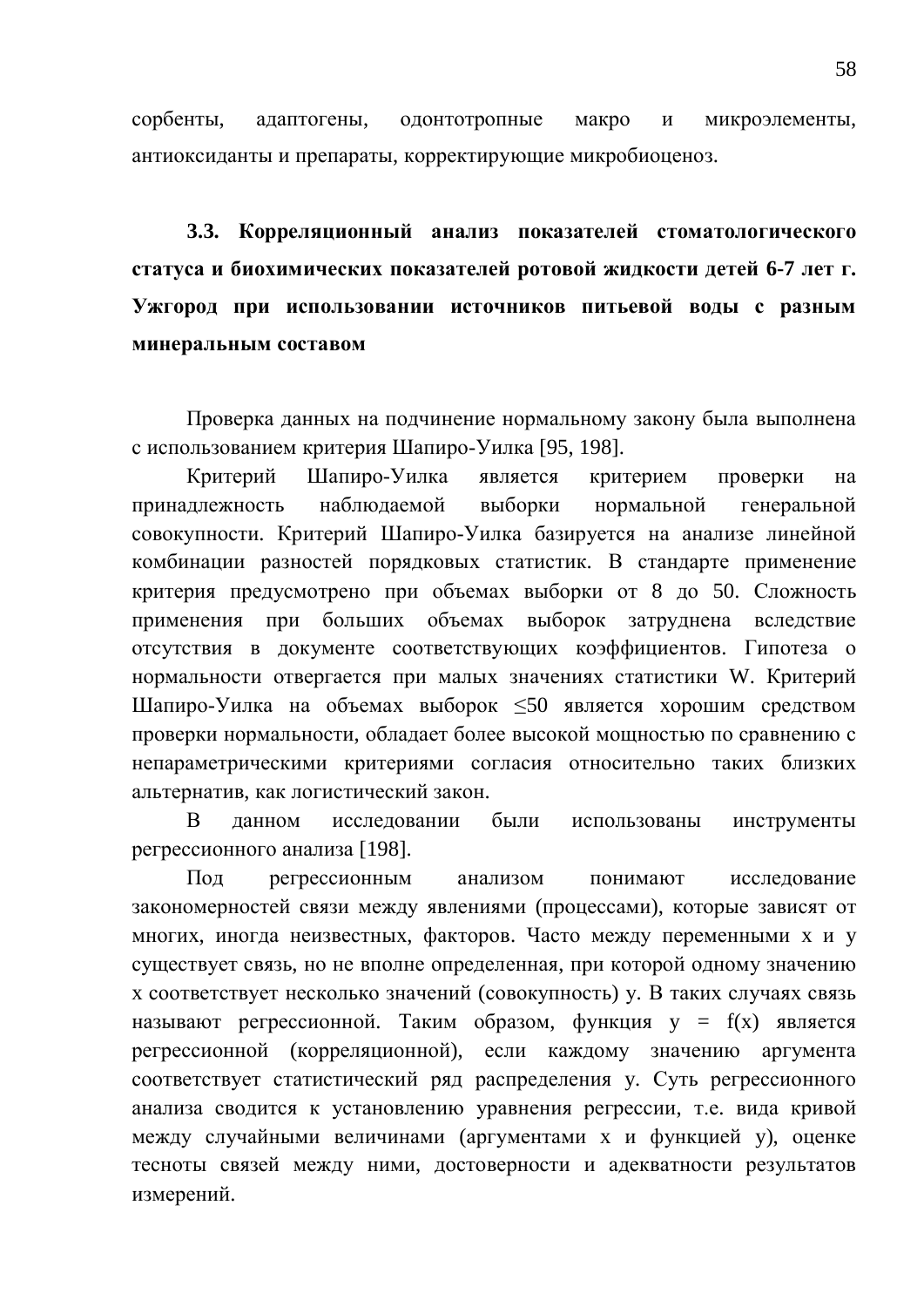сорбенты, адаптогены, одонтотропные макро и микроэлементы, антиоксиданты и препараты, корректирующие микробиоценоз.

### 3.3. Корреляционный анализ показателей стоматологического статуса и биохимических показателей ротовой жидкости детей 6-7 лет г. Ужгород при использовании источников питьевой воды с разным минеральным составом

Проверка данных на подчинение нормальному закону была выполнена с использованием критерия Шапиро-Уилка [95, 198].

Критерий Шапиро-Уилка является критерием проверки на принадлежность наблюдаемой выборки нормальной генеральной совокупности. Критерий Шапиро-Уилка базируется на анализе линейной комбинации разностей порядковых статистик. В стандарте применение критерия предусмотрено при объемах выборки от 8 до 50. Сложность применения при больших объемах выборок затруднена вследствие отсутствия в документе соответствующих коэффициентов. Гипотеза о нормальности отвергается при малых значениях статистики W. Критерий Шапиро-Уилка на объемах выборок $\leq 50$ является хорошим средством проверки нормальности, обладает более высокой мощностью по сравнению с непараметрическими критериями согласия относительно таких близких альтернатив, как логистический закон.

В данном исследовании были использованы инструменты регрессионного анализа [198].

Под регрессионным анализом понимают исследование закономерностей связи между явлениями (процессами), которые зависят от многих, иногда неизвестных, факторов. Часто между переменными x и y существует связь, но не вполне определенная, при которой одному значению x соответствует несколько значений (совокупность) y. В таких случаях связь называют регрессионной. Таким образом, функция $y = f(x)$ является регрессионной (корреляционной), если каждому значению аргумента соответствует статистический ряд распределения y. Суть регрессионного анализа сводится к установлению уравнения регрессии, т.е. вида кривой между случайными величинами (аргументами x и функцией y), оценке тесноты связей между ними, достоверности и адекватности результатов измерений.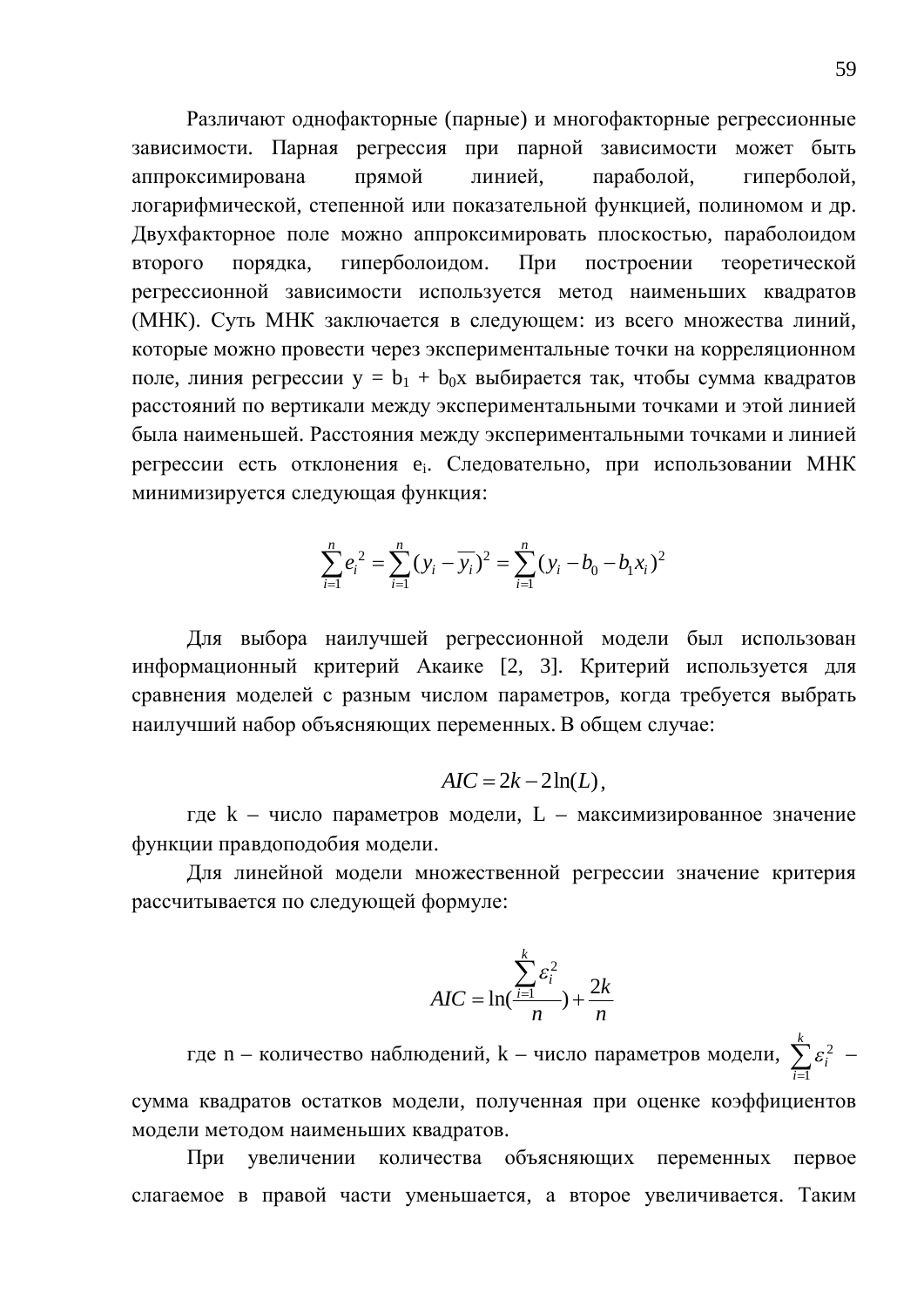Различают однофакторные (парные) и многофакторные регрессионные зависимости. Парная регрессия при парной зависимости может быть аппроксимирована прямой линией, параболой, гиперболой, логарифмической, степенной или показательной функцией, полиномом и др. Двухфакторное поле можно аппроксимировать плоскостью, параболоидом второго порядка, гиперболоидом. При построении теоретической регрессионной зависимости используется метод наименьших квадратов (МНК). Суть МНК заключается в следующем: из всего множества линий, которые можно провести через экспериментальные точки на корреляционном поле, линия регрессии $y = b_1 + b_0x$ выбирается так, чтобы сумма квадратов расстояний по вертикали между экспериментальными точками и этой линией была наименьшей. Расстояния между экспериментальными точками и линией регрессии есть отклонения $e_i$. Следовательно, при использовании МНК минимизируется следующая функция:

$$\sum_{i=1}^{n} e_i^2 = \sum_{i=1}^{n} (y_i - \overline{y_i})^2 = \sum_{i=1}^{n} (y_i - b_0 - b_1 x_i)^2$$

Для выбора наилучшей регрессионной модели был использован информационный критерий Акаике [2, 3]. Критерий используется для сравнения моделей с разным числом параметров, когда требуется выбрать наилучший набор объясняющих переменных. В общем случае:

$$AIC = 2k - 2\ln(L),$$

где k – число параметров модели, L – максимизированное значение функции правдоподобия модели.

Для линейной модели множественной регрессии значение критерия рассчитывается по следующей формуле:

$$AIC = \ln\left(\frac{\sum_{i=1}^{k} \varepsilon_i^2}{n}\right) + \frac{2k}{n}$$

где n – количество наблюдений, k – число параметров модели, $\sum_{i=1}^{k} \varepsilon_i^2$ – сумма квадратов остатков модели, полученная при оценке коэффициентов модели методом наименьших квадратов.

При увеличении количества объясняющих переменных первое слагаемое в правой части уменьшается, а второе увеличивается. Таким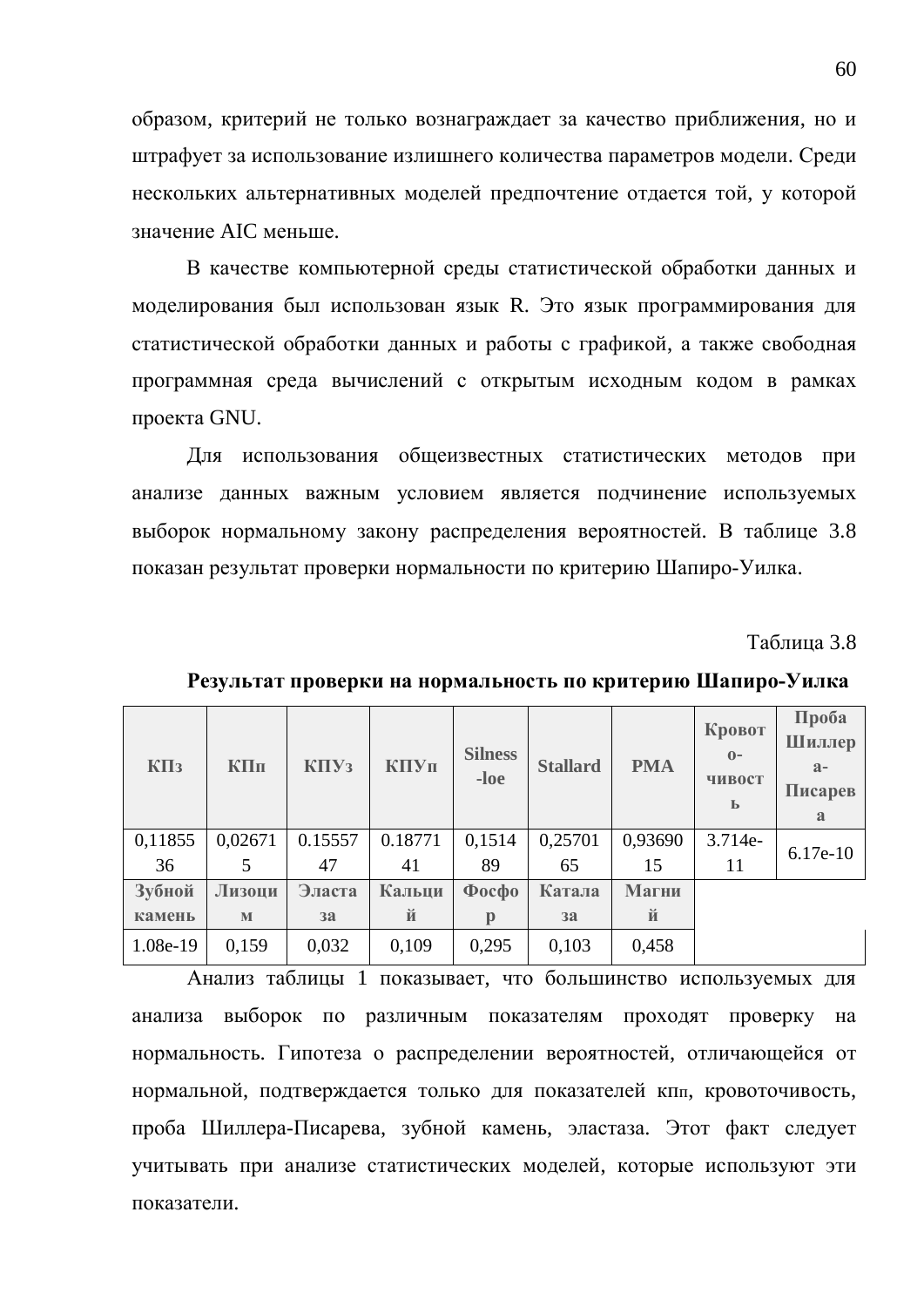образом, критерий не только вознаграждает за качество приближения, но и штрафует за использование излишнего количества параметров модели. Среди нескольких альтернативных моделей предпочтение отдается той, у которой значение AIC меньше.

В качестве компьютерной среды статистической обработки данных и моделирования был использован язык R. Это язык программирования для статистической обработки данных и работы с графикой, а также свободная программная среда вычислений с открытым исходным кодом в рамках проекта GNU.

Для использования общеизвестных статистических методов при анализе данных важным условием является подчинение используемых выборок нормальному закону распределения вероятностей. В таблице 3.8 показан результат проверки нормальности по критерию Шапиро-Уилка.

Таблица 3.8

**Результат проверки на нормальность по критерию Шапиро-Уилка**

| КПз | КПп | КПУз | КПУп | Silness-loe | Stallard | PMA | Кровоточивость | Проба Шиллера-Писарева |
|---|---|---|---|---|---|---|---|---|
| 0,1185536 | 0,026715 | 0.1555747 | 0.1877141 | 0,151489 | 0,2570165 | 0,9369015 | 3.714e-11 | 6.17e-10 |
| **Зубной камень** | **Лизоцим** | **Эластаза** | **Кальций** | **Фосфор** | **Каталаза** | **Магний** | | |
| 1.08e-19 | 0,159 | 0,032 | 0,109 | 0,295 | 0,103 | 0,458 | | |

Анализ таблицы 1 показывает, что большинство используемых для анализа выборок по различным показателям проходят проверку на нормальность. Гипотеза о распределении вероятностей, отличающейся от нормальной, подтверждается только для показателей кпп, кровоточивость, проба Шиллера-Писарева, зубной камень, эластаза. Этот факт следует учитывать при анализе статистических моделей, которые используют эти показатели.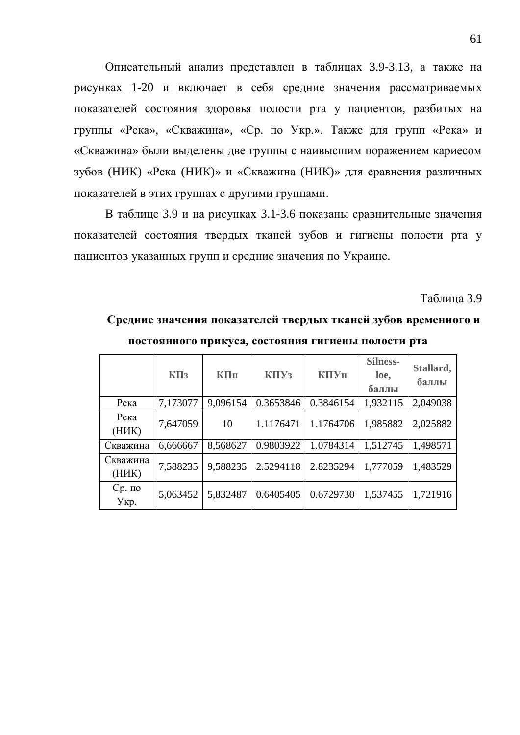Описательный анализ представлен в таблицах 3.9-3.13, а также на рисунках 1-20 и включает в себя средние значения рассматриваемых показателей состояния здоровья полости рта у пациентов, разбитых на группы «Река», «Скважина», «Ср. по Укр.». Также для групп «Река» и «Скважина» были выделены две группы с наивысшим поражением кариесом зубов (НИК) «Река (НИК)» и «Скважина (НИК)» для сравнения различных показателей в этих группах с другими группами.

В таблице 3.9 и на рисунках 3.1-3.6 показаны сравнительные значения показателей состояния твердых тканей зубов и гигиены полости рта у пациентов указанных групп и средние значения по Украине.

Таблица 3.9

**Средние значения показателей твердых тканей зубов временного и постоянного прикуса, состояния гигиены полости рта**

| | **КПз** | **КПп** | **КПУз** | **КПУп** | **Silness-loe, баллы** | **Stallard, баллы** |
|---|---|---|---|---|---|---|
| Река | 7,173077 | 9,096154 | 0.3653846 | 0.3846154 | 1,932115 | 2,049038 |
| Река (НИК) | 7,647059 | 10 | 1.1176471 | 1.1764706 | 1,985882 | 2,025882 |
| Скважина | 6,666667 | 8,568627 | 0.9803922 | 1.0784314 | 1,512745 | 1,498571 |
| Скважина (НИК) | 7,588235 | 9,588235 | 2.5294118 | 2.8235294 | 1,777059 | 1,483529 |
| Ср. по Укр. | 5,063452 | 5,832487 | 0.6405405 | 0.6729730 | 1,537455 | 1,721916 |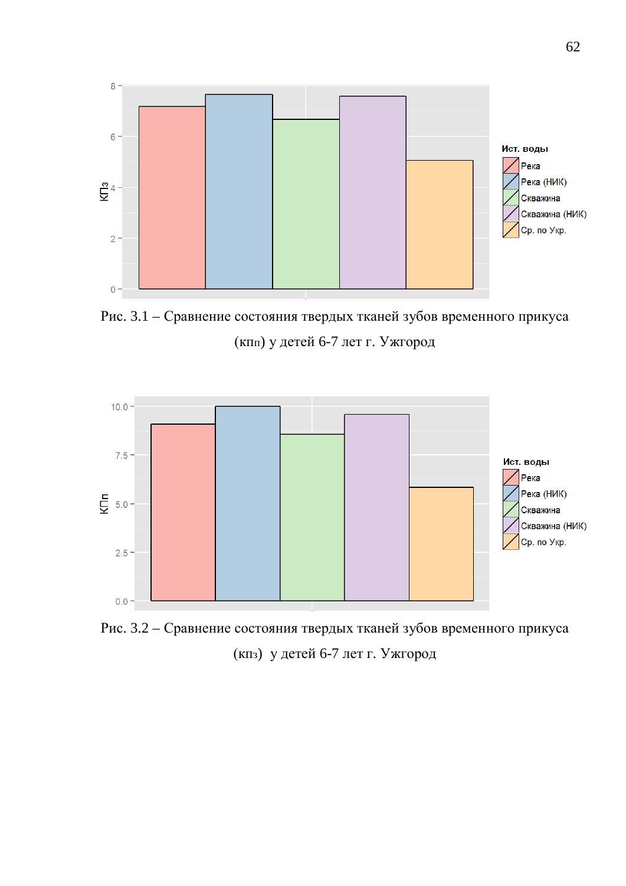Рис. 3.1 – Сравнение состояния твердых тканей зубов временного прикуса (кпп) у детей 6-7 лет г. Ужгород

Рис. 3.2 – Сравнение состояния твердых тканей зубов временного прикуса (кпз) у детей 6-7 лет г. Ужгород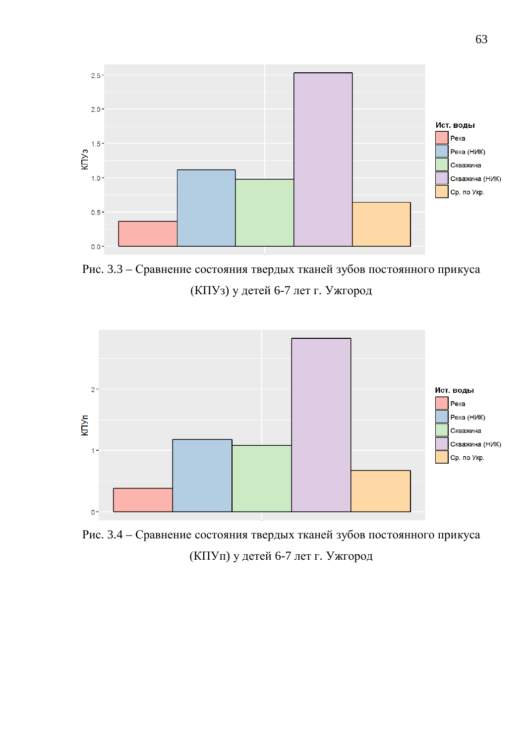Рис. 3.3 – Сравнение состояния твердых тканей зубов постоянного прикуса (КПУз) у детей 6-7 лет г. Ужгород

Рис. 3.4 – Сравнение состояния твердых тканей зубов постоянного прикуса (КПУп) у детей 6-7 лет г. Ужгород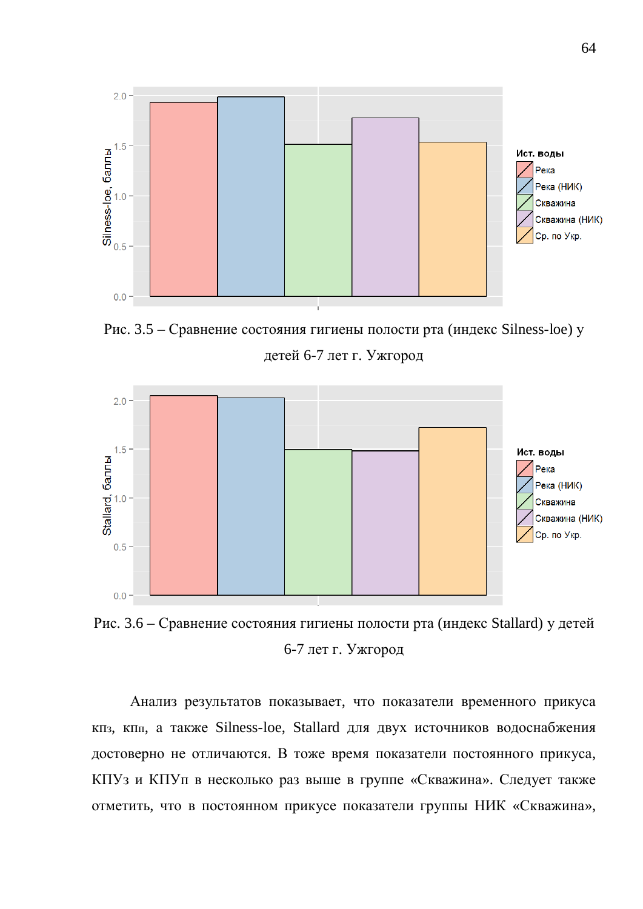Рис. 3.5 – Сравнение состояния гигиены полости рта (индекс Silness-loe) у детей 6-7 лет г. Ужгород

Рис. 3.6 – Сравнение состояния гигиены полости рта (индекс Stallard) у детей 6-7 лет г. Ужгород

Анализ результатов показывает, что показатели временного прикуса кпз, кпп, а также Silness-loe, Stallard для двух источников водоснабжения достоверно не отличаются. В тоже время показатели постоянного прикуса, КПУз и КПУп в несколько раз выше в группе «Скважина». Следует также отметить, что в постоянном прикусе показатели группы НИК «Скважина»,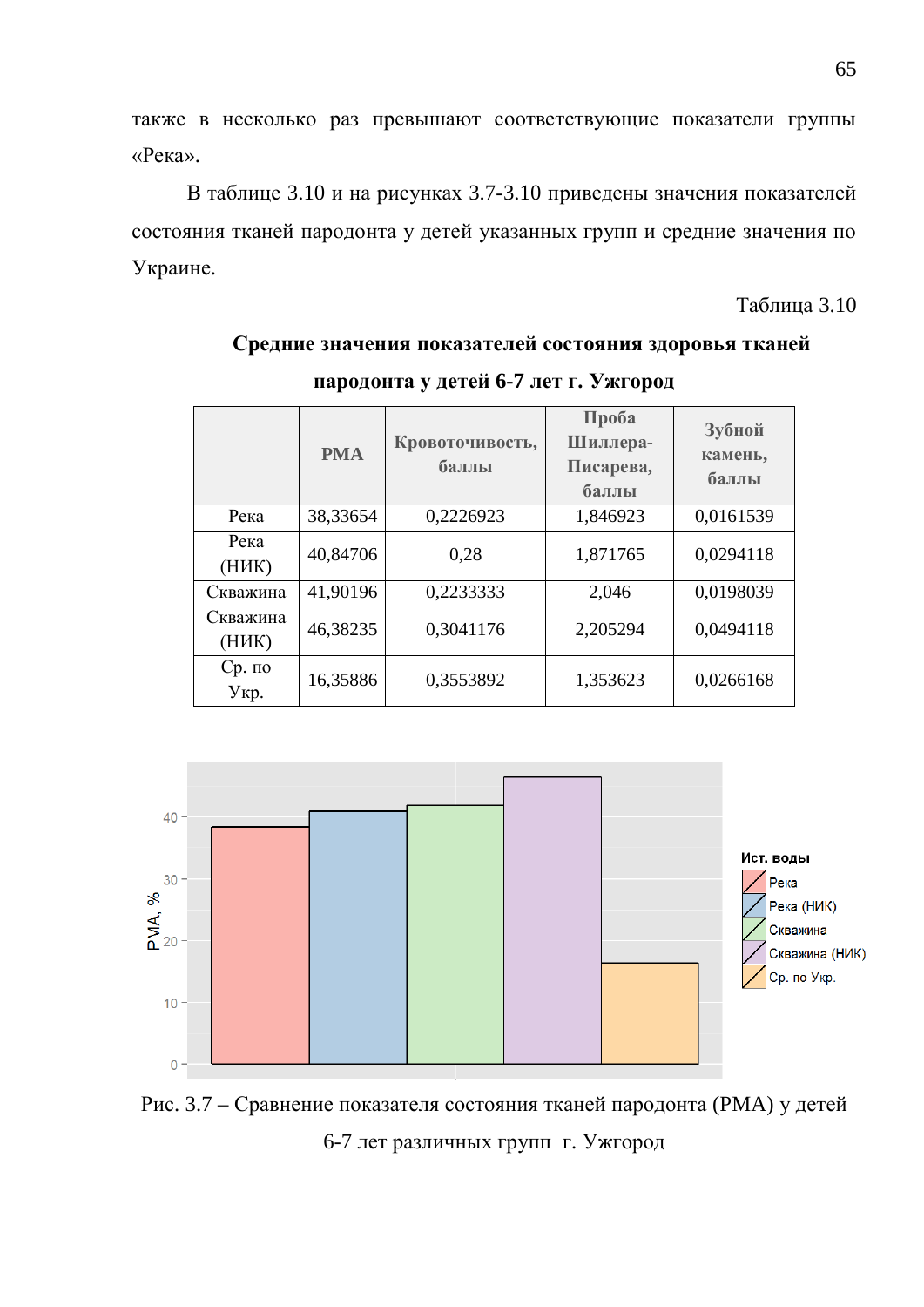также в несколько раз превышают соответствующие показатели группы «Река».

В таблице 3.10 и на рисунках 3.7-3.10 приведены значения показателей состояния тканей пародонта у детей указанных групп и средние значения по Украине.

Таблица 3.10

**Средние значения показателей состояния здоровья тканей пародонта у детей 6-7 лет г. Ужгород**

| | РМА | Кровоточивость, баллы | Проба Шиллера-Писарева, баллы | Зубной камень, баллы |
|---|---|---|---|---|
| Река | 38,33654 | 0,2226923 | 1,846923 | 0,0161539 |
| Река (НИК) | 40,84706 | 0,28 | 1,871765 | 0,0294118 |
| Скважина | 41,90196 | 0,2233333 | 2,046 | 0,0198039 |
| Скважина (НИК) | 46,38235 | 0,3041176 | 2,205294 | 0,0494118 |
| Ср. по Укр. | 16,35886 | 0,3553892 | 1,353623 | 0,0266168 |

Рис. 3.7 – Сравнение показателя состояния тканей пародонта (РМА) у детей 6-7 лет различных групп г. Ужгород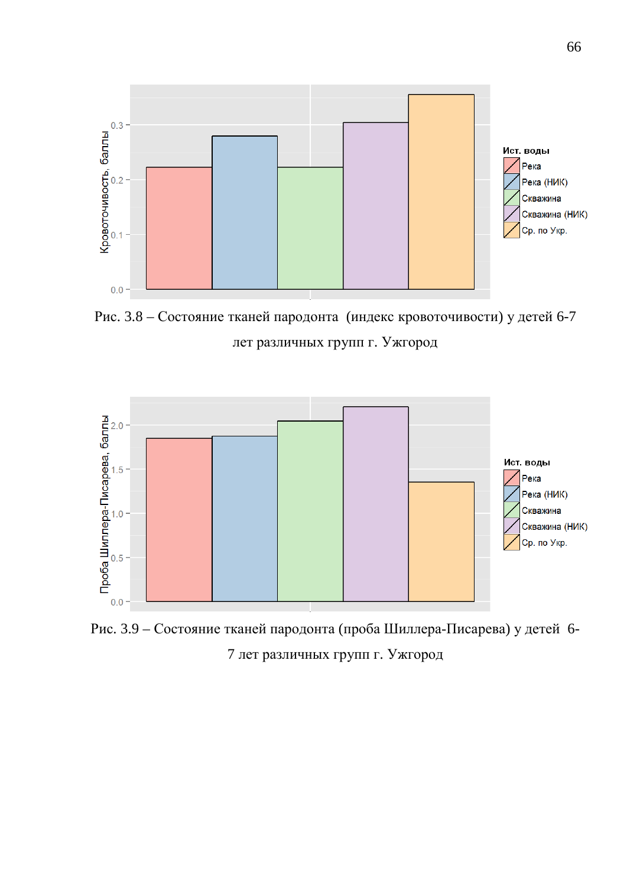Рис. 3.8 – Состояние тканей пародонта (индекс кровоточивости) у детей 6-7 лет различных групп г. Ужгород

Рис. 3.9 – Состояние тканей пародонта (проба Шиллера-Писарева) у детей 6-7 лет различных групп г. Ужгород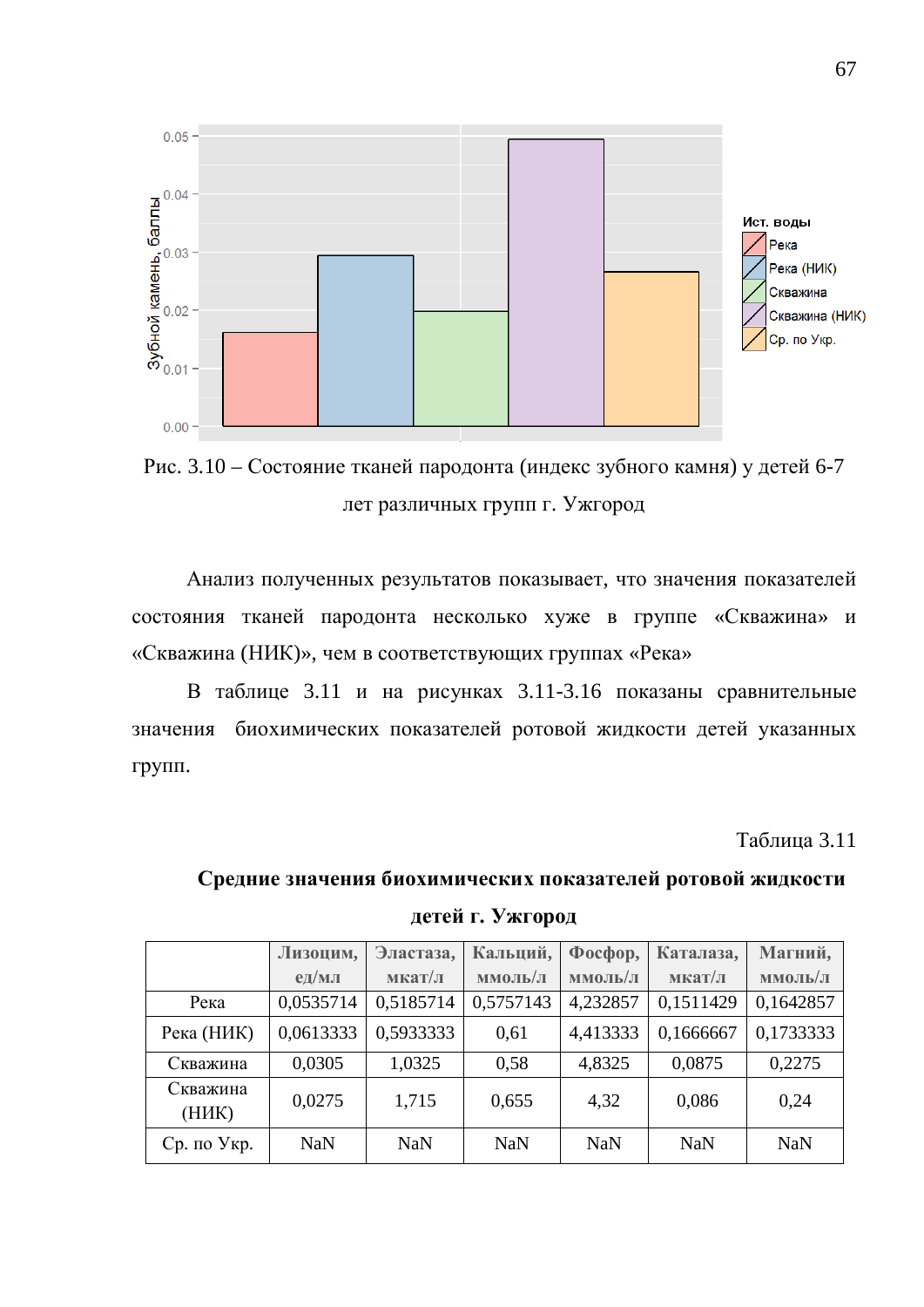Рис. 3.10 – Состояние тканей пародонта (индекс зубного камня) у детей 6-7 лет различных групп г. Ужгород

Анализ полученных результатов показывает, что значения показателей состояния тканей пародонта несколько хуже в группе «Скважина» и «Скважина (НИК)», чем в соответствующих группах «Река»

В таблице 3.11 и на рисунках 3.11-3.16 показаны сравнительные значения биохимических показателей ротовой жидкости детей указанных групп.

Таблица 3.11

**Средние значения биохимических показателей ротовой жидкости детей г. Ужгород**

| | Лизоцим, ед/мл | Эластаза, мкат/л | Кальций, ммоль/л | Фосфор, ммоль/л | Каталаза, мкат/л | Магний, ммоль/л |
|---|---|---|---|---|---|---|
| Река | 0,0535714 | 0,5185714 | 0,5757143 | 4,232857 | 0,1511429 | 0,1642857 |
| Река (НИК) | 0,0613333 | 0,5933333 | 0,61 | 4,413333 | 0,1666667 | 0,1733333 |
| Скважина | 0,0305 | 1,0325 | 0,58 | 4,8325 | 0,0875 | 0,2275 |
| Скважина (НИК) | 0,0275 | 1,715 | 0,655 | 4,32 | 0,086 | 0,24 |
| Ср. по Укр. | NaN | NaN | NaN | NaN | NaN | NaN |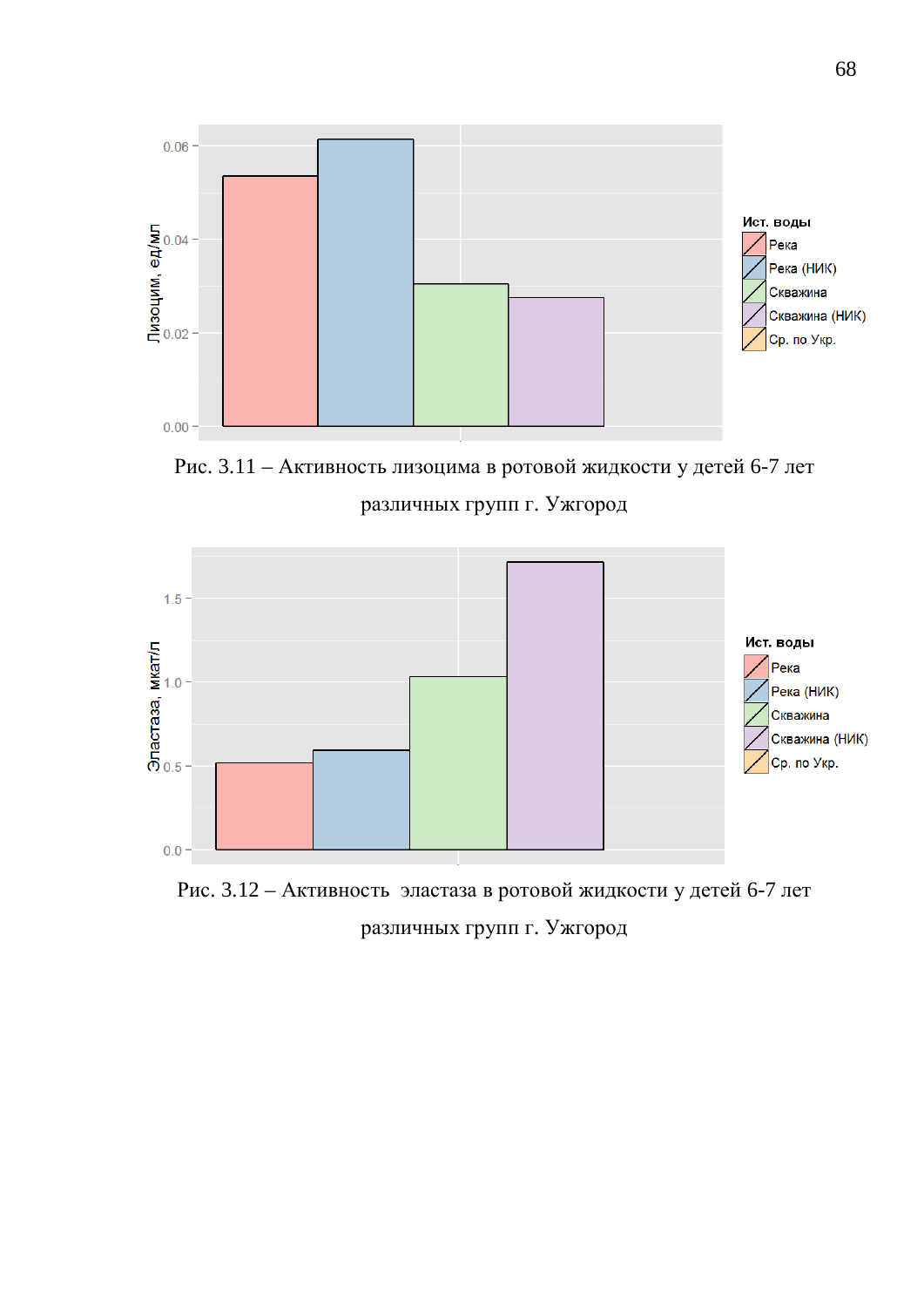Рис. 3.11 – Активность лизоцима в ротовой жидкости у детей 6-7 лет различных групп г. Ужгород

Рис. 3.12 – Активность эластаза в ротовой жидкости у детей 6-7 лет различных групп г. Ужгород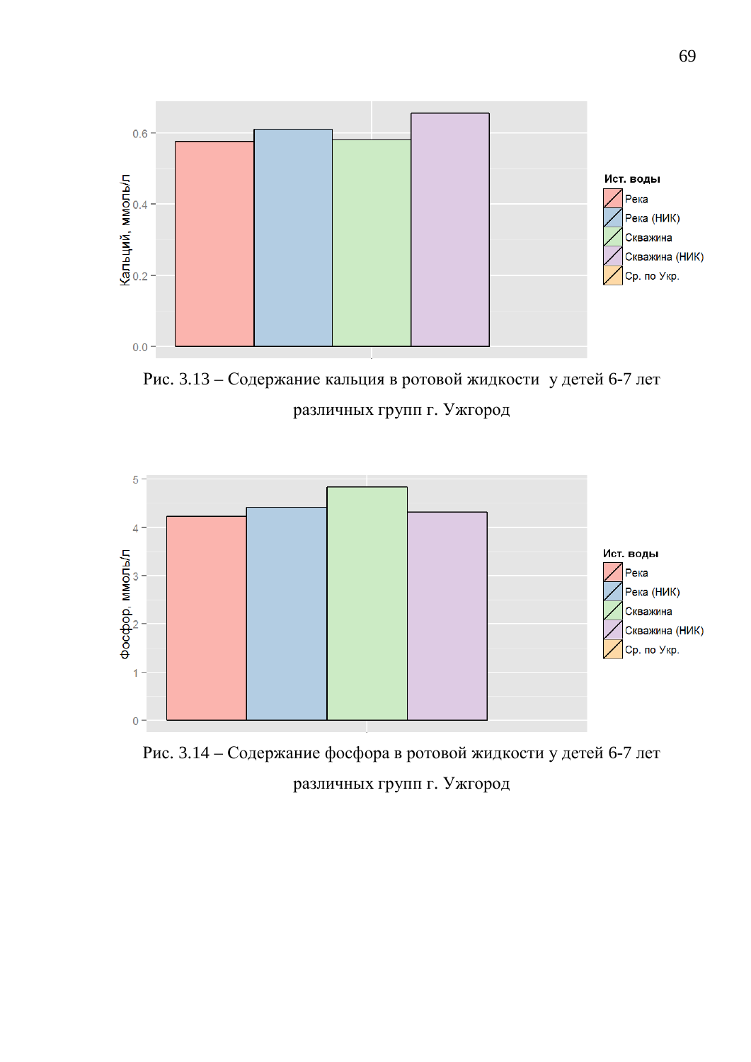Рис. 3.13 – Содержание кальция в ротовой жидкости у детей 6-7 лет различных групп г. Ужгород

Рис. 3.14 – Содержание фосфора в ротовой жидкости у детей 6-7 лет различных групп г. Ужгород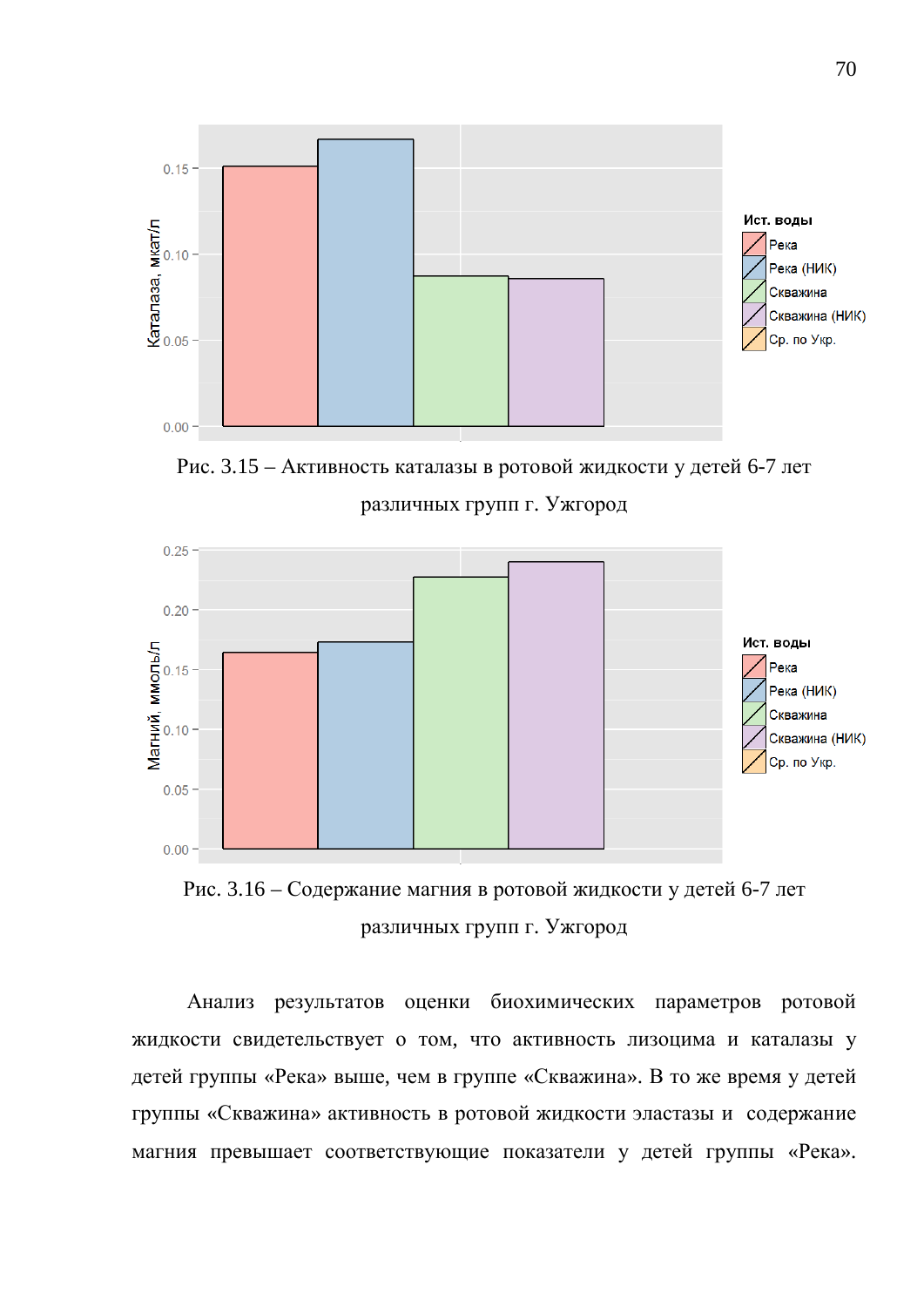Рис. 3.15 – Активность каталазы в ротовой жидкости у детей 6-7 лет различных групп г. Ужгород

Рис. 3.16 – Содержание магния в ротовой жидкости у детей 6-7 лет различных групп г. Ужгород

Анализ результатов оценки биохимических параметров ротовой жидкости свидетельствует о том, что активность лизоцима и каталазы у детей группы «Река» выше, чем в группе «Скважина». В то же время у детей группы «Скважина» активность в ротовой жидкости эластазы и содержание магния превышает соответствующие показатели у детей группы «Река».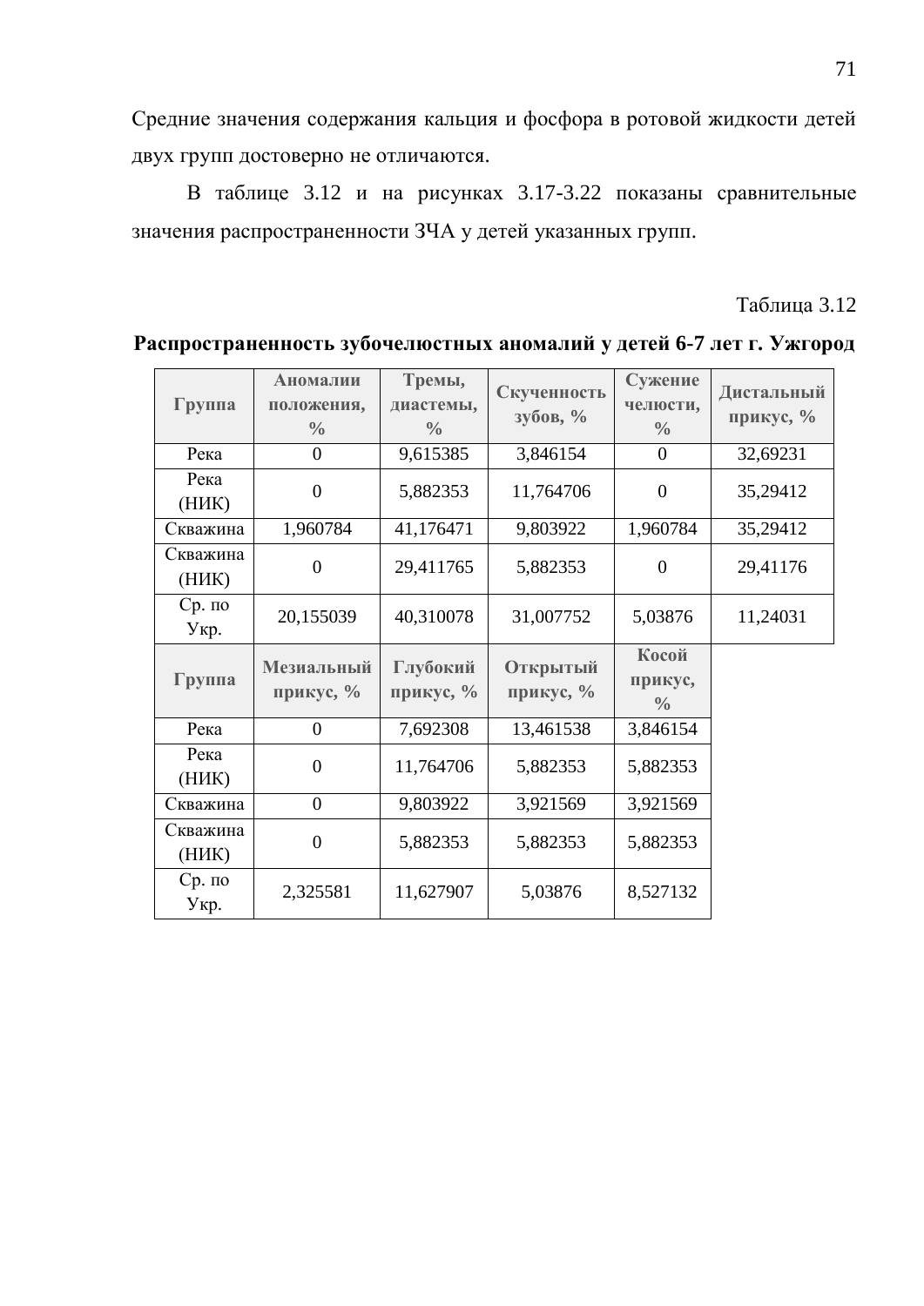Средние значения содержания кальция и фосфора в ротовой жидкости детей двух групп достоверно не отличаются.

В таблице 3.12 и на рисунках 3.17-3.22 показаны сравнительные значения распространенности ЗЧА у детей указанных групп.

Таблица 3.12

**Распространенность зубочелюстных аномалий у детей 6-7 лет г. Ужгород**

| Группа | Аномалии положения, % | Тремы, диастемы, % | Скученность зубов, % | Сужение челюсти, % | Дистальный прикус, % |
|---|---|---|---|---|---|
| Река | 0 | 9,615385 | 3,846154 | 0 | 32,69231 |
| Река (НИК) | 0 | 5,882353 | 11,764706 | 0 | 35,29412 |
| Скважина | 1,960784 | 41,176471 | 9,803922 | 1,960784 | 35,29412 |
| Скважина (НИК) | 0 | 29,411765 | 5,882353 | 0 | 29,41176 |
| Ср. по Укр. | 20,155039 | 40,310078 | 31,007752 | 5,03876 | 11,24031 |
| **Группа** | **Мезиальный прикус, %** | **Глубокий прикус, %** | **Открытый прикус, %** | **Косой прикус, %** | |
| Река | 0 | 7,692308 | 13,461538 | 3,846154 | |
| Река (НИК) | 0 | 11,764706 | 5,882353 | 5,882353 | |
| Скважина | 0 | 9,803922 | 3,921569 | 3,921569 | |
| Скважина (НИК) | 0 | 5,882353 | 5,882353 | 5,882353 | |
| Ср. по Укр. | 2,325581 | 11,627907 | 5,03876 | 8,527132 | |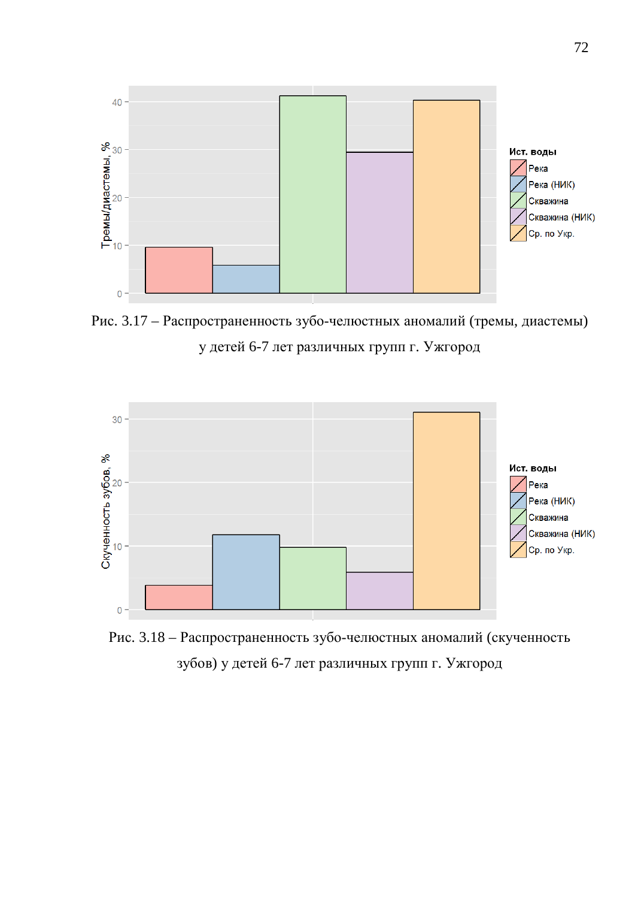Рис. 3.17 – Распространенность зубо-челюстных аномалий (тремы, диастемы) у детей 6-7 лет различных групп г. Ужгород

Рис. 3.18 – Распространенность зубо-челюстных аномалий (скученность зубов) у детей 6-7 лет различных групп г. Ужгород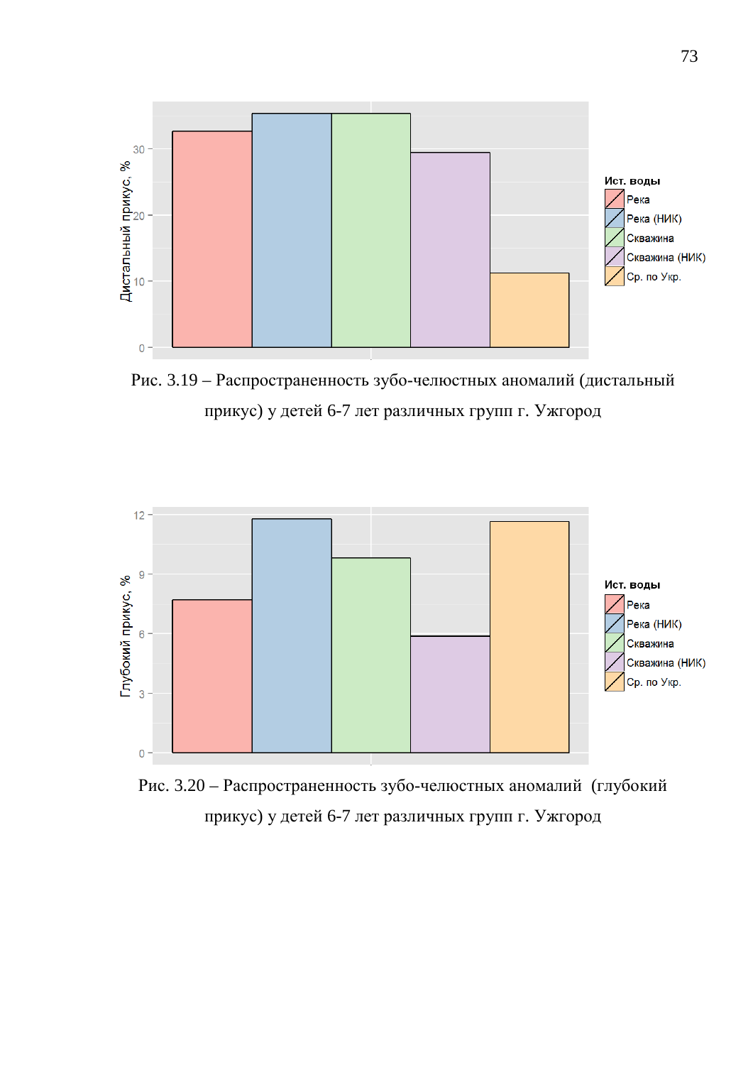Рис. 3.19 – Распространенность зубо-челюстных аномалий (дистальный прикус) у детей 6-7 лет различных групп г. Ужгород

Рис. 3.20 – Распространенность зубо-челюстных аномалий (глубокий прикус) у детей 6-7 лет различных групп г. Ужгород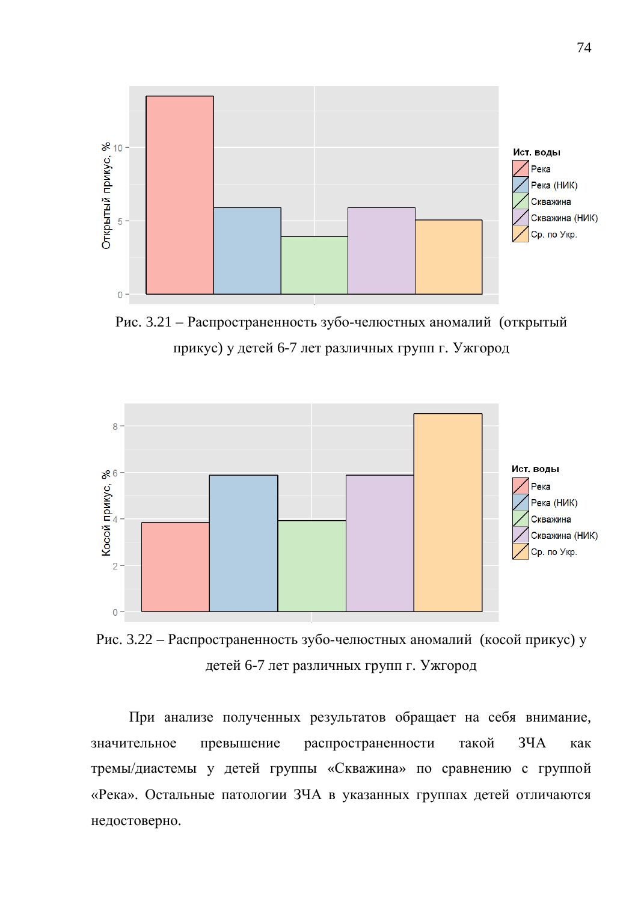Рис. 3.21 – Распространенность зубо-челюстных аномалий (открытый прикус) у детей 6-7 лет различных групп г. Ужгород

Рис. 3.22 – Распространенность зубо-челюстных аномалий (косой прикус) у детей 6-7 лет различных групп г. Ужгород

При анализе полученных результатов обращает на себя внимание, значительное превышение распространенности такой ЗЧА как тремы/диастемы у детей группы «Скважина» по сравнению с группой «Река». Остальные патологии ЗЧА в указанных группах детей отличаются недостоверно.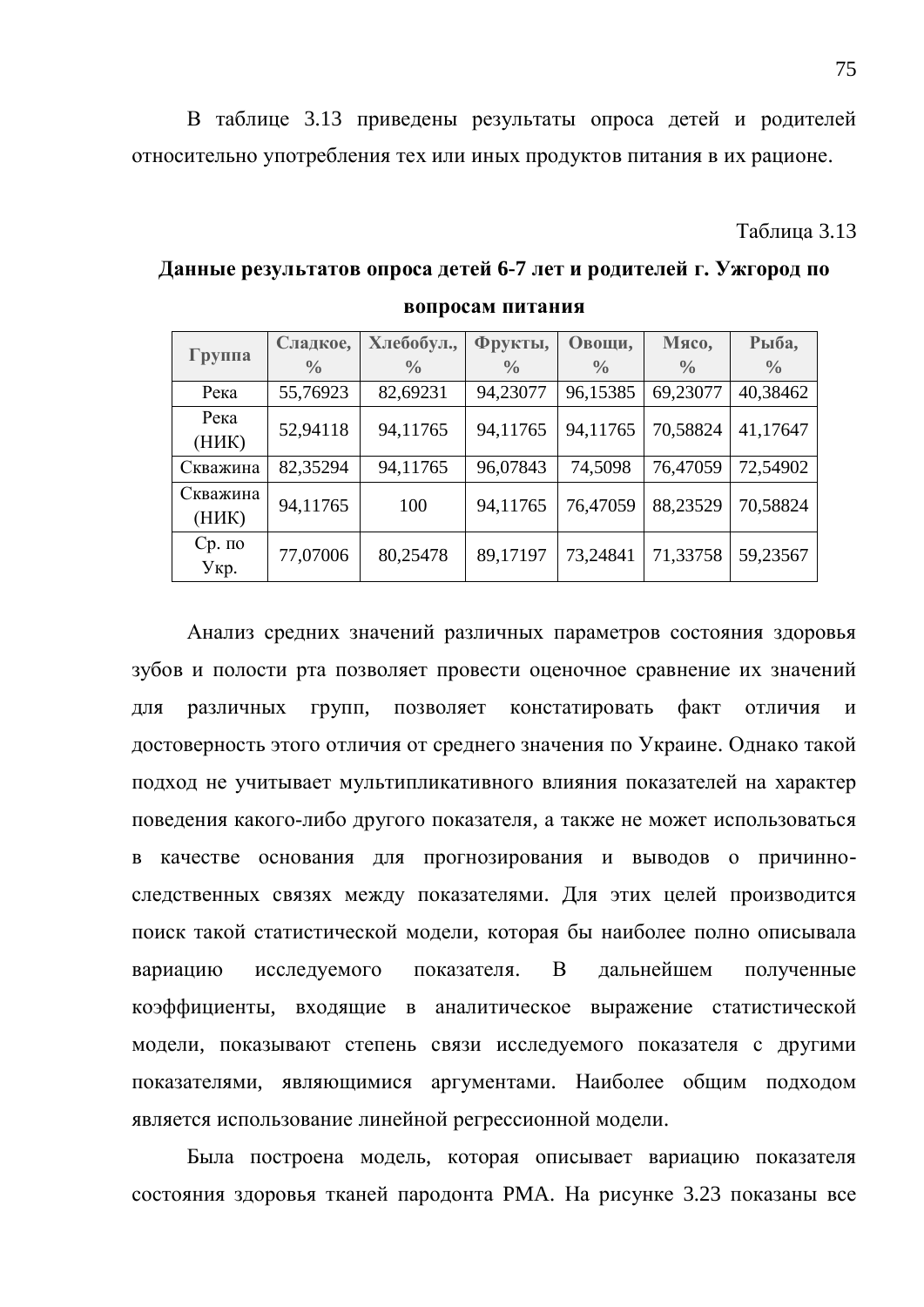В таблице 3.13 приведены результаты опроса детей и родителей относительно употребления тех или иных продуктов питания в их рационе.

Таблица 3.13

**Данные результатов опроса детей 6-7 лет и родителей г. Ужгород по вопросам питания**

| Группа | Сладкое, % | Хлебобул., % | Фрукты, % | Овощи, % | Мясо, % | Рыба, % |
|---|---|---|---|---|---|---|
| Река | 55,76923 | 82,69231 | 94,23077 | 96,15385 | 69,23077 | 40,38462 |
| Река (НИК) | 52,94118 | 94,11765 | 94,11765 | 94,11765 | 70,58824 | 41,17647 |
| Скважина | 82,35294 | 94,11765 | 96,07843 | 74,5098 | 76,47059 | 72,54902 |
| Скважина (НИК) | 94,11765 | 100 | 94,11765 | 76,47059 | 88,23529 | 70,58824 |
| Ср. по Укр. | 77,07006 | 80,25478 | 89,17197 | 73,24841 | 71,33758 | 59,23567 |

Анализ средних значений различных параметров состояния здоровья зубов и полости рта позволяет провести оценочное сравнение их значений для различных групп, позволяет констатировать факт отличия и достоверность этого отличия от среднего значения по Украине. Однако такой подход не учитывает мультипликативного влияния показателей на характер поведения какого-либо другого показателя, а также не может использоваться в качестве основания для прогнозирования и выводов о причинно-следственных связях между показателями. Для этих целей производится поиск такой статистической модели, которая бы наиболее полно описывала вариацию исследуемого показателя. В дальнейшем полученные коэффициенты, входящие в аналитическое выражение статистической модели, показывают степень связи исследуемого показателя с другими показателями, являющимися аргументами. Наиболее общим подходом является использование линейной регрессионной модели.

Была построена модель, которая описывает вариацию показателя состояния здоровья тканей пародонта РМА. На рисунке 3.23 показаны все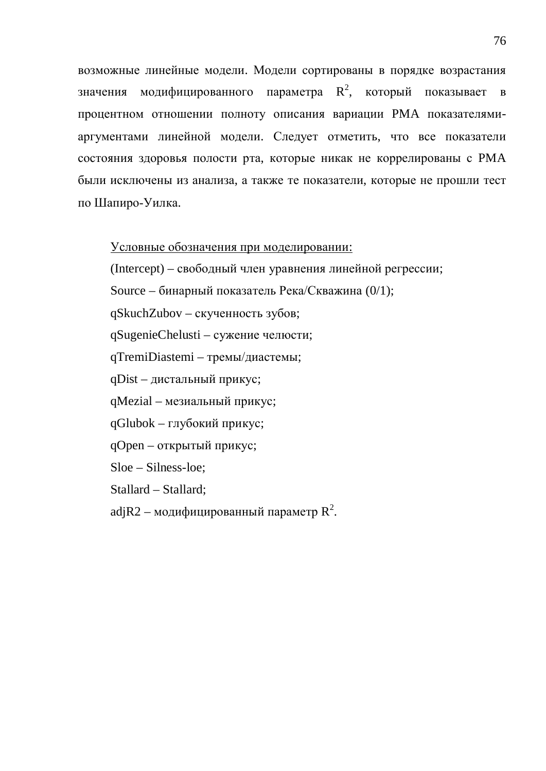возможные линейные модели. Модели сортированы в порядке возрастания значения модифицированного параметра $R^2$, который показывает в процентном отношении полноту описания вариации РМА показателями-аргументами линейной модели. Следует отметить, что все показатели состояния здоровья полости рта, которые никак не коррелированы с РМА были исключены из анализа, а также те показатели, которые не прошли тест по Шапиро-Уилка.

<u>Условные обозначения при моделировании:</u>

(Intercept) – свободный член уравнения линейной регрессии;

Source – бинарный показатель Река/Скважина (0/1);

qSkuchZubov – скученность зубов;

qSugenieChelusti – сужение челюсти;

qTremiDiastemi – тремы/диастемы;

qDist – дистальный прикус;

qMezial – мезиальный прикус;

qGlubok – глубокий прикус;

qOpen – открытый прикус;

Sloe – Silness-loe;

Stallard – Stallard;

adjR2 – модифицированный параметр $R^2$.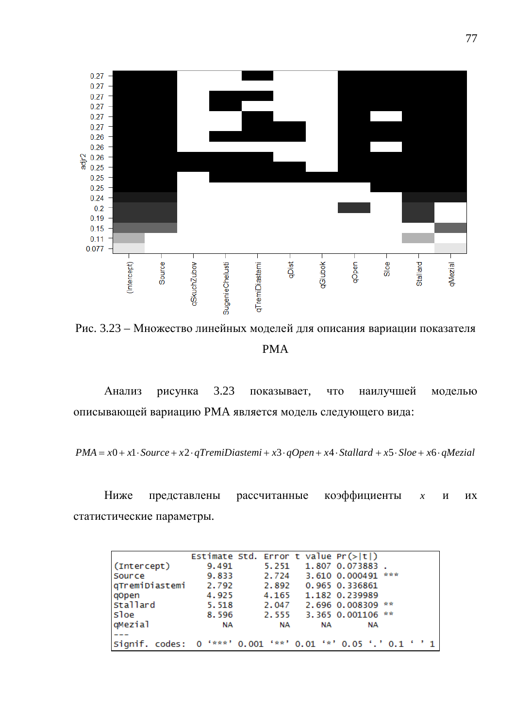Рис. 3.23 – Множество линейных моделей для описания вариации показателя PMA

Анализ рисунка 3.23 показывает, что наилучшей моделью описывающей вариацию PMA является модель следующего вида:

$$PMA = x0 + x1 \cdot Source + x2 \cdot qTremiDiastemi + x3 \cdot qOpen + x4 \cdot Stallard + x5 \cdot Sloe + x6 \cdot qMezial$$

Ниже представлены рассчитанные коэффициенты $x$ и их статистические параметры.

```
               Estimate Std. Error t value Pr(>|t|)
(Intercept)       9.491      5.251   1.807 0.073883 .
Source            9.833      2.724   3.610 0.000491 ***
qTremiDiastemi    2.792      2.892   0.965 0.336861
qOpen             4.925      4.165   1.182 0.239989
Stallard          5.518      2.047   2.696 0.008309 **
Sloe              8.596      2.555   3.365 0.001106 **
qMezial              NA         NA      NA       NA
---
Signif. codes:  0 '***' 0.001 '**' 0.01 '*' 0.05 '.' 0.1 ' ' 1
```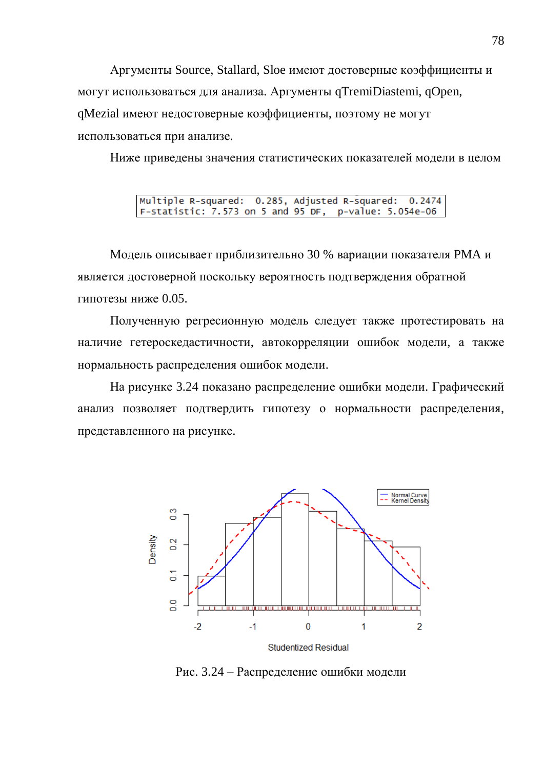Аргументы Source, Stallard, Sloe имеют достоверные коэффициенты и могут использоваться для анализа. Аргументы qTremiDiastemi, qOpen, qMezial имеют недостоверные коэффициенты, поэтому не могут использоваться при анализе.

Ниже приведены значения статистических показателей модели в целом

```
Multiple R-squared:  0.285, Adjusted R-squared:  0.2474
F-statistic: 7.573 on 5 and 95 DF,  p-value: 5.054e-06
```

Модель описывает приблизительно 30 % вариации показателя PMA и является достоверной поскольку вероятность подтверждения обратной гипотезы ниже 0.05.

Полученную регресионную модель следует также протестировать на наличие гетероскедастичности, автокорреляции ошибок модели, а также нормальность распределения ошибок модели.

На рисунке 3.24 показано распределение ошибки модели. Графический анализ позволяет подтвердить гипотезу о нормальности распределения, представленного на рисунке.

Рис. 3.24 – Распределение ошибки модели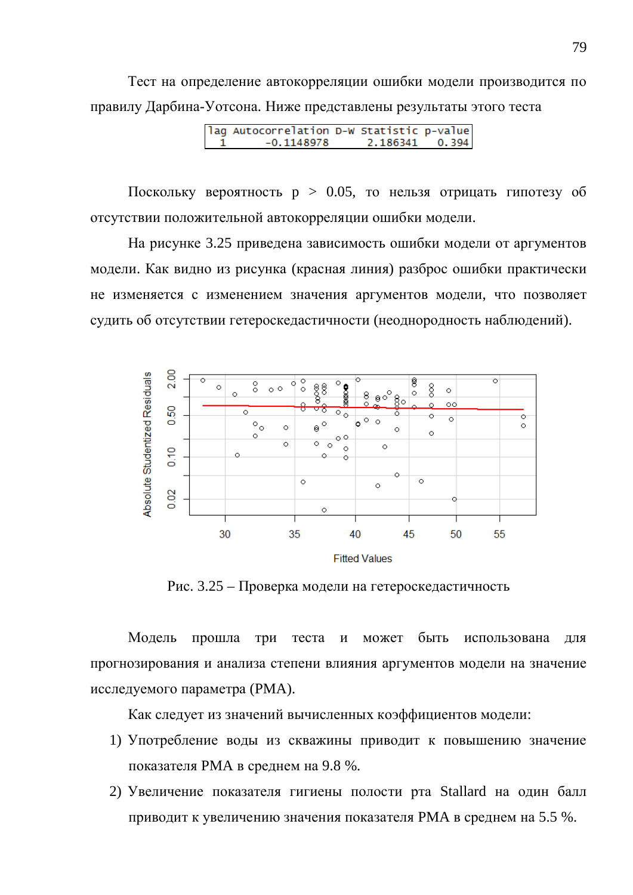Тест на определение автокорреляции ошибки модели производится по правилу Дарбина-Уотсона. Ниже представлены результаты этого теста

```
lag Autocorrelation D-W Statistic p-value
  1      -0.1148978      2.186341   0.394
```

Поскольку вероятность $p > 0.05$, то нельзя отрицать гипотезу об отсутствии положительной автокорреляции ошибки модели.

На рисунке 3.25 приведена зависимость ошибки модели от аргументов модели. Как видно из рисунка (красная линия) разброс ошибки практически не изменяется с изменением значения аргументов модели, что позволяет судить об отсутствии гетероскедастичности (неоднородность наблюдений).

Рис. 3.25 – Проверка модели на гетероскедастичность

Модель прошла три теста и может быть использована для прогнозирования и анализа степени влияния аргументов модели на значение исследуемого параметра (PMA).

Как следует из значений вычисленных коэффициентов модели:

1) Употребление воды из скважины приводит к повышению значение показателя PMA в среднем на 9.8 %.
2) Увеличение показателя гигиены полости рта Stallard на один балл приводит к увеличению значения показателя PMA в среднем на 5.5 %.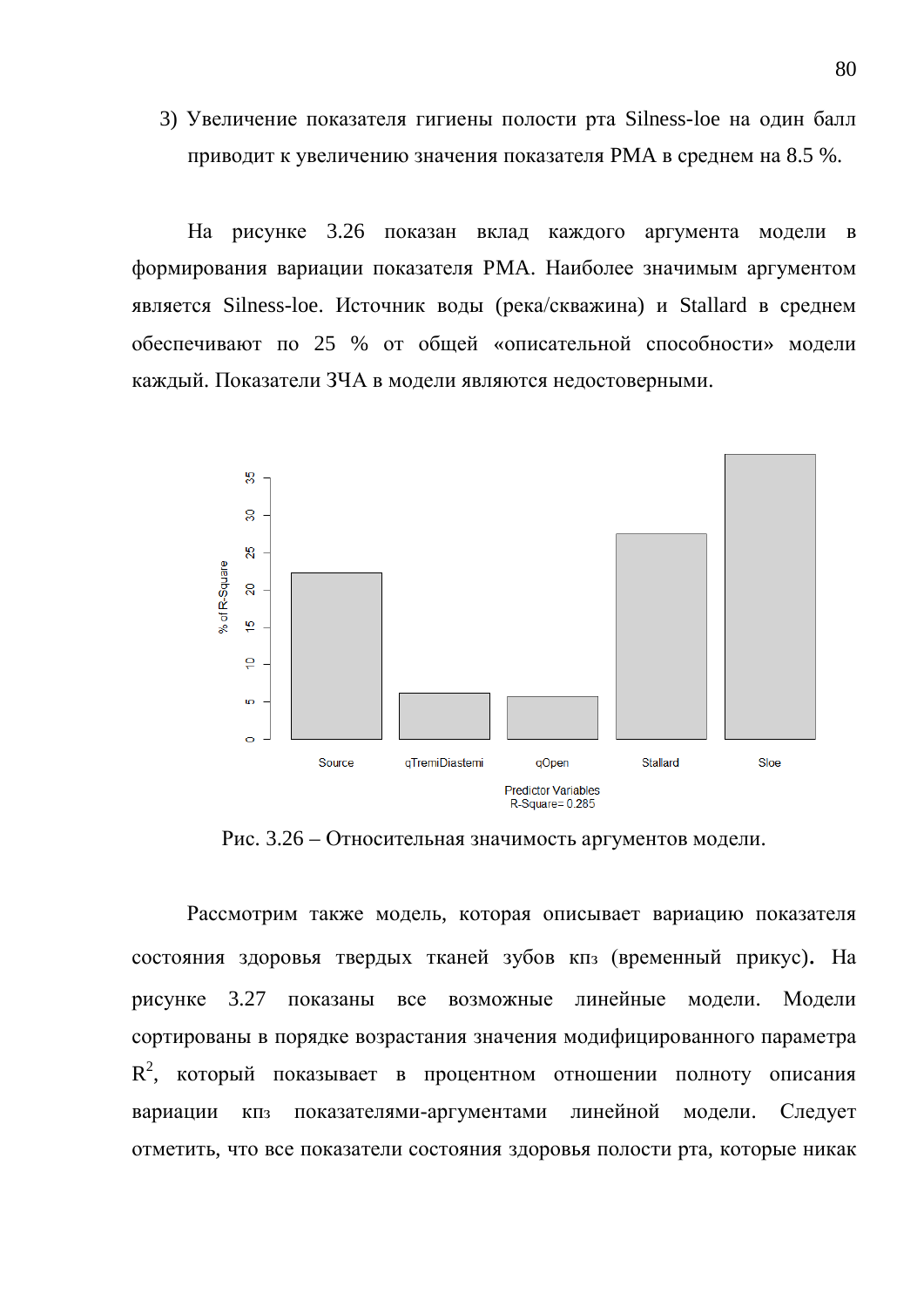3) Увеличение показателя гигиены полости рта Silness-loe на один балл приводит к увеличению значения показателя PMA в среднем на 8.5 %.

На рисунке 3.26 показан вклад каждого аргумента модели в формирования вариации показателя PMA. Наиболее значимым аргументом является Silness-loe. Источник воды (река/скважина) и Stallard в среднем обеспечивают по 25 % от общей «описательной способности» модели каждый. Показатели ЗЧА в модели являются недостоверными.

Рис. 3.26 – Относительная значимость аргументов модели.

Рассмотрим также модель, которая описывает вариацию показателя состояния здоровья твердых тканей зубов кпз (временный прикус). На рисунке 3.27 показаны все возможные линейные модели. Модели сортированы в порядке возрастания значения модифицированного параметра $R^2$, который показывает в процентном отношении полноту описания вариации кпз показателями-аргументами линейной модели. Следует отметить, что все показатели состояния здоровья полости рта, которые никак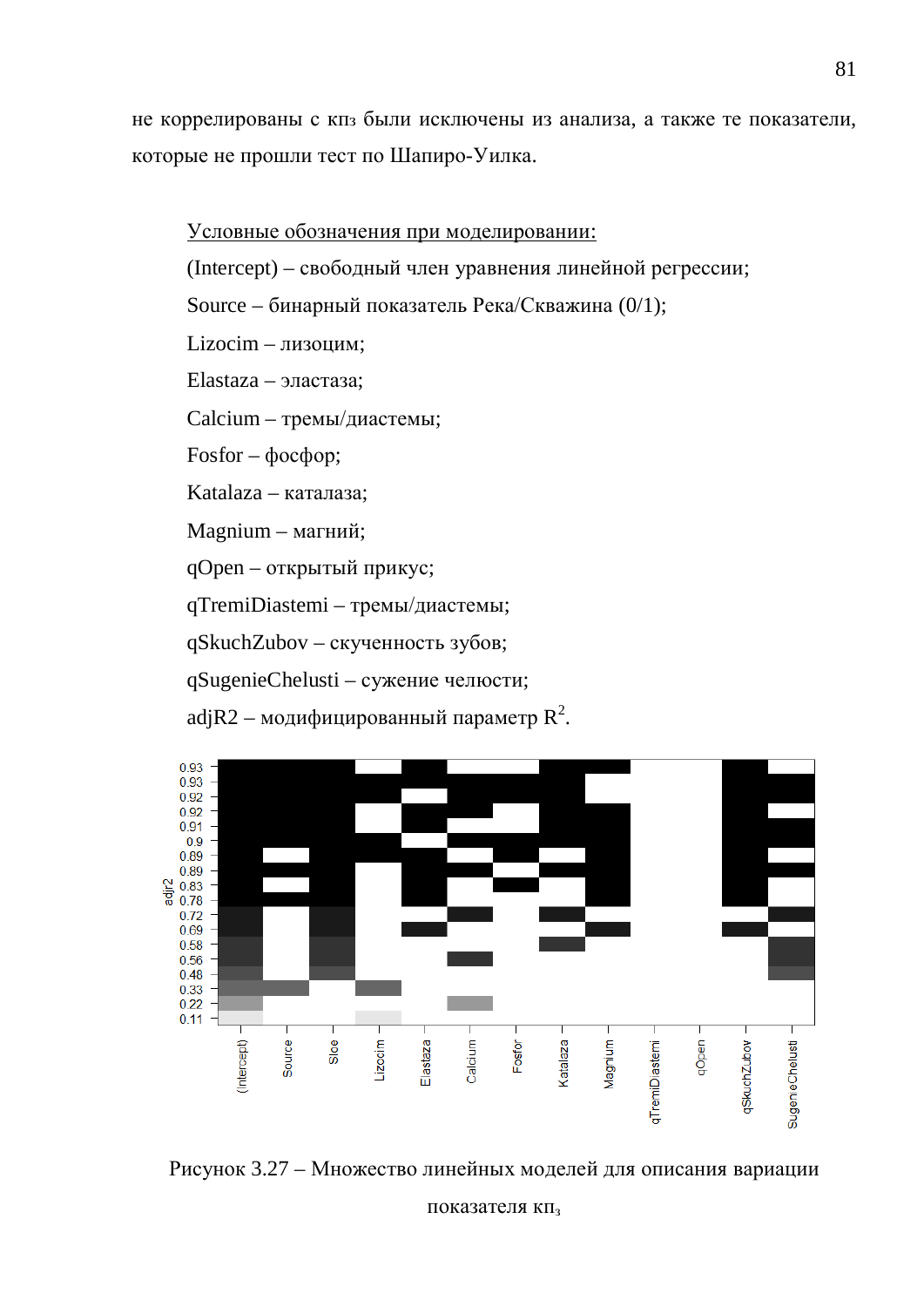не коррелированы с кпз были исключены из анализа, а также те показатели, которые не прошли тест по Шапиро-Уилка.

Условные обозначения при моделировании:

(Intercept) – свободный член уравнения линейной регрессии;

Source – бинарный показатель Река/Скважина (0/1);

Lizocim – лизоцим;

Elastaza – эластаза;

Calcium – тремы/диастемы;

Fosfor – фосфор;

Katalaza – каталаза;

Magnium – магний;

qOpen – открытый прикус;

qTremiDiastemi – тремы/диастемы;

qSkuchZubov – скученность зубов;

qSugenieChelusti – сужение челюсти;

adjR2 – модифицированный параметр $R^2$.

Рисунок 3.27 – Множество линейных моделей для описания вариации показателя $кп_з$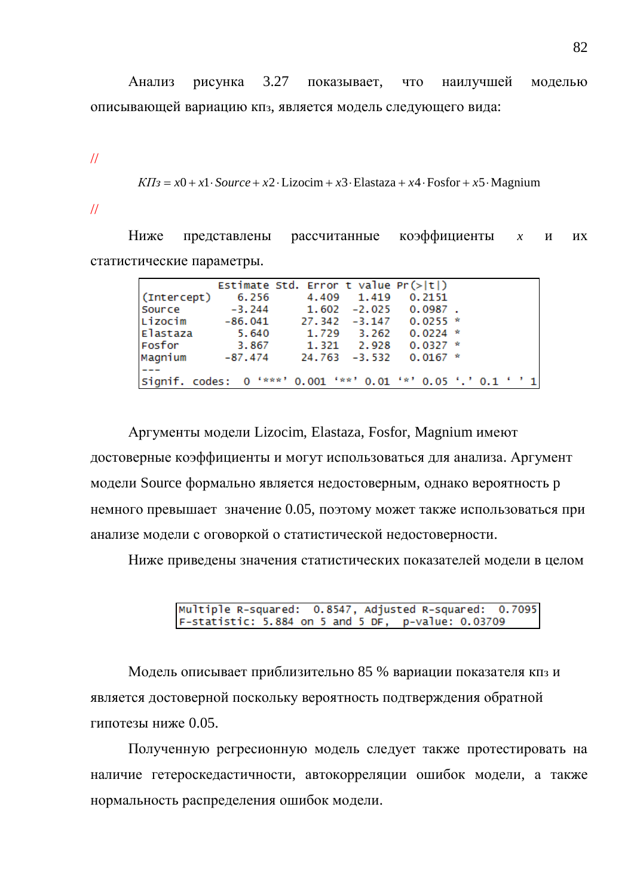Анализ рисунка 3.27 показывает, что наилучшей моделью описывающей вариацию кпз, является модель следующего вида:

//

$$КПз = x0 + x1 \cdot Source + x2 \cdot \text{Lizocim} + x3 \cdot \text{Elastaza} + x4 \cdot \text{Fosfor} + x5 \cdot \text{Magnium}$$

//

Ниже представлены рассчитанные коэффициенты *x* и их статистические параметры.

```
             Estimate Std. Error t value Pr(>|t|)
(Intercept)     6.256      4.409   1.419   0.2151
Source         -3.244      1.602  -2.025   0.0987 .
Lizocim       -86.041     27.342  -3.147   0.0255 *
Elastaza        5.640      1.729   3.262   0.0224 *
Fosfor          3.867      1.321   2.928   0.0327 *
Magnium       -87.474     24.763  -3.532   0.0167 *
---
Signif. codes:  0 ‘***’ 0.001 ‘**’ 0.01 ‘*’ 0.05 ‘.’ 0.1 ‘ ’ 1
```

Аргументы модели Lizocim, Elastaza, Fosfor, Magnium имеют достоверные коэффициенты и могут использоваться для анализа. Аргумент модели Source формально является недостоверным, однако вероятность р немного превышает значение 0.05, поэтому может также использоваться при анализе модели с оговоркой о статистической недостоверности.

Ниже приведены значения статистических показателей модели в целом

```
Multiple R-squared:  0.8547, Adjusted R-squared:  0.7095
F-statistic: 5.884 on 5 and 5 DF,  p-value: 0.03709
```

Модель описывает приблизительно 85 % вариации показателя кпз и является достоверной поскольку вероятность подтверждения обратной гипотезы ниже 0.05.

Полученную регресионную модель следует также протестировать на наличие гетероскедастичности, автокорреляции ошибок модели, а также нормальность распределения ошибок модели.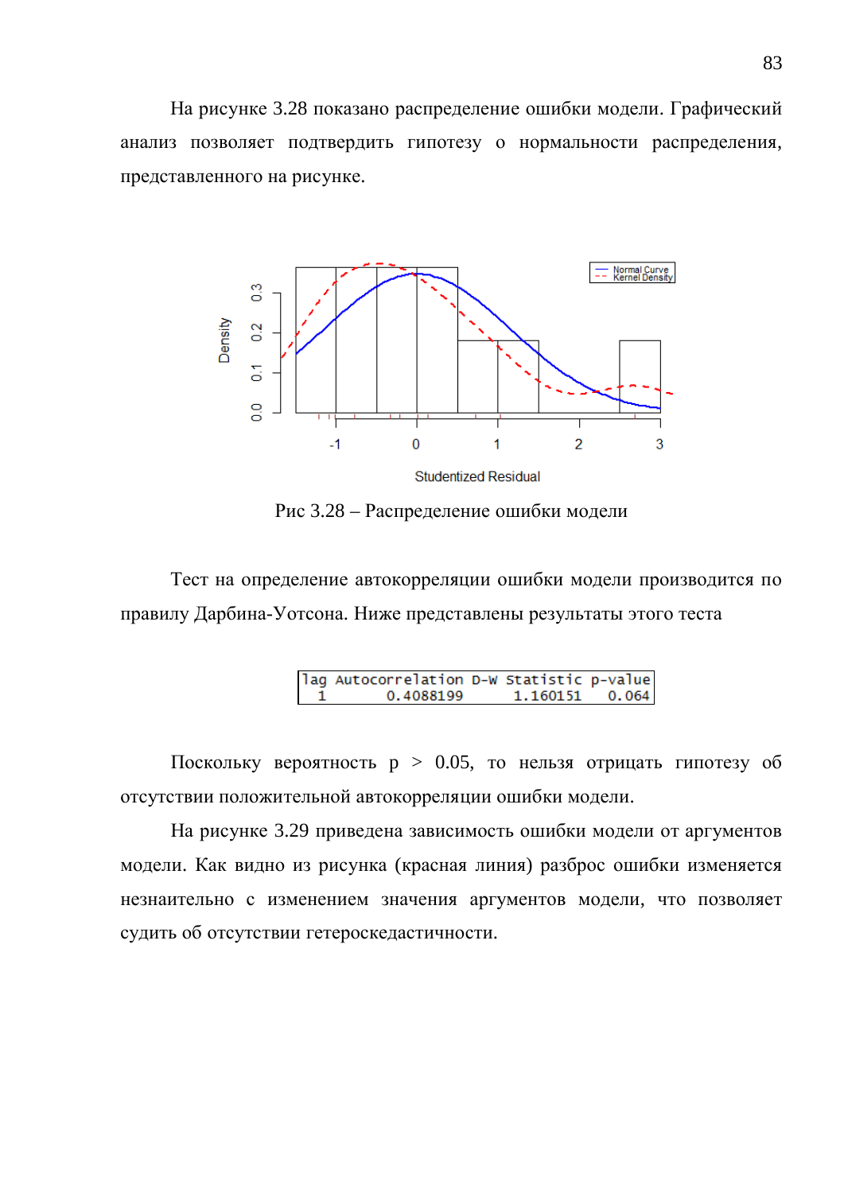На рисунке 3.28 показано распределение ошибки модели. Графический анализ позволяет подтвердить гипотезу о нормальности распределения, представленного на рисунке.

Рис 3.28 – Распределение ошибки модели

Тест на определение автокорреляции ошибки модели производится по правилу Дарбина-Уотсона. Ниже представлены результаты этого теста

```
lag Autocorrelation D-W Statistic p-value
  1       0.4088199      1.160151   0.064
```

Поскольку вероятность $p > 0.05$, то нельзя отрицать гипотезу об отсутствии положительной автокорреляции ошибки модели.

На рисунке 3.29 приведена зависимость ошибки модели от аргументов модели. Как видно из рисунка (красная линия) разброс ошибки изменяется незнаительно с изменением значения аргументов модели, что позволяет судить об отсутствии гетероскедастичности.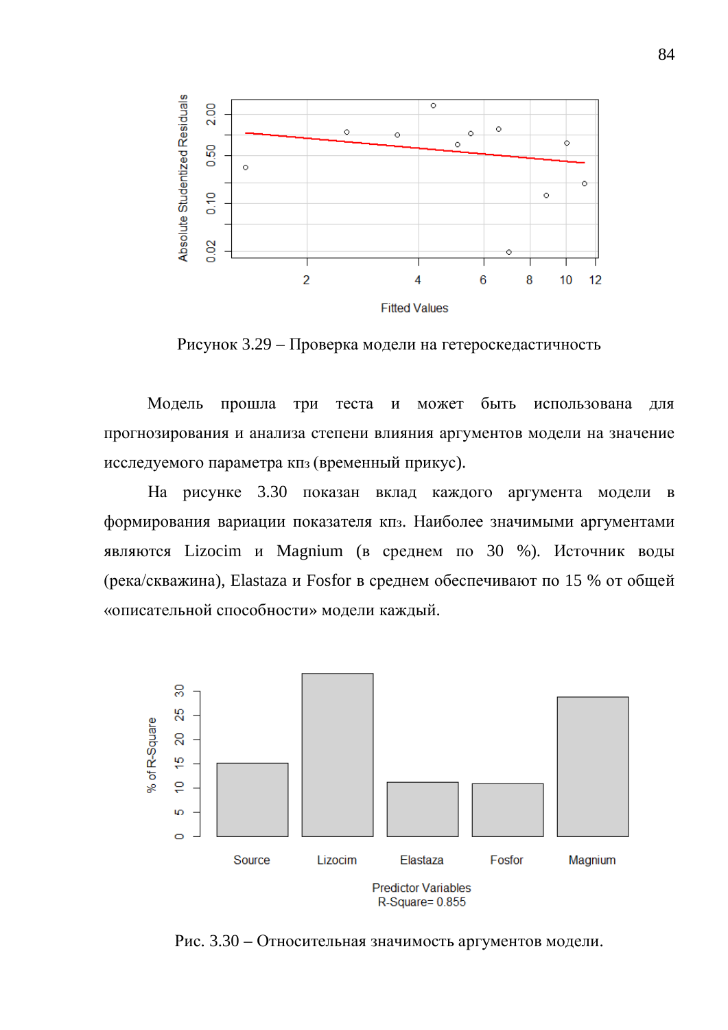Рисунок 3.29 – Проверка модели на гетероскедастичность

Модель прошла три теста и может быть использована для прогнозирования и анализа степени влияния аргументов модели на значение исследуемого параметра кпз (временный прикус).

На рисунке 3.30 показан вклад каждого аргумента модели в формирования вариации показателя кпз. Наиболее значимыми аргументами являются Lizocim и Magnium (в среднем по 30 %). Источник воды (река/скважина), Elastaza и Fosfor в среднем обеспечивают по 15 % от общей «описательной способности» модели каждый.

Рис. 3.30 – Относительная значимость аргументов модели.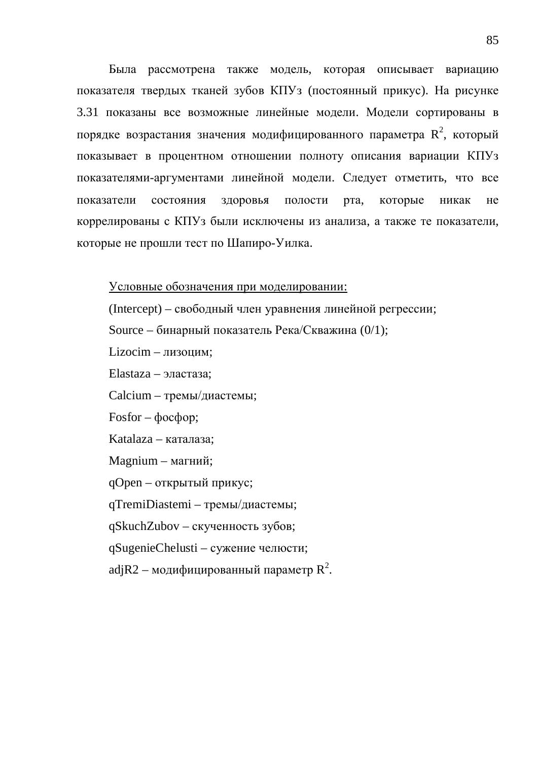Была рассмотрена также модель, которая описывает вариацию показателя твердых тканей зубов КПУз (постоянный прикус). На рисунке 3.31 показаны все возможные линейные модели. Модели сортированы в порядке возрастания значения модифицированного параметра $R^2$, который показывает в процентном отношении полноту описания вариации КПУз показателями-аргументами линейной модели. Следует отметить, что все показатели состояния здоровья полости рта, которые никак не коррелированы с КПУз были исключены из анализа, а также те показатели, которые не прошли тест по Шапиро-Уилка.

Условные обозначения при моделировании:

(Intercept) – свободный член уравнения линейной регрессии;

Source – бинарный показатель Река/Скважина (0/1);

Lizocim – лизоцим;

Elastaza – эластаза;

Calcium – тремы/диастемы;

Fosfor – фосфор;

Katalaza – каталаза;

Magnium – магний;

qOpen – открытый прикус;

qTremiDiastemi – тремы/диастемы;

qSkuchZubov – скученность зубов;

qSugenieChelusti – сужение челюсти;

adjR2 – модифицированный параметр $R^2$.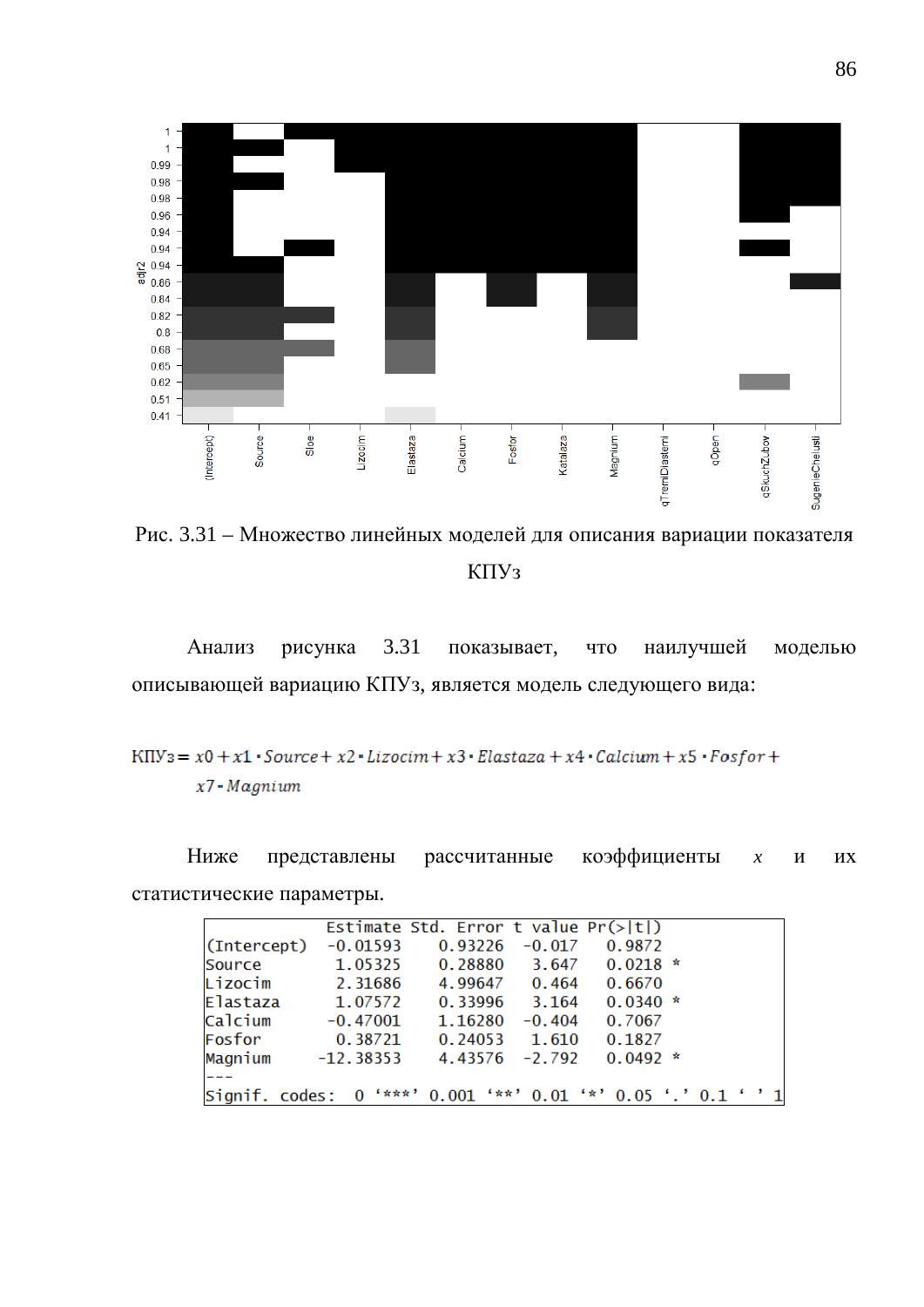Рис. 3.31 – Множество линейных моделей для описания вариации показателя КПУз

Анализ рисунка 3.31 показывает, что наилучшей моделью описывающей вариацию КПУз, является модель следующего вида:

$$КПУз = x0 + x1 \cdot Source + x2 \cdot Lizocim + x3 \cdot Elastaza + x4 \cdot Calcium + x5 \cdot Fosfor + x7 \cdot Magnium$$

Ниже представлены рассчитанные коэффициенты $x$ и их статистические параметры.

```
             Estimate Std. Error t value Pr(>|t|)
(Intercept)  -0.01593    0.93226  -0.017   0.9872
Source        1.05325    0.28880   3.647   0.0218 *
Lizocim       2.31686    4.99647   0.464   0.6670
Elastaza      1.07572    0.33996   3.164   0.0340 *
Calcium      -0.47001    1.16280  -0.404   0.7067
Fosfor        0.38721    0.24053   1.610   0.1827
Magnium     -12.38353    4.43576  -2.792   0.0492 *
---
Signif. codes:  0 '***' 0.001 '**' 0.01 '*' 0.05 '.' 0.1 ' ' 1
```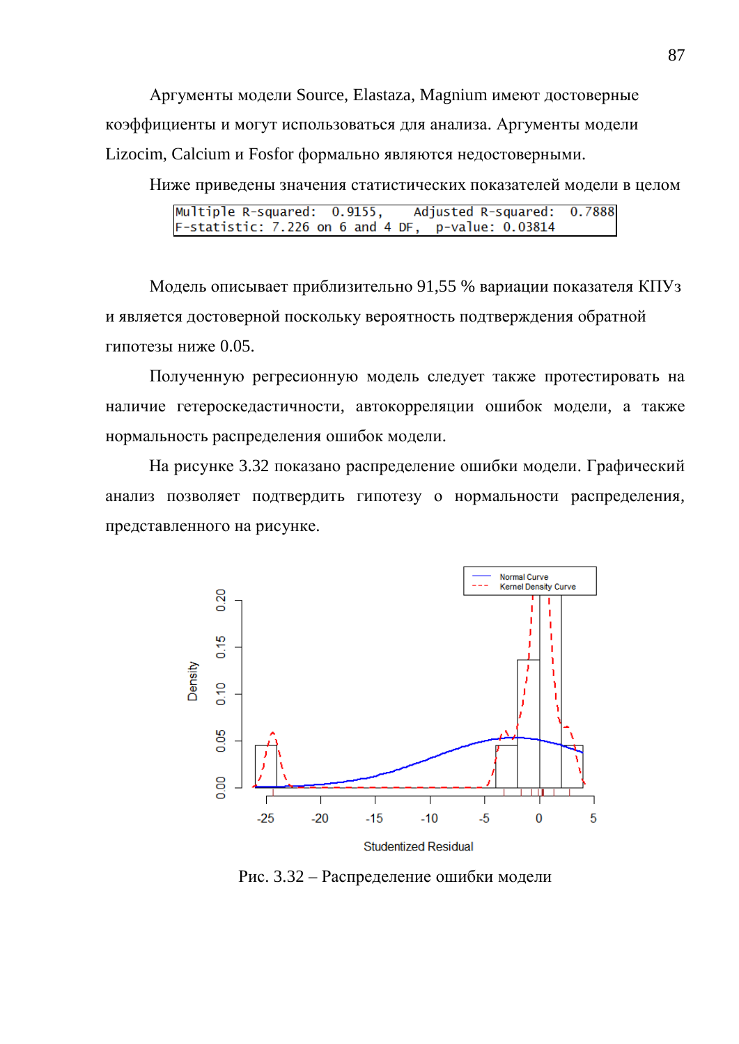Аргументы модели Source, Elastaza, Magnium имеют достоверные коэффициенты и могут использоваться для анализа. Аргументы модели Lizocim, Calcium и Fosfor формально являются недостоверными.

Ниже приведены значения статистических показателей модели в целом

```
Multiple R-squared:  0.9155,    Adjusted R-squared:  0.7888
F-statistic: 7.226 on 6 and 4 DF,  p-value: 0.03814
```

Модель описывает приблизительно 91,55 % вариации показателя КПУз и является достоверной поскольку вероятность подтверждения обратной гипотезы ниже 0.05.

Полученную регресионную модель следует также протестировать на наличие гетероскедастичности, автокорреляции ошибок модели, а также нормальность распределения ошибок модели.

На рисунке 3.32 показано распределение ошибки модели. Графический анализ позволяет подтвердить гипотезу о нормальности распределения, представленного на рисунке.

Рис. 3.32 – Распределение ошибки модели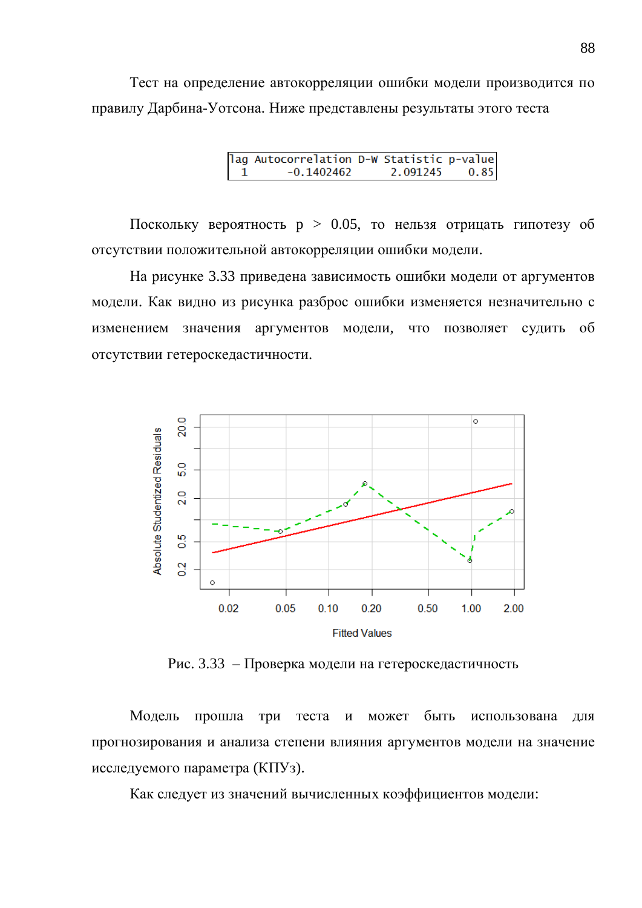Тест на определение автокорреляции ошибки модели производится по правилу Дарбина-Уотсона. Ниже представлены результаты этого теста

| lag | Autocorrelation | D-W Statistic | p-value |
|---|---|---|---|
| 1 | -0.1402462 | 2.091245 | 0.85 |

Поскольку вероятность $p > 0.05$, то нельзя отрицать гипотезу об отсутствии положительной автокорреляции ошибки модели.

На рисунке 3.33 приведена зависимость ошибки модели от аргументов модели. Как видно из рисунка разброс ошибки изменяется незначительно с изменением значения аргументов модели, что позволяет судить об отсутствии гетероскедастичности.

Рис. 3.33 – Проверка модели на гетероскедастичность

Модель прошла три теста и может быть использована для прогнозирования и анализа степени влияния аргументов модели на значение исследуемого параметра (КПУз).

Как следует из значений вычисленных коэффициентов модели: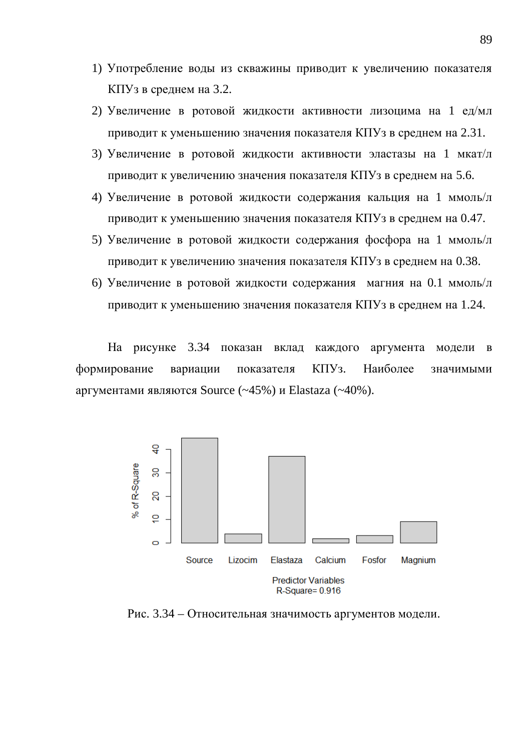1) Употребление воды из скважины приводит к увеличению показателя КПУз в среднем на 3.2.
2) Увеличение в ротовой жидкости активности лизоцима на 1 ед/мл приводит к уменьшению значения показателя КПУз в среднем на 2.31.
3) Увеличение в ротовой жидкости активности эластазы на 1 мкат/л приводит к увеличению значения показателя КПУз в среднем на 5.6.
4) Увеличение в ротовой жидкости содержания кальция на 1 ммоль/л приводит к уменьшению значения показателя КПУз в среднем на 0.47.
5) Увеличение в ротовой жидкости содержания фосфора на 1 ммоль/л приводит к увеличению значения показателя КПУз в среднем на 0.38.
6) Увеличение в ротовой жидкости содержания магния на 0.1 ммоль/л приводит к уменьшению значения показателя КПУз в среднем на 1.24.

На рисунке 3.34 показан вклад каждого аргумента модели в формирование вариации показателя КПУз. Наиболее значимыми аргументами являются Source (~45%) и Elastaza (~40%).

Рис. 3.34 – Относительная значимость аргументов модели.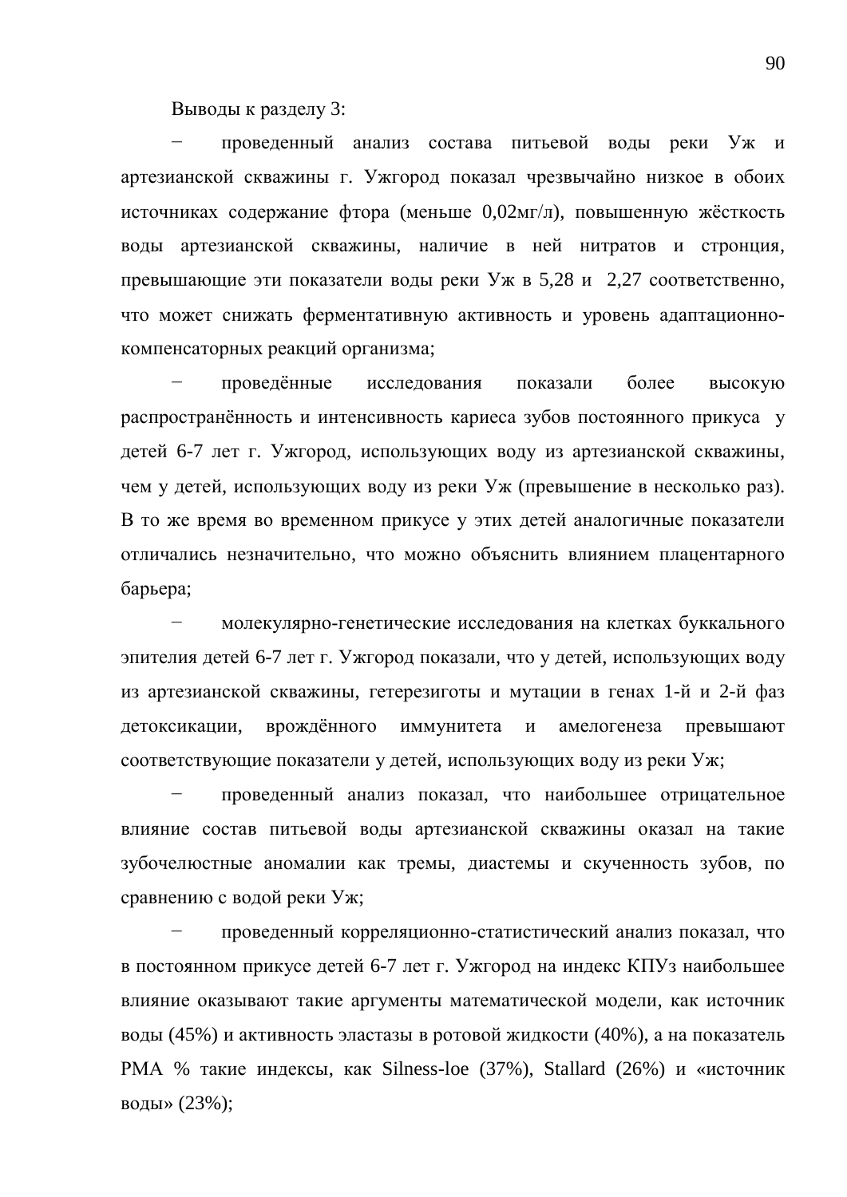Выводы к разделу 3:

− проведенный анализ состава питьевой воды реки Уж и артезианской скважины г. Ужгород показал чрезвычайно низкое в обоих источниках содержание фтора (меньше 0,02мг/л), повышенную жёсткость воды артезианской скважины, наличие в ней нитратов и стронция, превышающие эти показатели воды реки Уж в 5,28 и 2,27 соответственно, что может снижать ферментативную активность и уровень адаптационно-компенсаторных реакций организма;

− проведённые исследования показали более высокую распространённость и интенсивность кариеса зубов постоянного прикуса у детей 6-7 лет г. Ужгород, использующих воду из артезианской скважины, чем у детей, использующих воду из реки Уж (превышение в несколько раз). В то же время во временном прикусе у этих детей аналогичные показатели отличались незначительно, что можно объяснить влиянием плацентарного барьера;

− молекулярно-генетические исследования на клетках буккального эпителия детей 6-7 лет г. Ужгород показали, что у детей, использующих воду из артезианской скважины, гетерезиготы и мутации в генах 1-й и 2-й фаз детоксикации, врождённого иммунитета и амелогенеза превышают соответствующие показатели у детей, использующих воду из реки Уж;

− проведенный анализ показал, что наибольшее отрицательное влияние состав питьевой воды артезианской скважины оказал на такие зубочелюстные аномалии как тремы, диастемы и скученность зубов, по сравнению с водой реки Уж;

− проведенный корреляционно-статистический анализ показал, что в постоянном прикусе детей 6-7 лет г. Ужгород на индекс КПУз наибольшее влияние оказывают такие аргументы математической модели, как источник воды (45%) и активность эластазы в ротовой жидкости (40%), а на показатель РМА % такие индексы, как Silness-loe (37%), Stallard (26%) и «источник воды» (23%);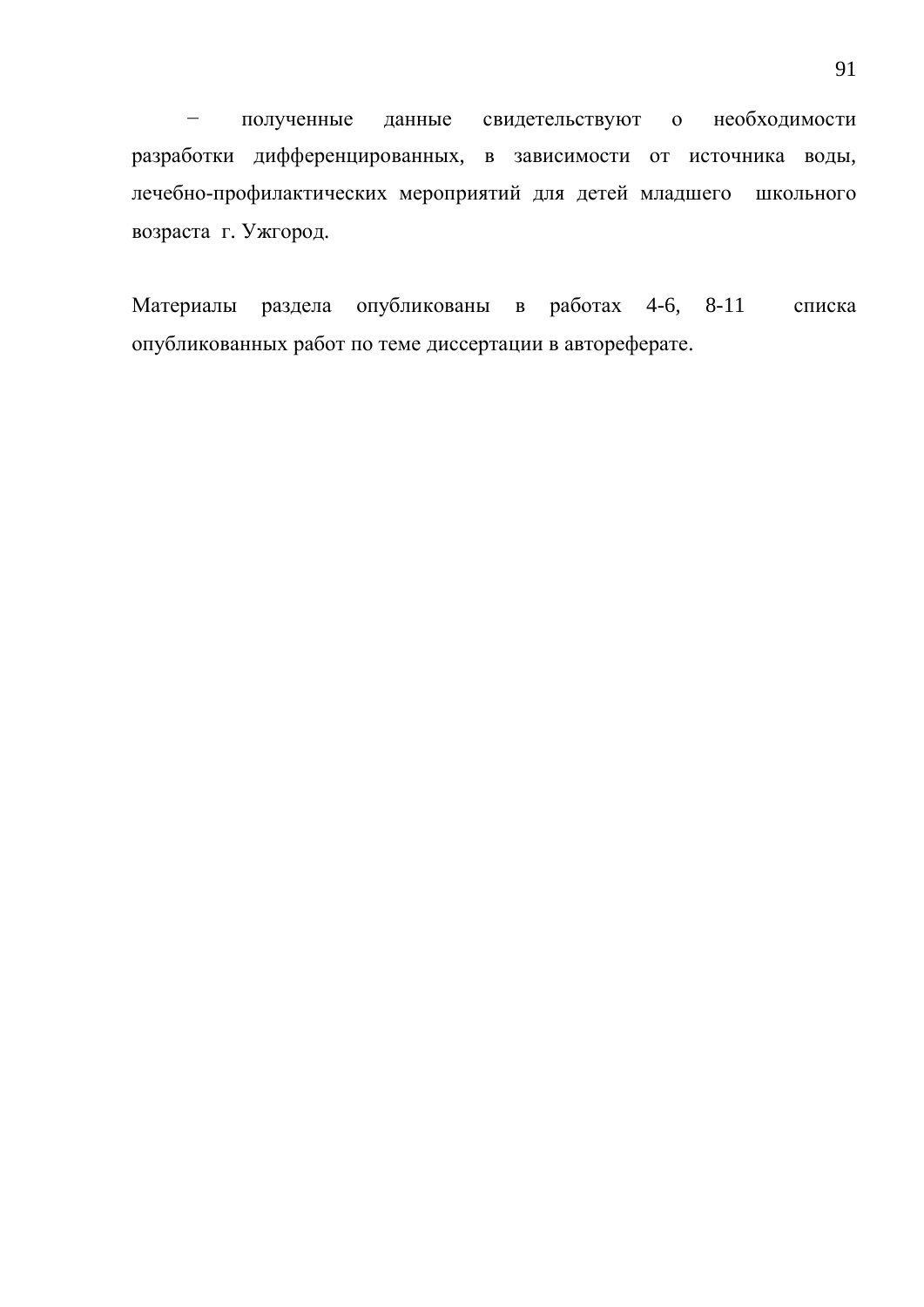– полученные данные свидетельствуют о необходимости разработки дифференцированных, в зависимости от источника воды, лечебно-профилактических мероприятий для детей младшего школьного возраста г. Ужгород.

Материалы раздела опубликованы в работах 4-6, 8-11 списка опубликованных работ по теме диссертации в автореферате.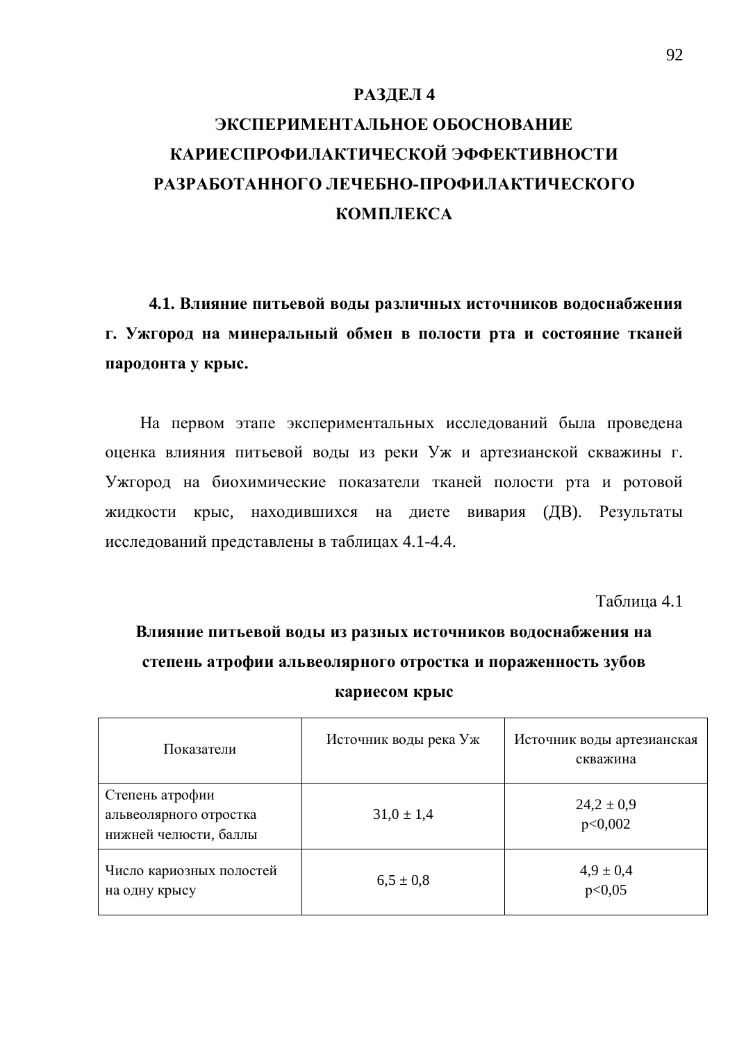# РАЗДЕЛ 4
# ЭКСПЕРИМЕНТАЛЬНОЕ ОБОСНОВАНИЕ КАРИЕСПРОФИЛАКТИЧЕСКОЙ ЭФФЕКТИВНОСТИ РАЗРАБОТАННОГО ЛЕЧЕБНО-ПРОФИЛАКТИЧЕСКОГО КОМПЛЕКСА

## 4.1. Влияние питьевой воды различных источников водоснабжения г. Ужгород на минеральный обмен в полости рта и состояние тканей пародонта у крыс.

На первом этапе экспериментальных исследований была проведена оценка влияния питьевой воды из реки Уж и артезианской скважины г. Ужгород на биохимические показатели тканей полости рта и ротовой жидкости крыс, находившихся на диете вивария (ДВ). Результаты исследований представлены в таблицах 4.1-4.4.

Таблица 4.1

**Влияние питьевой воды из разных источников водоснабжения на степень атрофии альвеолярного отростка и пораженность зубов кариесом крыс**

| Показатели | Источник воды река Уж | Источник воды артезианская скважина |
|---|---|---|
| Степень атрофии альвеолярного отростка нижней челюсти, баллы | 31,0 ± 1,4 | 24,2 ± 0,9<br>p<0,002 |
| Число кариозных полостей на одну крысу | 6,5 ± 0,8 | 4,9 ± 0,4<br>p<0,05 |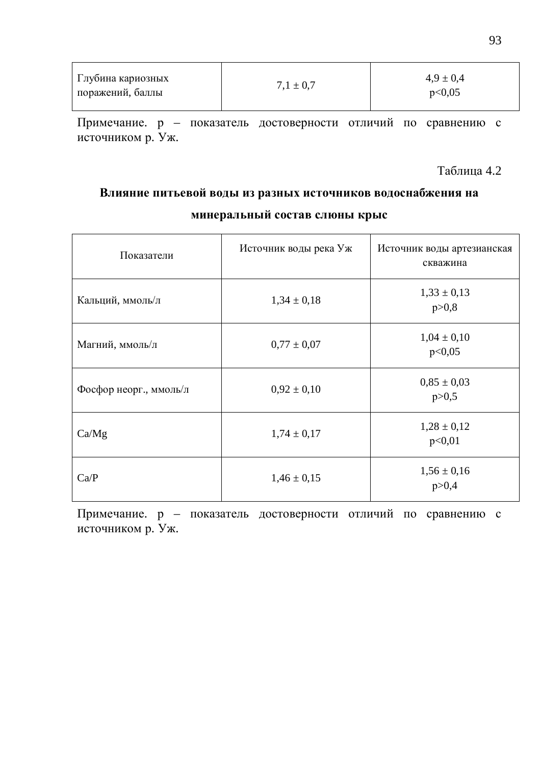| Глубина кариозных поражений, баллы | $7,1 \pm 0,7$ | $4,9 \pm 0,4$ $p<0,05$ |
|---|---|---|

Примечание. р – показатель достоверности отличий по сравнению с источником р. Уж.

Таблица 4.2

**Влияние питьевой воды из разных источников водоснабжения на минеральный состав слюны крыс**

| Показатели | Источник воды река Уж | Источник воды артезианская скважина |
|---|---|---|
| Кальций, ммоль/л | $1,34 \pm 0,18$ | $1,33 \pm 0,13$ $p>0,8$ |
| Магний, ммоль/л | $0,77 \pm 0,07$ | $1,04 \pm 0,10$ $p<0,05$ |
| Фосфор неорг., ммоль/л | $0,92 \pm 0,10$ | $0,85 \pm 0,03$ $p>0,5$ |
| Ca/Mg | $1,74 \pm 0,17$ | $1,28 \pm 0,12$ $p<0,01$ |
| Ca/P | $1,46 \pm 0,15$ | $1,56 \pm 0,16$ $p>0,4$ |

Примечание. р – показатель достоверности отличий по сравнению с источником р. Уж.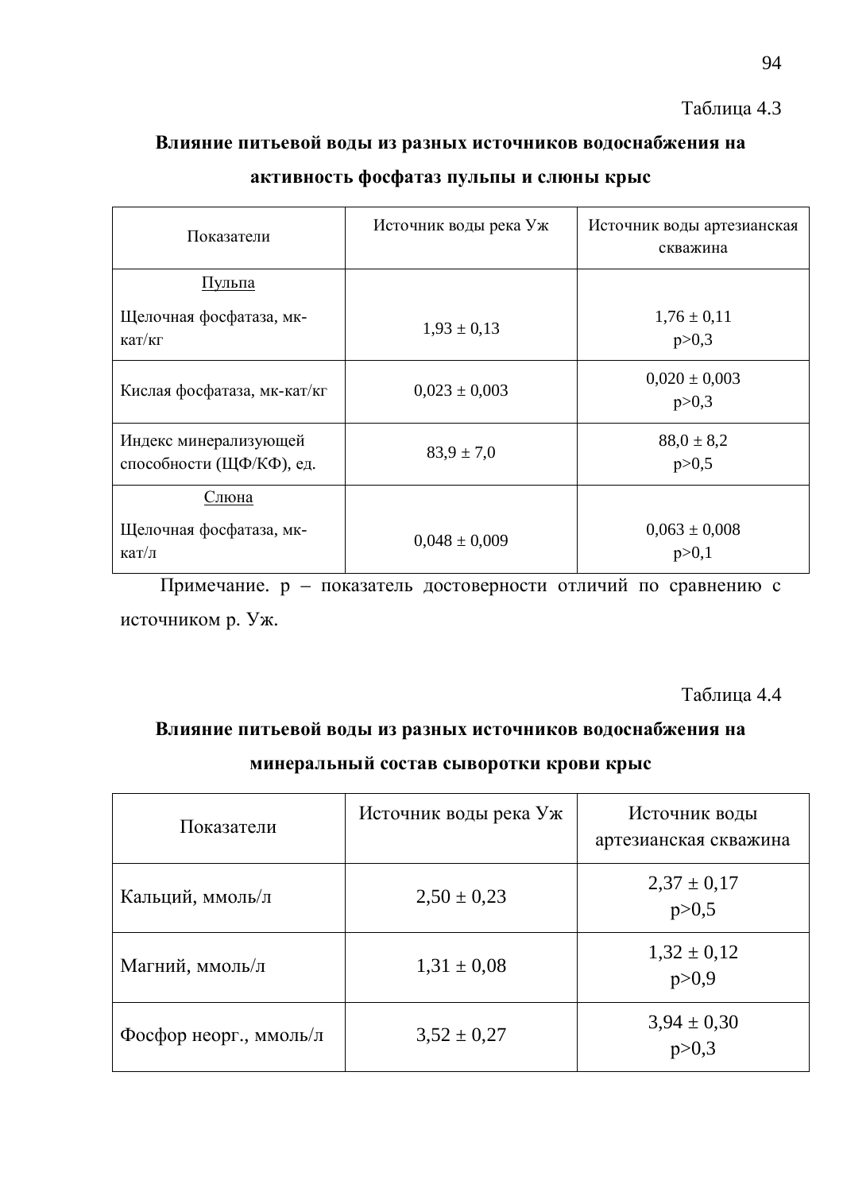Таблица 4.3

**Влияние питьевой воды из разных источников водоснабжения на активность фосфатаз пульпы и слюны крыс**

| Показатели | Источник воды река Уж | Источник воды артезианская скважина |
|---|---|---|
| Пульпа | | |
| Щелочная фосфатаза, мк-кат/кг | 1,93 ± 0,13 | 1,76 ± 0,11 p>0,3 |
| Кислая фосфатаза, мк-кат/кг | 0,023 ± 0,003 | 0,020 ± 0,003 p>0,3 |
| Индекс минерализующей способности (ЩФ/КФ), ед. | 83,9 ± 7,0 | 88,0 ± 8,2 p>0,5 |
| Слюна | | |
| Щелочная фосфатаза, мк-кат/л | 0,048 ± 0,009 | 0,063 ± 0,008 p>0,1 |

Примечание. р – показатель достоверности отличий по сравнению с источником р. Уж.

Таблица 4.4

**Влияние питьевой воды из разных источников водоснабжения на минеральный состав сыворотки крови крыс**

| Показатели | Источник воды река Уж | Источник воды артезианская скважина |
|---|---|---|
| Кальций, ммоль/л | 2,50 ± 0,23 | 2,37 ± 0,17 p>0,5 |
| Магний, ммоль/л | 1,31 ± 0,08 | 1,32 ± 0,12 p>0,9 |
| Фосфор неорг., ммоль/л | 3,52 ± 0,27 | 3,94 ± 0,30 p>0,3 |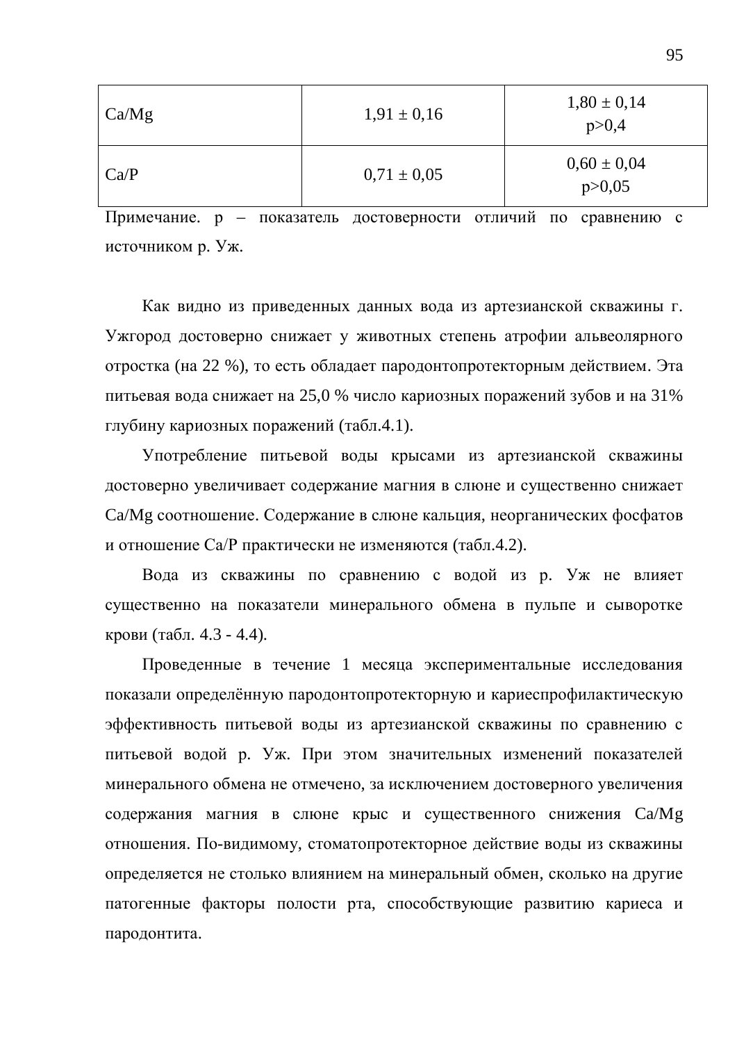| Ca/Mg | 1,91 ± 0,16 | 1,80 ± 0,14 $p>0,4$ |
|---|---|---|
| Ca/P | 0,71 ± 0,05 | 0,60 ± 0,04 $p>0,05$ |

Примечание. р – показатель достоверности отличий по сравнению с источником р. Уж.

Как видно из приведенных данных вода из артезианской скважины г. Ужгород достоверно снижает у животных степень атрофии альвеолярного отростка (на 22 %), то есть обладает пародонтопротекторным действием. Эта питьевая вода снижает на 25,0 % число кариозных поражений зубов и на 31% глубину кариозных поражений (табл.4.1).

Употребление питьевой воды крысами из артезианской скважины достоверно увеличивает содержание магния в слюне и существенно снижает Ca/Mg соотношение. Содержание в слюне кальция, неорганических фосфатов и отношение Ca/P практически не изменяются (табл.4.2).

Вода из скважины по сравнению с водой из р. Уж не влияет существенно на показатели минерального обмена в пульпе и сыворотке крови (табл. 4.3 - 4.4).

Проведенные в течение 1 месяца экспериментальные исследования показали определённую пародонтопротекторную и кариеспрофилактическую эффективность питьевой воды из артезианской скважины по сравнению с питьевой водой р. Уж. При этом значительных изменений показателей минерального обмена не отмечено, за исключением достоверного увеличения содержания магния в слюне крыс и существенного снижения Ca/Mg отношения. По-видимому, стоматопротекторное действие воды из скважины определяется не столько влиянием на минеральный обмен, сколько на другие патогенные факторы полости рта, способствующие развитию кариеса и пародонтита.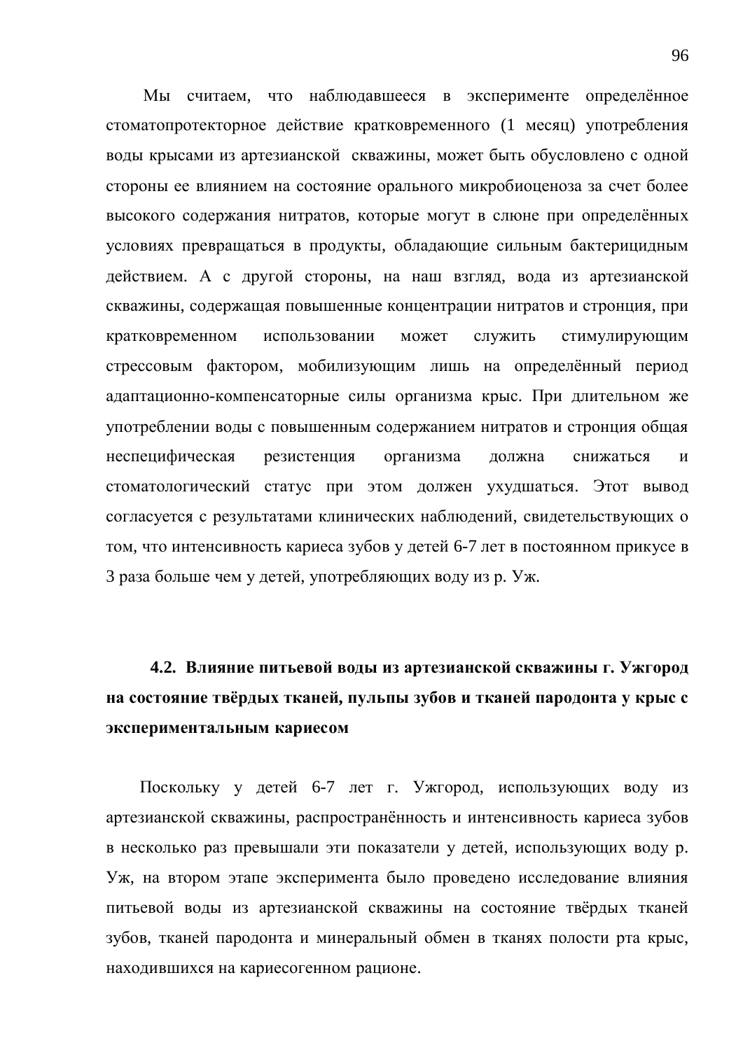Мы считаем, что наблюдавшееся в эксперименте определённое стоматопротекторное действие кратковременного (1 месяц) употребления воды крысами из артезианской скважины, может быть обусловлено с одной стороны ее влиянием на состояние орального микробиоценоза за счет более высокого содержания нитратов, которые могут в слюне при определённых условиях превращаться в продукты, обладающие сильным бактерицидным действием. А с другой стороны, на наш взгляд, вода из артезианской скважины, содержащая повышенные концентрации нитратов и стронция, при кратковременном использовании может служить стимулирующим стрессовым фактором, мобилизующим лишь на определённый период адаптационно-компенсаторные силы организма крыс. При длительном же употреблении воды с повышенным содержанием нитратов и стронция общая неспецифическая резистенция организма должна снижаться и стоматологический статус при этом должен ухудшаться. Этот вывод согласуется с результатами клинических наблюдений, свидетельствующих о том, что интенсивность кариеса зубов у детей 6-7 лет в постоянном прикусе в 3 раза больше чем у детей, употребляющих воду из р. Уж.

## 4.2. Влияние питьевой воды из артезианской скважины г. Ужгород на состояние твёрдых тканей, пульпы зубов и тканей пародонта у крыс с экспериментальным кариесом

Поскольку у детей 6-7 лет г. Ужгород, использующих воду из артезианской скважины, распространённость и интенсивность кариеса зубов в несколько раз превышали эти показатели у детей, использующих воду р. Уж, на втором этапе эксперимента было проведено исследование влияния питьевой воды из артезианской скважины на состояние твёрдых тканей зубов, тканей пародонта и минеральный обмен в тканях полости рта крыс, находившихся на кариесогенном рационе.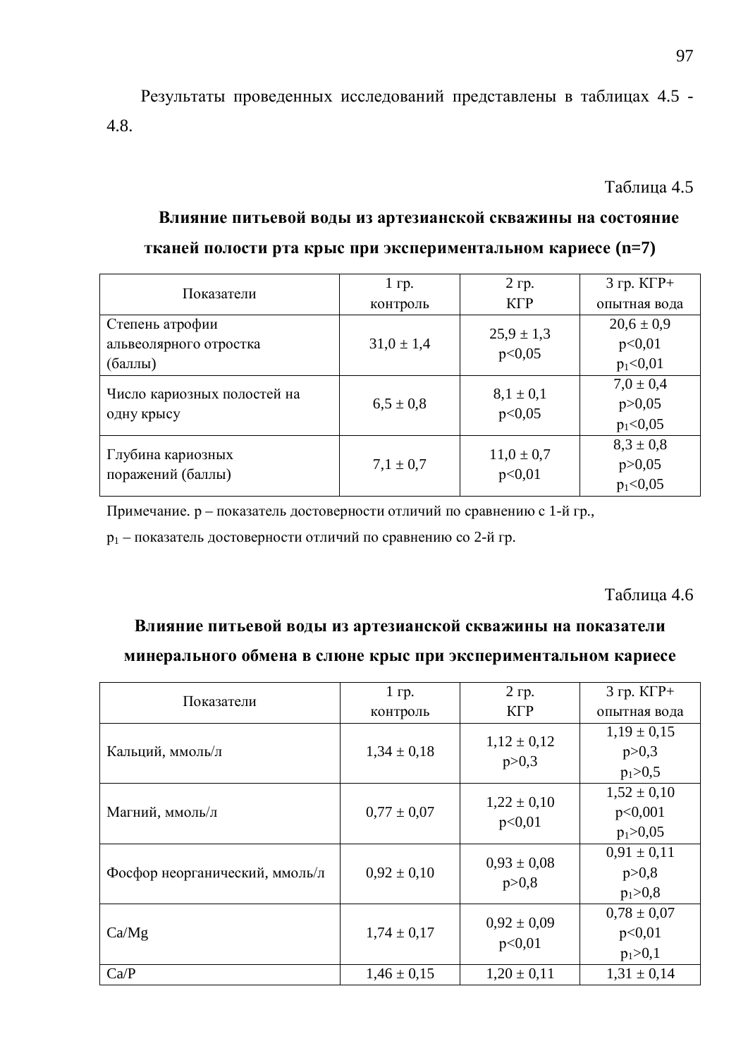Результаты проведенных исследований представлены в таблицах 4.5 - 4.8.

Таблица 4.5

**Влияние питьевой воды из артезианской скважины на состояние тканей полости рта крыс при экспериментальном кариесе (n=7)**

| Показатели | 1 гр. контроль | 2 гр. КГР | 3 гр. КГР+ опытная вода |
|---|---|---|---|
| Степень атрофии альвеолярного отростка (баллы) | 31,0 ± 1,4 | 25,9 ± 1,3 $p<0,05$ | 20,6 ± 0,9 $p<0,01$ $p_1<0,01$ |
| Число кариозных полостей на одну крысу | 6,5 ± 0,8 | 8,1 ± 0,1 $p<0,05$ | 7,0 ± 0,4 $p>0,05$ $p_1<0,05$ |
| Глубина кариозных поражений (баллы) | 7,1 ± 0,7 | 11,0 ± 0,7 $p<0,01$ | 8,3 ± 0,8 $p>0,05$ $p_1<0,05$ |

Примечание. p – показатель достоверности отличий по сравнению с 1-й гр.,

$p_1$ – показатель достоверности отличий по сравнению со 2-й гр.

Таблица 4.6

**Влияние питьевой воды из артезианской скважины на показатели минерального обмена в слюне крыс при экспериментальном кариесе**

| Показатели | 1 гр. контроль | 2 гр. КГР | 3 гр. КГР+ опытная вода |
|---|---|---|---|
| Кальций, ммоль/л | 1,34 ± 0,18 | 1,12 ± 0,12 $p>0,3$ | 1,19 ± 0,15 $p>0,3$ $p_1>0,5$ |
| Магний, ммоль/л | 0,77 ± 0,07 | 1,22 ± 0,10 $p<0,01$ | 1,52 ± 0,10 $p<0,001$ $p_1>0,05$ |
| Фосфор неорганический, ммоль/л | 0,92 ± 0,10 | 0,93 ± 0,08 $p>0,8$ | 0,91 ± 0,11 $p>0,8$ $p_1>0,8$ |
| Ca/Mg | 1,74 ± 0,17 | 0,92 ± 0,09 $p<0,01$ | 0,78 ± 0,07 $p<0,01$ $p_1>0,1$ |
| Ca/P | 1,46 ± 0,15 | 1,20 ± 0,11 | 1,31 ± 0,14 |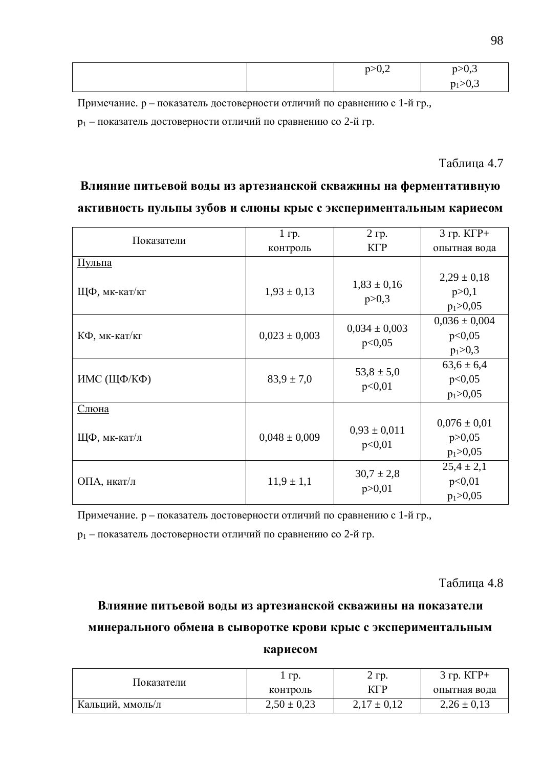|  |  | $p>0,2$ | $p>0,3$<br>$p_1>0,3$ |
|---|---|---|---|

Примечание. p – показатель достоверности отличий по сравнению с 1-й гр.,

$p_1$ – показатель достоверности отличий по сравнению со 2-й гр.

Таблица 4.7

**Влияние питьевой воды из артезианской скважины на ферментативную активность пульпы зубов и слюны крыс с экспериментальным кариесом**

| Показатели | 1 гр. контроль | 2 гр. КГР | 3 гр. КГР+ опытная вода |
|---|---|---|---|
| Пульпа<br>ЩФ, мк-кат/кг | 1,93 ± 0,13 | 1,83 ± 0,16<br>$p>0,3$ | 2,29 ± 0,18<br>$p>0,1$<br>$p_1>0,05$ |
| КФ, мк-кат/кг | 0,023 ± 0,003 | 0,034 ± 0,003<br>$p<0,05$ | 0,036 ± 0,004<br>$p<0,05$<br>$p_1>0,3$ |
| ИМС (ЩФ/КФ) | 83,9 ± 7,0 | 53,8 ± 5,0<br>$p<0,01$ | 63,6 ± 6,4<br>$p<0,05$<br>$p_1>0,05$ |
| Слюна<br>ЩФ, мк-кат/л | 0,048 ± 0,009 | 0,93 ± 0,011<br>$p<0,01$ | 0,076 ± 0,01<br>$p>0,05$<br>$p_1>0,05$ |
| ОПА, нкат/л | 11,9 ± 1,1 | 30,7 ± 2,8<br>$p>0,01$ | 25,4 ± 2,1<br>$p<0,01$<br>$p_1>0,05$ |

Примечание. p – показатель достоверности отличий по сравнению с 1-й гр.,

$p_1$ – показатель достоверности отличий по сравнению со 2-й гр.

Таблица 4.8

**Влияние питьевой воды из артезианской скважины на показатели минерального обмена в сыворотке крови крыс с экспериментальным кариесом**

| Показатели | 1 гр. контроль | 2 гр. КГР | 3 гр. КГР+ опытная вода |
|---|---|---|---|
| Кальций, ммоль/л | 2,50 ± 0,23 | 2,17 ± 0,12 | 2,26 ± 0,13 |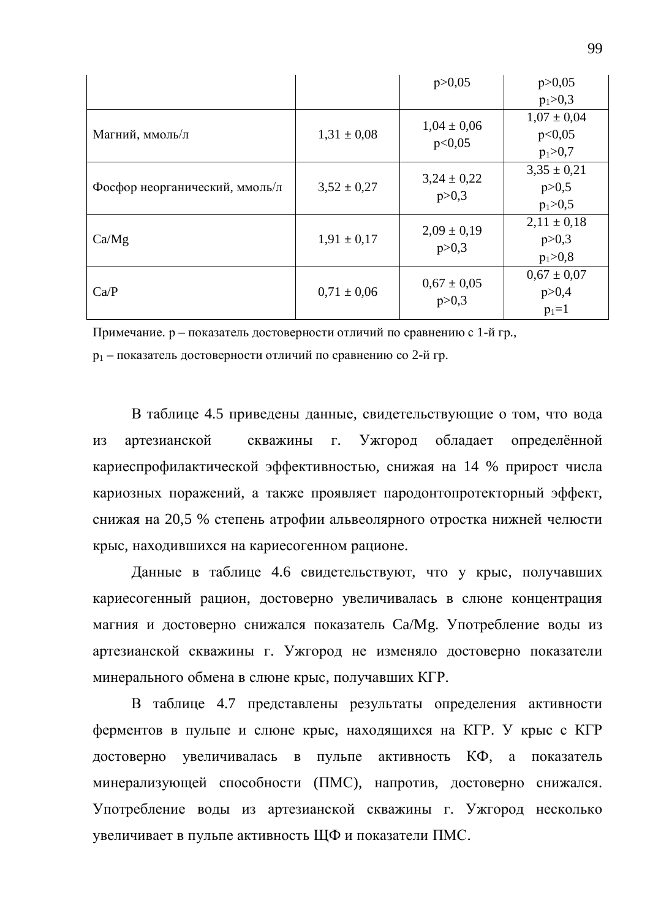|  |  | $p>0,05$ | $p>0,05$ $p_1>0,3$ |
|---|---|---|---|
| Магний, ммоль/л | 1,31 ± 0,08 | 1,04 ± 0,06 $p<0,05$ | 1,07 ± 0,04 $p<0,05$ $p_1>0,7$ |
| Фосфор неорганический, ммоль/л | 3,52 ± 0,27 | 3,24 ± 0,22 $p>0,3$ | 3,35 ± 0,21 $p>0,5$ $p_1>0,5$ |
| Ca/Mg | 1,91 ± 0,17 | 2,09 ± 0,19 $p>0,3$ | 2,11 ± 0,18 $p>0,3$ $p_1>0,8$ |
| Ca/P | 0,71 ± 0,06 | 0,67 ± 0,05 $p>0,3$ | 0,67 ± 0,07 $p>0,4$ $p_1=1$ |

Примечание. p – показатель достоверности отличий по сравнению с 1-й гр.,

$p_1$ – показатель достоверности отличий по сравнению со 2-й гр.

В таблице 4.5 приведены данные, свидетельствующие о том, что вода из артезианской скважины г. Ужгород обладает определённой кариеспрофилактической эффективностью, снижая на 14 % прирост числа кариозных поражений, а также проявляет пародонтопротекторный эффект, снижая на 20,5 % степень атрофии альвеолярного отростка нижней челюсти крыс, находившихся на кариесогенном рационе.

Данные в таблице 4.6 свидетельствуют, что у крыс, получавших кариесогенный рацион, достоверно увеличивалась в слюне концентрация магния и достоверно снижался показатель Ca/Mg. Употребление воды из артезианской скважины г. Ужгород не изменяло достоверно показатели минерального обмена в слюне крыс, получавших КГР.

В таблице 4.7 представлены результаты определения активности ферментов в пульпе и слюне крыс, находящихся на КГР. У крыс с КГР достоверно увеличивалась в пульпе активность КФ, а показатель минерализующей способности (ПМС), напротив, достоверно снижался. Употребление воды из артезианской скважины г. Ужгород несколько увеличивает в пульпе активность ЩФ и показатели ПМС.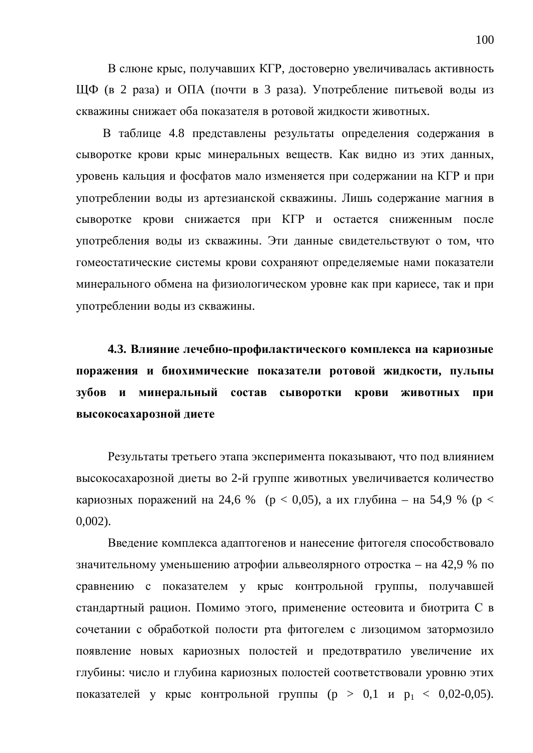В слюне крыс, получавших КГР, достоверно увеличивалась активность ЩФ (в 2 раза) и ОПА (почти в 3 раза). Употребление питьевой воды из скважины снижает оба показателя в ротовой жидкости животных.

В таблице 4.8 представлены результаты определения содержания в сыворотке крови крыс минеральных веществ. Как видно из этих данных, уровень кальция и фосфатов мало изменяется при содержании на КГР и при употреблении воды из артезианской скважины. Лишь содержание магния в сыворотке крови снижается при КГР и остается сниженным после употребления воды из скважины. Эти данные свидетельствуют о том, что гомеостатические системы крови сохраняют определяемые нами показатели минерального обмена на физиологическом уровне как при кариесе, так и при употреблении воды из скважины.

### 4.3. Влияние лечебно-профилактического комплекса на кариозные поражения и биохимические показатели ротовой жидкости, пульпы зубов и минеральный состав сыворотки крови животных при высокосахарозной диете

Результаты третьего этапа эксперимента показывают, что под влиянием высокосахарозной диеты во 2-й группе животных увеличивается количество кариозных поражений на 24,6 % ($p < 0,05$), а их глубина – на 54,9 % ($p < 0,002$).

Введение комплекса адаптогенов и нанесение фитогеля способствовало значительному уменьшению атрофии альвеолярного отростка – на 42,9 % по сравнению с показателем у крыс контрольной группы, получавшей стандартный рацион. Помимо этого, применение остеовита и биотрита С в сочетании с обработкой полости рта фитогелем с лизоцимом затормозило появление новых кариозных полостей и предотвратило увеличение их глубины: число и глубина кариозных полостей соответствовали уровню этих показателей у крыс контрольной группы ($p > 0,1$ и $p_1 < 0,02$-$0,05$).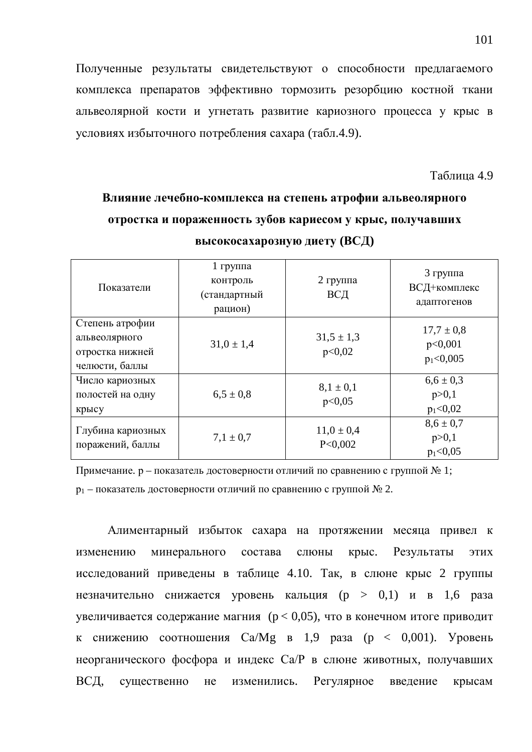Полученные результаты свидетельствуют о способности предлагаемого комплекса препаратов эффективно тормозить резорбцию костной ткани альвеолярной кости и угнетать развитие кариозного процесса у крыс в условиях избыточного потребления сахара (табл.4.9).

Таблица 4.9

**Влияние лечебно-комплекса на степень атрофии альвеолярного отростка и пораженность зубов кариесом у крыс, получавших высокосахарозную диету (ВСД)**

| Показатели | 1 группа контроль (стандартный рацион) | 2 группа ВСД | 3 группа ВСД+комплекс адаптогенов |
|---|---|---|---|
| Степень атрофии альвеолярного отростка нижней челюсти, баллы | 31,0 ± 1,4 | 31,5 ± 1,3 $p<0{,}02$ | 17,7 ± 0,8 $p<0{,}001$ $p_1<0{,}005$ |
| Число кариозных полостей на одну крысу | 6,5 ± 0,8 | 8,1 ± 0,1 $p<0{,}05$ | 6,6 ± 0,3 $p>0{,}1$ $p_1<0{,}02$ |
| Глубина кариозных поражений, баллы | 7,1 ± 0,7 | 11,0 ± 0,4 $P<0{,}002$ | 8,6 ± 0,7 $p>0{,}1$ $p_1<0{,}05$ |

Примечание. p – показатель достоверности отличий по сравнению с группой № 1;
$p_1$ – показатель достоверности отличий по сравнению с группой № 2.

Алиментарный избыток сахара на протяжении месяца привел к изменению минерального состава слюны крыс. Результаты этих исследований приведены в таблице 4.10. Так, в слюне крыс 2 группы незначительно снижается уровень кальция ($p > 0{,}1$) и в 1,6 раза увеличивается содержание магния ($p < 0{,}05$), что в конечном итоге приводит к снижению соотношения Ca/Mg в 1,9 раза ($p < 0{,}001$). Уровень неорганического фосфора и индекс Ca/P в слюне животных, получавших ВСД, существенно не изменились. Регулярное введение крысам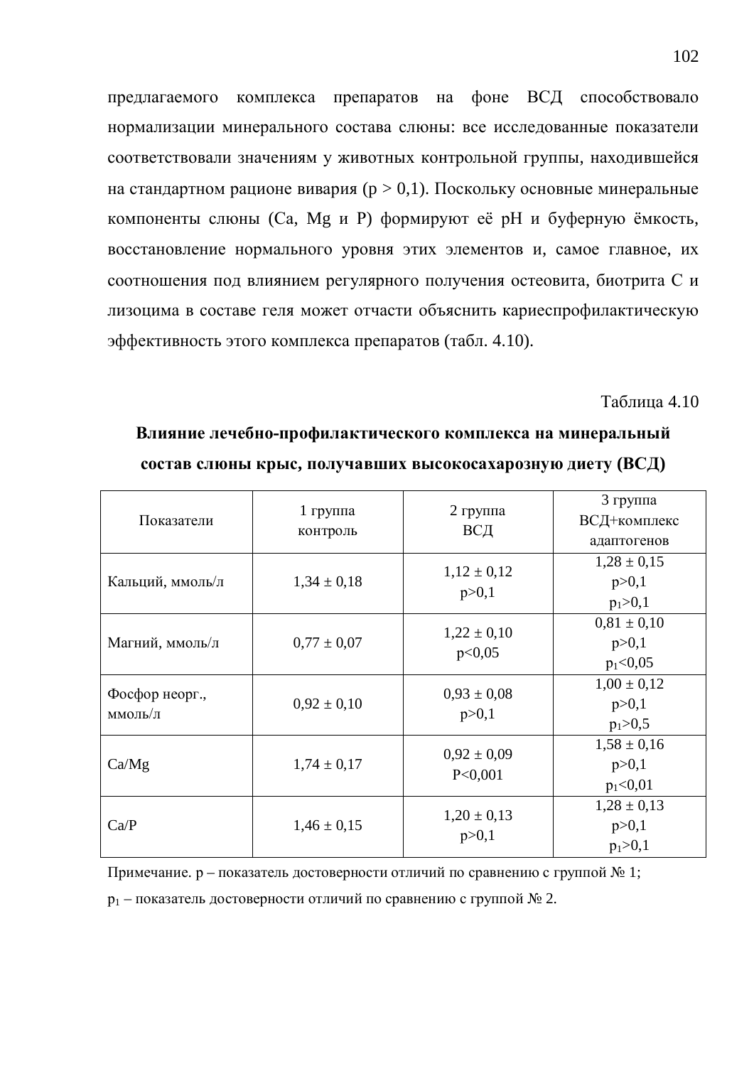предлагаемого комплекса препаратов на фоне ВСД способствовало нормализации минерального состава слюны: все исследованные показатели соответствовали значениям у животных контрольной группы, находившейся на стандартном рационе вивария ($p > 0,1$). Поскольку основные минеральные компоненты слюны (Ca, Mg и P) формируют её pH и буферную ёмкость, восстановление нормального уровня этих элементов и, самое главное, их соотношения под влиянием регулярного получения остеовита, биотрита С и лизоцима в составе геля может отчасти объяснить кариеспрофилактическую эффективность этого комплекса препаратов (табл. 4.10).

Таблица 4.10

**Влияние лечебно-профилактического комплекса на минеральный состав слюны крыс, получавших высокосахарозную диету (ВСД)**

| Показатели | 1 группа контроль | 2 группа ВСД | 3 группа ВСД+комплекс адаптогенов |
|---|---|---|---|
| Кальций, ммоль/л | 1,34 ± 0,18 | 1,12 ± 0,12 $p>0,1$ | 1,28 ± 0,15 $p>0,1$ $p_1>0,1$ |
| Магний, ммоль/л | 0,77 ± 0,07 | 1,22 ± 0,10 $p<0,05$ | 0,81 ± 0,10 $p>0,1$ $p_1<0,05$ |
| Фосфор неорг., ммоль/л | 0,92 ± 0,10 | 0,93 ± 0,08 $p>0,1$ | 1,00 ± 0,12 $p>0,1$ $p_1>0,5$ |
| Ca/Mg | 1,74 ± 0,17 | 0,92 ± 0,09 $P<0,001$ | 1,58 ± 0,16 $p>0,1$ $p_1<0,01$ |
| Ca/P | 1,46 ± 0,15 | 1,20 ± 0,13 $p>0,1$ | 1,28 ± 0,13 $p>0,1$ $p_1>0,1$ |

Примечание. $p$ – показатель достоверности отличий по сравнению с группой № 1;

$p_1$ – показатель достоверности отличий по сравнению с группой № 2.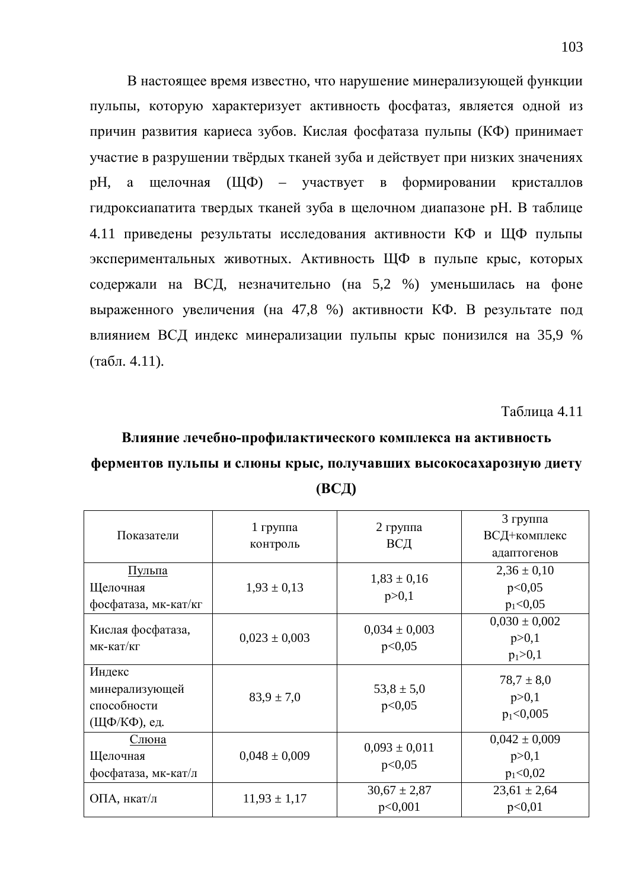В настоящее время известно, что нарушение минерализующей функции пульпы, которую характеризует активность фосфатаз, является одной из причин развития кариеса зубов. Кислая фосфатаза пульпы (КФ) принимает участие в разрушении твёрдых тканей зуба и действует при низких значениях рН, а щелочная (ЩФ) – участвует в формировании кристаллов гидроксиапатита твердых тканей зуба в щелочном диапазоне рН. В таблице 4.11 приведены результаты исследования активности КФ и ЩФ пульпы экспериментальных животных. Активность ЩФ в пульпе крыс, которых содержали на ВСД, незначительно (на 5,2 %) уменьшилась на фоне выраженного увеличения (на 47,8 %) активности КФ. В результате под влиянием ВСД индекс минерализации пульпы крыс понизился на 35,9 % (табл. 4.11).

Таблица 4.11

**Влияние лечебно-профилактического комплекса на активность ферментов пульпы и слюны крыс, получавших высокосахарозную диету (ВСД)**

| Показатели | 1 группа контроль | 2 группа ВСД | 3 группа ВСД+комплекс адаптогенов |
|---|---|---|---|
| Пульпа<br>Щелочная фосфатаза, мк-кат/кг | 1,93 ± 0,13 | 1,83 ± 0,16<br>$p>0,1$ | 2,36 ± 0,10<br>$p<0,05$<br>$p_1<0,05$ |
| Кислая фосфатаза, мк-кат/кг | 0,023 ± 0,003 | 0,034 ± 0,003<br>$p<0,05$ | 0,030 ± 0,002<br>$p>0,1$<br>$p_1>0,1$ |
| Индекс минерализующей способности (ЩФ/КФ), ед. | 83,9 ± 7,0 | 53,8 ± 5,0<br>$p<0,05$ | 78,7 ± 8,0<br>$p>0,1$<br>$p_1<0,005$ |
| Слюна<br>Щелочная фосфатаза, мк-кат/л | 0,048 ± 0,009 | 0,093 ± 0,011<br>$p<0,05$ | 0,042 ± 0,009<br>$p>0,1$<br>$p_1<0,02$ |
| ОПА, нкат/л | 11,93 ± 1,17 | 30,67 ± 2,87<br>$p<0,001$ | 23,61 ± 2,64<br>$p<0,01$ |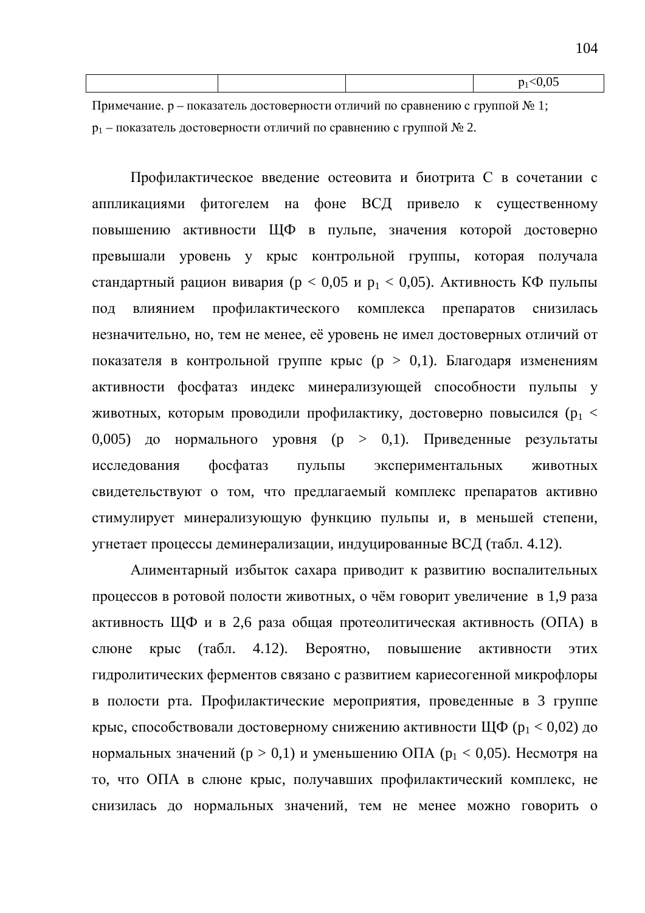|  |  |  | $p_1<0,05$ |
|---|---|---|---|

Примечание. p – показатель достоверности отличий по сравнению с группой № 1;
$p_1$ – показатель достоверности отличий по сравнению с группой № 2.

Профилактическое введение остеовита и биотрита С в сочетании с аппликациями фитогелем на фоне ВСД привело к существенному повышению активности ЩФ в пульпе, значения которой достоверно превышали уровень у крыс контрольной группы, которая получала стандартный рацион вивария ($p < 0,05$ и $p_1 < 0,05$). Активность КФ пульпы под влиянием профилактического комплекса препаратов снизилась незначительно, но, тем не менее, её уровень не имел достоверных отличий от показателя в контрольной группе крыс ($p > 0,1$). Благодаря изменениям активности фосфатаз индекс минерализующей способности пульпы у животных, которым проводили профилактику, достоверно повысился ($p_1 < 0,005$) до нормального уровня ($p > 0,1$). Приведенные результаты исследования фосфатаз пульпы экспериментальных животных свидетельствуют о том, что предлагаемый комплекс препаратов активно стимулирует минерализующую функцию пульпы и, в меньшей степени, угнетает процессы деминерализации, индуцированные ВСД (табл. 4.12).

Алиментарный избыток сахара приводит к развитию воспалительных процессов в ротовой полости животных, о чём говорит увеличение в 1,9 раза активность ЩФ и в 2,6 раза общая протеолитическая активность (ОПА) в слюне крыс (табл. 4.12). Вероятно, повышение активности этих гидролитических ферментов связано с развитием кариесогенной микрофлоры в полости рта. Профилактические мероприятия, проведенные в 3 группе крыс, способствовали достоверному снижению активности ЩФ ($p_1 < 0,02$) до нормальных значений ($p > 0,1$) и уменьшению ОПА ($p_1 < 0,05$). Несмотря на то, что ОПА в слюне крыс, получавших профилактический комплекс, не снизилась до нормальных значений, тем не менее можно говорить о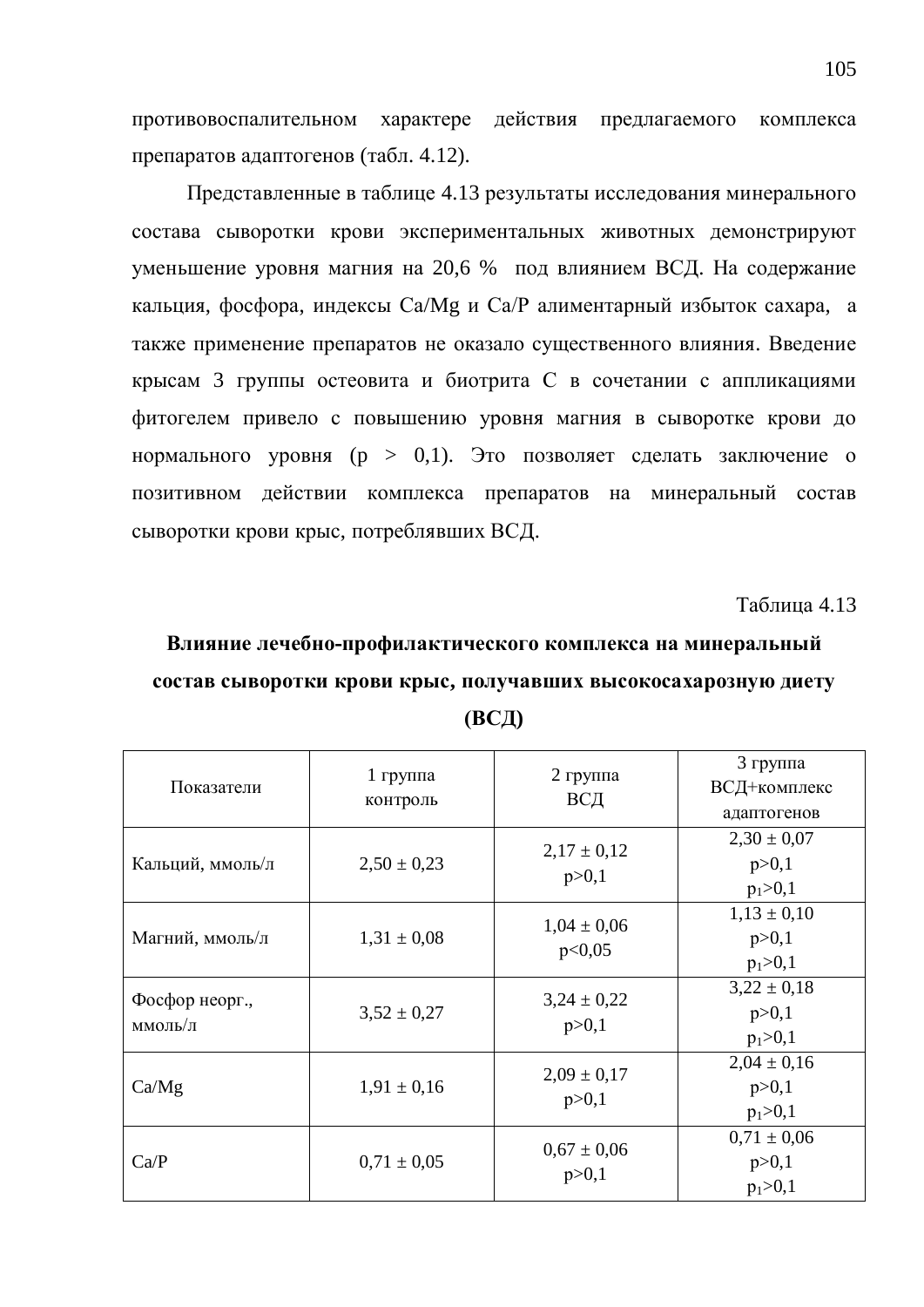противовоспалительном характере действия предлагаемого комплекса препаратов адаптогенов (табл. 4.12).

Представленные в таблице 4.13 результаты исследования минерального состава сыворотки крови экспериментальных животных демонстрируют уменьшение уровня магния на 20,6 % под влиянием ВСД. На содержание кальция, фосфора, индексы Ca/Mg и Ca/P алиментарный избыток сахара, а также применение препаратов не оказало существенного влияния. Введение крысам 3 группы остеовита и биотрита С в сочетании с аппликациями фитогелем привело с повышению уровня магния в сыворотке крови до нормального уровня ($p > 0,1$). Это позволяет сделать заключение о позитивном действии комплекса препаратов на минеральный состав сыворотки крови крыс, потреблявших ВСД.

Таблица 4.13

**Влияние лечебно-профилактического комплекса на минеральный состав сыворотки крови крыс, получавших высокосахарозную диету (ВСД)**

| Показатели | 1 группа контроль | 2 группа ВСД | 3 группа ВСД+комплекс адаптогенов |
|---|---|---|---|
| Кальций, ммоль/л | 2,50 ± 0,23 | 2,17 ± 0,12<br>$p>0,1$ | 2,30 ± 0,07<br>$p>0,1$<br>$p_1>0,1$ |
| Магний, ммоль/л | 1,31 ± 0,08 | 1,04 ± 0,06<br>$p<0,05$ | 1,13 ± 0,10<br>$p>0,1$<br>$p_1>0,1$ |
| Фосфор неорг., ммоль/л | 3,52 ± 0,27 | 3,24 ± 0,22<br>$p>0,1$ | 3,22 ± 0,18<br>$p>0,1$<br>$p_1>0,1$ |
| Ca/Mg | 1,91 ± 0,16 | 2,09 ± 0,17<br>$p>0,1$ | 2,04 ± 0,16<br>$p>0,1$<br>$p_1>0,1$ |
| Ca/P | 0,71 ± 0,05 | 0,67 ± 0,06<br>$p>0,1$ | 0,71 ± 0,06<br>$p>0,1$<br>$p_1>0,1$ |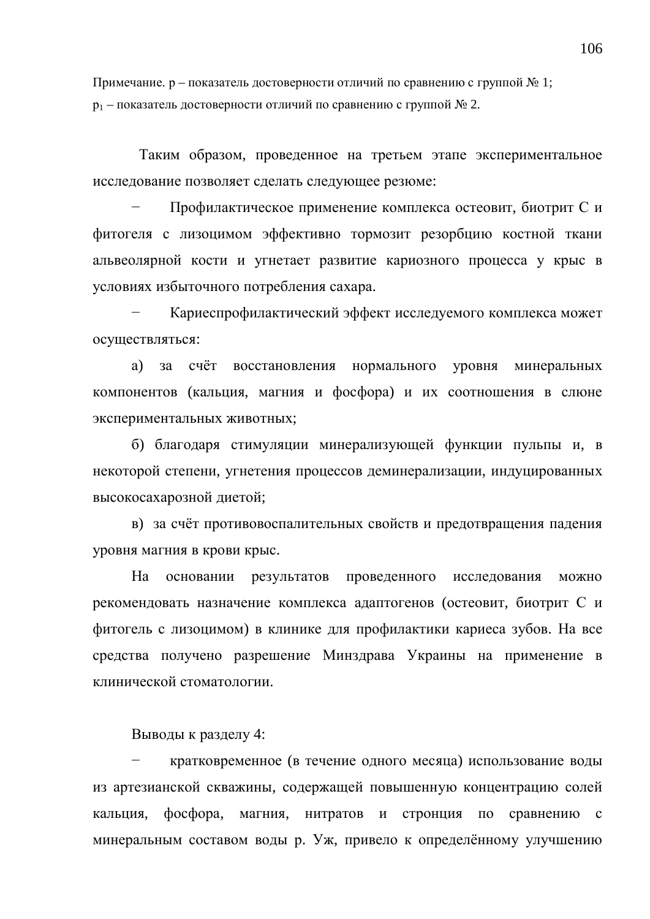Примечание. р – показатель достоверности отличий по сравнению с группой № 1;
$p_1$ – показатель достоверности отличий по сравнению с группой № 2.

Таким образом, проведенное на третьем этапе экспериментальное исследование позволяет сделать следующее резюме:

− Профилактическое применение комплекса остеовит, биотрит С и фитогеля с лизоцимом эффективно тормозит резорбцию костной ткани альвеолярной кости и угнетает развитие кариозного процесса у крыс в условиях избыточного потребления сахара.

− Кариеспрофилактический эффект исследуемого комплекса может осуществляться:

а) за счёт восстановления нормального уровня минеральных компонентов (кальция, магния и фосфора) и их соотношения в слюне экспериментальных животных;

б) благодаря стимуляции минерализующей функции пульпы и, в некоторой степени, угнетения процессов деминерализации, индуцированных высокосахарозной диетой;

в) за счёт противовоспалительных свойств и предотвращения падения уровня магния в крови крыс.

На основании результатов проведенного исследования можно рекомендовать назначение комплекса адаптогенов (остеовит, биотрит С и фитогель с лизоцимом) в клинике для профилактики кариеса зубов. На все средства получено разрешение Минздрава Украины на применение в клинической стоматологии.

Выводы к разделу 4:

− кратковременное (в течение одного месяца) использование воды из артезианской скважины, содержащей повышенную концентрацию солей кальция, фосфора, магния, нитратов и стронция по сравнению с минеральным составом воды р. Уж, привело к определённому улучшению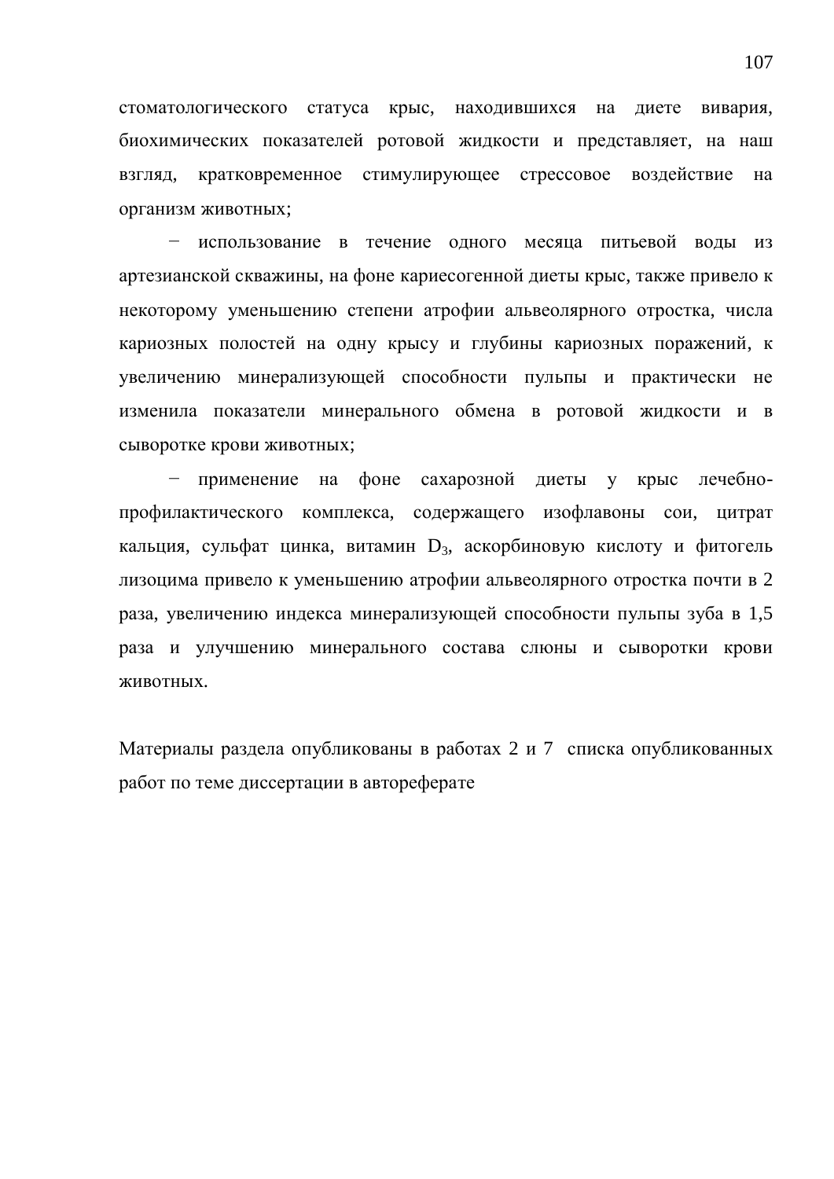стоматологического статуса крыс, находившихся на диете вивария, биохимических показателей ротовой жидкости и представляет, на наш взгляд, кратковременное стимулирующее стрессовое воздействие на организм животных;

− использование в течение одного месяца питьевой воды из артезианской скважины, на фоне кариесогенной диеты крыс, также привело к некоторому уменьшению степени атрофии альвеолярного отростка, числа кариозных полостей на одну крысу и глубины кариозных поражений, к увеличению минерализующей способности пульпы и практически не изменила показатели минерального обмена в ротовой жидкости и в сыворотке крови животных;

− применение на фоне сахарозной диеты у крыс лечебно-профилактического комплекса, содержащего изофлавоны сои, цитрат кальция, сульфат цинка, витамин $D_3$, аскорбиновую кислоту и фитогель лизоцима привело к уменьшению атрофии альвеолярного отростка почти в 2 раза, увеличению индекса минерализующей способности пульпы зуба в 1,5 раза и улучшению минерального состава слюны и сыворотки крови животных.

Материалы раздела опубликованы в работах 2 и 7 списка опубликованных работ по теме диссертации в автореферате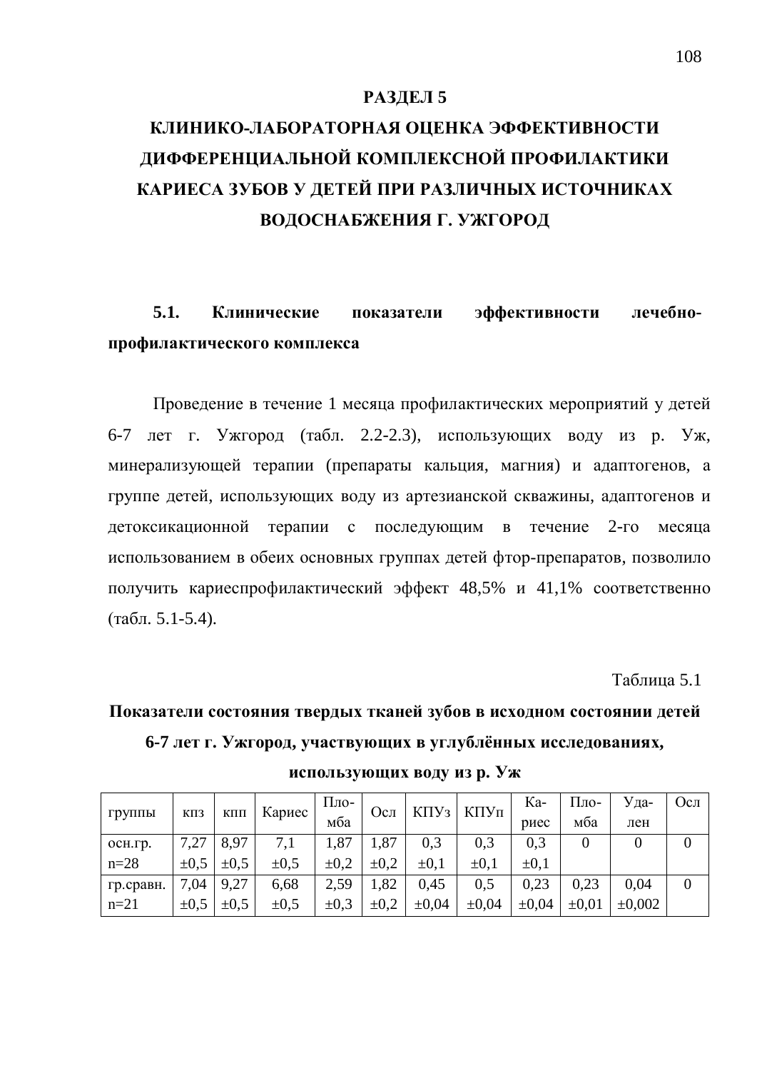# РАЗДЕЛ 5

# КЛИНИКО-ЛАБОРАТОРНАЯ ОЦЕНКА ЭФФЕКТИВНОСТИ ДИФФЕРЕНЦИАЛЬНОЙ КОМПЛЕКСНОЙ ПРОФИЛАКТИКИ КАРИЕСА ЗУБОВ У ДЕТЕЙ ПРИ РАЗЛИЧНЫХ ИСТОЧНИКАХ ВОДОСНАБЖЕНИЯ Г. УЖГОРОД

## 5.1. Клинические показатели эффективности лечебно-профилактического комплекса

Проведение в течение 1 месяца профилактических мероприятий у детей 6-7 лет г. Ужгород (табл. 2.2-2.3), использующих воду из р. Уж, минерализующей терапии (препараты кальция, магния) и адаптогенов, а группе детей, использующих воду из артезианской скважины, адаптогенов и детоксикационной терапии с последующим в течение 2-го месяца использованием в обеих основных группах детей фтор-препаратов, позволило получить кариеспрофилактический эффект 48,5% и 41,1% соответственно (табл. 5.1-5.4).

Таблица 5.1

**Показатели состояния твердых тканей зубов в исходном состоянии детей 6-7 лет г. Ужгород, участвующих в углублённых исследованиях, использующих воду из р. Уж**

| группы | кпз | кпп | Кариес | Пломба | Осл | КПУз | КПУп | Кариес | Пломба | Удален | Осл |
|---|---|---|---|---|---|---|---|---|---|---|---|
| осн.гр. n=28 | 7,27 ±0,5 | 8,97 ±0,5 | 7,1 ±0,5 | 1,87 ±0,2 | 1,87 ±0,2 | 0,3 ±0,1 | 0,3 ±0,1 | 0,3 ±0,1 | 0 | 0 | 0 |
| гр.сравн. n=21 | 7,04 ±0,5 | 9,27 ±0,5 | 6,68 ±0,5 | 2,59 ±0,3 | 1,82 ±0,2 | 0,45 ±0,04 | 0,5 ±0,04 | 0,23 ±0,04 | 0,23 ±0,01 | 0,04 ±0,002 | 0 |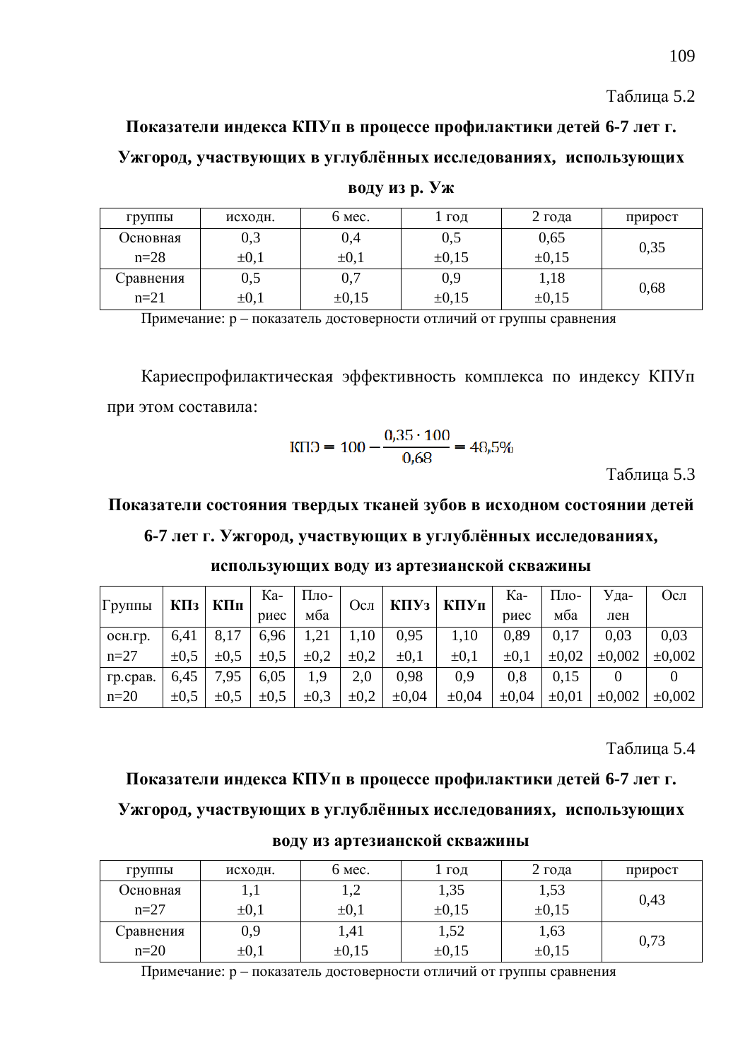Таблица 5.2

**Показатели индекса КПУп в процессе профилактики детей 6-7 лет г. Ужгород, участвующих в углублённых исследованиях, использующих воду из р. Уж**

| группы | исходн. | 6 мес. | 1 год | 2 года | прирост |
|---|---|---|---|---|---|
| Основная n=28 | 0,3 ±0,1 | 0,4 ±0,1 | 0,5 ±0,15 | 0,65 ±0,15 | 0,35 |
| Сравнения n=21 | 0,5 ±0,1 | 0,7 ±0,15 | 0,9 ±0,15 | 1,18 ±0,15 | 0,68 |

Примечание: р – показатель достоверности отличий от группы сравнения

Кариеспрофилактическая эффективность комплекса по индексу КПУп при этом составила:

$$КПЭ = 100 - \frac{0{,}35 \cdot 100}{0{,}68} = 48{,}5\%$$

Таблица 5.3

**Показатели состояния твердых тканей зубов в исходном состоянии детей 6-7 лет г. Ужгород, участвующих в углублённых исследованиях, использующих воду из артезианской скважины**

| Группы | **КПз** | **КПп** | Кариес | Пломба | Осл | **КПУз** | **КПУп** | Кариес | Пломба | Удален | Осл |
|---|---|---|---|---|---|---|---|---|---|---|---|
| осн.гр. n=27 | 6,41 ±0,5 | 8,17 ±0,5 | 6,96 ±0,5 | 1,21 ±0,2 | 1,10 ±0,2 | 0,95 ±0,1 | 1,10 ±0,1 | 0,89 ±0,1 | 0,17 ±0,02 | 0,03 ±0,002 | 0,03 ±0,002 |
| гр.срав. n=20 | 6,45 ±0,5 | 7,95 ±0,5 | 6,05 ±0,5 | 1,9 ±0,3 | 2,0 ±0,2 | 0,98 ±0,04 | 0,9 ±0,04 | 0,8 ±0,04 | 0,15 ±0,01 | 0 ±0,002 | 0 ±0,002 |

Таблица 5.4

**Показатели индекса КПУп в процессе профилактики детей 6-7 лет г. Ужгород, участвующих в углублённых исследованиях, использующих воду из артезианской скважины**

| группы | исходн. | 6 мес. | 1 год | 2 года | прирост |
|---|---|---|---|---|---|
| Основная n=27 | 1,1 ±0,1 | 1,2 ±0,1 | 1,35 ±0,15 | 1,53 ±0,15 | 0,43 |
| Сравнения n=20 | 0,9 ±0,1 | 1,41 ±0,15 | 1,52 ±0,15 | 1,63 ±0,15 | 0,73 |

Примечание: р – показатель достоверности отличий от группы сравнения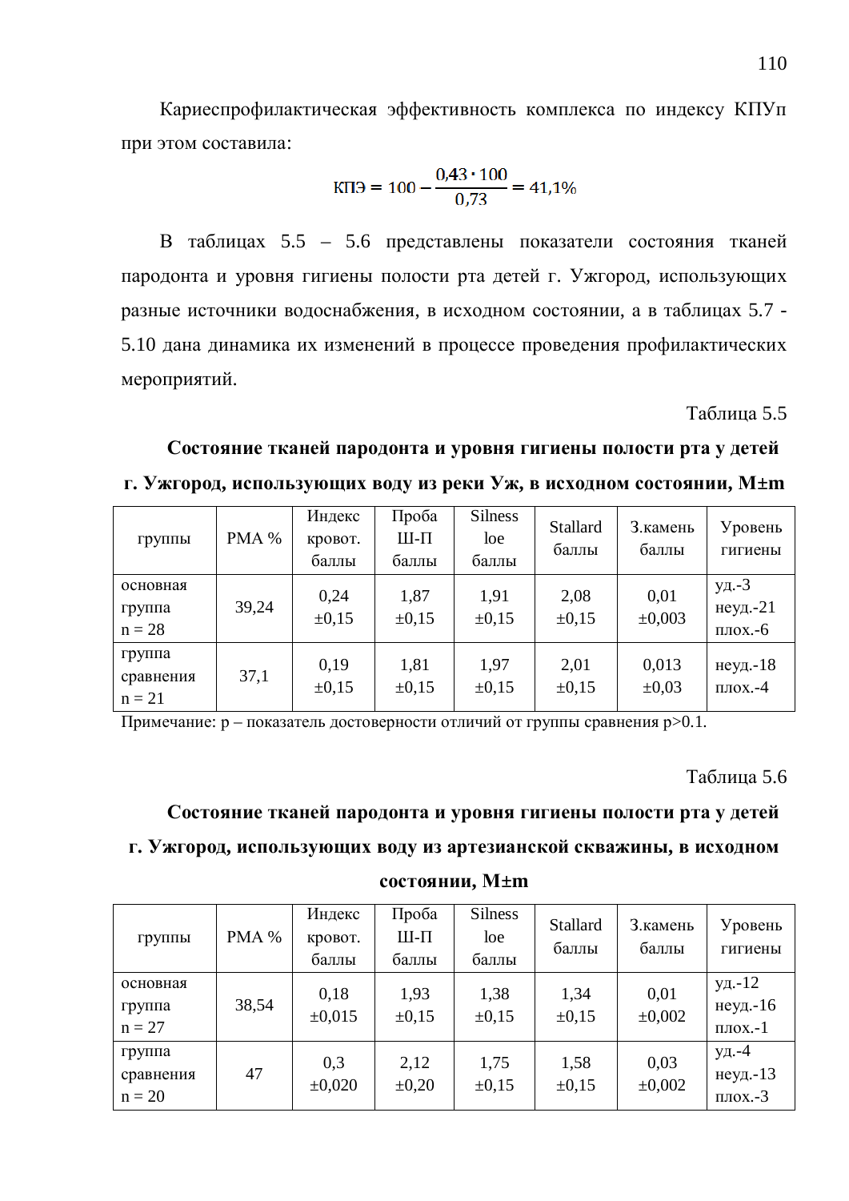Кариеспрофилактическая эффективность комплекса по индексу КПУп при этом составила:

$$КПЭ = 100 - \frac{0{,}43 \cdot 100}{0{,}73} = 41{,}1\%$$

В таблицах 5.5 – 5.6 представлены показатели состояния тканей пародонта и уровня гигиены полости рта детей г. Ужгород, использующих разные источники водоснабжения, в исходном состоянии, а в таблицах 5.7 - 5.10 дана динамика их изменений в процессе проведения профилактических мероприятий.

Таблица 5.5

**Состояние тканей пародонта и уровня гигиены полости рта у детей г. Ужгород, использующих воду из реки Уж, в исходном состоянии, М±m**

| группы | РМА % | Индекс кровот. баллы | Проба Ш-П баллы | Silness loe баллы | Stallard баллы | З.камень баллы | Уровень гигиены |
|---|---|---|---|---|---|---|---|
| основная группа n = 28 | 39,24 | 0,24 ±0,15 | 1,87 ±0,15 | 1,91 ±0,15 | 2,08 ±0,15 | 0,01 ±0,003 | уд.-3 неуд.-21 плох.-6 |
| группа сравнения n = 21 | 37,1 | 0,19 ±0,15 | 1,81 ±0,15 | 1,97 ±0,15 | 2,01 ±0,15 | 0,013 ±0,03 | неуд.-18 плох.-4 |

Примечание: р – показатель достоверности отличий от группы сравнения р>0.1.

Таблица 5.6

**Состояние тканей пародонта и уровня гигиены полости рта у детей г. Ужгород, использующих воду из артезианской скважины, в исходном состоянии, М±m**

| группы | РМА % | Индекс кровот. баллы | Проба Ш-П баллы | Silness loe баллы | Stallard баллы | З.камень баллы | Уровень гигиены |
|---|---|---|---|---|---|---|---|
| основная группа n = 27 | 38,54 | 0,18 ±0,015 | 1,93 ±0,15 | 1,38 ±0,15 | 1,34 ±0,15 | 0,01 ±0,002 | уд.-12 неуд.-16 плох.-1 |
| группа сравнения n = 20 | 47 | 0,3 ±0,020 | 2,12 ±0,20 | 1,75 ±0,15 | 1,58 ±0,15 | 0,03 ±0,002 | уд.-4 неуд.-13 плох.-3 |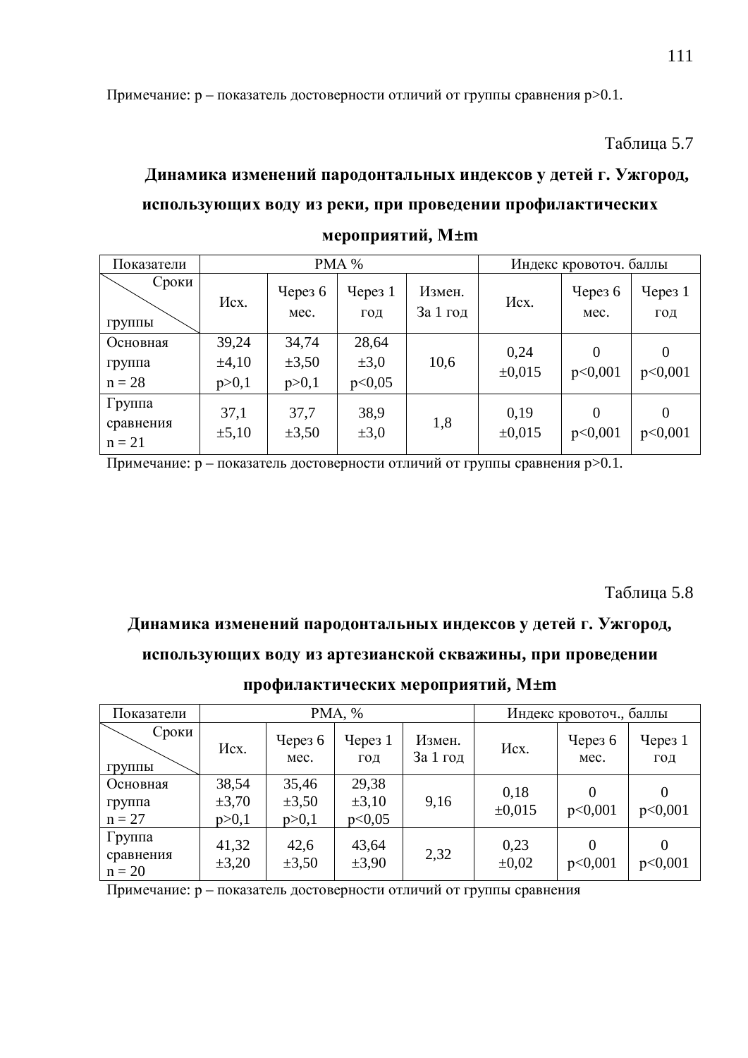Примечание: р – показатель достоверности отличий от группы сравнения р>0.1.

Таблица 5.7

**Динамика изменений пародонтальных индексов у детей г. Ужгород, использующих воду из реки, при проведении профилактических мероприятий, М±m**

| Показатели | РМА % | | | | Индекс кровоточ. баллы | | |
|---|---|---|---|---|---|---|---|
| Сроки / группы | Исх. | Через 6 мес. | Через 1 год | Измен. За 1 год | Исх. | Через 6 мес. | Через 1 год |
| Основная группа n = 28 | 39,24 ±4,10 p>0,1 | 34,74 ±3,50 p>0,1 | 28,64 ±3,0 p<0,05 | 10,6 | 0,24 ±0,015 | 0 p<0,001 | 0 p<0,001 |
| Группа сравнения n = 21 | 37,1 ±5,10 | 37,7 ±3,50 | 38,9 ±3,0 | 1,8 | 0,19 ±0,015 | 0 p<0,001 | 0 p<0,001 |

Примечание: р – показатель достоверности отличий от группы сравнения р>0.1.

Таблица 5.8

**Динамика изменений пародонтальных индексов у детей г. Ужгород, использующих воду из артезианской скважины, при проведении профилактических мероприятий, М±m**

| Показатели | РМА, % | | | | Индекс кровоточ., баллы | | |
|---|---|---|---|---|---|---|---|
| Сроки / группы | Исх. | Через 6 мес. | Через 1 год | Измен. За 1 год | Исх. | Через 6 мес. | Через 1 год |
| Основная группа n = 27 | 38,54 ±3,70 p>0,1 | 35,46 ±3,50 p>0,1 | 29,38 ±3,10 p<0,05 | 9,16 | 0,18 ±0,015 | 0 p<0,001 | 0 p<0,001 |
| Группа сравнения n = 20 | 41,32 ±3,20 | 42,6 ±3,50 | 43,64 ±3,90 | 2,32 | 0,23 ±0,02 | 0 p<0,001 | 0 p<0,001 |

Примечание: р – показатель достоверности отличий от группы сравнения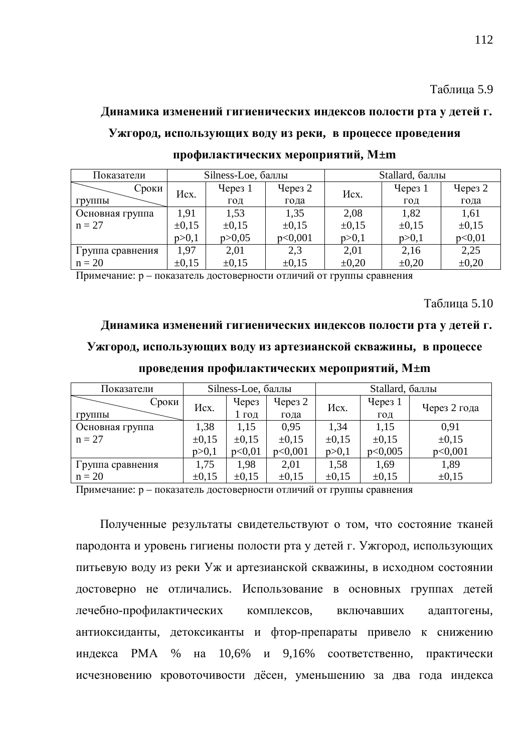Таблица 5.9

**Динамика изменений гигиенических индексов полости рта у детей г. Ужгород, использующих воду из реки, в процессе проведения профилактических мероприятий, M±m**

| Показатели | Silness-Loe, баллы | | | Stallard, баллы | | |
|---|---|---|---|---|---|---|
| Сроки / группы | Исх. | Через 1 год | Через 2 года | Исх. | Через 1 год | Через 2 года |
| Основная группа n = 27 | 1,91 ±0,15 p>0,1 | 1,53 ±0,15 p>0,05 | 1,35 ±0,15 p<0,001 | 2,08 ±0,15 p>0,1 | 1,82 ±0,15 p>0,1 | 1,61 ±0,15 p<0,01 |
| Группа сравнения n = 20 | 1,97 ±0,15 | 2,01 ±0,15 | 2,3 ±0,15 | 2,01 ±0,20 | 2,16 ±0,20 | 2,25 ±0,20 |

Примечание: р – показатель достоверности отличий от группы сравнения

Таблица 5.10

**Динамика изменений гигиенических индексов полости рта у детей г. Ужгород, использующих воду из артезианской скважины, в процессе проведения профилактических мероприятий, M±m**

| Показатели | Silness-Loe, баллы | | | Stallard, баллы | | |
|---|---|---|---|---|---|---|
| Сроки / группы | Исх. | Через 1 год | Через 2 года | Исх. | Через 1 год | Через 2 года |
| Основная группа n = 27 | 1,38 ±0,15 p>0,1 | 1,15 ±0,15 p<0,01 | 0,95 ±0,15 p<0,001 | 1,34 ±0,15 p>0,1 | 1,15 ±0,15 p<0,005 | 0,91 ±0,15 p<0,001 |
| Группа сравнения n = 20 | 1,75 ±0,15 | 1,98 ±0,15 | 2,01 ±0,15 | 1,58 ±0,15 | 1,69 ±0,15 | 1,89 ±0,15 |

Примечание: р – показатель достоверности отличий от группы сравнения

Полученные результаты свидетельствуют о том, что состояние тканей пародонта и уровень гигиены полости рта у детей г. Ужгород, использующих питьевую воду из реки Уж и артезианской скважины, в исходном состоянии достоверно не отличались. Использование в основных группах детей лечебно-профилактических комплексов, включавших адаптогены, антиоксиданты, детоксиканты и фтор-препараты привело к снижению индекса РМА % на 10,6% и 9,16% соответственно, практически исчезновению кровоточивости дёсен, уменьшению за два года индекса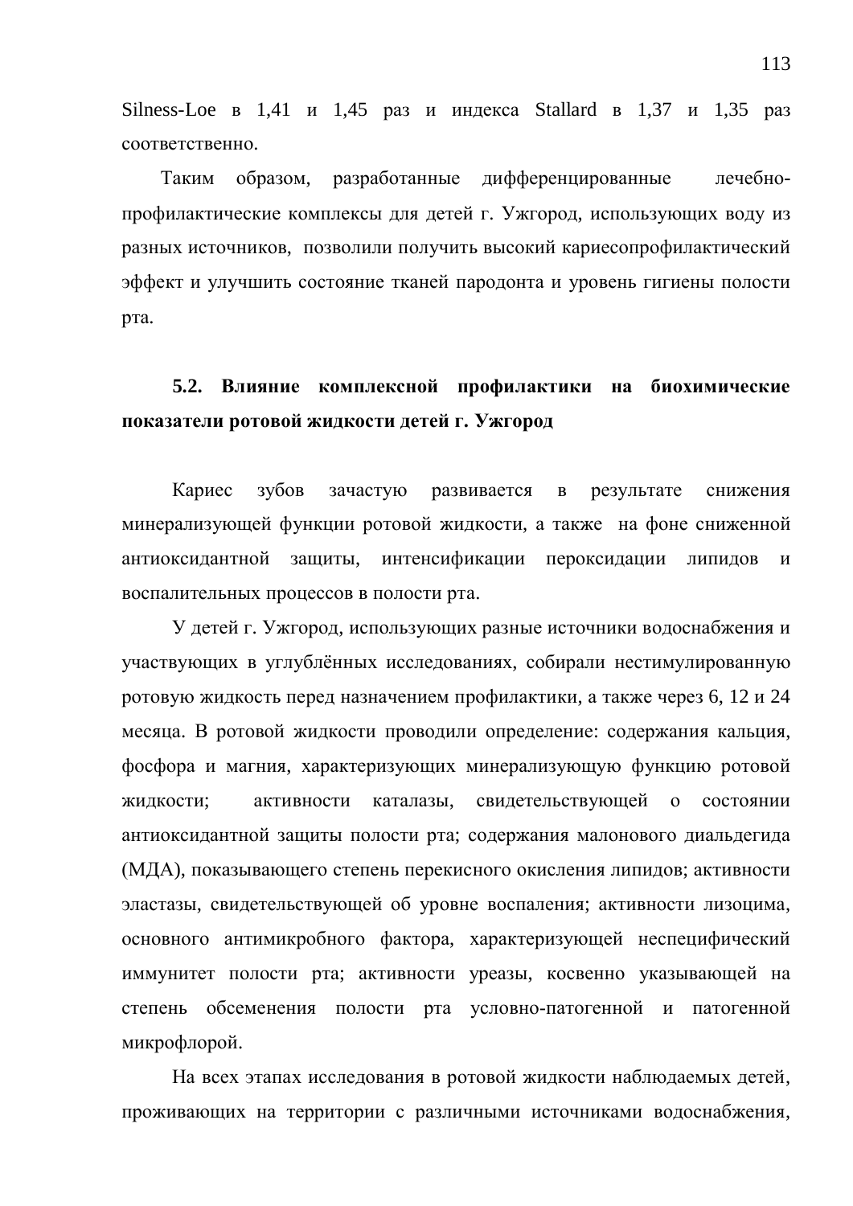Silness-Loe в 1,41 и 1,45 раз и индекса Stallard в 1,37 и 1,35 раз соответственно.

Таким образом, разработанные дифференцированные лечебно-профилактические комплексы для детей г. Ужгород, использующих воду из разных источников, позволили получить высокий кариесопрофилактический эффект и улучшить состояние тканей пародонта и уровень гигиены полости рта.

## 5.2. Влияние комплексной профилактики на биохимические показатели ротовой жидкости детей г. Ужгород

Кариес зубов зачастую развивается в результате снижения минерализующей функции ротовой жидкости, а также на фоне сниженной антиоксидантной защиты, интенсификации пероксидации липидов и воспалительных процессов в полости рта.

У детей г. Ужгород, использующих разные источники водоснабжения и участвующих в углублённых исследованиях, собирали нестимулированную ротовую жидкость перед назначением профилактики, а также через 6, 12 и 24 месяца. В ротовой жидкости проводили определение: содержания кальция, фосфора и магния, характеризующих минерализующую функцию ротовой жидкости; активности каталазы, свидетельствующей о состоянии антиоксидантной защиты полости рта; содержания малонового диальдегида (МДА), показывающего степень перекисного окисления липидов; активности эластазы, свидетельствующей об уровне воспаления; активности лизоцима, основного антимикробного фактора, характеризующей неспецифический иммунитет полости рта; активности уреазы, косвенно указывающей на степень обсеменения полости рта условно-патогенной и патогенной микрофлорой.

На всех этапах исследования в ротовой жидкости наблюдаемых детей, проживающих на территории с различными источниками водоснабжения,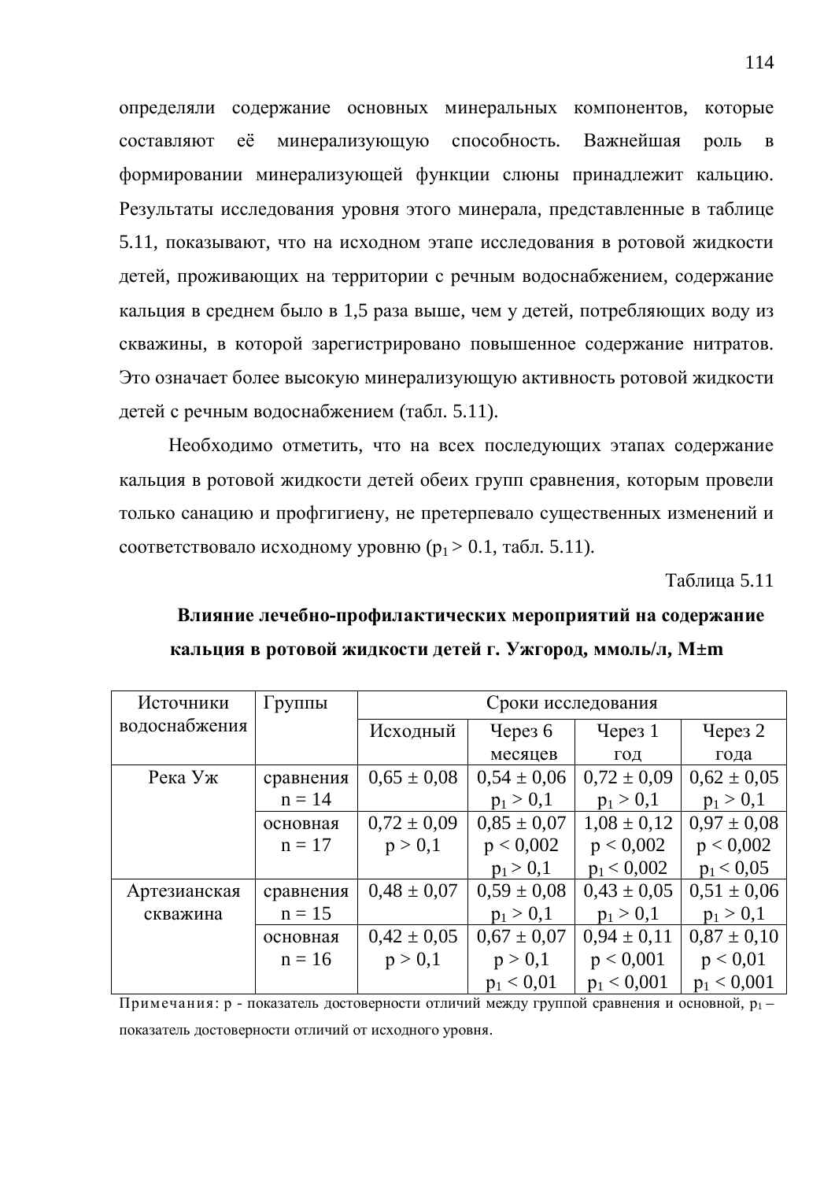определяли содержание основных минеральных компонентов, которые составляют её минерализующую способность. Важнейшая роль в формировании минерализующей функции слюны принадлежит кальцию. Результаты исследования уровня этого минерала, представленные в таблице 5.11, показывают, что на исходном этапе исследования в ротовой жидкости детей, проживающих на территории с речным водоснабжением, содержание кальция в среднем было в 1,5 раза выше, чем у детей, потребляющих воду из скважины, в которой зарегистрировано повышенное содержание нитратов. Это означает более высокую минерализующую активность ротовой жидкости детей с речным водоснабжением (табл. 5.11).

Необходимо отметить, что на всех последующих этапах содержание кальция в ротовой жидкости детей обеих групп сравнения, которым провели только санацию и профгигиену, не претерпевало существенных изменений и соответствовало исходному уровню ($p_1 > 0.1$, табл. 5.11).

Таблица 5.11

**Влияние лечебно-профилактических мероприятий на содержание кальция в ротовой жидкости детей г. Ужгород, ммоль/л, M±m**

| Источники водоснабжения | Группы | Сроки исследования | | | |
|---|---|---|---|---|---|
| | | Исходный | Через 6 месяцев | Через 1 год | Через 2 года |
| Река Уж | сравнения n = 14 | 0,65 ± 0,08 | 0,54 ± 0,06 $p_1 > 0,1$ | 0,72 ± 0,09 $p_1 > 0,1$ | 0,62 ± 0,05 $p_1 > 0,1$ |
| | основная n = 17 | 0,72 ± 0,09 $p > 0,1$ | 0,85 ± 0,07 $p < 0,002$ $p_1 > 0,1$ | 1,08 ± 0,12 $p < 0,002$ $p_1 < 0,002$ | 0,97 ± 0,08 $p < 0,002$ $p_1 < 0,05$ |
| Артезианская скважина | сравнения n = 15 | 0,48 ± 0,07 | 0,59 ± 0,08 $p_1 > 0,1$ | 0,43 ± 0,05 $p_1 > 0,1$ | 0,51 ± 0,06 $p_1 > 0,1$ |
| | основная n = 16 | 0,42 ± 0,05 $p > 0,1$ | 0,67 ± 0,07 $p > 0,1$ $p_1 < 0,01$ | 0,94 ± 0,11 $p < 0,001$ $p_1 < 0,001$ | 0,87 ± 0,10 $p < 0,01$ $p_1 < 0,001$ |

Примечания: p - показатель достоверности отличий между группой сравнения и основной, $p_1$ – показатель достоверности отличий от исходного уровня.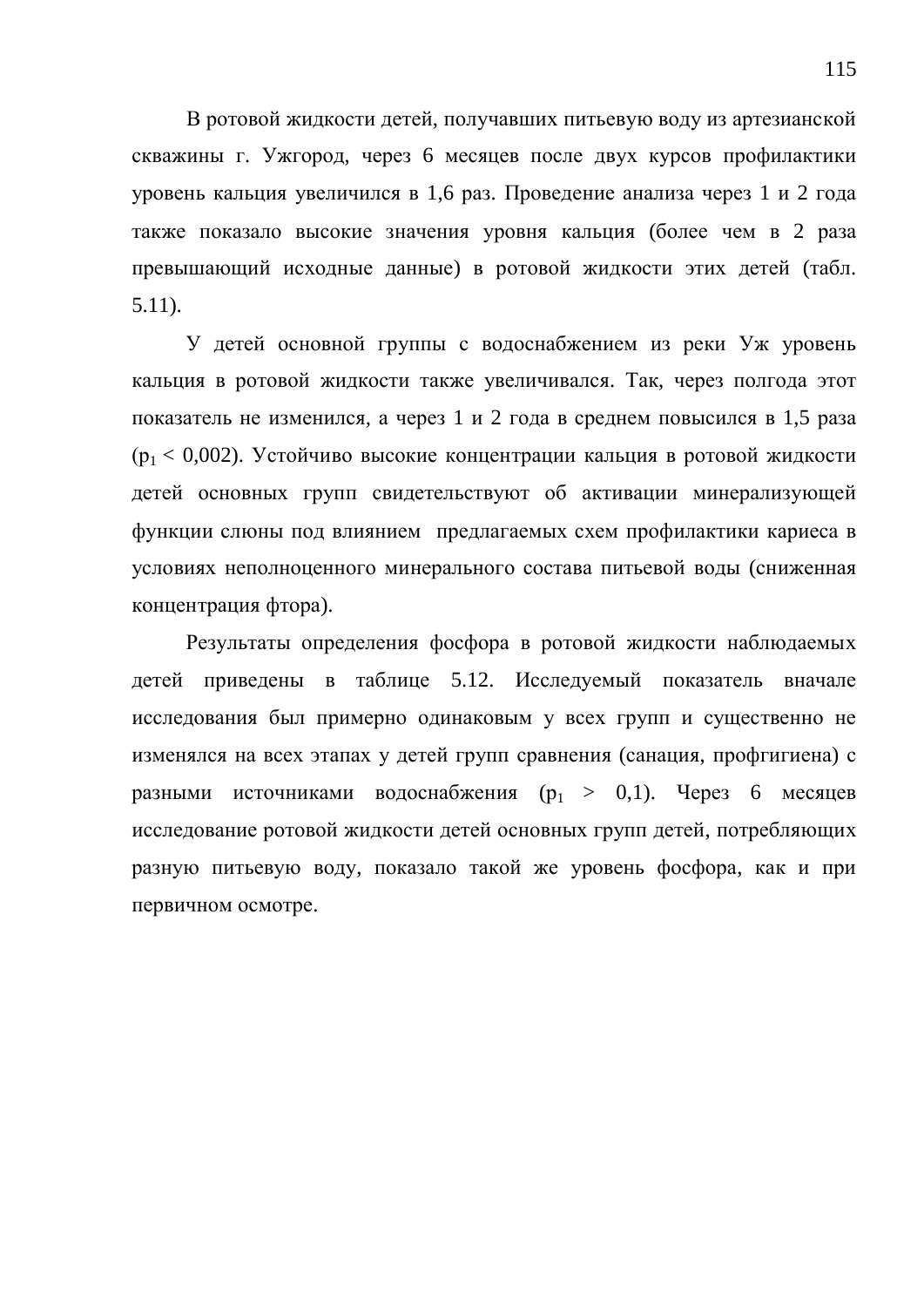В ротовой жидкости детей, получавших питьевую воду из артезианской скважины г. Ужгород, через 6 месяцев после двух курсов профилактики уровень кальция увеличился в 1,6 раз. Проведение анализа через 1 и 2 года также показало высокие значения уровня кальция (более чем в 2 раза превышающий исходные данные) в ротовой жидкости этих детей (табл. 5.11).

У детей основной группы с водоснабжением из реки Уж уровень кальция в ротовой жидкости также увеличивался. Так, через полгода этот показатель не изменился, а через 1 и 2 года в среднем повысился в 1,5 раза ($p_1 < 0{,}002$). Устойчиво высокие концентрации кальция в ротовой жидкости детей основных групп свидетельствуют об активации минерализующей функции слюны под влиянием предлагаемых схем профилактики кариеса в условиях неполноценного минерального состава питьевой воды (сниженная концентрация фтора).

Результаты определения фосфора в ротовой жидкости наблюдаемых детей приведены в таблице 5.12. Исследуемый показатель вначале исследования был примерно одинаковым у всех групп и существенно не изменялся на всех этапах у детей групп сравнения (санация, профгигиена) с разными источниками водоснабжения ($p_1 > 0{,}1$). Через 6 месяцев исследование ротовой жидкости детей основных групп детей, потребляющих разную питьевую воду, показало такой же уровень фосфора, как и при первичном осмотре.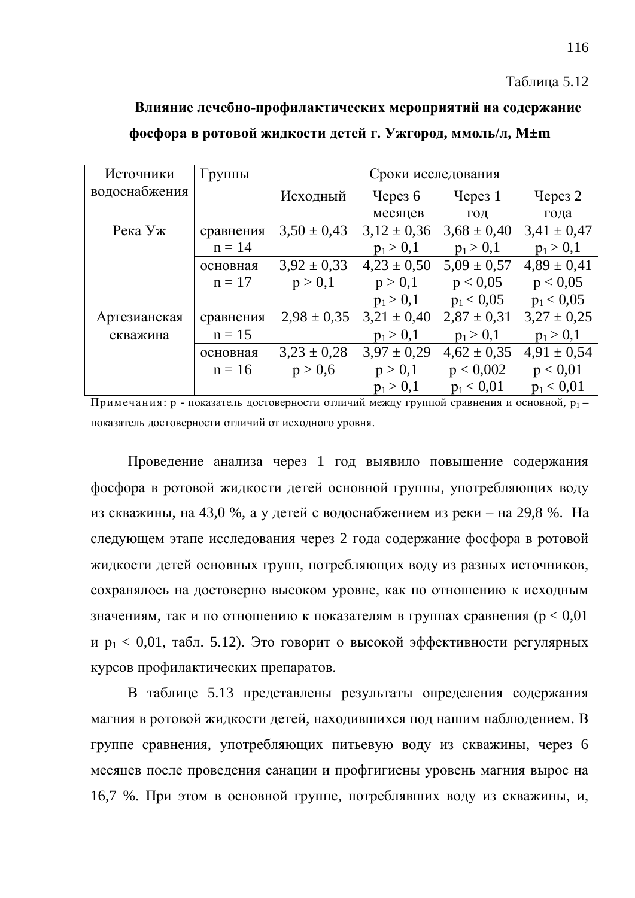Таблица 5.12

**Влияние лечебно-профилактических мероприятий на содержание фосфора в ротовой жидкости детей г. Ужгород, ммоль/л, M±m**

| Источники водоснабжения | Группы | Сроки исследования | | | |
|---|---|---|---|---|---|
| | | Исходный | Через 6 месяцев | Через 1 год | Через 2 года |
| Река Уж | сравнения n = 14 | 3,50 ± 0,43 | 3,12 ± 0,36 $p_1 > 0,1$ | 3,68 ± 0,40 $p_1 > 0,1$ | 3,41 ± 0,47 $p_1 > 0,1$ |
| | основная n = 17 | 3,92 ± 0,33 $p > 0,1$ | 4,23 ± 0,50 $p > 0,1$ $p_1 > 0,1$ | 5,09 ± 0,57 $p < 0,05$ $p_1 < 0,05$ | 4,89 ± 0,41 $p < 0,05$ $p_1 < 0,05$ |
| Артезианская скважина | сравнения n = 15 | 2,98 ± 0,35 | 3,21 ± 0,40 $p_1 > 0,1$ | 2,87 ± 0,31 $p_1 > 0,1$ | 3,27 ± 0,25 $p_1 > 0,1$ |
| | основная n = 16 | 3,23 ± 0,28 $p > 0,6$ | 3,97 ± 0,29 $p > 0,1$ $p_1 > 0,1$ | 4,62 ± 0,35 $p < 0,002$ $p_1 < 0,01$ | 4,91 ± 0,54 $p < 0,01$ $p_1 < 0,01$ |

Примечания: р - показатель достоверности отличий между группой сравнения и основной, $p_1$ – показатель достоверности отличий от исходного уровня.

Проведение анализа через 1 год выявило повышение содержания фосфора в ротовой жидкости детей основной группы, употребляющих воду из скважины, на 43,0 %, а у детей с водоснабжением из реки – на 29,8 %. На следующем этапе исследования через 2 года содержание фосфора в ротовой жидкости детей основных групп, потребляющих воду из разных источников, сохранялось на достоверно высоком уровне, как по отношению к исходным значениям, так и по отношению к показателям в группах сравнения ($p < 0,01$ и $p_1 < 0,01$, табл. 5.12). Это говорит о высокой эффективности регулярных курсов профилактических препаратов.

В таблице 5.13 представлены результаты определения содержания магния в ротовой жидкости детей, находившихся под нашим наблюдением. В группе сравнения, употребляющих питьевую воду из скважины, через 6 месяцев после проведения санации и профгигиены уровень магния вырос на 16,7 %. При этом в основной группе, потреблявших воду из скважины, и,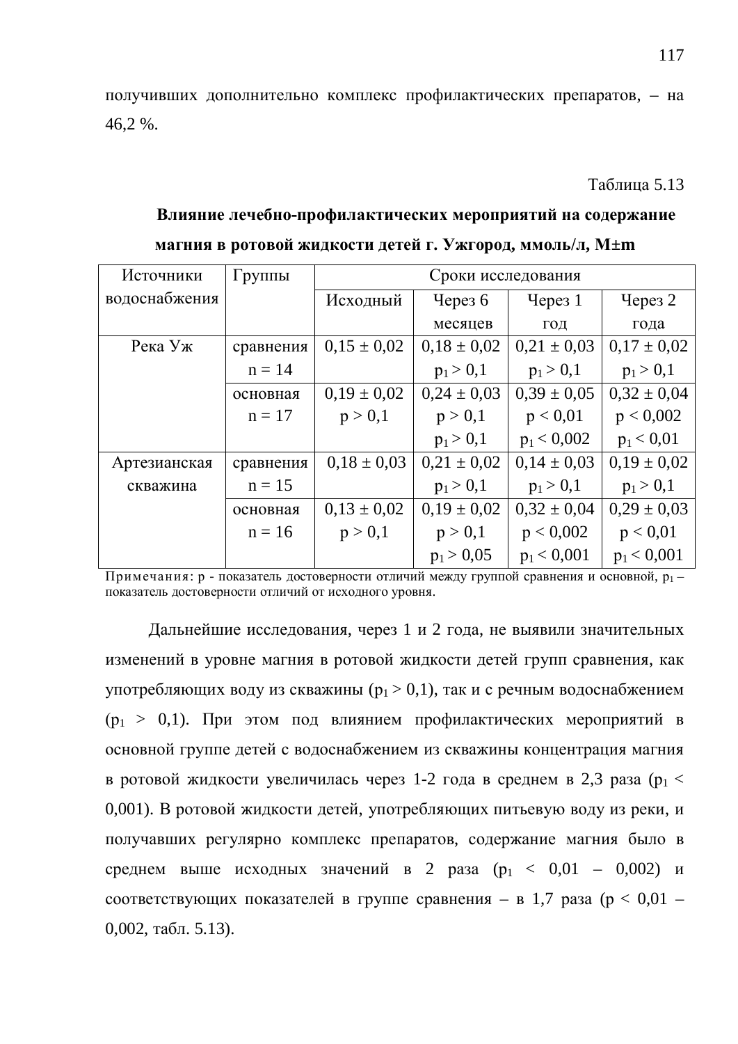получивших дополнительно комплекс профилактических препаратов, – на 46,2 %.

Таблица 5.13

**Влияние лечебно-профилактических мероприятий на содержание магния в ротовой жидкости детей г. Ужгород, ммоль/л, M±m**

| Источники водоснабжения | Группы | Сроки исследования | | | |
|---|---|---|---|---|---|
| | | Исходный | Через 6 месяцев | Через 1 год | Через 2 года |
| Река Уж | сравнения n = 14 | 0,15 ± 0,02 | 0,18 ± 0,02 $p_1 > 0,1$ | 0,21 ± 0,03 $p_1 > 0,1$ | 0,17 ± 0,02 $p_1 > 0,1$ |
| | основная n = 17 | 0,19 ± 0,02 $p > 0,1$ | 0,24 ± 0,03 $p > 0,1$ $p_1 > 0,1$ | 0,39 ± 0,05 $p < 0,01$ $p_1 < 0,002$ | 0,32 ± 0,04 $p < 0,002$ $p_1 < 0,01$ |
| Артезианская скважина | сравнения n = 15 | 0,18 ± 0,03 | 0,21 ± 0,02 $p_1 > 0,1$ | 0,14 ± 0,03 $p_1 > 0,1$ | 0,19 ± 0,02 $p_1 > 0,1$ |
| | основная n = 16 | 0,13 ± 0,02 $p > 0,1$ | 0,19 ± 0,02 $p > 0,1$ $p_1 > 0,05$ | 0,32 ± 0,04 $p < 0,002$ $p_1 < 0,001$ | 0,29 ± 0,03 $p < 0,01$ $p_1 < 0,001$ |

Примечания: p - показатель достоверности отличий между группой сравнения и основной, $p_1$ – показатель достоверности отличий от исходного уровня.

Дальнейшие исследования, через 1 и 2 года, не выявили значительных изменений в уровне магния в ротовой жидкости детей групп сравнения, как употребляющих воду из скважины ($p_1 > 0,1$), так и с речным водоснабжением ($p_1 > 0,1$). При этом под влиянием профилактических мероприятий в основной группе детей с водоснабжением из скважины концентрация магния в ротовой жидкости увеличилась через 1-2 года в среднем в 2,3 раза ($p_1 < 0,001$). В ротовой жидкости детей, употребляющих питьевую воду из реки, и получавших регулярно комплекс препаратов, содержание магния было в среднем выше исходных значений в 2 раза ($p_1 < 0,01$ – $0,002$) и соответствующих показателей в группе сравнения – в 1,7 раза ($p < 0,01$ – $0,002$, табл. 5.13).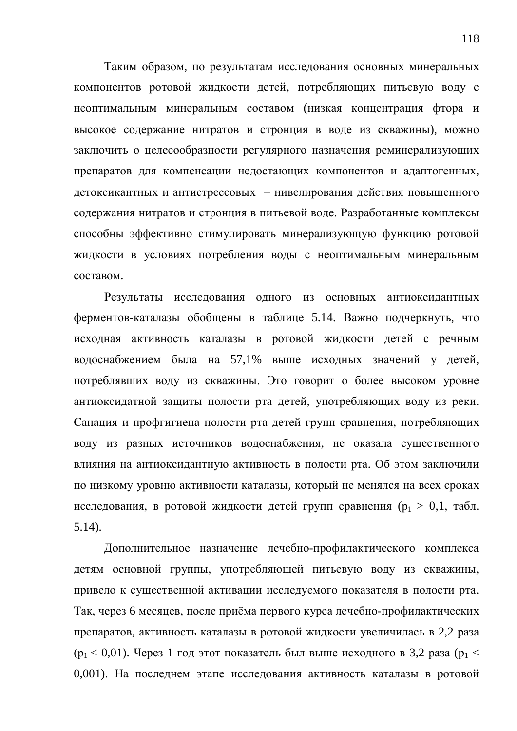Таким образом, по результатам исследования основных минеральных компонентов ротовой жидкости детей, потребляющих питьевую воду с неоптимальным минеральным составом (низкая концентрация фтора и высокое содержание нитратов и стронция в воде из скважины), можно заключить о целесообразности регулярного назначения реминерализующих препаратов для компенсации недостающих компонентов и адаптогенных, детоксикантных и антистрессовых – нивелирования действия повышенного содержания нитратов и стронция в питьевой воде. Разработанные комплексы способны эффективно стимулировать минерализующую функцию ротовой жидкости в условиях потребления воды с неоптимальным минеральным составом.

Результаты исследования одного из основных антиоксидантных ферментов-каталазы обобщены в таблице 5.14. Важно подчеркнуть, что исходная активность каталазы в ротовой жидкости детей с речным водоснабжением была на 57,1% выше исходных значений у детей, потреблявших воду из скважины. Это говорит о более высоком уровне антиоксидатной защиты полости рта детей, употребляющих воду из реки. Санация и профгигиена полости рта детей групп сравнения, потребляющих воду из разных источников водоснабжения, не оказала существенного влияния на антиоксидантную активность в полости рта. Об этом заключили по низкому уровню активности каталазы, который не менялся на всех сроках исследования, в ротовой жидкости детей групп сравнения ($p_1 > 0,1$, табл. 5.14).

Дополнительное назначение лечебно-профилактического комплекса детям основной группы, употребляющей питьевую воду из скважины, привело к существенной активации исследуемого показателя в полости рта. Так, через 6 месяцев, после приёма первого курса лечебно-профилактических препаратов, активность каталазы в ротовой жидкости увеличилась в 2,2 раза ($p_1 < 0,01$). Через 1 год этот показатель был выше исходного в 3,2 раза ($p_1 < 0,001$). На последнем этапе исследования активность каталазы в ротовой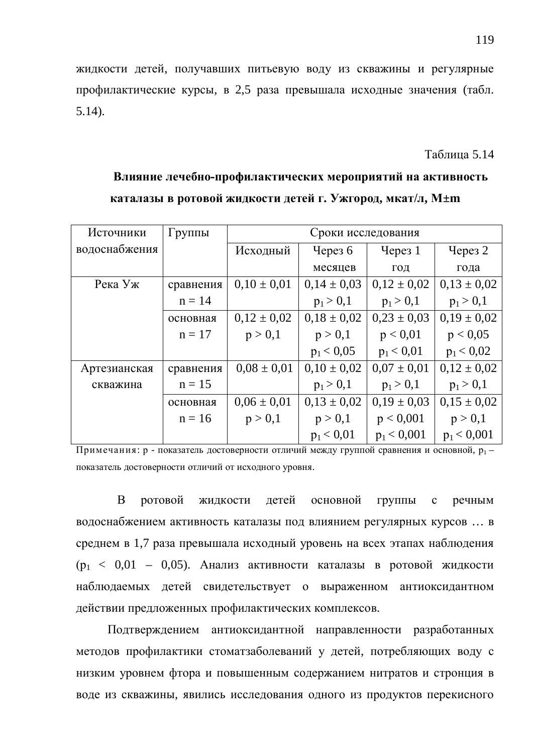жидкости детей, получавших питьевую воду из скважины и регулярные профилактические курсы, в 2,5 раза превышала исходные значения (табл. 5.14).

Таблица 5.14

**Влияние лечебно-профилактических мероприятий на активность каталазы в ротовой жидкости детей г. Ужгород, мкат/л, M±m**

| Источники водоснабжения | Группы | Сроки исследования | | | |
|---|---|---|---|---|---|
| | | Исходный | Через 6 месяцев | Через 1 год | Через 2 года |
| Река Уж | сравнения n = 14 | 0,10 ± 0,01 | 0,14 ± 0,03 $p_1 > 0,1$ | 0,12 ± 0,02 $p_1 > 0,1$ | 0,13 ± 0,02 $p_1 > 0,1$ |
| | основная n = 17 | 0,12 ± 0,02 $p > 0,1$ | 0,18 ± 0,02 $p > 0,1$ $p_1 < 0,05$ | 0,23 ± 0,03 $p < 0,01$ $p_1 < 0,01$ | 0,19 ± 0,02 $p < 0,05$ $p_1 < 0,02$ |
| Артезианская скважина | сравнения n = 15 | 0,08 ± 0,01 | 0,10 ± 0,02 $p_1 > 0,1$ | 0,07 ± 0,01 $p_1 > 0,1$ | 0,12 ± 0,02 $p_1 > 0,1$ |
| | основная n = 16 | 0,06 ± 0,01 $p > 0,1$ | 0,13 ± 0,02 $p > 0,1$ $p_1 < 0,01$ | 0,19 ± 0,03 $p < 0,001$ $p_1 < 0,001$ | 0,15 ± 0,02 $p > 0,1$ $p_1 < 0,001$ |

Примечания: р - показатель достоверности отличий между группой сравнения и основной, $p_1$ – показатель достоверности отличий от исходного уровня.

В ротовой жидкости детей основной группы с речным водоснабжением активность каталазы под влиянием регулярных курсов … в среднем в 1,7 раза превышала исходный уровень на всех этапах наблюдения ($p_1$ < 0,01 – 0,05). Анализ активности каталазы в ротовой жидкости наблюдаемых детей свидетельствует о выраженном антиоксидантном действии предложенных профилактических комплексов.

Подтверждением антиоксидантной направленности разработанных методов профилактики стоматзаболеваний у детей, потребляющих воду с низким уровнем фтора и повышенным содержанием нитратов и стронция в воде из скважины, явились исследования одного из продуктов перекисного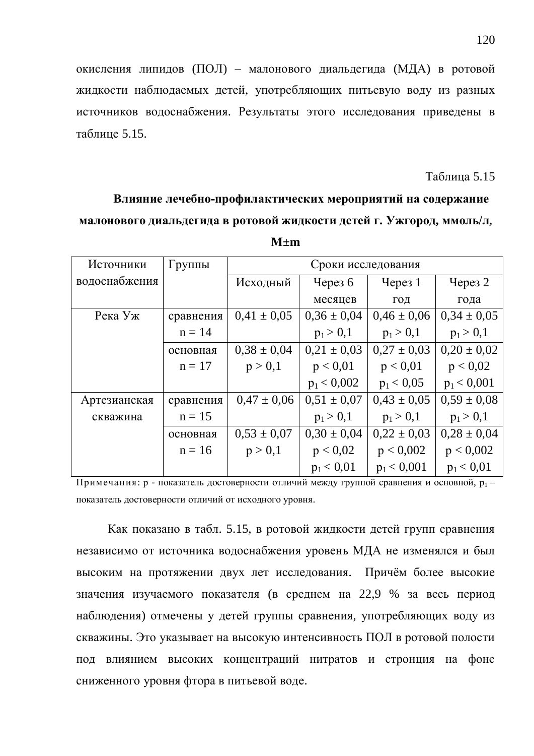окисления липидов (ПОЛ) – малонового диальдегида (МДА) в ротовой жидкости наблюдаемых детей, употребляющих питьевую воду из разных источников водоснабжения. Результаты этого исследования приведены в таблице 5.15.

Таблица 5.15

**Влияние лечебно-профилактических мероприятий на содержание малонового диальдегида в ротовой жидкости детей г. Ужгород, ммоль/л, M±m**

| Источники водоснабжения | Группы | Сроки исследования | | | |
|---|---|---|---|---|---|
| | | Исходный | Через 6 месяцев | Через 1 год | Через 2 года |
| Река Уж | сравнения n = 14 | 0,41 ± 0,05 | 0,36 ± 0,04 $p_1 > 0,1$ | 0,46 ± 0,06 $p_1 > 0,1$ | 0,34 ± 0,05 $p_1 > 0,1$ |
| | основная n = 17 | 0,38 ± 0,04 $p > 0,1$ | 0,21 ± 0,03 $p < 0,01$ $p_1 < 0,002$ | 0,27 ± 0,03 $p < 0,01$ $p_1 < 0,05$ | 0,20 ± 0,02 $p < 0,02$ $p_1 < 0,001$ |
| Артезианская скважина | сравнения n = 15 | 0,47 ± 0,06 | 0,51 ± 0,07 $p_1 > 0,1$ | 0,43 ± 0,05 $p_1 > 0,1$ | 0,59 ± 0,08 $p_1 > 0,1$ |
| | основная n = 16 | 0,53 ± 0,07 $p > 0,1$ | 0,30 ± 0,04 $p < 0,02$ $p_1 < 0,01$ | 0,22 ± 0,03 $p < 0,002$ $p_1 < 0,001$ | 0,28 ± 0,04 $p < 0,002$ $p_1 < 0,01$ |

Примечания: p - показатель достоверности отличий между группой сравнения и основной, $p_1$ – показатель достоверности отличий от исходного уровня.

Как показано в табл. 5.15, в ротовой жидкости детей групп сравнения независимо от источника водоснабжения уровень МДА не изменялся и был высоким на протяжении двух лет исследования. Причём более высокие значения изучаемого показателя (в среднем на 22,9 % за весь период наблюдения) отмечены у детей группы сравнения, употребляющих воду из скважины. Это указывает на высокую интенсивность ПОЛ в ротовой полости под влиянием высоких концентраций нитратов и стронция на фоне сниженного уровня фтора в питьевой воде.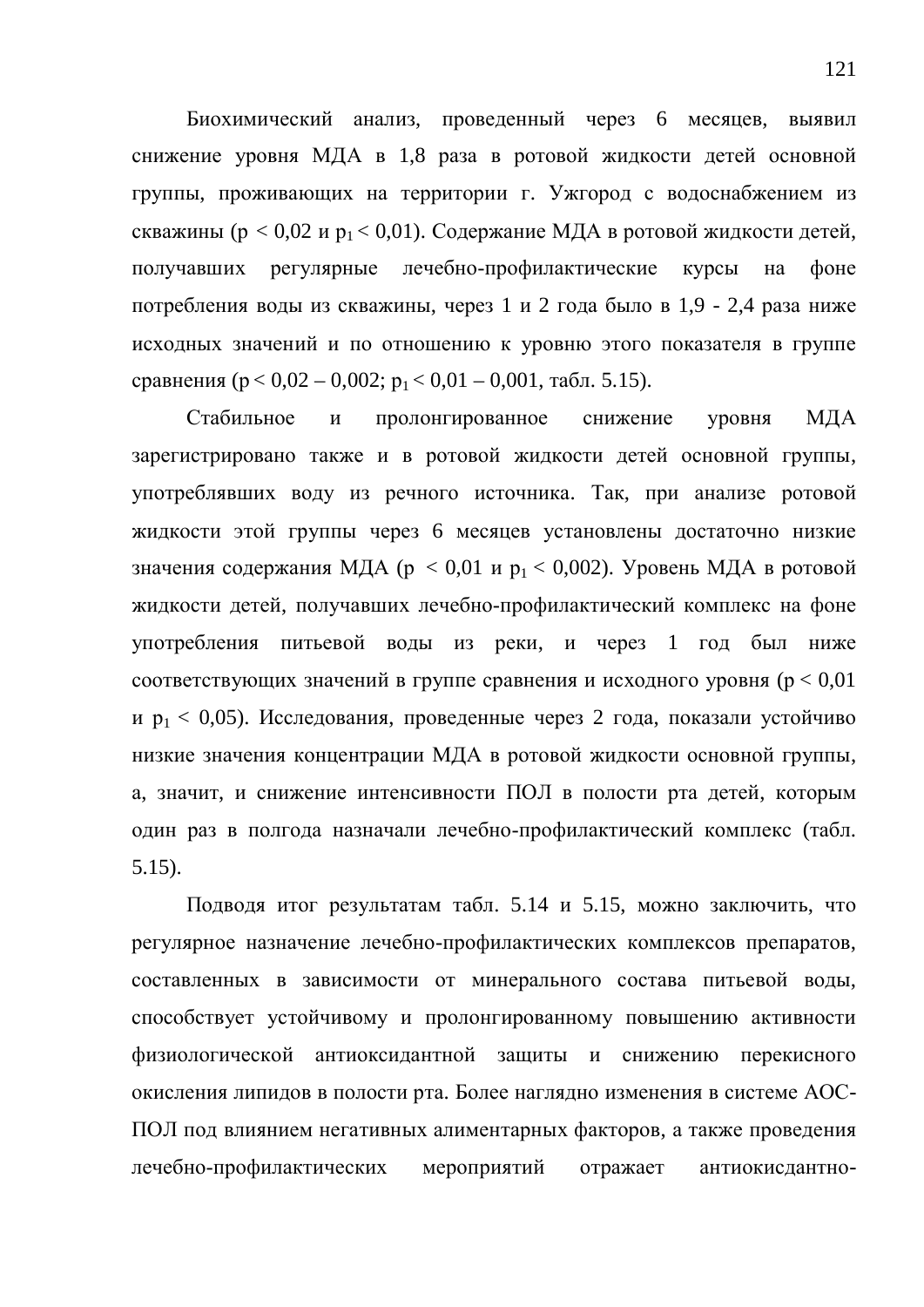Биохимический анализ, проведенный через 6 месяцев, выявил снижение уровня МДА в 1,8 раза в ротовой жидкости детей основной группы, проживающих на территории г. Ужгород с водоснабжением из скважины ($p < 0{,}02$ и $p_1 < 0{,}01$). Содержание МДА в ротовой жидкости детей, получавших регулярные лечебно-профилактические курсы на фоне потребления воды из скважины, через 1 и 2 года было в 1,9 - 2,4 раза ниже исходных значений и по отношению к уровню этого показателя в группе сравнения ($p < 0{,}02 – 0{,}002$; $p_1 < 0{,}01 – 0{,}001$, табл. 5.15).

Стабильное и пролонгированное снижение уровня МДА зарегистрировано также и в ротовой жидкости детей основной группы, употреблявших воду из речного источника. Так, при анализе ротовой жидкости этой группы через 6 месяцев установлены достаточно низкие значения содержания МДА ($p < 0{,}01$ и $p_1 < 0{,}002$). Уровень МДА в ротовой жидкости детей, получавших лечебно-профилактический комплекс на фоне употребления питьевой воды из реки, и через 1 год был ниже соответствующих значений в группе сравнения и исходного уровня ($p < 0{,}01$ и $p_1 < 0{,}05$). Исследования, проведенные через 2 года, показали устойчиво низкие значения концентрации МДА в ротовой жидкости основной группы, а, значит, и снижение интенсивности ПОЛ в полости рта детей, которым один раз в полгода назначали лечебно-профилактический комплекс (табл. 5.15).

Подводя итог результатам табл. 5.14 и 5.15, можно заключить, что регулярное назначение лечебно-профилактических комплексов препаратов, составленных в зависимости от минерального состава питьевой воды, способствует устойчивому и пролонгированному повышению активности физиологической антиоксидантной защиты и снижению перекисного окисления липидов в полости рта. Более наглядно изменения в системе АОС-ПОЛ под влиянием негативных алиментарных факторов, а также проведения лечебно-профилактических мероприятий отражает антиокисдантно-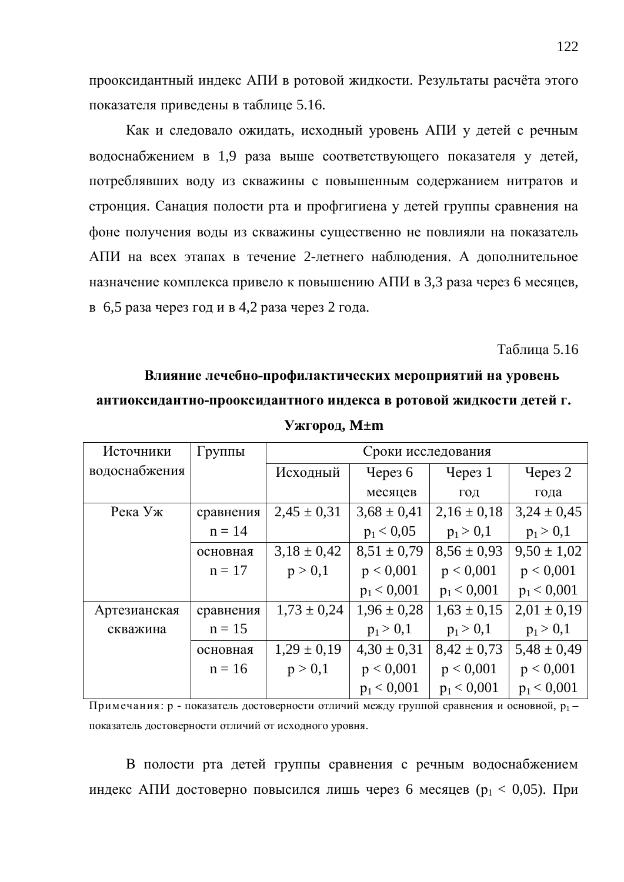прооксидантный индекс АПИ в ротовой жидкости. Результаты расчёта этого показателя приведены в таблице 5.16.

Как и следовало ожидать, исходный уровень АПИ у детей с речным водоснабжением в 1,9 раза выше соответствующего показателя у детей, потреблявших воду из скважины с повышенным содержанием нитратов и стронция. Санация полости рта и профгигиена у детей группы сравнения на фоне получения воды из скважины существенно не повлияли на показатель АПИ на всех этапах в течение 2-летнего наблюдения. А дополнительное назначение комплекса привело к повышению АПИ в 3,3 раза через 6 месяцев, в 6,5 раза через год и в 4,2 раза через 2 года.

Таблица 5.16

**Влияние лечебно-профилактических мероприятий на уровень антиоксидантно-прооксидантного индекса в ротовой жидкости детей г. Ужгород, M±m**

| Источники водоснабжения | Группы | Сроки исследования | | | |
|---|---|---|---|---|---|
| | | Исходный | Через 6 месяцев | Через 1 год | Через 2 года |
| Река Уж | сравнения n = 14 | 2,45 ± 0,31 | 3,68 ± 0,41 $p_1 < 0,05$ | 2,16 ± 0,18 $p_1 > 0,1$ | 3,24 ± 0,45 $p_1 > 0,1$ |
| | основная n = 17 | 3,18 ± 0,42 $p > 0,1$ | 8,51 ± 0,79 $p < 0,001$ $p_1 < 0,001$ | 8,56 ± 0,93 $p < 0,001$ $p_1 < 0,001$ | 9,50 ± 1,02 $p < 0,001$ $p_1 < 0,001$ |
| Артезианская скважина | сравнения n = 15 | 1,73 ± 0,24 | 1,96 ± 0,28 $p_1 > 0,1$ | 1,63 ± 0,15 $p_1 > 0,1$ | 2,01 ± 0,19 $p_1 > 0,1$ |
| | основная n = 16 | 1,29 ± 0,19 $p > 0,1$ | 4,30 ± 0,31 $p < 0,001$ $p_1 < 0,001$ | 8,42 ± 0,73 $p < 0,001$ $p_1 < 0,001$ | 5,48 ± 0,49 $p < 0,001$ $p_1 < 0,001$ |

Примечания: p - показатель достоверности отличий между группой сравнения и основной, $p_1$ – показатель достоверности отличий от исходного уровня.

В полости рта детей группы сравнения с речным водоснабжением индекс АПИ достоверно повысился лишь через 6 месяцев ($p_1 < 0,05$). При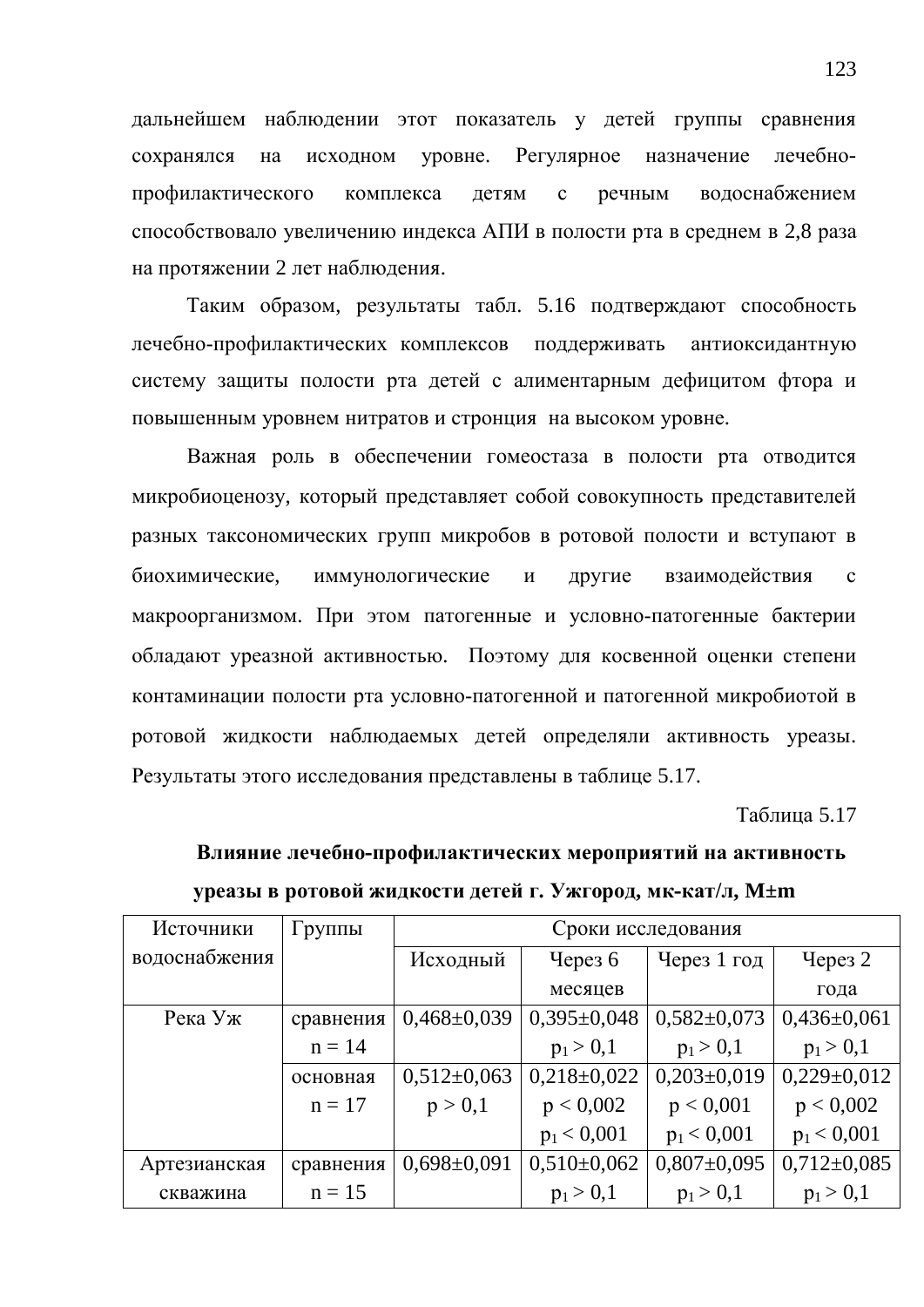дальнейшем наблюдении этот показатель у детей группы сравнения сохранялся на исходном уровне. Регулярное назначение лечебно-профилактического комплекса детям с речным водоснабжением способствовало увеличению индекса АПИ в полости рта в среднем в 2,8 раза на протяжении 2 лет наблюдения.

Таким образом, результаты табл. 5.16 подтверждают способность лечебно-профилактических комплексов поддерживать антиоксидантную систему защиты полости рта детей с алиментарным дефицитом фтора и повышенным уровнем нитратов и стронция на высоком уровне.

Важная роль в обеспечении гомеостаза в полости рта отводится микробиоценозу, который представляет собой совокупность представителей разных таксономических групп микробов в ротовой полости и вступают в биохимические, иммунологические и другие взаимодействия с макроорганизмом. При этом патогенные и условно-патогенные бактерии обладают уреазной активностью. Поэтому для косвенной оценки степени контаминации полости рта условно-патогенной и патогенной микробиотой в ротовой жидкости наблюдаемых детей определяли активность уреазы. Результаты этого исследования представлены в таблице 5.17.

Таблица 5.17

**Влияние лечебно-профилактических мероприятий на активность уреазы в ротовой жидкости детей г. Ужгород, мк-кат/л, M±m**

| Источники водоснабжения | Группы | Сроки исследования | | | |
|---|---|---|---|---|---|
| | | Исходный | Через 6 месяцев | Через 1 год | Через 2 года |
| Река Уж | сравнения n = 14 | 0,468±0,039 | 0,395±0,048 $p_1 > 0,1$ | 0,582±0,073 $p_1 > 0,1$ | 0,436±0,061 $p_1 > 0,1$ |
| | основная n = 17 | 0,512±0,063 $p > 0,1$ | 0,218±0,022 $p < 0,002$ $p_1 < 0,001$ | 0,203±0,019 $p < 0,001$ $p_1 < 0,001$ | 0,229±0,012 $p < 0,002$ $p_1 < 0,001$ |
| Артезианская скважина | сравнения n = 15 | 0,698±0,091 | 0,510±0,062 $p_1 > 0,1$ | 0,807±0,095 $p_1 > 0,1$ | 0,712±0,085 $p_1 > 0,1$ |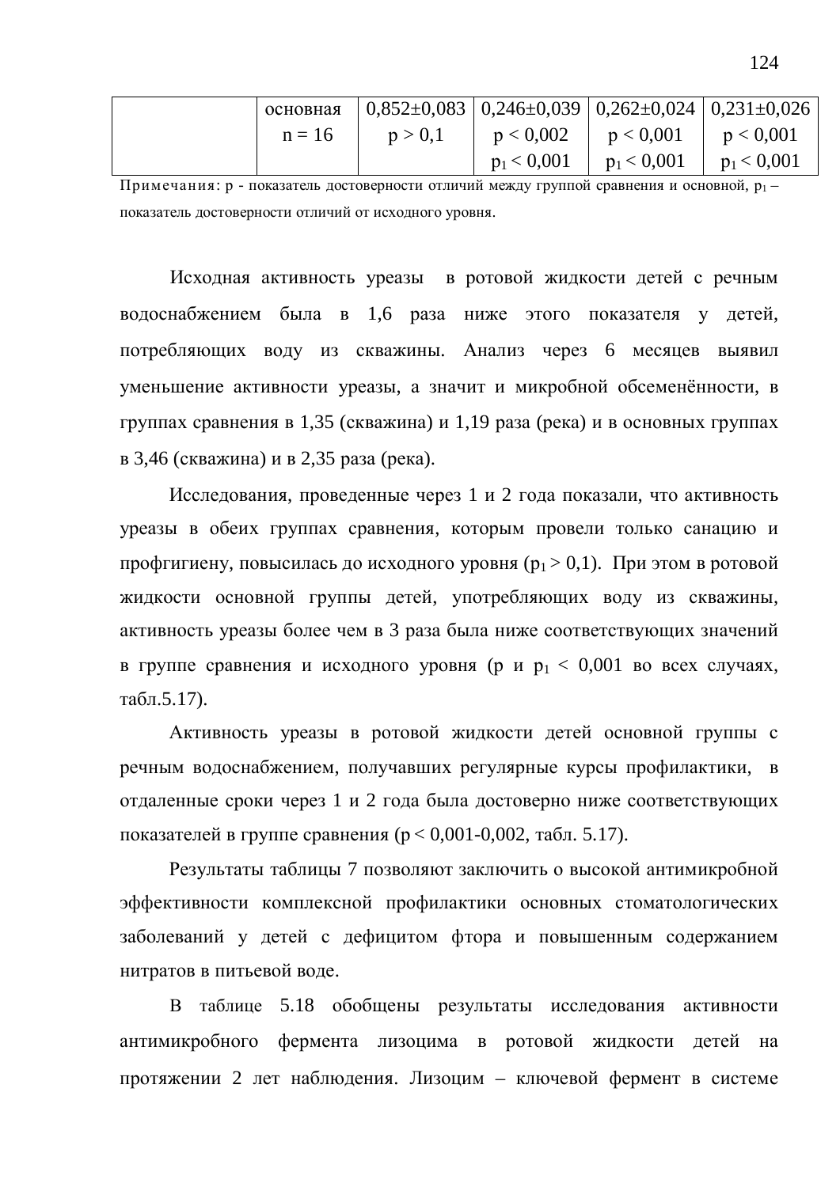|  | основная n = 16 | 0,852±0,083 $p > 0,1$ | 0,246±0,039 $p < 0,002$ $p_1 < 0,001$ | 0,262±0,024 $p < 0,001$ $p_1 < 0,001$ | 0,231±0,026 $p < 0,001$ $p_1 < 0,001$ |
|---|---|---|---|---|---|

Примечания: р - показатель достоверности отличий между группой сравнения и основной, $p_1$ – показатель достоверности отличий от исходного уровня.

Исходная активность уреазы в ротовой жидкости детей с речным водоснабжением была в 1,6 раза ниже этого показателя у детей, потребляющих воду из скважины. Анализ через 6 месяцев выявил уменьшение активности уреазы, а значит и микробной обсеменённости, в группах сравнения в 1,35 (скважина) и 1,19 раза (река) и в основных группах в 3,46 (скважина) и в 2,35 раза (река).

Исследования, проведенные через 1 и 2 года показали, что активность уреазы в обеих группах сравнения, которым провели только санацию и профгигиену, повысилась до исходного уровня ($p_1 > 0,1$). При этом в ротовой жидкости основной группы детей, употребляющих воду из скважины, активность уреазы более чем в 3 раза была ниже соответствующих значений в группе сравнения и исходного уровня (р и $p_1 < 0,001$ во всех случаях, табл.5.17).

Активность уреазы в ротовой жидкости детей основной группы с речным водоснабжением, получавших регулярные курсы профилактики, в отдаленные сроки через 1 и 2 года была достоверно ниже соответствующих показателей в группе сравнения ($p < 0,001$-$0,002$, табл. 5.17).

Результаты таблицы 7 позволяют заключить о высокой антимикробной эффективности комплексной профилактики основных стоматологических заболеваний у детей с дефицитом фтора и повышенным содержанием нитратов в питьевой воде.

В таблице 5.18 обобщены результаты исследования активности антимикробного фермента лизоцима в ротовой жидкости детей на протяжении 2 лет наблюдения. Лизоцим – ключевой фермент в системе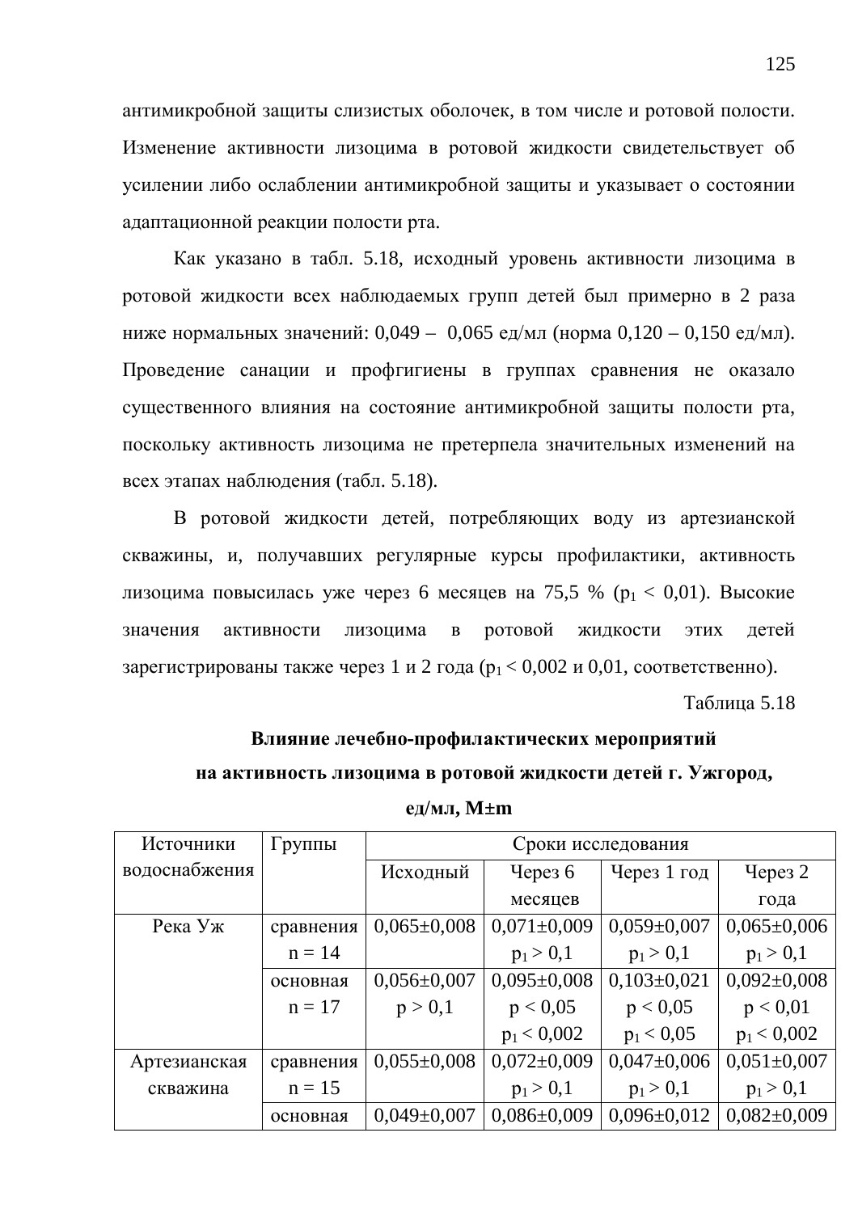антимикробной защиты слизистых оболочек, в том числе и ротовой полости. Изменение активности лизоцима в ротовой жидкости свидетельствует об усилении либо ослаблении антимикробной защиты и указывает о состоянии адаптационной реакции полости рта.

Как указано в табл. 5.18, исходный уровень активности лизоцима в ротовой жидкости всех наблюдаемых групп детей был примерно в 2 раза ниже нормальных значений: 0,049 – 0,065 ед/мл (норма 0,120 – 0,150 ед/мл). Проведение санации и профгигиены в группах сравнения не оказало существенного влияния на состояние антимикробной защиты полости рта, поскольку активность лизоцима не претерпела значительных изменений на всех этапах наблюдения (табл. 5.18).

В ротовой жидкости детей, потребляющих воду из артезианской скважины, и, получавших регулярные курсы профилактики, активность лизоцима повысилась уже через 6 месяцев на 75,5 % ($p_1 < 0,01$). Высокие значения активности лизоцима в ротовой жидкости этих детей зарегистрированы также через 1 и 2 года ($p_1 < 0,002$ и 0,01, соответственно).

Таблица 5.18

**Влияние лечебно-профилактических мероприятий на активность лизоцима в ротовой жидкости детей г. Ужгород, ед/мл, M±m**

| Источники водоснабжения | Группы | Сроки исследования | | | |
|---|---|---|---|---|---|
| | | Исходный | Через 6 месяцев | Через 1 год | Через 2 года |
| Река Уж | сравнения n = 14 | 0,065±0,008 | 0,071±0,009 $p_1 > 0,1$ | 0,059±0,007 $p_1 > 0,1$ | 0,065±0,006 $p_1 > 0,1$ |
| | основная n = 17 | 0,056±0,007 $p > 0,1$ | 0,095±0,008 $p < 0,05$ $p_1 < 0,002$ | 0,103±0,021 $p < 0,05$ $p_1 < 0,05$ | 0,092±0,008 $p < 0,01$ $p_1 < 0,002$ |
| Артезианская скважина | сравнения n = 15 | 0,055±0,008 | 0,072±0,009 $p_1 > 0,1$ | 0,047±0,006 $p_1 > 0,1$ | 0,051±0,007 $p_1 > 0,1$ |
| | основная | 0,049±0,007 | 0,086±0,009 | 0,096±0,012 | 0,082±0,009 |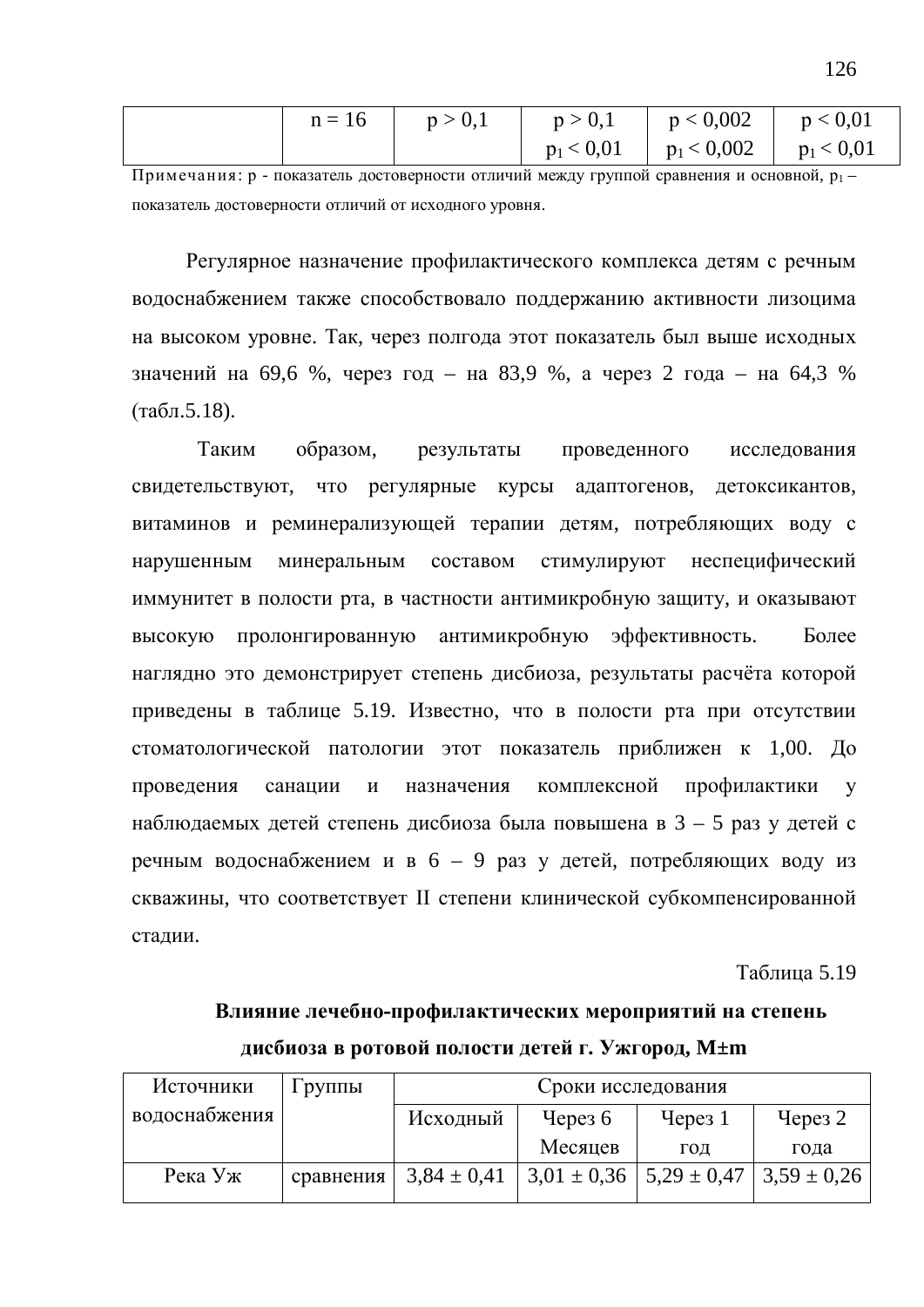| | n = 16 | $p > 0{,}1$ | $p > 0{,}1$ $p_1 < 0{,}01$ | $p < 0{,}002$ $p_1 < 0{,}002$ | $p < 0{,}01$ $p_1 < 0{,}01$ |
|---|---|---|---|---|---|

Примечания: p - показатель достоверности отличий между группой сравнения и основной, $p_1$ – показатель достоверности отличий от исходного уровня.

Регулярное назначение профилактического комплекса детям с речным водоснабжением также способствовало поддержанию активности лизоцима на высоком уровне. Так, через полгода этот показатель был выше исходных значений на 69,6 %, через год – на 83,9 %, а через 2 года – на 64,3 % (табл.5.18).

Таким образом, результаты проведенного исследования свидетельствуют, что регулярные курсы адаптогенов, детоксикантов, витаминов и реминерализующей терапии детям, потребляющих воду с нарушенным минеральным составом стимулируют неспецифический иммунитет в полости рта, в частности антимикробную защиту, и оказывают высокую пролонгированную антимикробную эффективность. Более наглядно это демонстрирует степень дисбиоза, результаты расчёта которой приведены в таблице 5.19. Известно, что в полости рта при отсутствии стоматологической патологии этот показатель приближен к 1,00. До проведения санации и назначения комплексной профилактики у наблюдаемых детей степень дисбиоза была повышена в 3 – 5 раз у детей с речным водоснабжением и в 6 – 9 раз у детей, потребляющих воду из скважины, что соответствует II степени клинической субкомпенсированной стадии.

Таблица 5.19

**Влияние лечебно-профилактических мероприятий на степень дисбиоза в ротовой полости детей г. Ужгород, M±m**

| Источники водоснабжения | Группы | Сроки исследования | | | |
|---|---|---|---|---|---|
| | | Исходный | Через 6 Месяцев | Через 1 год | Через 2 года |
| Река Уж | сравнения | 3,84 ± 0,41 | 3,01 ± 0,36 | 5,29 ± 0,47 | 3,59 ± 0,26 |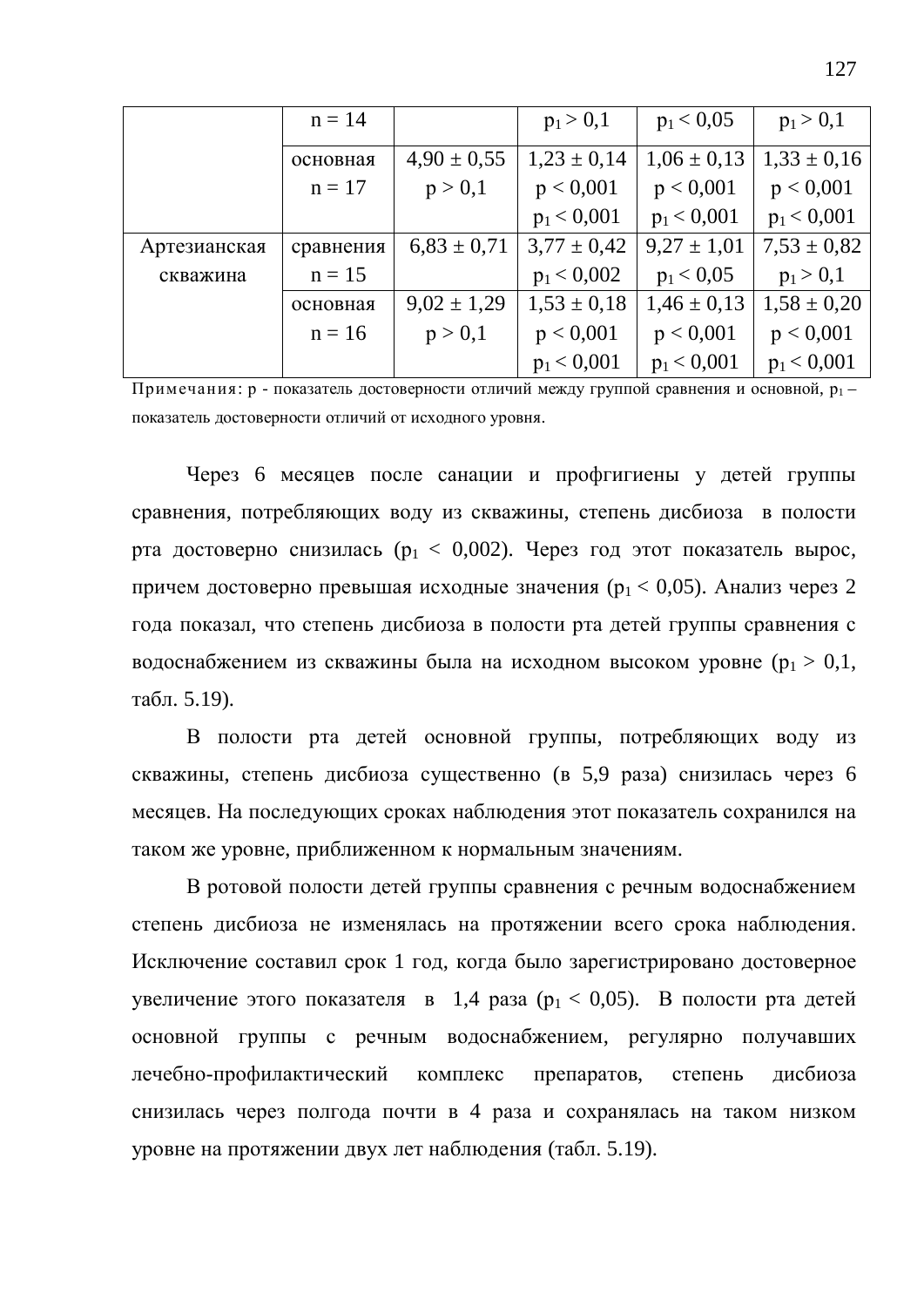|  |  |  |  |  |  |
|---|---|---|---|---|---|
|  | n = 14 |  | $p_1 > 0,1$ | $p_1 < 0,05$ | $p_1 > 0,1$ |
|  | основная n = 17 | 4,90 ± 0,55 $p > 0,1$ | 1,23 ± 0,14 $p < 0,001$ $p_1 < 0,001$ | 1,06 ± 0,13 $p < 0,001$ $p_1 < 0,001$ | 1,33 ± 0,16 $p < 0,001$ $p_1 < 0,001$ |
| Артезианская скважина | сравнения n = 15 | 6,83 ± 0,71 | 3,77 ± 0,42 $p_1 < 0,002$ | 9,27 ± 1,01 $p_1 < 0,05$ | 7,53 ± 0,82 $p_1 > 0,1$ |
|  | основная n = 16 | 9,02 ± 1,29 $p > 0,1$ | 1,53 ± 0,18 $p < 0,001$ $p_1 < 0,001$ | 1,46 ± 0,13 $p < 0,001$ $p_1 < 0,001$ | 1,58 ± 0,20 $p < 0,001$ $p_1 < 0,001$ |

Примечания: р - показатель достоверности отличий между группой сравнения и основной, $p_1$ – показатель достоверности отличий от исходного уровня.

Через 6 месяцев после санации и профгигиены у детей группы сравнения, потребляющих воду из скважины, степень дисбиоза в полости рта достоверно снизилась ($p_1 < 0,002$). Через год этот показатель вырос, причем достоверно превышая исходные значения ($p_1 < 0,05$). Анализ через 2 года показал, что степень дисбиоза в полости рта детей группы сравнения с водоснабжением из скважины была на исходном высоком уровне ($p_1 > 0,1$, табл. 5.19).

В полости рта детей основной группы, потребляющих воду из скважины, степень дисбиоза существенно (в 5,9 раза) снизилась через 6 месяцев. На последующих сроках наблюдения этот показатель сохранился на таком же уровне, приближенном к нормальным значениям.

В ротовой полости детей группы сравнения с речным водоснабжением степень дисбиоза не изменялась на протяжении всего срока наблюдения. Исключение составил срок 1 год, когда было зарегистрировано достоверное увеличение этого показателя в 1,4 раза ($p_1 < 0,05$). В полости рта детей основной группы с речным водоснабжением, регулярно получавших лечебно-профилактический комплекс препаратов, степень дисбиоза снизилась через полгода почти в 4 раза и сохранялась на таком низком уровне на протяжении двух лет наблюдения (табл. 5.19).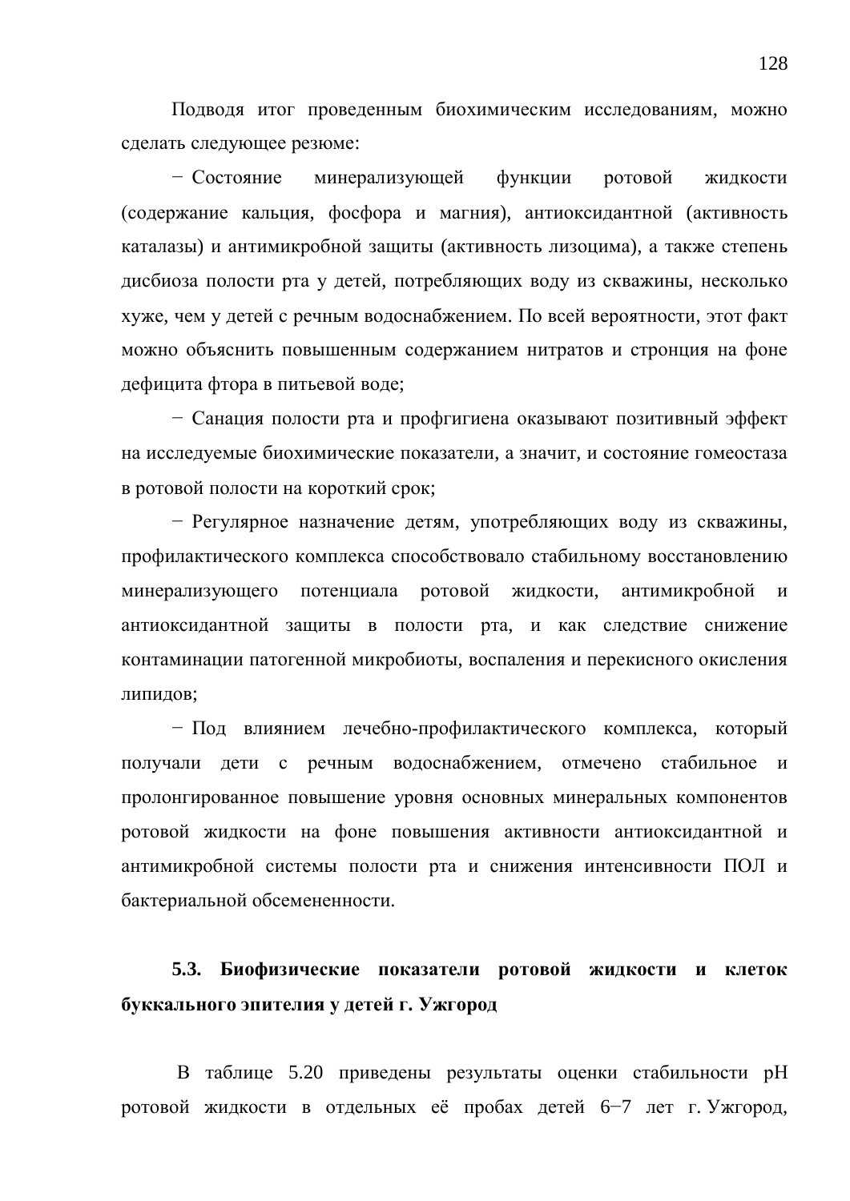Подводя итог проведенным биохимическим исследованиям, можно сделать следующее резюме:

− Состояние минерализующей функции ротовой жидкости (содержание кальция, фосфора и магния), антиоксидантной (активность каталазы) и антимикробной защиты (активность лизоцима), а также степень дисбиоза полости рта у детей, потребляющих воду из скважины, несколько хуже, чем у детей с речным водоснабжением. По всей вероятности, этот факт можно объяснить повышенным содержанием нитратов и стронция на фоне дефицита фтора в питьевой воде;

− Санация полости рта и профгигиена оказывают позитивный эффект на исследуемые биохимические показатели, а значит, и состояние гомеостаза в ротовой полости на короткий срок;

− Регулярное назначение детям, употребляющих воду из скважины, профилактического комплекса способствовало стабильному восстановлению минерализующего потенциала ротовой жидкости, антимикробной и антиоксидантной защиты в полости рта, и как следствие снижение контаминации патогенной микробиоты, воспаления и перекисного окисления липидов;

− Под влиянием лечебно-профилактического комплекса, который получали дети с речным водоснабжением, отмечено стабильное и пролонгированное повышение уровня основных минеральных компонентов ротовой жидкости на фоне повышения активности антиоксидантной и антимикробной системы полости рта и снижения интенсивности ПОЛ и бактериальной обсемененности.

### 5.3. Биофизические показатели ротовой жидкости и клеток буккального эпителия у детей г. Ужгород

В таблице 5.20 приведены результаты оценки стабильности pH ротовой жидкости в отдельных её пробах детей 6−7 лет г. Ужгород,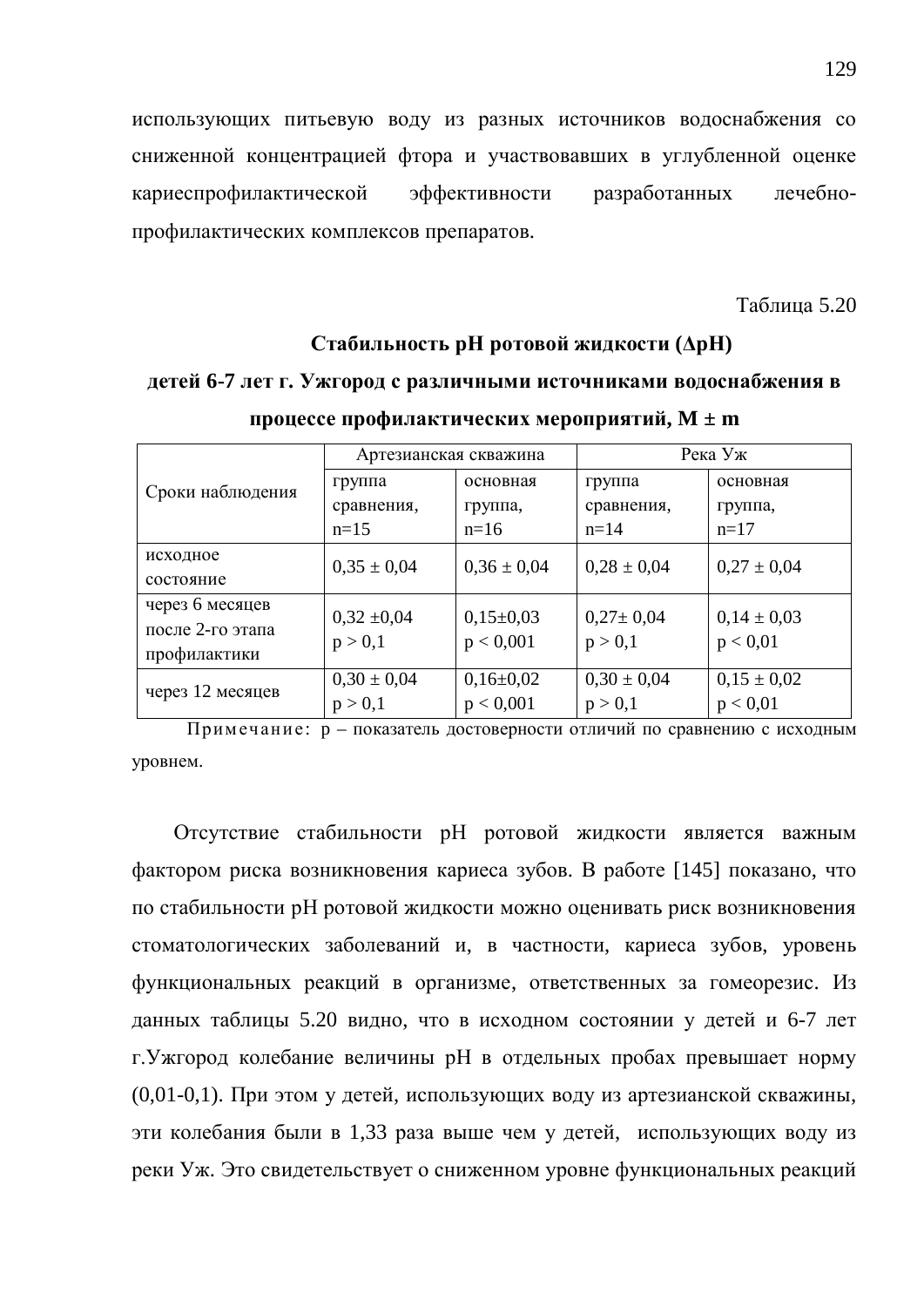использующих питьевую воду из разных источников водоснабжения со сниженной концентрацией фтора и участвовавших в углубленной оценке кариеспрофилактической эффективности разработанных лечебно-профилактических комплексов препаратов.

Таблица 5.20

**Стабильность pH ротовой жидкости (ΔpH) детей 6-7 лет г. Ужгород с различными источниками водоснабжения в процессе профилактических мероприятий, M ± m**

| Сроки наблюдения | Артезианская скважина | | Река Уж | |
|---|---|---|---|---|
| | группа сравнения, n=15 | основная группа, n=16 | группа сравнения, n=14 | основная группа, n=17 |
| исходное состояние | 0,35 ± 0,04 | 0,36 ± 0,04 | 0,28 ± 0,04 | 0,27 ± 0,04 |
| через 6 месяцев после 2-го этапа профилактики | 0,32 ±0,04 $p > 0,1$ | 0,15±0,03 $p < 0,001$ | 0,27± 0,04 $p > 0,1$ | 0,14 ± 0,03 $p < 0,01$ |
| через 12 месяцев | 0,30 ± 0,04 $p > 0,1$ | 0,16±0,02 $p < 0,001$ | 0,30 ± 0,04 $p > 0,1$ | 0,15 ± 0,02 $p < 0,01$ |

Примечание: p – показатель достоверности отличий по сравнению с исходным уровнем.

Отсутствие стабильности pH ротовой жидкости является важным фактором риска возникновения кариеса зубов. В работе [145] показано, что по стабильности pH ротовой жидкости можно оценивать риск возникновения стоматологических заболеваний и, в частности, кариеса зубов, уровень функциональных реакций в организме, ответственных за гомеорезис. Из данных таблицы 5.20 видно, что в исходном состоянии у детей и 6-7 лет г.Ужгород колебание величины pH в отдельных пробах превышает норму (0,01-0,1). При этом у детей, использующих воду из артезианской скважины, эти колебания были в 1,33 раза выше чем у детей, использующих воду из реки Уж. Это свидетельствует о сниженном уровне функциональных реакций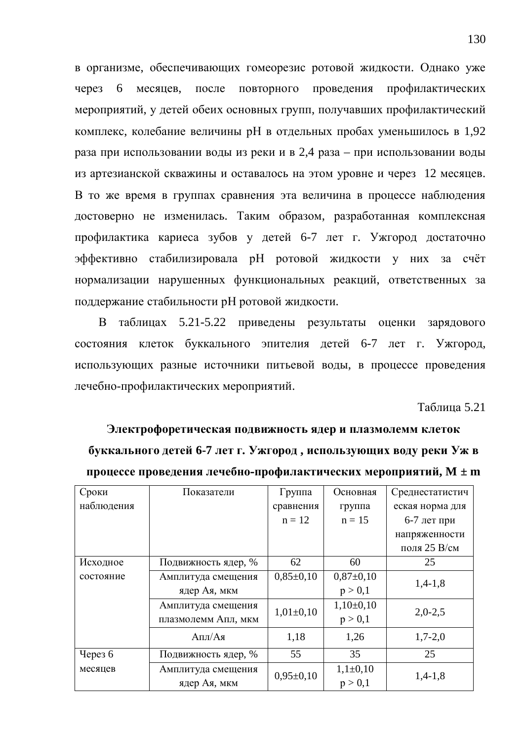в организме, обеспечивающих гомеорезис ротовой жидкости. Однако уже через 6 месяцев, после повторного проведения профилактических мероприятий, у детей обеих основных групп, получавших профилактический комплекс, колебание величины pH в отдельных пробах уменьшилось в 1,92 раза при использовании воды из реки и в 2,4 раза – при использовании воды из артезианской скважины и оставалось на этом уровне и через 12 месяцев. В то же время в группах сравнения эта величина в процессе наблюдения достоверно не изменилась. Таким образом, разработанная комплексная профилактика кариеса зубов у детей 6-7 лет г. Ужгород достаточно эффективно стабилизировала pH ротовой жидкости у них за счёт нормализации нарушенных функциональных реакций, ответственных за поддержание стабильности pH ротовой жидкости.

В таблицах 5.21-5.22 приведены результаты оценки зарядового состояния клеток буккального эпителия детей 6-7 лет г. Ужгород, использующих разные источники питьевой воды, в процессе проведения лечебно-профилактических мероприятий.

Таблица 5.21

**Электрофоретическая подвижность ядер и плазмолемм клеток буккального детей 6-7 лет г. Ужгород , использующих воду реки Уж в процессе проведения лечебно-профилактических мероприятий, M ± m**

| Сроки наблюдения | Показатели | Группа сравнения n = 12 | Основная группа n = 15 | Среднестатистическая норма для 6-7 лет при напряженности поля 25 В/см |
|---|---|---|---|---|
| Исходное состояние | Подвижность ядер, % | 62 | 60 | 25 |
| | Амплитуда смещения ядер Ая, мкм | 0,85±0,10 | 0,87±0,10 $p > 0,1$ | 1,4-1,8 |
| | Амплитуда смещения плазмолемм Апл, мкм | 1,01±0,10 | 1,10±0,10 $p > 0,1$ | 2,0-2,5 |
| | Апл/Ая | 1,18 | 1,26 | 1,7-2,0 |
| Через 6 месяцев | Подвижность ядер, % | 55 | 35 | 25 |
| | Амплитуда смещения ядер Ая, мкм | 0,95±0,10 | 1,1±0,10 $p > 0,1$ | 1,4-1,8 |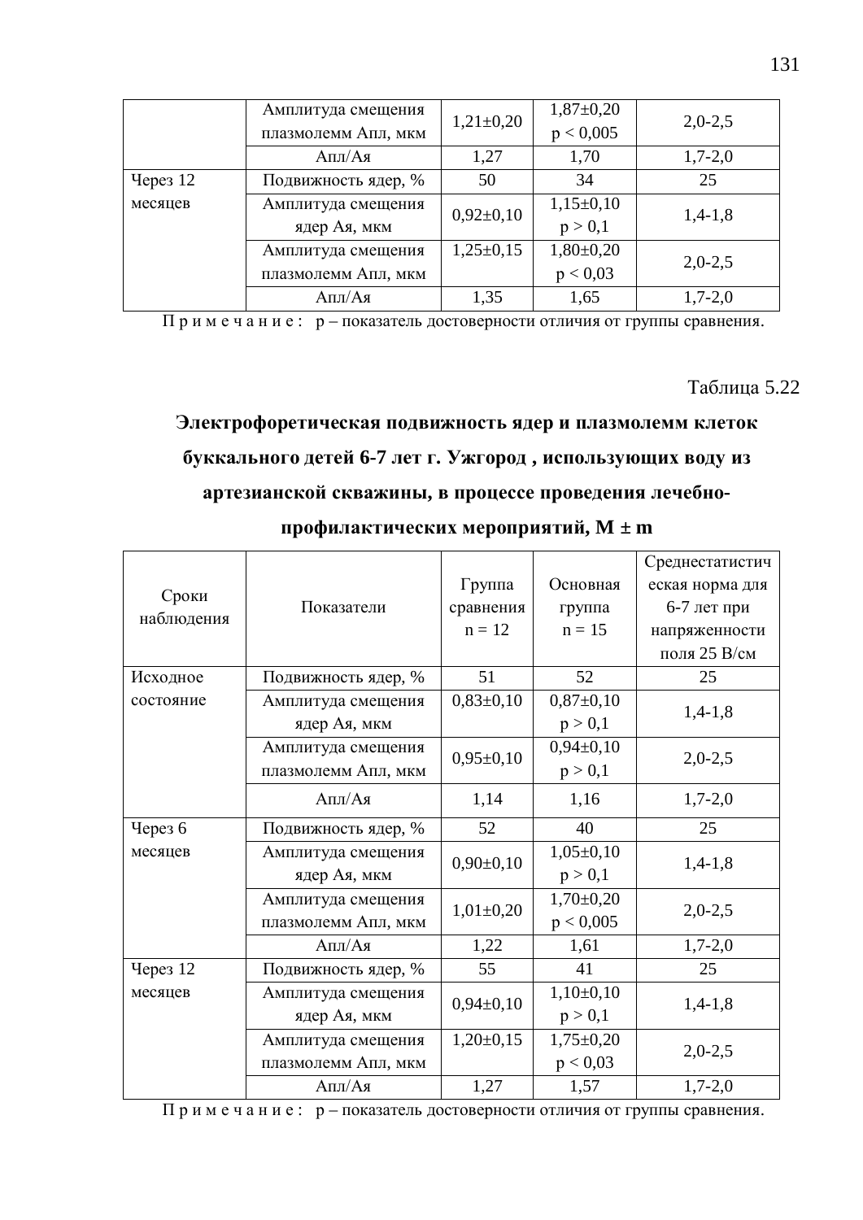| | Амплитуда смещения плазмолемм Апл, мкм | 1,21±0,20 | 1,87±0,20 $p < 0{,}005$ | 2,0-2,5 |
|---|---|---|---|---|
| | Апл/Ая | 1,27 | 1,70 | 1,7-2,0 |
| Через 12 месяцев | Подвижность ядер, % | 50 | 34 | 25 |
| | Амплитуда смещения ядер Ая, мкм | 0,92±0,10 | 1,15±0,10 $p > 0{,}1$ | 1,4-1,8 |
| | Амплитуда смещения плазмолемм Апл, мкм | 1,25±0,15 | 1,80±0,20 $p < 0{,}03$ | 2,0-2,5 |
| | Апл/Ая | 1,35 | 1,65 | 1,7-2,0 |

П р и м е ч а н и е : p – показатель достоверности отличия от группы сравнения.

Таблица 5.22

**Электрофоретическая подвижность ядер и плазмолемм клеток буккального детей 6-7 лет г. Ужгород , использующих воду из артезианской скважины, в процессе проведения лечебно-профилактических мероприятий, M ± m**

| Сроки наблюдения | Показатели | Группа сравнения n = 12 | Основная группа n = 15 | Среднестатистическая норма для 6-7 лет при напряженности поля 25 В/см |
|---|---|---|---|---|
| Исходное состояние | Подвижность ядер, % | 51 | 52 | 25 |
| | Амплитуда смещения ядер Ая, мкм | 0,83±0,10 | 0,87±0,10 $p > 0{,}1$ | 1,4-1,8 |
| | Амплитуда смещения плазмолемм Апл, мкм | 0,95±0,10 | 0,94±0,10 $p > 0{,}1$ | 2,0-2,5 |
| | Апл/Ая | 1,14 | 1,16 | 1,7-2,0 |
| Через 6 месяцев | Подвижность ядер, % | 52 | 40 | 25 |
| | Амплитуда смещения ядер Ая, мкм | 0,90±0,10 | 1,05±0,10 $p > 0{,}1$ | 1,4-1,8 |
| | Амплитуда смещения плазмолемм Апл, мкм | 1,01±0,20 | 1,70±0,20 $p < 0{,}005$ | 2,0-2,5 |
| | Апл/Ая | 1,22 | 1,61 | 1,7-2,0 |
| Через 12 месяцев | Подвижность ядер, % | 55 | 41 | 25 |
| | Амплитуда смещения ядер Ая, мкм | 0,94±0,10 | 1,10±0,10 $p > 0{,}1$ | 1,4-1,8 |
| | Амплитуда смещения плазмолемм Апл, мкм | 1,20±0,15 | 1,75±0,20 $p < 0{,}03$ | 2,0-2,5 |
| | Апл/Ая | 1,27 | 1,57 | 1,7-2,0 |

П р и м е ч а н и е : p – показатель достоверности отличия от группы сравнения.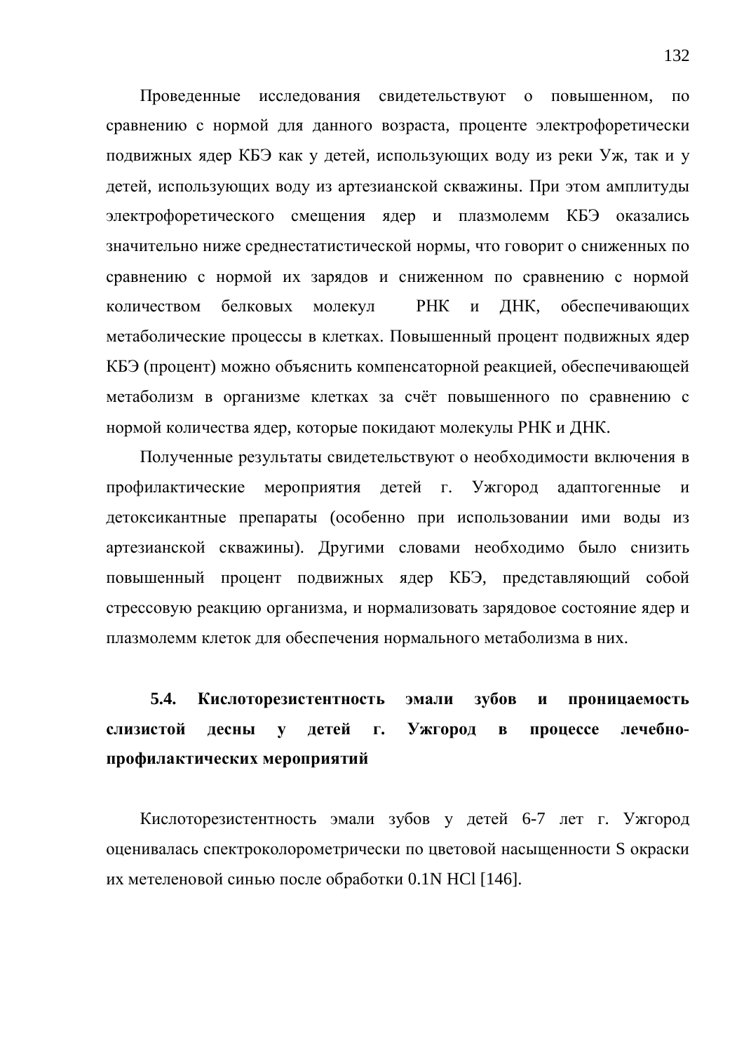Проведенные исследования свидетельствуют о повышенном, по сравнению с нормой для данного возраста, проценте электрофоретически подвижных ядер КБЭ как у детей, использующих воду из реки Уж, так и у детей, использующих воду из артезианской скважины. При этом амплитуды электрофоретического смещения ядер и плазмолемм КБЭ оказались значительно ниже среднестатистической нормы, что говорит о сниженных по сравнению с нормой их зарядов и сниженном по сравнению с нормой количеством белковых молекул РНК и ДНК, обеспечивающих метаболические процессы в клетках. Повышенный процент подвижных ядер КБЭ (процент) можно объяснить компенсаторной реакцией, обеспечивающей метаболизм в организме клетках за счёт повышенного по сравнению с нормой количества ядер, которые покидают молекулы РНК и ДНК.

Полученные результаты свидетельствуют о необходимости включения в профилактические мероприятия детей г. Ужгород адаптогенные и детоксикантные препараты (особенно при использовании ими воды из артезианской скважины). Другими словами необходимо было снизить повышенный процент подвижных ядер КБЭ, представляющий собой стрессовую реакцию организма, и нормализовать зарядовое состояние ядер и плазмолемм клеток для обеспечения нормального метаболизма в них.

### 5.4. Кислоторезистентность эмали зубов и проницаемость слизистой десны у детей г. Ужгород в процессе лечебно-профилактических мероприятий

Кислоторезистентность эмали зубов у детей 6-7 лет г. Ужгород оценивалась спектроколорометрически по цветовой насыщенности S окраски их метеленовой синью после обработки 0.1N HCl [146].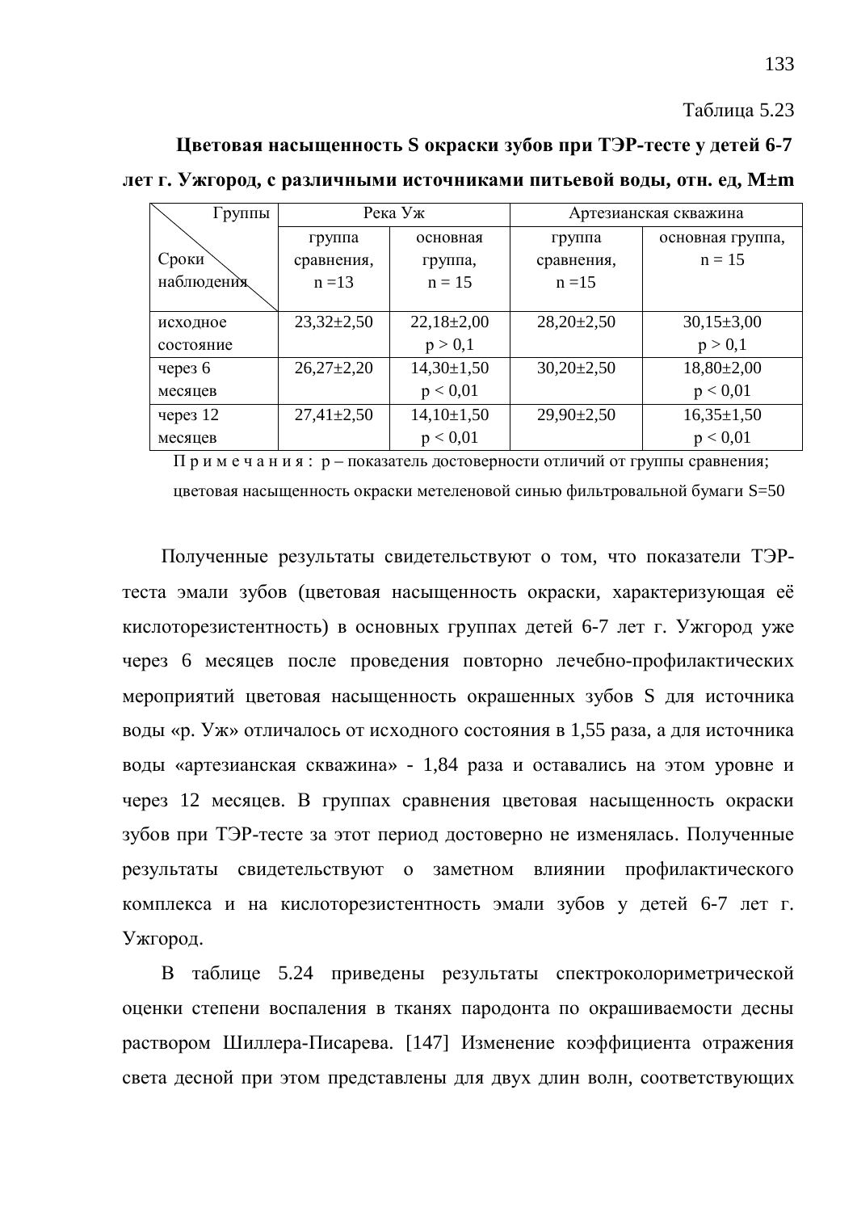Таблица 5.23

**Цветовая насыщенность S окраски зубов при ТЭР-тесте у детей 6-7 лет г. Ужгород, с различными источниками питьевой воды, отн. ед, M±m**

| Группы / Сроки наблюдения | Река Уж | | Артезианская скважина | |
|---|---|---|---|---|
| | группа сравнения, n =13 | основная группа, n = 15 | группа сравнения, n =15 | основная группа, n = 15 |
| исходное состояние | 23,32±2,50 | 22,18±2,00 $p > 0,1$ | 28,20±2,50 | 30,15±3,00 $p > 0,1$ |
| через 6 месяцев | 26,27±2,20 | 14,30±1,50 $p < 0,01$ | 30,20±2,50 | 18,80±2,00 $p < 0,01$ |
| через 12 месяцев | 27,41±2,50 | 14,10±1,50 $p < 0,01$ | 29,90±2,50 | 16,35±1,50 $p < 0,01$ |

П р и м е ч а н и я : р – показатель достоверности отличий от группы сравнения; цветовая насыщенность окраски метеленовой синью фильтровальной бумаги S=50

Полученные результаты свидетельствуют о том, что показатели ТЭР-теста эмали зубов (цветовая насыщенность окраски, характеризующая её кислоторезистентность) в основных группах детей 6-7 лет г. Ужгород уже через 6 месяцев после проведения повторно лечебно-профилактических мероприятий цветовая насыщенность окрашенных зубов S для источника воды «р. Уж» отличалось от исходного состояния в 1,55 раза, а для источника воды «артезианская скважина» - 1,84 раза и оставались на этом уровне и через 12 месяцев. В группах сравнения цветовая насыщенность окраски зубов при ТЭР-тесте за этот период достоверно не изменялась. Полученные результаты свидетельствуют о заметном влиянии профилактического комплекса и на кислоторезистентность эмали зубов у детей 6-7 лет г. Ужгород.

В таблице 5.24 приведены результаты спектроколориметрической оценки степени воспаления в тканях пародонта по окрашиваемости десны раствором Шиллера-Писарева. [147] Изменение коэффициента отражения света десной при этом представлены для двух длин волн, соответствующих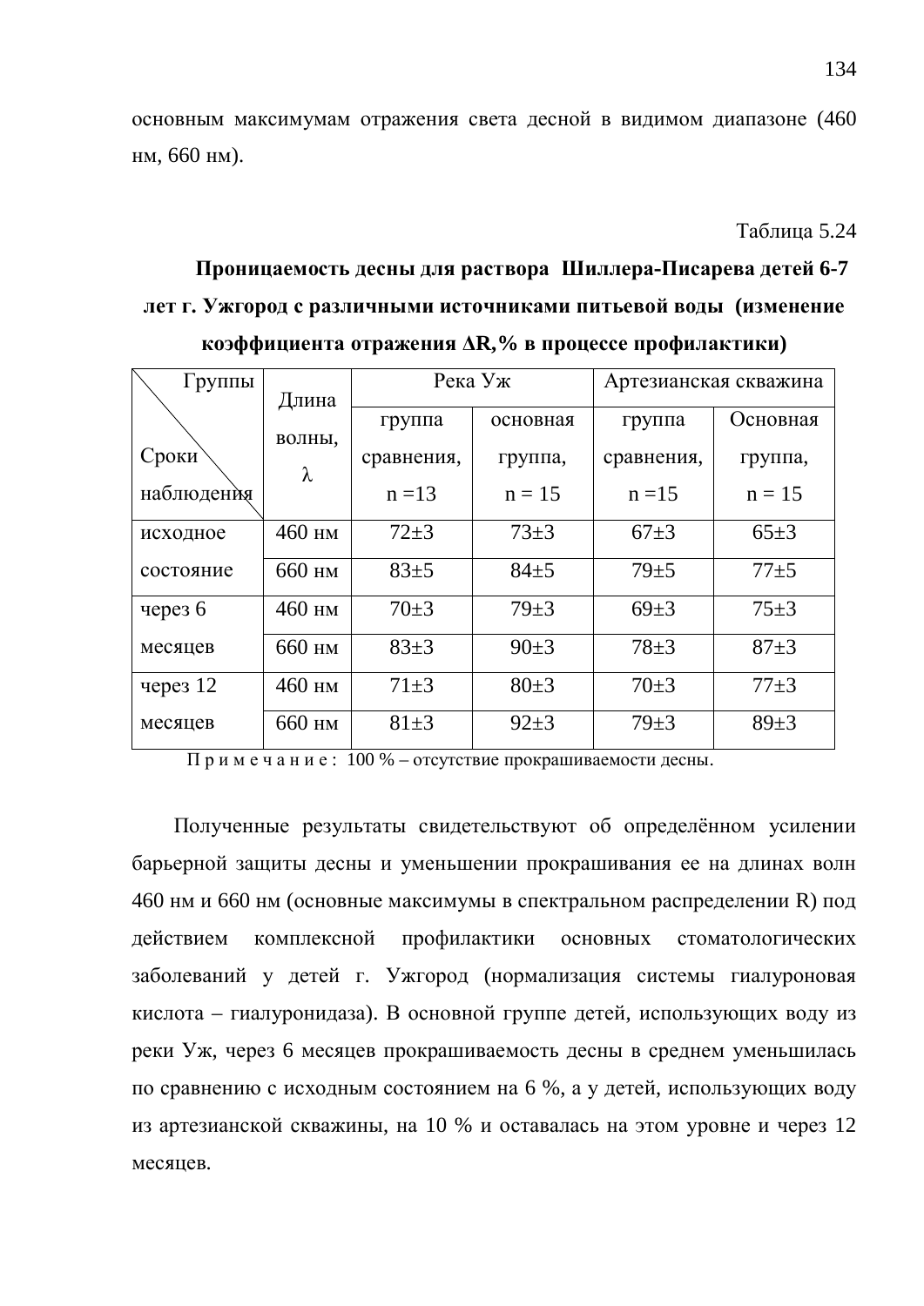основным максимумам отражения света десной в видимом диапазоне (460 нм, 660 нм).

Таблица 5.24

**Проницаемость десны для раствора Шиллера-Писарева детей 6-7 лет г. Ужгород с различными источниками питьевой воды (изменение коэффициента отражения ΔR,% в процессе профилактики)**

| Группы / Сроки наблюдения | Длина волны, λ | Река Уж | | Артезианская скважина | |
|---|---|---|---|---|---|
| | | группа сравнения, n =13 | основная группа, n = 15 | группа сравнения, n =15 | Основная группа, n = 15 |
| исходное состояние | 460 нм | 72±3 | 73±3 | 67±3 | 65±3 |
| | 660 нм | 83±5 | 84±5 | 79±5 | 77±5 |
| через 6 месяцев | 460 нм | 70±3 | 79±3 | 69±3 | 75±3 |
| | 660 нм | 83±3 | 90±3 | 78±3 | 87±3 |
| через 12 месяцев | 460 нм | 71±3 | 80±3 | 70±3 | 77±3 |
| | 660 нм | 81±3 | 92±3 | 79±3 | 89±3 |

П р и м е ч а н и е : 100 % – отсутствие прокрашиваемости десны.

Полученные результаты свидетельствуют об определённом усилении барьерной защиты десны и уменьшении прокрашивания ее на длинах волн 460 нм и 660 нм (основные максимумы в спектральном распределении R) под действием комплексной профилактики основных стоматологических заболеваний у детей г. Ужгород (нормализация системы гиалуроновая кислота – гиалуронидаза). В основной группе детей, использующих воду из реки Уж, через 6 месяцев прокрашиваемость десны в среднем уменьшилась по сравнению с исходным состоянием на 6 %, а у детей, использующих воду из артезианской скважины, на 10 % и оставалась на этом уровне и через 12 месяцев.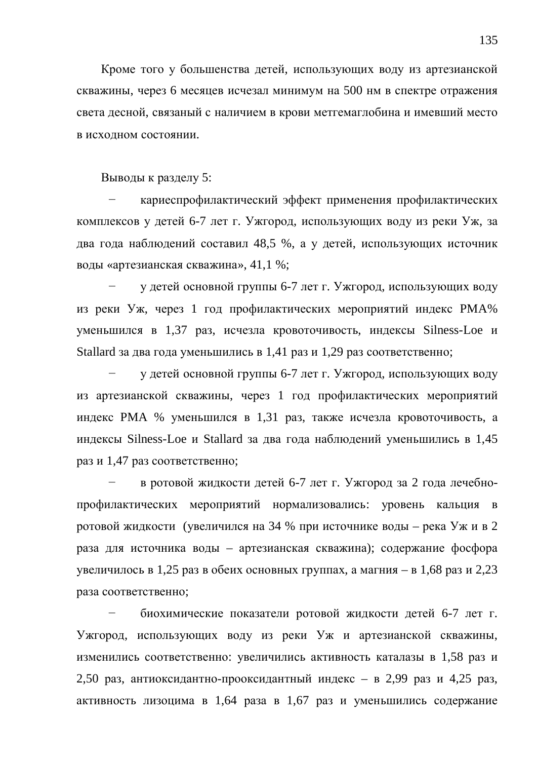Кроме того у большенства детей, использующих воду из артезианской скважины, через 6 месяцев исчезал минимум на 500 нм в спектре отражения света десной, связаный с наличием в крови метгемаглобина и имевший место в исходном состоянии.

Выводы к разделу 5:

- кариеспрофилактический эффект применения профилактических комплексов у детей 6-7 лет г. Ужгород, использующих воду из реки Уж, за два года наблюдений составил 48,5 %, а у детей, использующих источник воды «артезианская скважина», 41,1 %;
- у детей основной группы 6-7 лет г. Ужгород, использующих воду из реки Уж, через 1 год профилактических мероприятий индекс РМА% уменьшился в 1,37 раз, исчезла кровоточивость, индексы Silness-Loe и Stallard за два года уменьшились в 1,41 раз и 1,29 раз соответственно;
- у детей основной группы 6-7 лет г. Ужгород, использующих воду из артезианской скважины, через 1 год профилактических мероприятий индекс РМА % уменьшился в 1,31 раз, также исчезла кровоточивость, а индексы Silness-Loe и Stallard за два года наблюдений уменьшились в 1,45 раз и 1,47 раз соответственно;
- в ротовой жидкости детей 6-7 лет г. Ужгород за 2 года лечебно-профилактических мероприятий нормализовались: уровень кальция в ротовой жидкости (увеличился на 34 % при источнике воды – река Уж и в 2 раза для источника воды – артезианская скважина); содержание фосфора увеличилось в 1,25 раз в обеих основных группах, а магния – в 1,68 раз и 2,23 раза соответственно;
- биохимические показатели ротовой жидкости детей 6-7 лет г. Ужгород, использующих воду из реки Уж и артезианской скважины, изменились соответственно: увеличились активность каталазы в 1,58 раз и 2,50 раз, антиоксидантно-прооксидантный индекс – в 2,99 раз и 4,25 раз, активность лизоцима в 1,64 раза в 1,67 раз и уменьшились содержание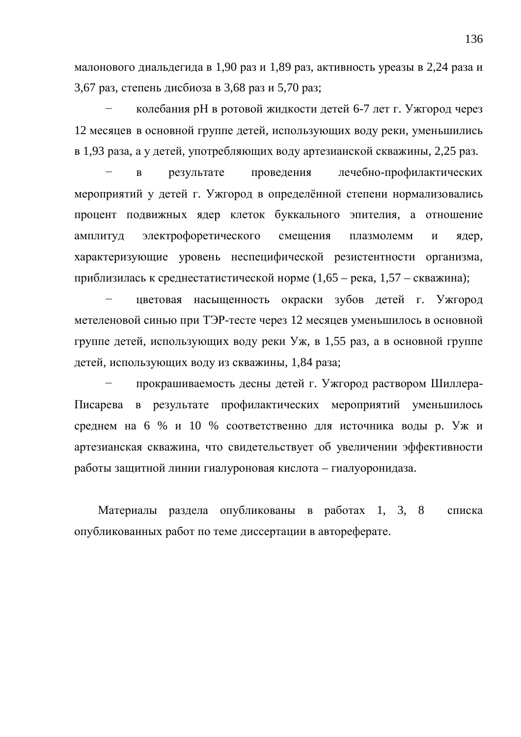малонового диальдегида в 1,90 раз и 1,89 раз, активность уреазы в 2,24 раза и 3,67 раз, степень дисбиоза в 3,68 раз и 5,70 раз;

− колебания pH в ротовой жидкости детей 6-7 лет г. Ужгород через 12 месяцев в основной группе детей, использующих воду реки, уменьшились в 1,93 раза, а у детей, употребляющих воду артезианской скважины, 2,25 раз.

− в результате проведения лечебно-профилактических мероприятий у детей г. Ужгород в определённой степени нормализовались процент подвижных ядер клеток буккального эпителия, а отношение амплитуд электрофоретического смещения плазмолемм и ядер, характеризующие уровень неспецифической резистентности организма, приблизилась к среднестатистической норме (1,65 – река, 1,57 – скважина);

− цветовая насыщенность окраски зубов детей г. Ужгород метеленовой синью при ТЭР-тесте через 12 месяцев уменьшилось в основной группе детей, использующих воду реки Уж, в 1,55 раз, а в основной группе детей, использующих воду из скважины, 1,84 раза;

− прокрашиваемость десны детей г. Ужгород раствором Шиллера-Писарева в результате профилактических мероприятий уменьшилось среднем на 6 % и 10 % соответственно для источника воды р. Уж и артезианская скважина, что свидетельствует об увеличении эффективности работы защитной линии гиалуроновая кислота – гиалуоронидаза.

Материалы раздела опубликованы в работах 1, 3, 8 списка опубликованных работ по теме диссертации в автореферате.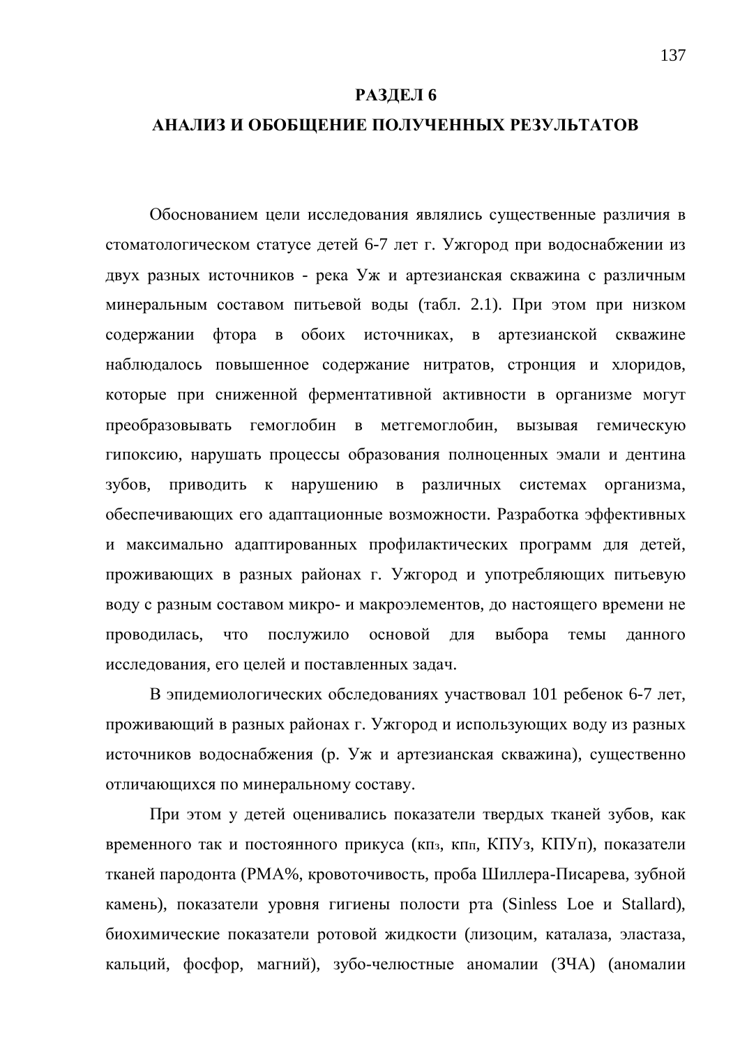# РАЗДЕЛ 6
# АНАЛИЗ И ОБОБЩЕНИЕ ПОЛУЧЕННЫХ РЕЗУЛЬТАТОВ

Обоснованием цели исследования являлись существенные различия в стоматологическом статусе детей 6-7 лет г. Ужгород при водоснабжении из двух разных источников - река Уж и артезианская скважина с различным минеральным составом питьевой воды (табл. 2.1). При этом при низком содержании фтора в обоих источниках, в артезианской скважине наблюдалось повышенное содержание нитратов, стронция и хлоридов, которые при сниженной ферментативной активности в организме могут преобразовывать гемоглобин в метгемоглобин, вызывая гемическую гипоксию, нарушать процессы образования полноценных эмали и дентина зубов, приводить к нарушению в различных системах организма, обеспечивающих его адаптационные возможности. Разработка эффективных и максимально адаптированных профилактических программ для детей, проживающих в разных районах г. Ужгород и употребляющих питьевую воду с разным составом микро- и макроэлементов, до настоящего времени не проводилась, что послужило основой для выбора темы данного исследования, его целей и поставленных задач.

В эпидемиологических обследованиях участвовал 101 ребенок 6-7 лет, проживающий в разных районах г. Ужгород и использующих воду из разных источников водоснабжения (р. Уж и артезианская скважина), существенно отличающихся по минеральному составу.

При этом у детей оценивались показатели твердых тканей зубов, как временного так и постоянного прикуса (кпз, кпп, КПУз, КПУп), показатели тканей пародонта (PMA%, кровоточивость, проба Шиллера-Писарева, зубной камень), показатели уровня гигиены полости рта (Sinless Loe и Stallard), биохимические показатели ротовой жидкости (лизоцим, каталаза, эластаза, кальций, фосфор, магний), зубо-челюстные аномалии (ЗЧА) (аномалии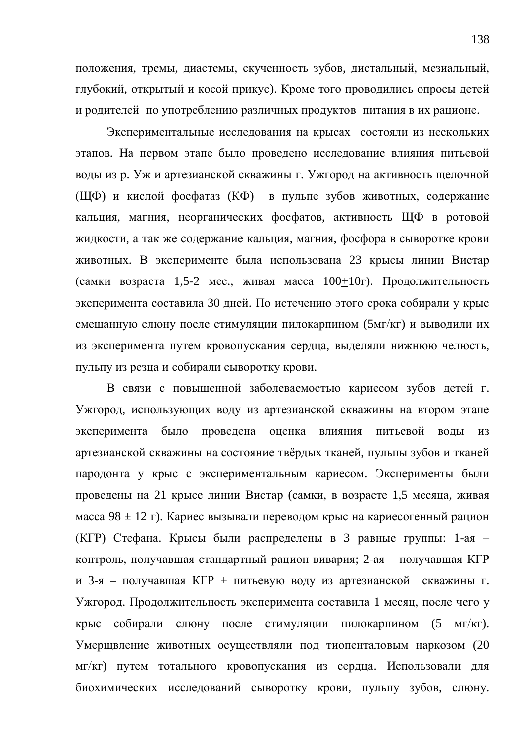положения, тремы, диастемы, скученность зубов, дистальный, мезиальный, глубокий, открытый и косой прикус). Кроме того проводились опросы детей и родителей по употреблению различных продуктов питания в их рационе.

Экспериментальные исследования на крысах состояли из нескольких этапов. На первом этапе было проведено исследование влияния питьевой воды из р. Уж и артезианской скважины г. Ужгород на активность щелочной (ЩФ) и кислой фосфатаз (КФ) в пульпе зубов животных, содержание кальция, магния, неорганических фосфатов, активность ЩФ в ротовой жидкости, а так же содержание кальция, магния, фосфора в сыворотке крови животных. В эксперименте была использована 23 крысы линии Вистар (самки возраста 1,5-2 мес., живая масса 100±10г). Продолжительность эксперимента составила 30 дней. По истечению этого срока собирали у крыс смешанную слюну после стимуляции пилокарпином (5мг/кг) и выводили их из эксперимента путем кровопускания сердца, выделяли нижнюю челюсть, пульпу из резца и собирали сыворотку крови.

В связи с повышенной заболеваемостью кариесом зубов детей г. Ужгород, использующих воду из артезианской скважины на втором этапе эксперимента было проведена оценка влияния питьевой воды из артезианской скважины на состояние твёрдых тканей, пульпы зубов и тканей пародонта у крыс с экспериментальным кариесом. Эксперименты были проведены на 21 крысе линии Вистар (самки, в возрасте 1,5 месяца, живая масса 98 ± 12 г). Кариес вызывали переводом крыс на кариесогенный рацион (КГР) Стефана. Крысы были распределены в 3 равные группы: 1-ая – контроль, получавшая стандартный рацион вивария; 2-ая – получавшая КГР и 3-я – получавшая КГР + питьевую воду из артезианской скважины г. Ужгород. Продолжительность эксперимента составила 1 месяц, после чего у крыс собирали слюну после стимуляции пилокарпином (5 мг/кг). Умерщвление животных осуществляли под тиопенталовым наркозом (20 мг/кг) путем тотального кровопускания из сердца. Использовали для биохимических исследований сыворотку крови, пульпу зубов, слюну.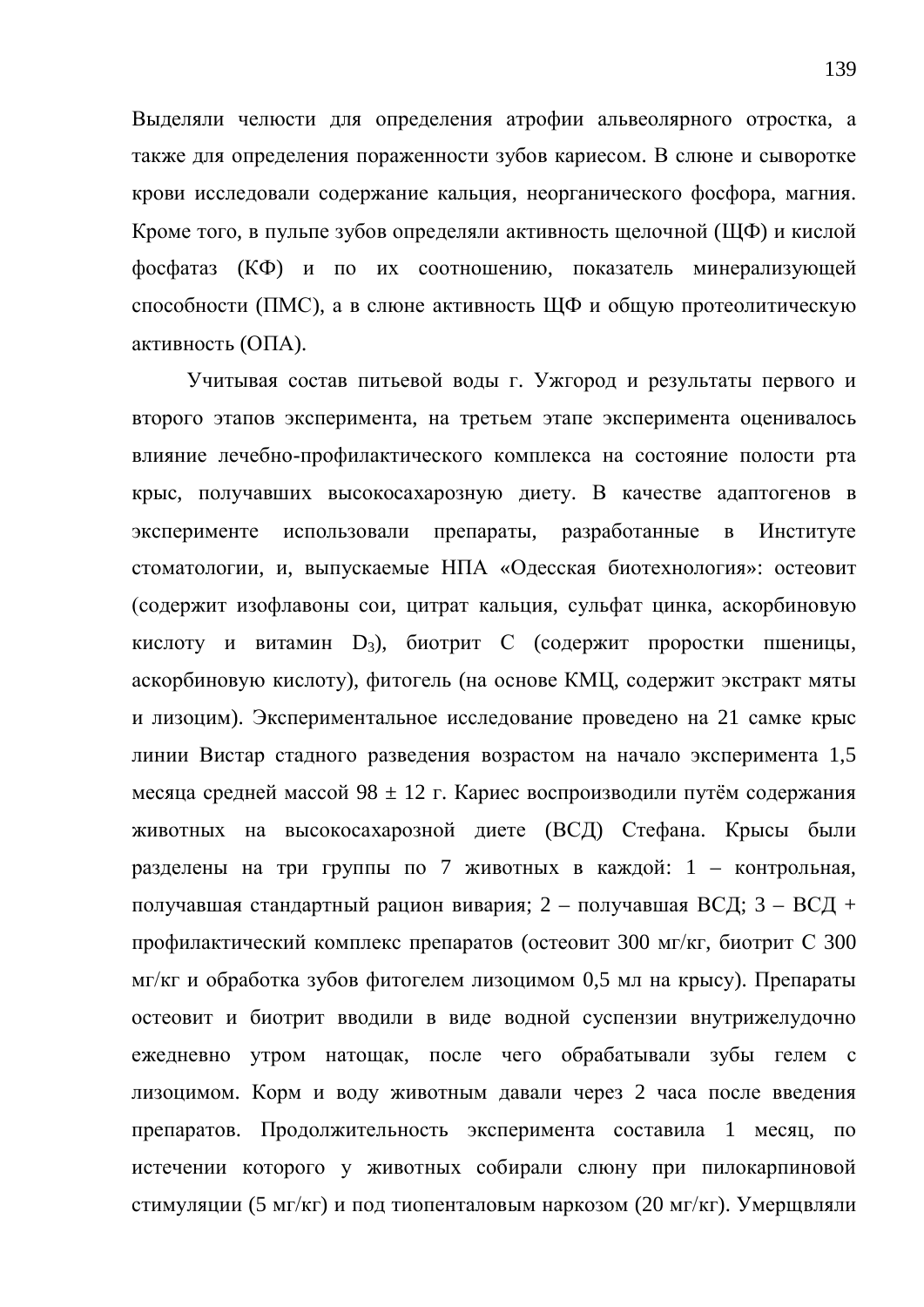Выделяли челюсти для определения атрофии альвеолярного отростка, а также для определения пораженности зубов кариесом. В слюне и сыворотке крови исследовали содержание кальция, неорганического фосфора, магния. Кроме того, в пульпе зубов определяли активность щелочной (ЩФ) и кислой фосфатаз (КФ) и по их соотношению, показатель минерализующей способности (ПМС), а в слюне активность ЩФ и общую протеолитическую активность (ОПА).

Учитывая состав питьевой воды г. Ужгород и результаты первого и второго этапов эксперимента, на третьем этапе эксперимента оценивалось влияние лечебно-профилактического комплекса на состояние полости рта крыс, получавших высокосахарозную диету. В качестве адаптогенов в эксперименте использовали препараты, разработанные в Институте стоматологии, и, выпускаемые НПА «Одесская биотехнология»: остеовит (содержит изофлавоны сои, цитрат кальция, сульфат цинка, аскорбиновую кислоту и витамин $D_3$), биотрит С (содержит проростки пшеницы, аскорбиновую кислоту), фитогель (на основе КМЦ, содержит экстракт мяты и лизоцим). Экспериментальное исследование проведено на 21 самке крыс линии Вистар стадного разведения возрастом на начало эксперимента 1,5 месяца средней массой 98 ± 12 г. Кариес воспроизводили путём содержания животных на высокосахарозной диете (ВСД) Стефана. Крысы были разделены на три группы по 7 животных в каждой: 1 – контрольная, получавшая стандартный рацион вивария; 2 – получавшая ВСД; 3 – ВСД + профилактический комплекс препаратов (остеовит 300 мг/кг, биотрит С 300 мг/кг и обработка зубов фитогелем лизоцимом 0,5 мл на крысу). Препараты остеовит и биотрит вводили в виде водной суспензии внутрижелудочно ежедневно утром натощак, после чего обрабатывали зубы гелем с лизоцимом. Корм и воду животным давали через 2 часа после введения препаратов. Продолжительность эксперимента составила 1 месяц, по истечении которого у животных собирали слюну при пилокарпиновой стимуляции (5 мг/кг) и под тиопенталовым наркозом (20 мг/кг). Умерщвляли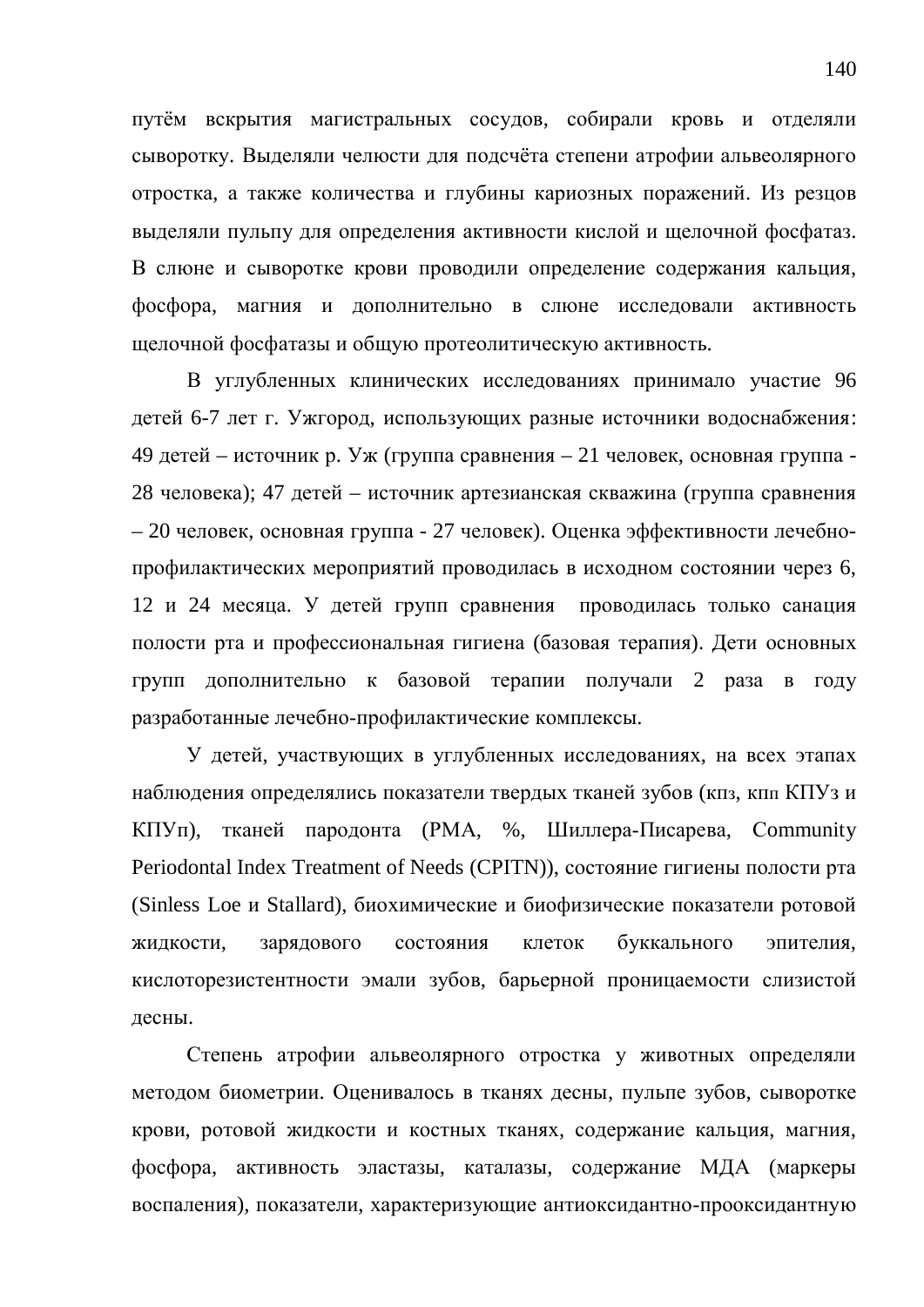путём вскрытия магистральных сосудов, собирали кровь и отделяли сыворотку. Выделяли челюсти для подсчёта степени атрофии альвеолярного отростка, а также количества и глубины кариозных поражений. Из резцов выделяли пульпу для определения активности кислой и щелочной фосфатаз. В слюне и сыворотке крови проводили определение содержания кальция, фосфора, магния и дополнительно в слюне исследовали активность щелочной фосфатазы и общую протеолитическую активность.

В углубленных клинических исследованиях принимало участие 96 детей 6-7 лет г. Ужгород, использующих разные источники водоснабжения: 49 детей – источник р. Уж (группа сравнения – 21 человек, основная группа - 28 человека); 47 детей – источник артезианская скважина (группа сравнения – 20 человек, основная группа - 27 человек). Оценка эффективности лечебно-профилактических мероприятий проводилась в исходном состоянии через 6, 12 и 24 месяца. У детей групп сравнения проводилась только санация полости рта и профессиональная гигиена (базовая терапия). Дети основных групп дополнительно к базовой терапии получали 2 раза в году разработанные лечебно-профилактические комплексы.

У детей, участвующих в углубленных исследованиях, на всех этапах наблюдения определялись показатели твердых тканей зубов (кпз, кпп КПУз и КПУп), тканей пародонта (РМА, %, Шиллера-Писарева, Community Periodontal Index Treatment of Needs (CPITN)), состояние гигиены полости рта (Sinless Loe и Stallard), биохимические и биофизические показатели ротовой жидкости, зарядового состояния клеток буккального эпителия, кислоторезистентности эмали зубов, барьерной проницаемости слизистой десны.

Степень атрофии альвеолярного отростка у животных определяли методом биометрии. Оценивалось в тканях десны, пульпе зубов, сыворотке крови, ротовой жидкости и костных тканях, содержание кальция, магния, фосфора, активность эластазы, каталазы, содержание МДА (маркеры воспаления), показатели, характеризующие антиоксидантно-прооксидантную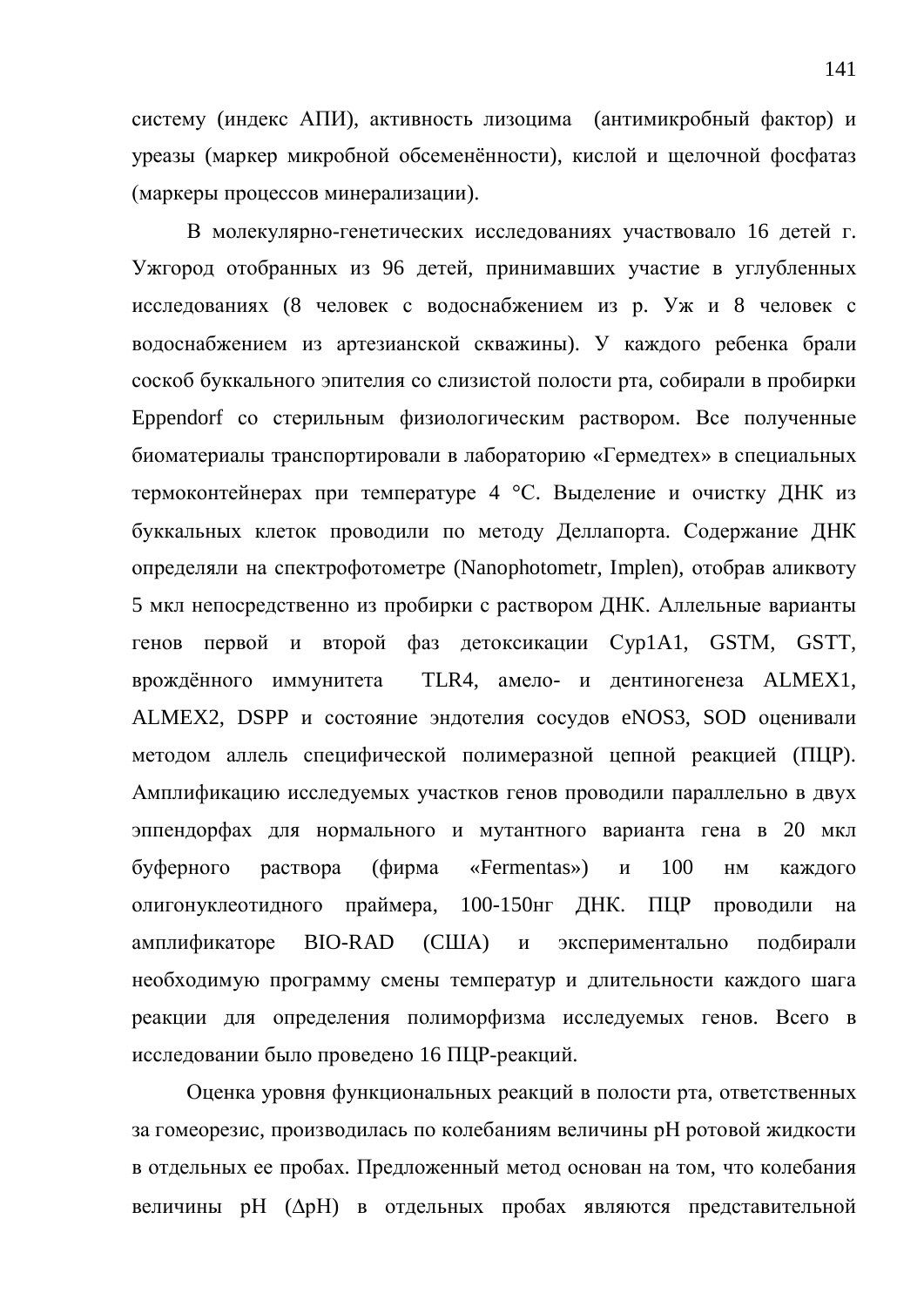систему (индекс АПИ), активность лизоцима (антимикробный фактор) и уреазы (маркер микробной обсеменённости), кислой и щелочной фосфатаз (маркеры процессов минерализации).

В молекулярно-генетических исследованиях участвовало 16 детей г. Ужгород отобранных из 96 детей, принимавших участие в углубленных исследованиях (8 человек с водоснабжением из р. Уж и 8 человек с водоснабжением из артезианской скважины). У каждого ребенка брали соскоб буккального эпителия со слизистой полости рта, собирали в пробирки Eppendorf со стерильным физиологическим раствором. Все полученные биоматериалы транспортировали в лабораторию «Гермедтех» в специальных термоконтейнерах при температуре 4 °С. Выделение и очистку ДНК из буккальных клеток проводили по методу Деллапорта. Содержание ДНК определяли на спектрофотометре (Nanophotometr, Implen), отобрав аликвоту 5 мкл непосредственно из пробирки с раствором ДНК. Аллельные варианты генов первой и второй фаз детоксикации Cyp1A1, GSTM, GSTT, врождённого иммунитета TLR4, амело- и дентиногенеза ALMEX1, ALMEX2, DSPP и состояние эндотелия сосудов eNOS3, SOD оценивали методом аллель специфической полимеразной цепной реакцией (ПЦР). Амплификацию исследуемых участков генов проводили параллельно в двух эппендорфах для нормального и мутантного варианта гена в 20 мкл буферного раствора (фирма «Fermentas») и 100 нм каждого олигонуклеотидного праймера, 100-150нг ДНК. ПЦР проводили на амплификаторе BIO-RAD (США) и экспериментально подбирали необходимую программу смены температур и длительности каждого шага реакции для определения полиморфизма исследуемых генов. Всего в исследовании было проведено 16 ПЦР-реакций.

Оценка уровня функциональных реакций в полости рта, ответственных за гомеорезис, производилась по колебаниям величины pH ротовой жидкости в отдельных ее пробах. Предложенный метод основан на том, что колебания величины pH (ΔpH) в отдельных пробах являются представительной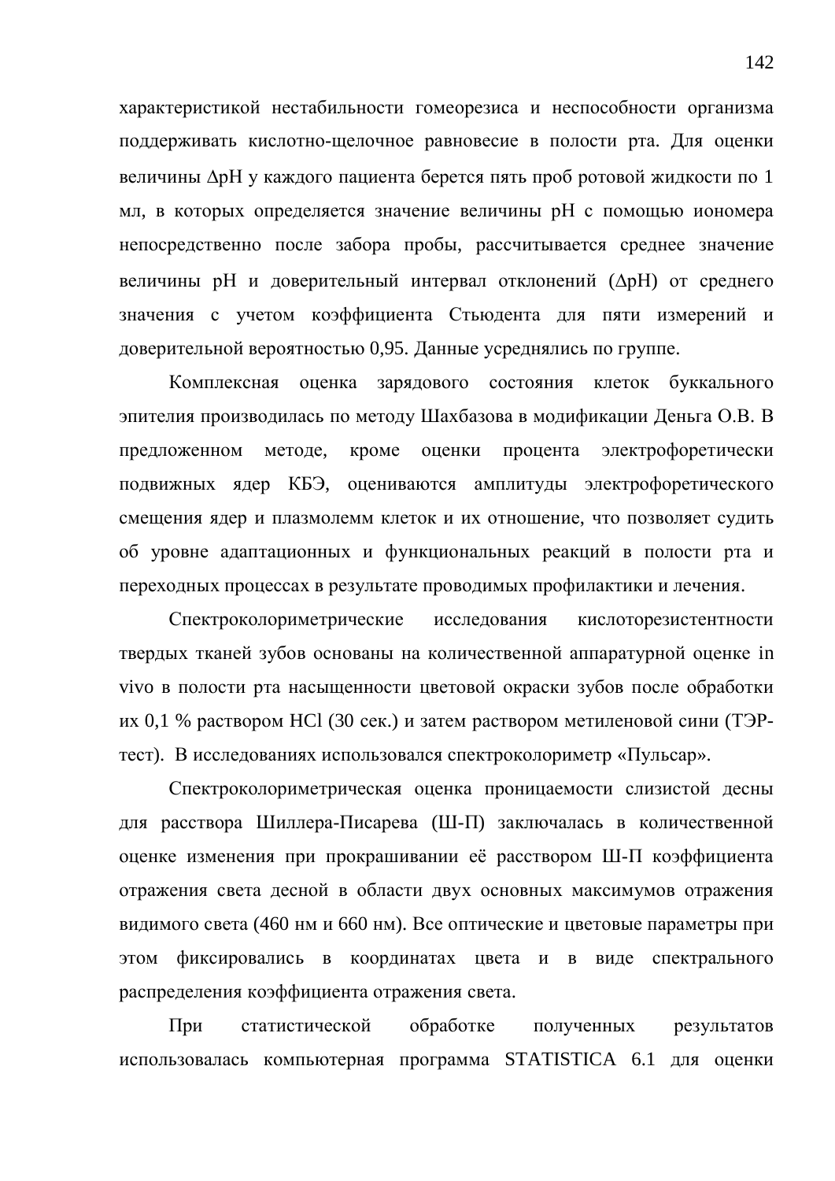характеристикой нестабильности гомеорезиса и неспособности организма поддерживать кислотно-щелочное равновесие в полости рта. Для оценки величины ΔpH у каждого пациента берется пять проб ротовой жидкости по 1 мл, в которых определяется значение величины pH с помощью иономера непосредственно после забора пробы, рассчитывается среднее значение величины pH и доверительный интервал отклонений (ΔpH) от среднего значения с учетом коэффициента Стьюдента для пяти измерений и доверительной вероятностью 0,95. Данные усреднялись по группе.

Комплексная оценка зарядового состояния клеток буккального эпителия производилась по методу Шахбазова в модификации Деньга О.В. В предложенном методе, кроме оценки процента электрофоретически подвижных ядер КБЭ, оцениваются амплитуды электрофоретического смещения ядер и плазмолемм клеток и их отношение, что позволяет судить об уровне адаптационных и функциональных реакций в полости рта и переходных процессах в результате проводимых профилактики и лечения.

Спектроколориметрические исследования кислоторезистентности твердых тканей зубов основаны на количественной аппаратурной оценке in vivo в полости рта насыщенности цветовой окраски зубов после обработки их 0,1 % раствором HCl (30 сек.) и затем раствором метиленовой сини (ТЭР-тест). В исследованиях использовался спектроколориметр «Пульсар».

Спектроколориметрическая оценка проницаемости слизистой десны для расствора Шиллера-Писарева (Ш-П) заключалась в количественной оценке изменения при прокрашивании её расствором Ш-П коэффициента отражения света десной в области двух основных максимумов отражения видимого света (460 нм и 660 нм). Все оптические и цветовые параметры при этом фиксировались в координатах цвета и в виде спектрального распределения коэффициента отражения света.

При статистической обработке полученных результатов использовалась компьютерная программа STATISTICA 6.1 для оценки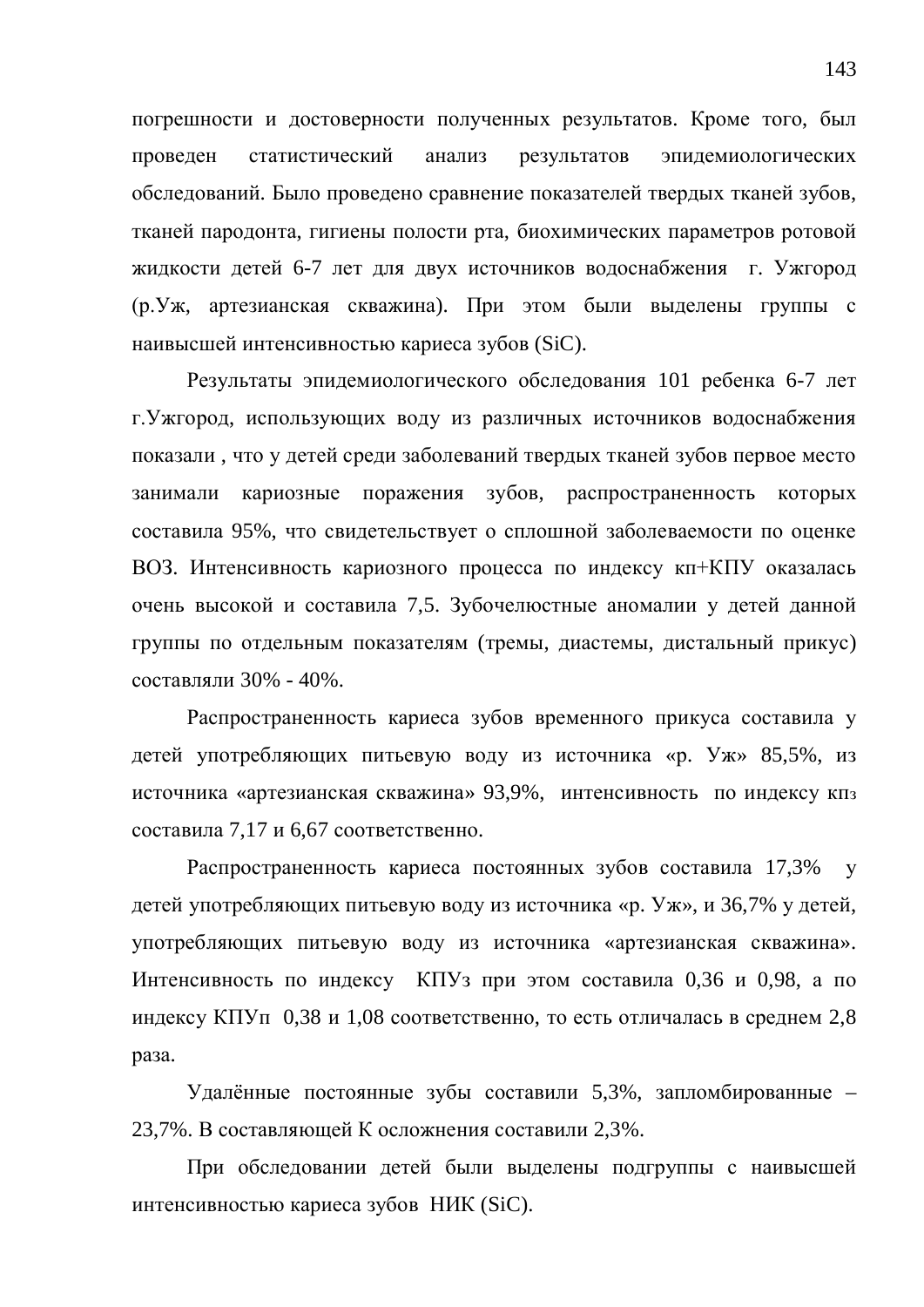погрешности и достоверности полученных результатов. Кроме того, был проведен статистический анализ результатов эпидемиологических обследований. Было проведено сравнение показателей твердых тканей зубов, тканей пародонта, гигиены полости рта, биохимических параметров ротовой жидкости детей 6-7 лет для двух источников водоснабжения г. Ужгород (р.Уж, артезианская скважина). При этом были выделены группы с наивысшей интенсивностью кариеса зубов (SiC).

Результаты эпидемиологического обследования 101 ребенка 6-7 лет г.Ужгород, использующих воду из различных источников водоснабжения показали , что у детей среди заболеваний твердых тканей зубов первое место занимали кариозные поражения зубов, распространенность которых составила 95%, что свидетельствует о сплошной заболеваемости по оценке ВОЗ. Интенсивность кариозного процесса по индексу кп+КПУ оказалась очень высокой и составила 7,5. Зубочелюстные аномалии у детей данной группы по отдельным показателям (тремы, диастемы, дистальный прикус) составляли 30% - 40%.

Распространенность кариеса зубов временного прикуса составила у детей употребляющих питьевую воду из источника «р. Уж» 85,5%, из источника «артезианская скважина» 93,9%, интенсивность по индексу кпз составила 7,17 и 6,67 соответственно.

Распространенность кариеса постоянных зубов составила 17,3% у детей употребляющих питьевую воду из источника «р. Уж», и 36,7% у детей, употребляющих питьевую воду из источника «артезианская скважина». Интенсивность по индексу КПУз при этом составила 0,36 и 0,98, а по индексу КПУп 0,38 и 1,08 соответственно, то есть отличалась в среднем 2,8 раза.

Удалённые постоянные зубы составили 5,3%, запломбированные – 23,7%. В составляющей К осложнения составили 2,3%.

При обследовании детей были выделены подгруппы с наивысшей интенсивностью кариеса зубов НИК (SiC).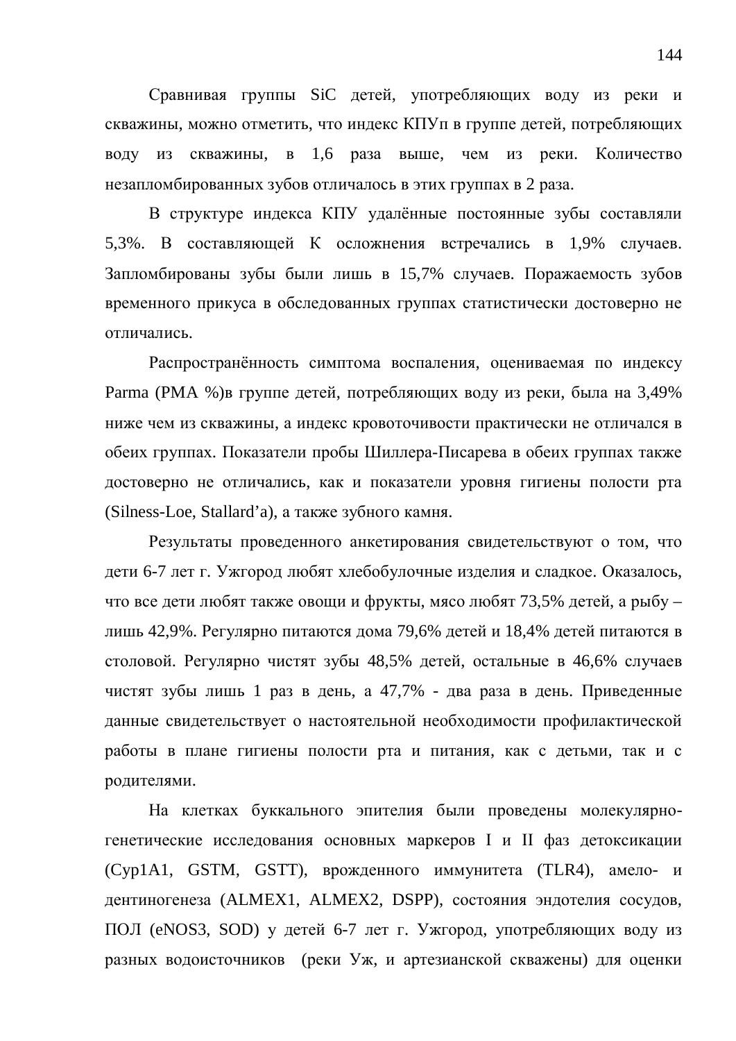Сравнивая группы SiC детей, употребляющих воду из реки и скважины, можно отметить, что индекс КПУп в группе детей, потребляющих воду из скважины, в 1,6 раза выше, чем из реки. Количество незапломбированных зубов отличалось в этих группах в 2 раза.

В структуре индекса КПУ удалённые постоянные зубы составляли 5,3%. В составляющей К осложнения встречались в 1,9% случаев. Запломбированы зубы были лишь в 15,7% случаев. Поражаемость зубов временного прикуса в обследованных группах статистически достоверно не отличались.

Распространённость симптома воспаления, оцениваемая по индексу Parma (PMA %)в группе детей, потребляющих воду из реки, была на 3,49% ниже чем из скважины, а индекс кровоточивости практически не отличался в обеих группах. Показатели пробы Шиллера-Писарева в обеих группах также достоверно не отличались, как и показатели уровня гигиены полости рта (Silness-Loe, Stallard'а), а также зубного камня.

Результаты проведенного анкетирования свидетельствуют о том, что дети 6-7 лет г. Ужгород любят хлебобулочные изделия и сладкое. Оказалось, что все дети любят также овощи и фрукты, мясо любят 73,5% детей, а рыбу – лишь 42,9%. Регулярно питаются дома 79,6% детей и 18,4% детей питаются в столовой. Регулярно чистят зубы 48,5% детей, остальные в 46,6% случаев чистят зубы лишь 1 раз в день, а 47,7% - два раза в день. Приведенные данные свидетельствует о настоятельной необходимости профилактической работы в плане гигиены полости рта и питания, как с детьми, так и с родителями.

На клетках буккального эпителия были проведены молекулярно-генетические исследования основных маркеров I и II фаз детоксикации (Cyp1A1, GSTM, GSTT), врожденного иммунитета (TLR4), амело- и дентиногенеза (ALMEX1, ALMEX2, DSPP), состояния эндотелия сосудов, ПОЛ (eNOS3, SOD) у детей 6-7 лет г. Ужгород, употребляющих воду из разных водоисточников (реки Уж, и артезианской скважены) для оценки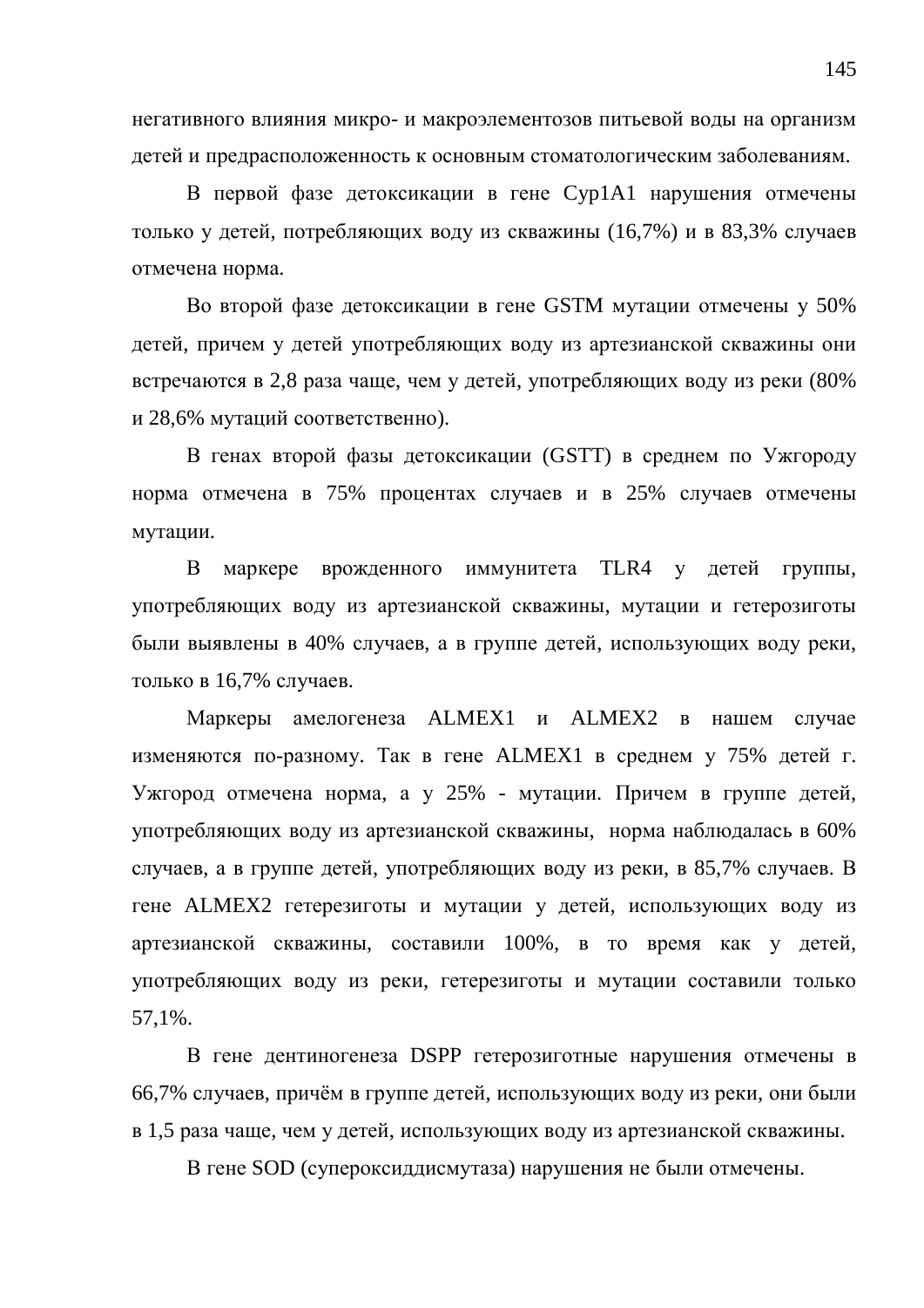негативного влияния микро- и макроэлементозов питьевой воды на организм детей и предрасположенность к основным стоматологическим заболеваниям.

В первой фазе детоксикации в гене Cyp1A1 нарушения отмечены только у детей, потребляющих воду из скважины (16,7%) и в 83,3% случаев отмечена норма.

Во второй фазе детоксикации в гене GSTM мутации отмечены у 50% детей, причем у детей употребляющих воду из артезианской скважины они встречаются в 2,8 раза чаще, чем у детей, употребляющих воду из реки (80% и 28,6% мутаций соответственно).

В генах второй фазы детоксикации (GSTT) в среднем по Ужгороду норма отмечена в 75% процентах случаев и в 25% случаев отмечены мутации.

В маркере врожденного иммунитета TLR4 у детей группы, употребляющих воду из артезианской скважины, мутации и гетерозиготы были выявлены в 40% случаев, а в группе детей, использующих воду реки, только в 16,7% случаев.

Маркеры амелогенеза ALMEX1 и ALMEX2 в нашем случае изменяются по-разному. Так в гене ALMEX1 в среднем у 75% детей г. Ужгород отмечена норма, а у 25% - мутации. Причем в группе детей, употребляющих воду из артезианской скважины, норма наблюдалась в 60% случаев, а в группе детей, употребляющих воду из реки, в 85,7% случаев. В гене ALMEX2 гетерезиготы и мутации у детей, использующих воду из артезианской скважины, составили 100%, в то время как у детей, употребляющих воду из реки, гетерезиготы и мутации составили только 57,1%.

В гене дентиногенеза DSPP гетерозиготные нарушения отмечены в 66,7% случаев, причём в группе детей, использующих воду из реки, они были в 1,5 раза чаще, чем у детей, использующих воду из артезианской скважины.

В гене SOD (супероксиддисмутаза) нарушения не были отмечены.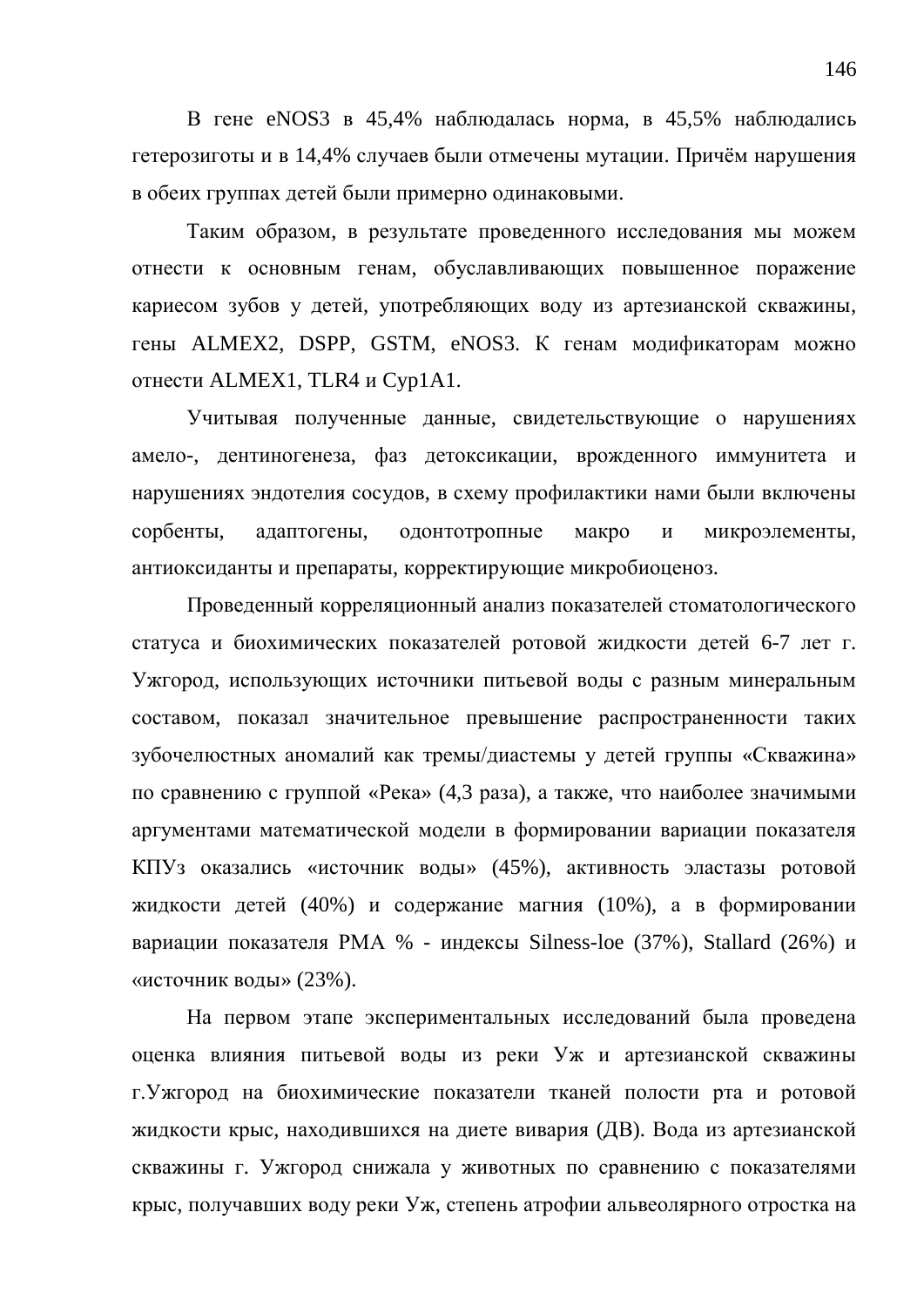В гене eNOS3 в 45,4% наблюдалась норма, в 45,5% наблюдались гетерозиготы и в 14,4% случаев были отмечены мутации. Причём нарушения в обеих группах детей были примерно одинаковыми.

Таким образом, в результате проведенного исследования мы можем отнести к основным генам, обуславливающих повышенное поражение кариесом зубов у детей, употребляющих воду из артезианской скважины, гены ALMEX2, DSPP, GSTM, eNOS3. К генам модификаторам можно отнести ALMEX1, TLR4 и Cyp1A1.

Учитывая полученные данные, свидетельствующие о нарушениях амело-, дентиногенеза, фаз детоксикации, врожденного иммунитета и нарушениях эндотелия сосудов, в схему профилактики нами были включены сорбенты, адаптогены, одонтотропные макро и микроэлементы, антиоксиданты и препараты, корректирующие микробиоценоз.

Проведенный корреляционный анализ показателей стоматологического статуса и биохимических показателей ротовой жидкости детей 6-7 лет г. Ужгород, использующих источники питьевой воды с разным минеральным составом, показал значительное превышение распространенности таких зубочелюстных аномалий как тремы/диастемы у детей группы «Скважина» по сравнению с группой «Река» (4,3 раза), а также, что наиболее значимыми аргументами математической модели в формировании вариации показателя КПУз оказались «источник воды» (45%), активность эластазы ротовой жидкости детей (40%) и содержание магния (10%), а в формировании вариации показателя РМА % - индексы Silness-loe (37%), Stallard (26%) и «источник воды» (23%).

На первом этапе экспериментальных исследований была проведена оценка влияния питьевой воды из реки Уж и артезианской скважины г.Ужгород на биохимические показатели тканей полости рта и ротовой жидкости крыс, находившихся на диете вивария (ДВ). Вода из артезианской скважины г. Ужгород снижала у животных по сравнению с показателями крыс, получавших воду реки Уж, степень атрофии альвеолярного отростка на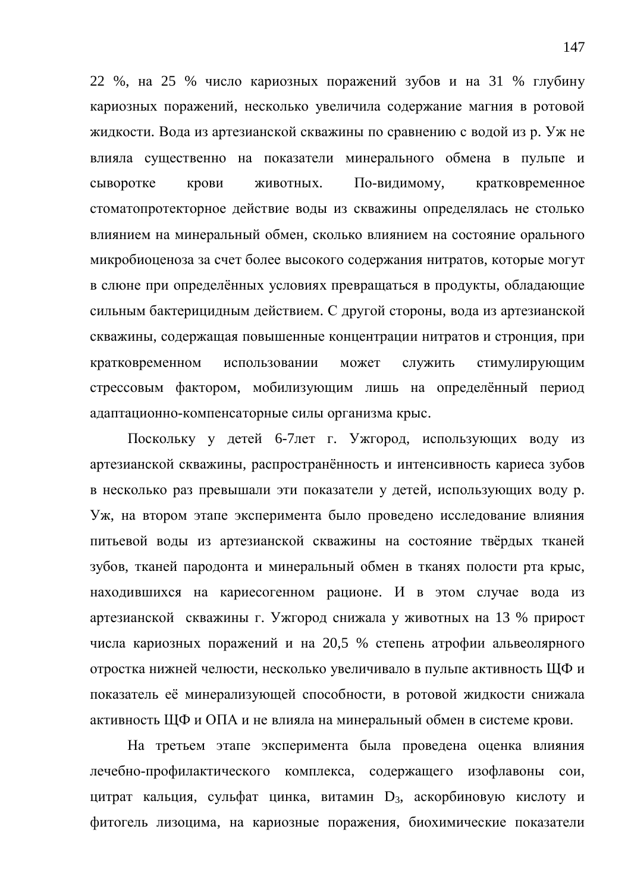22 %, на 25 % число кариозных поражений зубов и на 31 % глубину кариозных поражений, несколько увеличила содержание магния в ротовой жидкости. Вода из артезианской скважины по сравнению с водой из р. Уж не влияла существенно на показатели минерального обмена в пульпе и сыворотке крови животных. По-видимому, кратковременное стоматопротекторное действие воды из скважины определялась не столько влиянием на минеральный обмен, сколько влиянием на состояние орального микробиоценоза за счет более высокого содержания нитратов, которые могут в слюне при определённых условиях превращаться в продукты, обладающие сильным бактерицидным действием. С другой стороны, вода из артезианской скважины, содержащая повышенные концентрации нитратов и стронция, при кратковременном использовании может служить стимулирующим стрессовым фактором, мобилизующим лишь на определённый период адаптационно-компенсаторные силы организма крыс.

Поскольку у детей 6-7лет г. Ужгород, использующих воду из артезианской скважины, распространённость и интенсивность кариеса зубов в несколько раз превышали эти показатели у детей, использующих воду р. Уж, на втором этапе эксперимента было проведено исследование влияния питьевой воды из артезианской скважины на состояние твёрдых тканей зубов, тканей пародонта и минеральный обмен в тканях полости рта крыс, находившихся на кариесогенном рационе. И в этом случае вода из артезианской скважины г. Ужгород снижала у животных на 13 % прирост числа кариозных поражений и на 20,5 % степень атрофии альвеолярного отростка нижней челюсти, несколько увеличивало в пульпе активность ЩФ и показатель её минерализующей способности, в ротовой жидкости снижала активность ЩФ и ОПА и не влияла на минеральный обмен в системе крови.

На третьем этапе эксперимента была проведена оценка влияния лечебно-профилактического комплекса, содержащего изофлавоны сои, цитрат кальция, сульфат цинка, витамин $D_3$, аскорбиновую кислоту и фитогель лизоцима, на кариозные поражения, биохимические показатели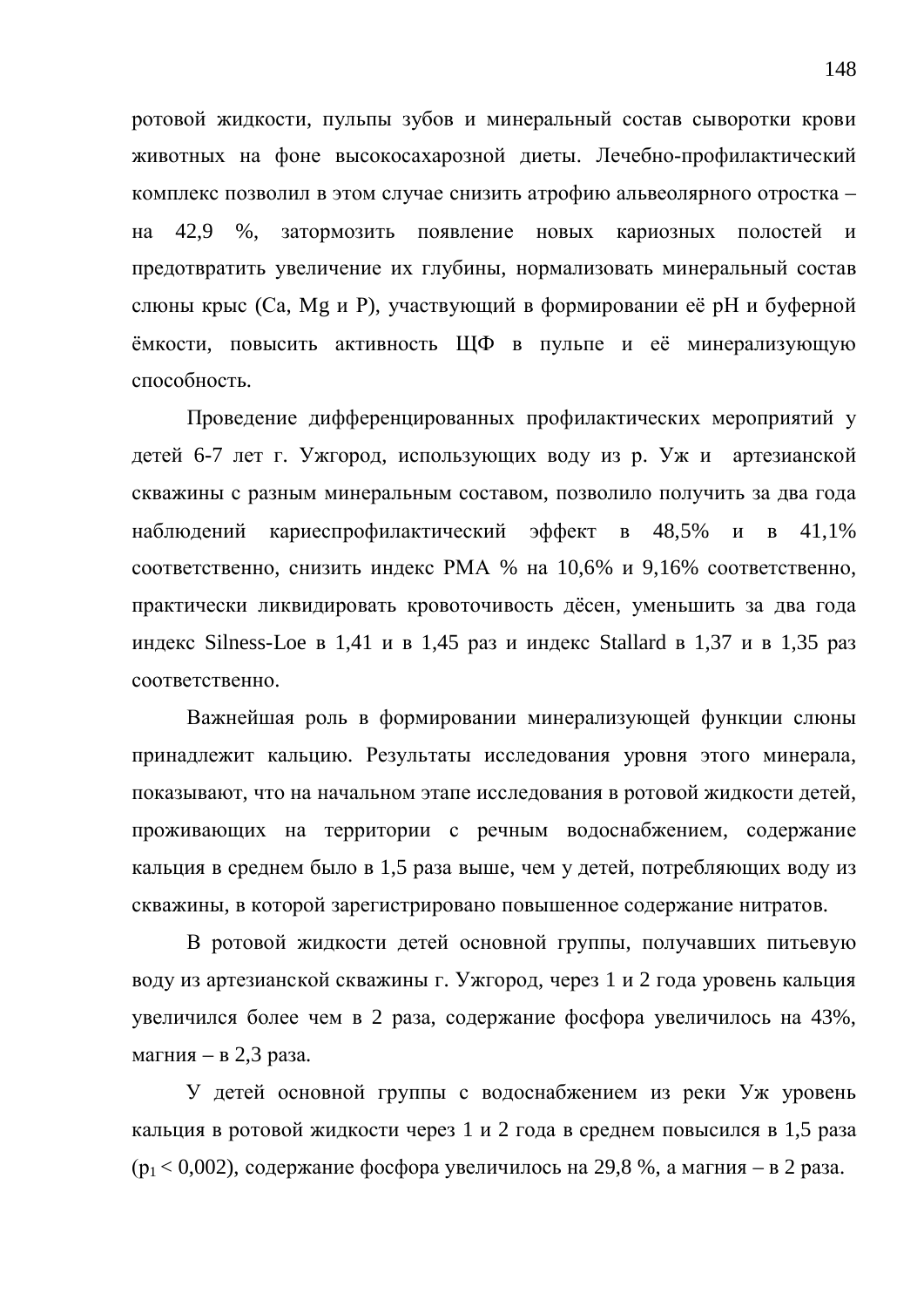ротовой жидкости, пульпы зубов и минеральный состав сыворотки крови животных на фоне высокосахарозной диеты. Лечебно-профилактический комплекс позволил в этом случае снизить атрофию альвеолярного отростка – на 42,9 %, затормозить появление новых кариозных полостей и предотвратить увеличение их глубины, нормализовать минеральный состав слюны крыс (Ca, Mg и P), участвующий в формировании её pH и буферной ёмкости, повысить активность ЩФ в пульпе и её минерализующую способность.

Проведение дифференцированных профилактических мероприятий у детей 6-7 лет г. Ужгород, использующих воду из р. Уж и артезианской скважины с разным минеральным составом, позволило получить за два года наблюдений кариеспрофилактический эффект в 48,5% и в 41,1% соответственно, снизить индекс РМА % на 10,6% и 9,16% соответственно, практически ликвидировать кровоточивость дёсен, уменьшить за два года индекс Silness-Loe в 1,41 и в 1,45 раз и индекс Stallard в 1,37 и в 1,35 раз соответственно.

Важнейшая роль в формировании минерализующей функции слюны принадлежит кальцию. Результаты исследования уровня этого минерала, показывают, что на начальном этапе исследования в ротовой жидкости детей, проживающих на территории с речным водоснабжением, содержание кальция в среднем было в 1,5 раза выше, чем у детей, потребляющих воду из скважины, в которой зарегистрировано повышенное содержание нитратов.

В ротовой жидкости детей основной группы, получавших питьевую воду из артезианской скважины г. Ужгород, через 1 и 2 года уровень кальция увеличился более чем в 2 раза, содержание фосфора увеличилось на 43%, магния – в 2,3 раза.

У детей основной группы с водоснабжением из реки Уж уровень кальция в ротовой жидкости через 1 и 2 года в среднем повысился в 1,5 раза ($p_1 < 0{,}002$), содержание фосфора увеличилось на 29,8 %, а магния – в 2 раза.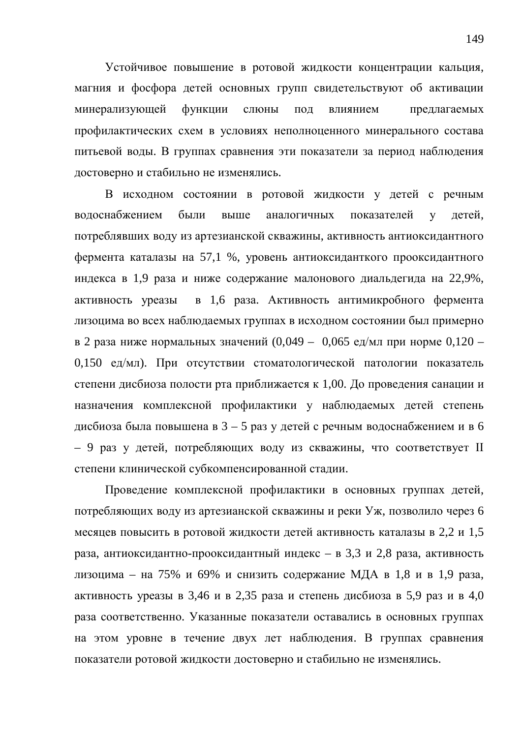Устойчивое повышение в ротовой жидкости концентрации кальция, магния и фосфора детей основных групп свидетельствуют об активации минерализующей функции слюны под влиянием предлагаемых профилактических схем в условиях неполноценного минерального состава питьевой воды. В группах сравнения эти показатели за период наблюдения достоверно и стабильно не изменялись.

В исходном состоянии в ротовой жидкости у детей с речным водоснабжением были выше аналогичных показателей у детей, потреблявших воду из артезианской скважины, активность антиоксидантного фермента каталазы на 57,1 %, уровень антиоксиданткого прооксидантного индекса в 1,9 раза и ниже содержание малонового диальдегида на 22,9%, активность уреазы в 1,6 раза. Активность антимикробного фермента лизоцима во всех наблюдаемых группах в исходном состоянии был примерно в 2 раза ниже нормальных значений (0,049 – 0,065 ед/мл при норме 0,120 – 0,150 ед/мл). При отсутствии стоматологической патологии показатель степени дисбиоза полости рта приближается к 1,00. До проведения санации и назначения комплексной профилактики у наблюдаемых детей степень дисбиоза была повышена в 3 – 5 раз у детей с речным водоснабжением и в 6 – 9 раз у детей, потребляющих воду из скважины, что соответствует II степени клинической субкомпенсированной стадии.

Проведение комплексной профилактики в основных группах детей, потребляющих воду из артезианской скважины и реки Уж, позволило через 6 месяцев повысить в ротовой жидкости детей активность каталазы в 2,2 и 1,5 раза, антиоксидантно-прооксидантный индекс – в 3,3 и 2,8 раза, активность лизоцима – на 75% и 69% и снизить содержание МДА в 1,8 и в 1,9 раза, активность уреазы в 3,46 и в 2,35 раза и степень дисбиоза в 5,9 раз и в 4,0 раза соответственно. Указанные показатели оставались в основных группах на этом уровне в течение двух лет наблюдения. В группах сравнения показатели ротовой жидкости достоверно и стабильно не изменялись.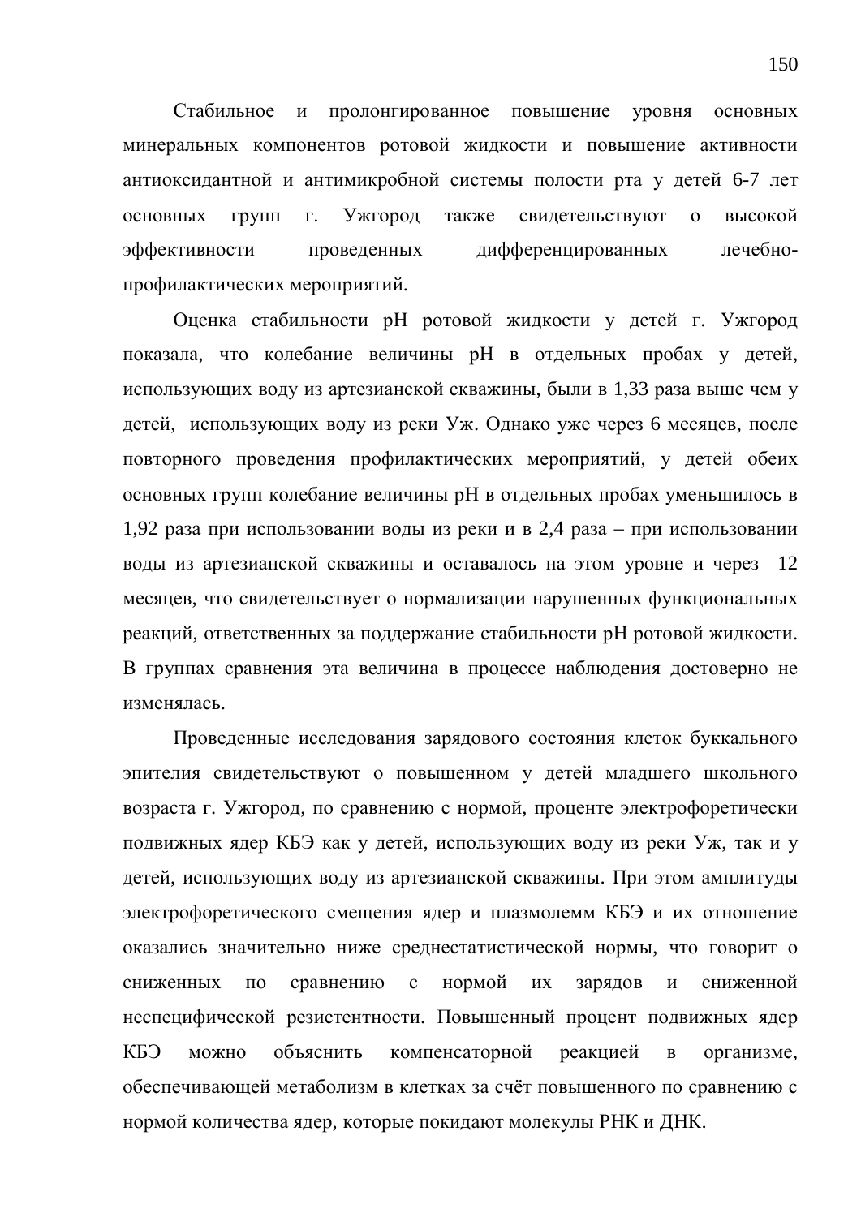Стабильное и пролонгированное повышение уровня основных минеральных компонентов ротовой жидкости и повышение активности антиоксидантной и антимикробной системы полости рта у детей 6-7 лет основных групп г. Ужгород также свидетельствуют о высокой эффективности проведенных дифференцированных лечебно-профилактических мероприятий.

Оценка стабильности рН ротовой жидкости у детей г. Ужгород показала, что колебание величины рН в отдельных пробах у детей, использующих воду из артезианской скважины, были в 1,33 раза выше чем у детей, использующих воду из реки Уж. Однако уже через 6 месяцев, после повторного проведения профилактических мероприятий, у детей обеих основных групп колебание величины рН в отдельных пробах уменьшилось в 1,92 раза при использовании воды из реки и в 2,4 раза – при использовании воды из артезианской скважины и оставалось на этом уровне и через 12 месяцев, что свидетельствует о нормализации нарушенных функциональных реакций, ответственных за поддержание стабильности рН ротовой жидкости. В группах сравнения эта величина в процессе наблюдения достоверно не изменялась.

Проведенные исследования зарядового состояния клеток буккального эпителия свидетельствуют о повышенном у детей младшего школьного возраста г. Ужгород, по сравнению с нормой, проценте электрофоретически подвижных ядер КБЭ как у детей, использующих воду из реки Уж, так и у детей, использующих воду из артезианской скважины. При этом амплитуды электрофоретического смещения ядер и плазмолемм КБЭ и их отношение оказались значительно ниже среднестатистической нормы, что говорит о сниженных по сравнению с нормой их зарядов и сниженной неспецифической резистентности. Повышенный процент подвижных ядер КБЭ можно объяснить компенсаторной реакцией в организме, обеспечивающей метаболизм в клетках за счёт повышенного по сравнению с нормой количества ядер, которые покидают молекулы РНК и ДНК.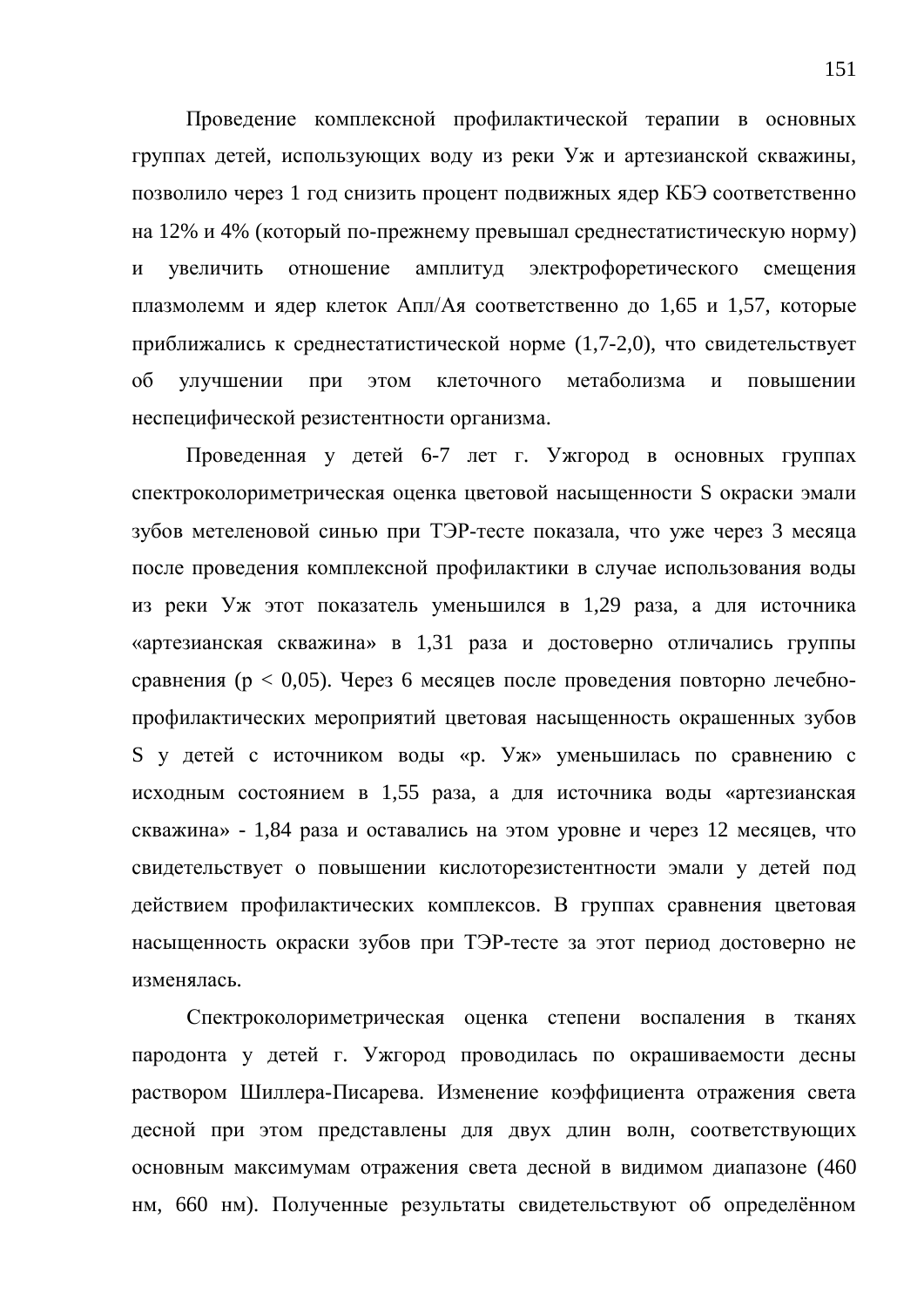Проведение комплексной профилактической терапии в основных группах детей, использующих воду из реки Уж и артезианской скважины, позволило через 1 год снизить процент подвижных ядер КБЭ соответственно на 12% и 4% (который по-прежнему превышал среднестатистическую норму) и увеличить отношение амплитуд электрофоретического смещения плазмолемм и ядер клеток Апл/Ая соответственно до 1,65 и 1,57, которые приближались к среднестатистической норме (1,7-2,0), что свидетельствует об улучшении при этом клеточного метаболизма и повышении неспецифической резистентности организма.

Проведенная у детей 6-7 лет г. Ужгород в основных группах спектроколориметрическая оценка цветовой насыщенности S окраски эмали зубов метеленовой синью при ТЭР-тесте показала, что уже через 3 месяца после проведения комплексной профилактики в случае использования воды из реки Уж этот показатель уменьшился в 1,29 раза, а для источника «артезианская скважина» в 1,31 раза и достоверно отличались группы сравнения ($p < 0,05$). Через 6 месяцев после проведения повторно лечебно-профилактических мероприятий цветовая насыщенность окрашенных зубов S у детей с источником воды «р. Уж» уменьшилась по сравнению с исходным состоянием в 1,55 раза, а для источника воды «артезианская скважина» - 1,84 раза и оставались на этом уровне и через 12 месяцев, что свидетельствует о повышении кислоторезистентности эмали у детей под действием профилактических комплексов. В группах сравнения цветовая насыщенность окраски зубов при ТЭР-тесте за этот период достоверно не изменялась.

Спектроколориметрическая оценка степени воспаления в тканях пародонта у детей г. Ужгород проводилась по окрашиваемости десны раствором Шиллера-Писарева. Изменение коэффициента отражения света десной при этом представлены для двух длин волн, соответствующих основным максимумам отражения света десной в видимом диапазоне (460 нм, 660 нм). Полученные результаты свидетельствуют об определённом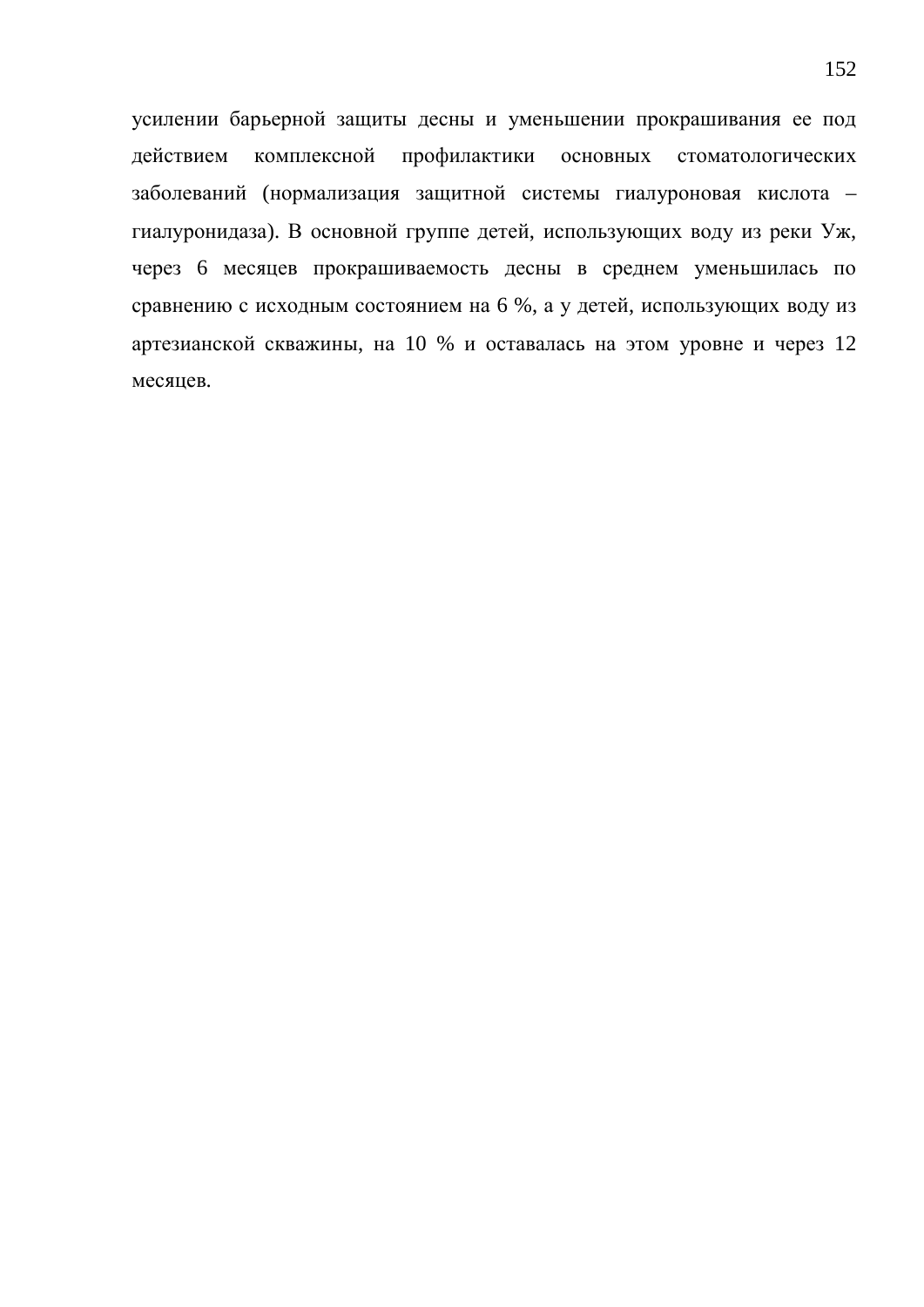усилении барьерной защиты десны и уменьшении прокрашивания ее под действием комплексной профилактики основных стоматологических заболеваний (нормализация защитной системы гиалуроновая кислота – гиалуронидаза). В основной группе детей, использующих воду из реки Уж, через 6 месяцев прокрашиваемость десны в среднем уменьшилась по сравнению с исходным состоянием на 6 %, а у детей, использующих воду из артезианской скважины, на 10 % и оставалась на этом уровне и через 12 месяцев.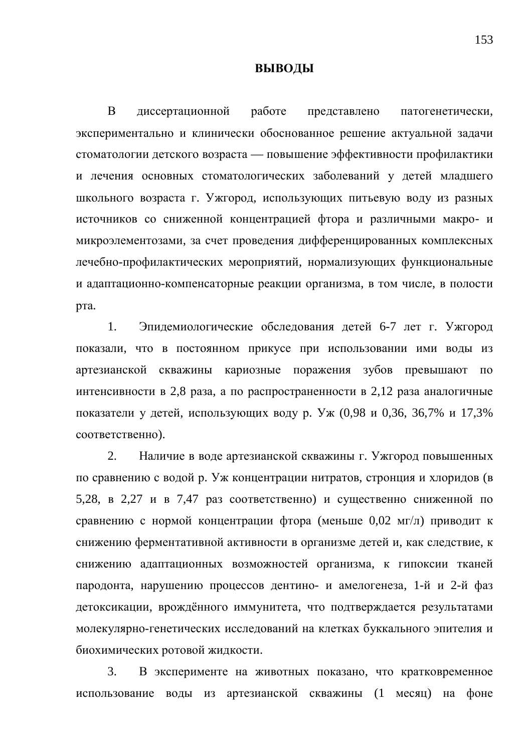## ВЫВОДЫ

В диссертационной работе представлено патогенетически, экспериментально и клинически обоснованное решение актуальной задачи стоматологии детского возраста — повышение эффективности профилактики и лечения основных стоматологических заболеваний у детей младшего школьного возраста г. Ужгород, использующих питьевую воду из разных источников со сниженной концентрацией фтора и различными макро- и микроэлементозами, за счет проведения дифференцированных комплексных лечебно-профилактических мероприятий, нормализующих функциональные и адаптационно-компенсаторные реакции организма, в том числе, в полости рта.

1. Эпидемиологические обследования детей 6-7 лет г. Ужгород показали, что в постоянном прикусе при использовании ими воды из артезианской скважины кариозные поражения зубов превышают по интенсивности в 2,8 раза, а по распространенности в 2,12 раза аналогичные показатели у детей, использующих воду р. Уж (0,98 и 0,36, 36,7% и 17,3% соответственно).

2. Наличие в воде артезианской скважины г. Ужгород повышенных по сравнению с водой р. Уж концентрации нитратов, стронция и хлоридов (в 5,28, в 2,27 и в 7,47 раз соответственно) и существенно сниженной по сравнению с нормой концентрации фтора (меньше 0,02 мг/л) приводит к снижению ферментативной активности в организме детей и, как следствие, к снижению адаптационных возможностей организма, к гипоксии тканей пародонта, нарушению процессов дентино- и амелогенеза, 1-й и 2-й фаз детоксикации, врождённого иммунитета, что подтверждается результатами молекулярно-генетических исследований на клетках буккального эпителия и биохимических ротовой жидкости.

3. В эксперименте на животных показано, что кратковременное использование воды из артезианской скважины (1 месяц) на фоне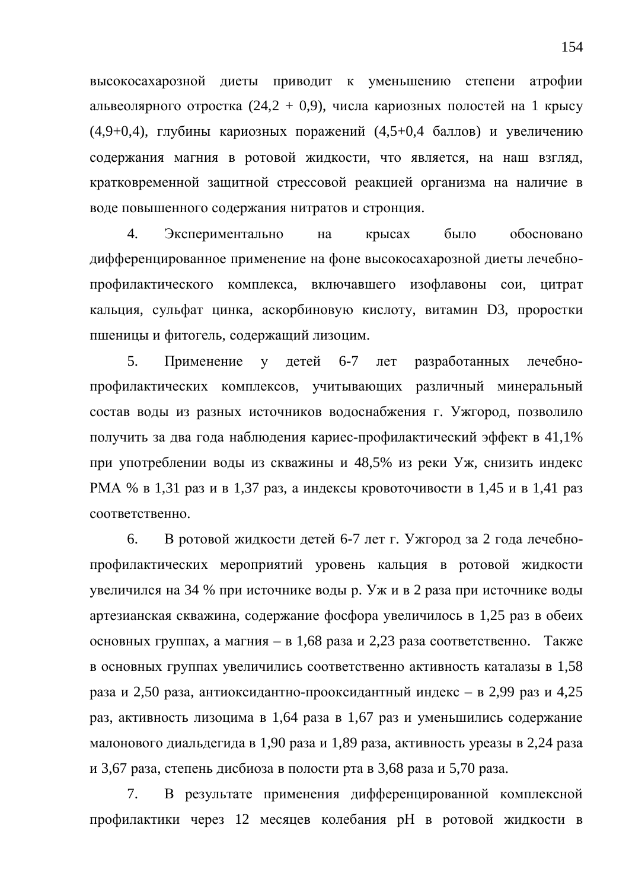высокосахарозной диеты приводит к уменьшению степени атрофии альвеолярного отростка (24,2 + 0,9), числа кариозных полостей на 1 крысу (4,9+0,4), глубины кариозных поражений (4,5+0,4 баллов) и увеличению содержания магния в ротовой жидкости, что является, на наш взгляд, кратковременной защитной стрессовой реакцией организма на наличие в воде повышенного содержания нитратов и стронция.

4. Экспериментально на крысах было обосновано дифференцированное применение на фоне высокосахарозной диеты лечебно-профилактического комплекса, включавшего изофлавоны сои, цитрат кальция, сульфат цинка, аскорбиновую кислоту, витамин D3, проростки пшеницы и фитогель, содержащий лизоцим.

5. Применение у детей 6-7 лет разработанных лечебно-профилактических комплексов, учитывающих различный минеральный состав воды из разных источников водоснабжения г. Ужгород, позволило получить за два года наблюдения кариес-профилактический эффект в 41,1% при употреблении воды из скважины и 48,5% из реки Уж, снизить индекс РМА % в 1,31 раз и в 1,37 раз, а индексы кровоточивости в 1,45 и в 1,41 раз соответственно.

6. В ротовой жидкости детей 6-7 лет г. Ужгород за 2 года лечебно-профилактических мероприятий уровень кальция в ротовой жидкости увеличился на 34 % при источнике воды р. Уж и в 2 раза при источнике воды артезианская скважина, содержание фосфора увеличилось в 1,25 раз в обеих основных группах, а магния – в 1,68 раза и 2,23 раза соответственно. Также в основных группах увеличились соответственно активность каталазы в 1,58 раза и 2,50 раза, антиоксидантно-прооксидантный индекс – в 2,99 раз и 4,25 раз, активность лизоцима в 1,64 раза в 1,67 раз и уменьшились содержание малонового диальдегида в 1,90 раза и 1,89 раза, активность уреазы в 2,24 раза и 3,67 раза, степень дисбиоза в полости рта в 3,68 раза и 5,70 раза.

7. В результате применения дифференцированной комплексной профилактики через 12 месяцев колебания pH в ротовой жидкости в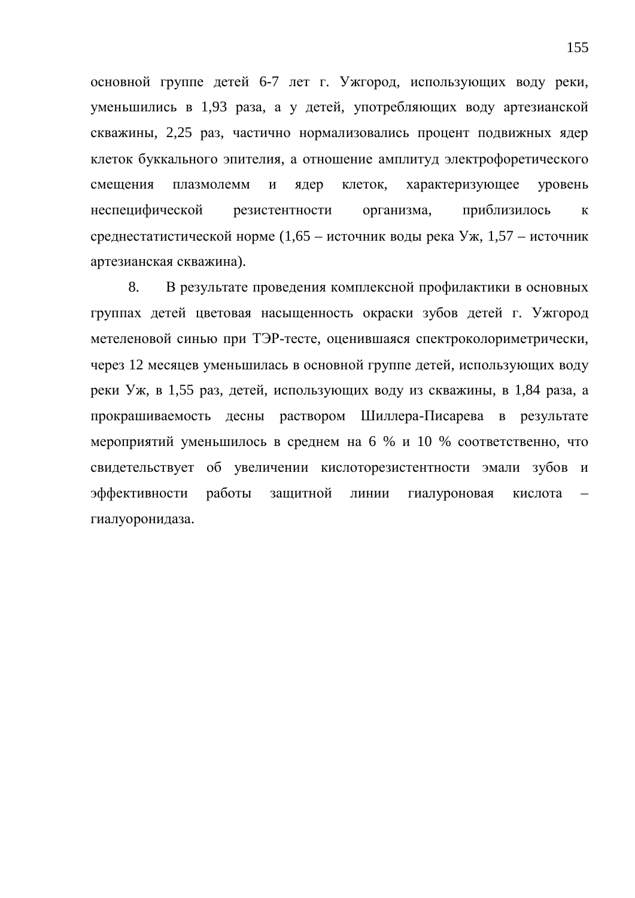основной группе детей 6-7 лет г. Ужгород, использующих воду реки, уменьшились в 1,93 раза, а у детей, употребляющих воду артезианской скважины, 2,25 раз, частично нормализовались процент подвижных ядер клеток буккального эпителия, а отношение амплитуд электрофоретического смещения плазмолемм и ядер клеток, характеризующее уровень неспецифической резистентности организма, приблизилось к среднестатистической норме (1,65 – источник воды река Уж, 1,57 – источник артезианская скважина).

8. В результате проведения комплексной профилактики в основных группах детей цветовая насыщенность окраски зубов детей г. Ужгород метеленовой синью при ТЭР-тесте, оценившаяся спектроколориметрически, через 12 месяцев уменьшилась в основной группе детей, использующих воду реки Уж, в 1,55 раз, детей, использующих воду из скважины, в 1,84 раза, а прокрашиваемость десны раствором Шиллера-Писарева в результате мероприятий уменьшилось в среднем на 6 % и 10 % соответственно, что свидетельствует об увеличении кислоторезистентности эмали зубов и эффективности работы защитной линии гиалуроновая кислота – гиалуоронидаза.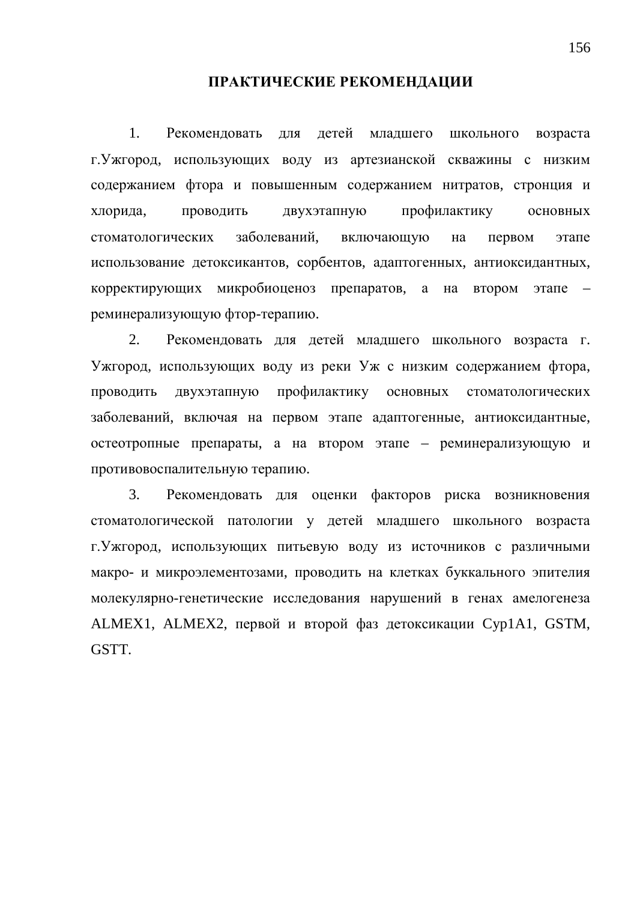## ПРАКТИЧЕСКИЕ РЕКОМЕНДАЦИИ

1. Рекомендовать для детей младшего школьного возраста г.Ужгород, использующих воду из артезианской скважины с низким содержанием фтора и повышенным содержанием нитратов, стронция и хлорида, проводить двухэтапную профилактику основных стоматологических заболеваний, включающую на первом этапе использование детоксикантов, сорбентов, адаптогенных, антиоксидантных, корректирующих микробиоценоз препаратов, а на втором этапе – реминерализующую фтор-терапию.

2. Рекомендовать для детей младшего школьного возраста г. Ужгород, использующих воду из реки Уж с низким содержанием фтора, проводить двухэтапную профилактику основных стоматологических заболеваний, включая на первом этапе адаптогенные, антиоксидантные, остеотропные препараты, а на втором этапе – реминерализующую и противовоспалительную терапию.

3. Рекомендовать для оценки факторов риска возникновения стоматологической патологии у детей младшего школьного возраста г.Ужгород, использующих питьевую воду из источников с различными макро- и микроэлементозами, проводить на клетках буккального эпителия молекулярно-генетические исследования нарушений в генах амелогенеза ALMEX1, ALMEX2, первой и второй фаз детоксикации Cyp1A1, GSTM, GSTT.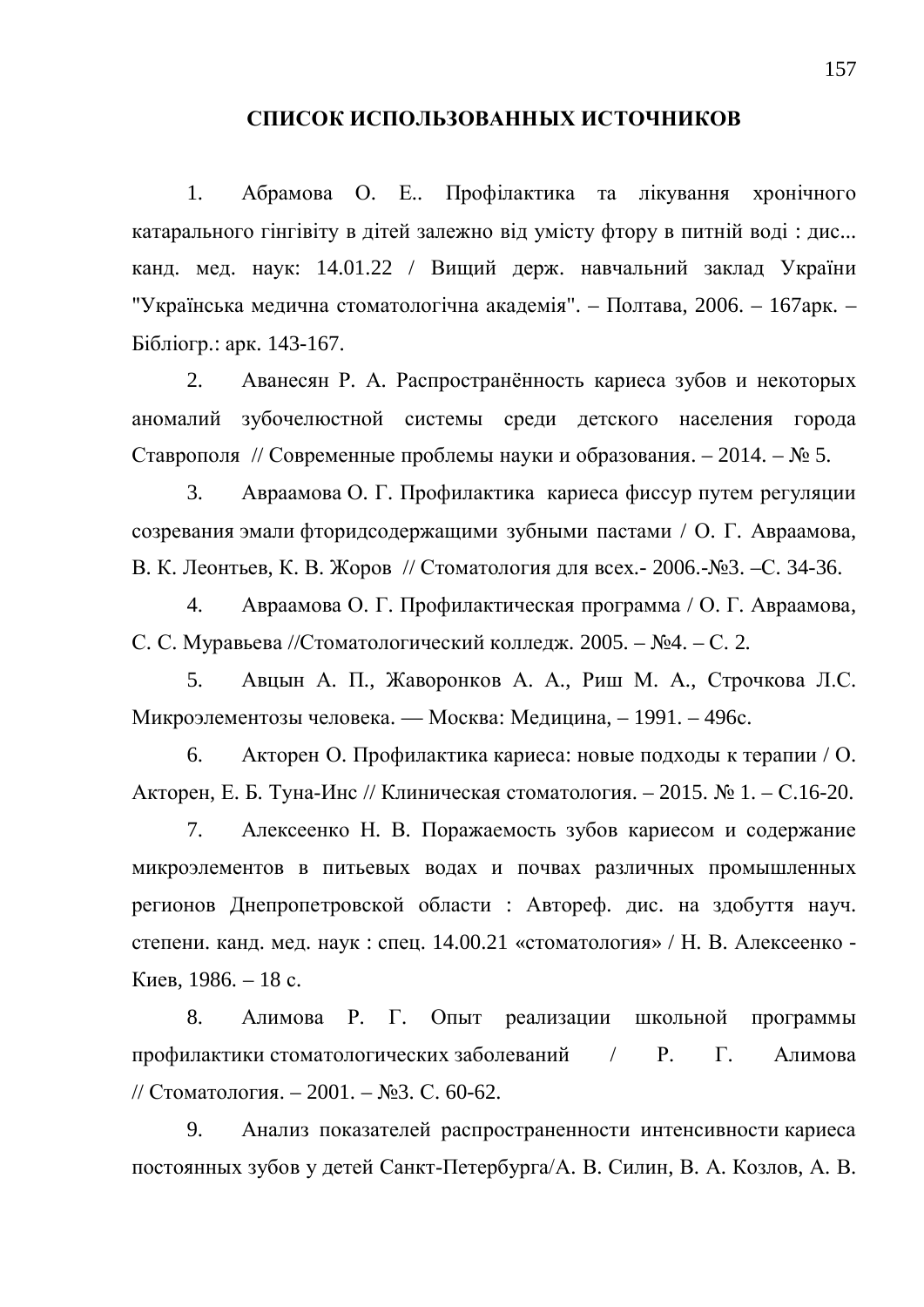## СПИСОК ИСПОЛЬЗОВАННЫХ ИСТОЧНИКОВ

1. Абрамова О. Е.. Профілактика та лікування хронічного катарального гінгівіту в дітей залежно від умісту фтору в питній воді : дис... канд. мед. наук: 14.01.22 / Вищий держ. навчальний заклад України "Українська медична стоматологічна академія". – Полтава, 2006. – 167арк. – Бібліогр.: арк. 143-167.

2. Аванесян Р. А. Распространённость кариеса зубов и некоторых аномалий зубочелюстной системы среди детского населения города Ставрополя // Современные проблемы науки и образования. – 2014. – № 5.

3. Авраамова О. Г. Профилактика кариеса фиссур путем регуляции созревания эмали фторидсодержащими зубными пастами / О. Г. Авраамова, В. К. Леонтьев, К. В. Жоров // Стоматология для всех.- 2006.-№3. –С. 34-36.

4. Авраамова О. Г. Профилактическая программа / О. Г. Авраамова, С. С. Муравьева //Стоматологический колледж. 2005. – №4. – С. 2.

5. Авцын А. П., Жаворонков А. А., Риш М. А., Строчкова Л.С. Микроэлементозы человека. — Москва: Медицина, – 1991. – 496с.

6. Акторен О. Профилактика кариеса: новые подходы к терапии / О. Акторен, Е. Б. Туна-Инс // Клиническая стоматология. – 2015. № 1. – С.16-20.

7. Алексеенко Н. В. Поражаемость зубов кариесом и содержание микроэлементов в питьевых водах и почвах различных промышленных регионов Днепропетровской области : Автореф. дис. на здобуття науч. степени. канд. мед. наук : спец. 14.00.21 «стоматология» / Н. В. Алексеенко - Киев, 1986. – 18 с.

8. Алимова Р. Г. Опыт реализации школьной программы профилактики стоматологических заболеваний / Р. Г. Алимова // Стоматология. – 2001. – №3. С. 60-62.

9. Анализ показателей распространенности интенсивности кариеса постоянных зубов у детей Санкт-Петербурга/А. В. Силин, В. А. Козлов, А. В.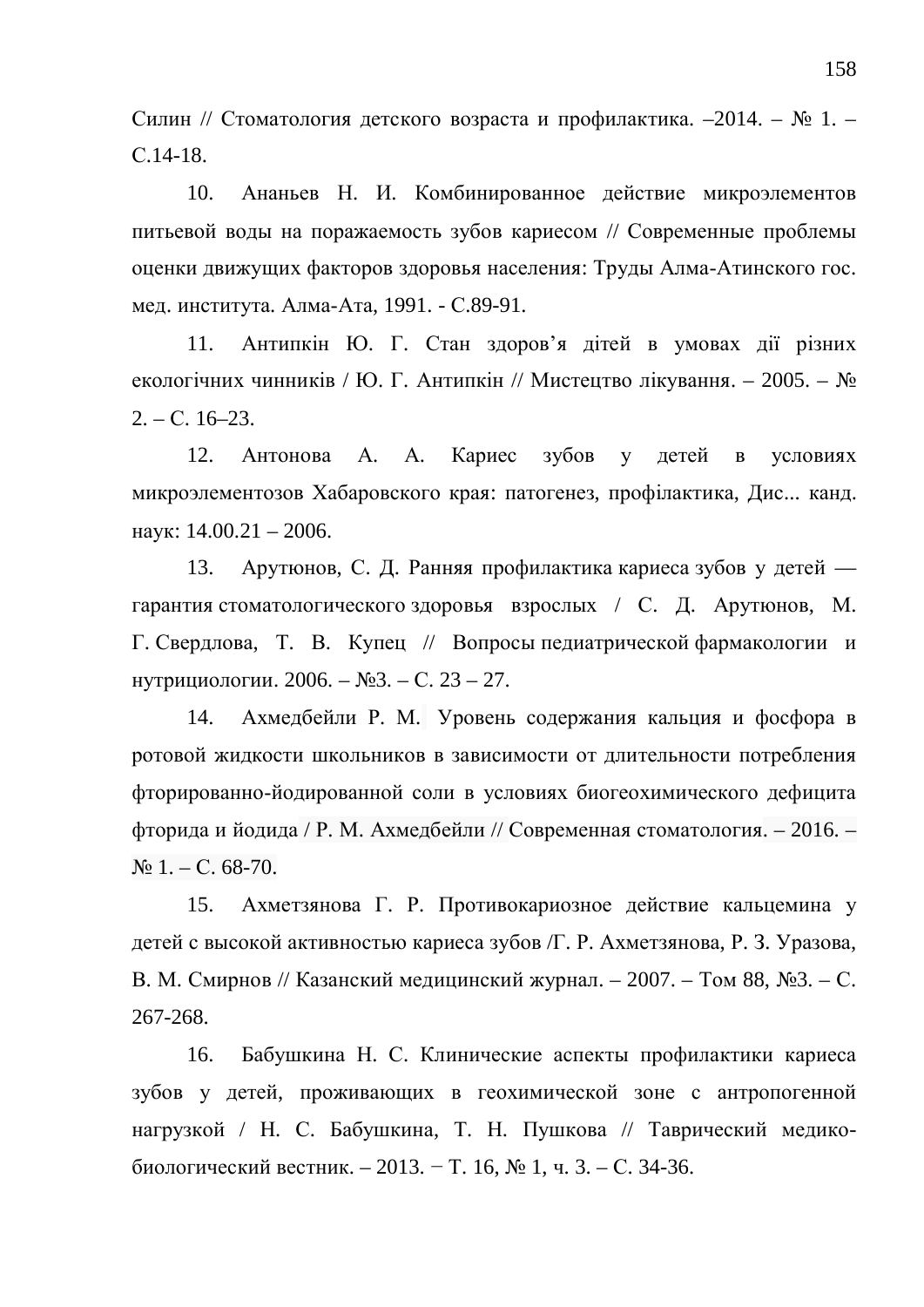Силин // Стоматология детского возраста и профилактика. –2014. – № 1. – С.14-18.

10. Ананьев Н. И. Комбинированное действие микроэлементов питьевой воды на поражаемость зубов кариесом // Современные проблемы оценки движущих факторов здоровья населения: Труды Алма-Атинского гос. мед. института. Алма-Ата, 1991. - С.89-91.

11. Антипкін Ю. Г. Стан здоров’я дітей в умовах дії різних екологічних чинників / Ю. Г. Антипкін // Мистецтво лікування. – 2005. – № 2. – С. 16–23.

12. Антонова А. А. Кариес зубов у детей в условиях микроэлементозов Хабаровского края: патогенез, профілактика, Дис... канд. наук: 14.00.21 – 2006.

13. Арутюнов, С. Д. Ранняя профилактика кариеса зубов у детей — гарантия стоматологического здоровья взрослых / С. Д. Арутюнов, М. Г. Свердлова, Т. В. Купец // Вопросы педиатрической фармакологии и нутрициологии. 2006. – №3. – С. 23 – 27.

14. Ахмедбейли Р. М. Уровень содержания кальция и фосфора в ротовой жидкости школьников в зависимости от длительности потребления фторированно-йодированной соли в условиях биогеохимического дефицита фторида и йодида / Р. М. Ахмедбейли // Современная стоматология. – 2016. – № 1. – С. 68-70.

15. Ахметзянова Г. Р. Противокариозное действие кальцемина у детей с высокой активностью кариеса зубов /Г. Р. Ахметзянова, Р. З. Уразова, В. М. Смирнов // Казанский медицинский журнал. – 2007. – Том 88, №3. – С. 267-268.

16. Бабушкина Н. С. Клинические аспекты профилактики кариеса зубов у детей, проживающих в геохимической зоне с антропогенной нагрузкой / Н. С. Бабушкина, Т. Н. Пушкова // Таврический медико-биологический вестник. – 2013. − Т. 16, № 1, ч. 3. – С. 34-36.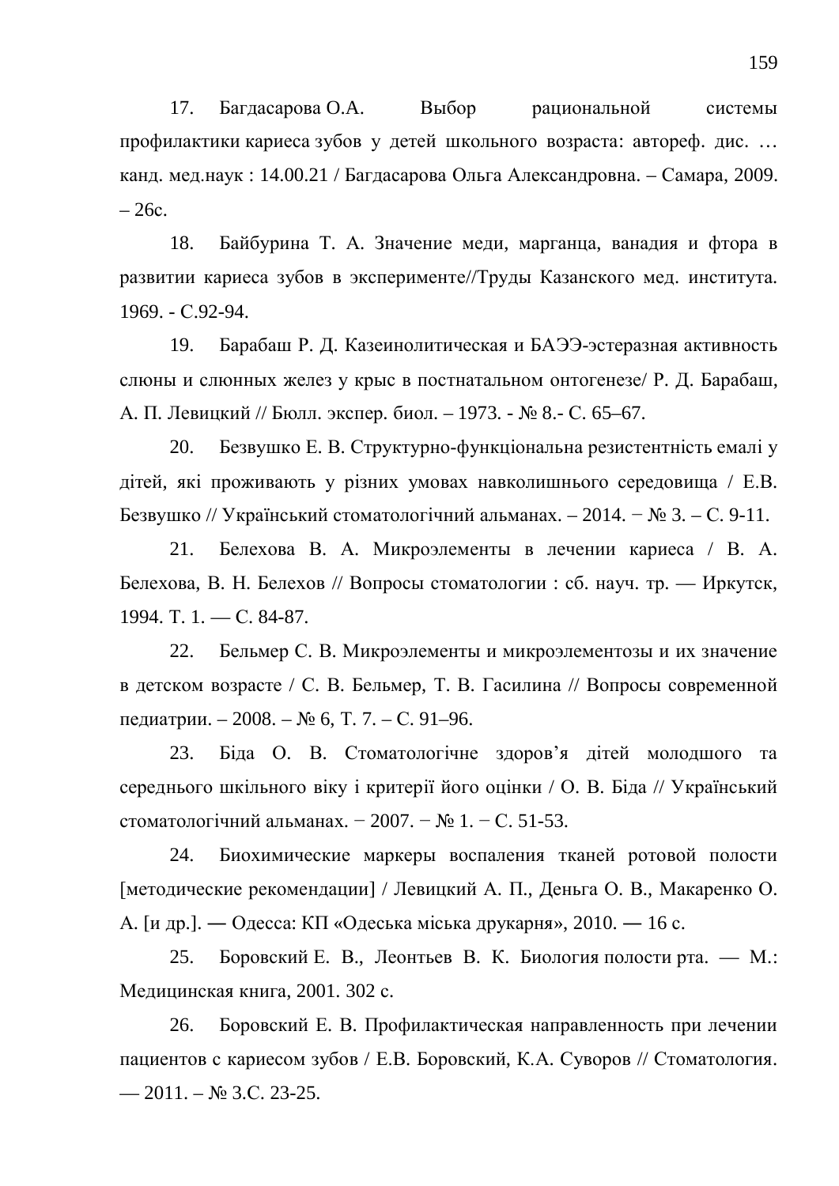17. Багдасарова О.А. Выбор рациональной системы профилактики кариеса зубов у детей школьного возраста: автореф. дис. … канд. мед.наук : 14.00.21 / Багдасарова Ольга Александровна. – Самара, 2009. – 26с.

18. Байбурина Т. А. Значение меди, марганца, ванадия и фтора в развитии кариеса зубов в эксперименте//Труды Казанского мед. института. 1969. - С.92-94.

19. Барабаш Р. Д. Казеинолитическая и БАЭЭ-эстеразная активность слюны и слюнных желез у крыс в постнатальном онтогенезе/ Р. Д. Барабаш, А. П. Левицкий // Бюлл. экспер. биол. – 1973. - № 8.- С. 65–67.

20. Безвушко Е. В. Структурно-функціональна резистентність емалі у дітей, які проживають у різних умовах навколишнього середовища / Е.В. Безвушко // Український стоматологічний альманах. – 2014. − № 3. – С. 9-11.

21. Белехова В. А. Микроэлементы в лечении кариеса / В. А. Белехова, В. Н. Белехов // Вопросы стоматологии : сб. науч. тр. — Иркутск, 1994. Т. 1. — С. 84-87.

22. Бельмер С. В. Микроэлементы и микроэлементозы и их значение в детском возрасте / С. В. Бельмер, Т. В. Гасилина // Вопросы современной педиатрии. – 2008. – № 6, Т. 7. – С. 91–96.

23. Біда О. В. Стоматологічне здоров'я дітей молодшого та середнього шкільного віку і критерії його оцінки / О. В. Біда // Український стоматологічний альманах. − 2007. − № 1. − С. 51-53.

24. Биохимические маркеры воспаления тканей ротовой полости [методические рекомендации] / Левицкий А. П., Деньга О. В., Макаренко О. А. [и др.]. — Одесса: КП «Одеська міська друкарня», 2010. — 16 с.

25. Боровский Е. В., Леонтьев В. К. Биология полости рта. — М.: Медицинская книга, 2001. 302 с.

26. Боровский Е. В. Профилактическая направленность при лечении пациентов с кариесом зубов / Е.В. Боровский, К.А. Суворов // Стоматология. — 2011. – № 3.С. 23-25.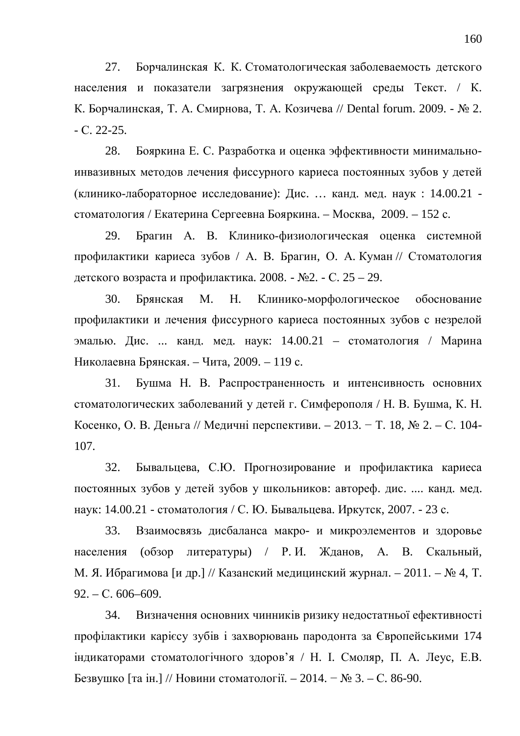27. Борчалинская К. К. Стоматологическая заболеваемость детского населения и показатели загрязнения окружающей среды Текст. / К. К. Борчалинская, Т. А. Смирнова, Т. А. Козичева // Dental forum. 2009. - № 2. - С. 22-25.

28. Бояркина Е. С. Разработка и оценка эффективности минимально-инвазивных методов лечения фиссурного кариеса постоянных зубов у детей (клинико-лабораторное исследование): Дис. … канд. мед. наук : 14.00.21 - стоматология / Екатерина Сергеевна Бояркина. – Москва, 2009. – 152 с.

29. Брагин А. В. Клинико-физиологическая оценка системной профилактики кариеса зубов / А. В. Брагин, О. А. Куман // Стоматология детского возраста и профилактика. 2008. - №2. - С. 25 – 29.

30. Брянская М. Н. Клинико-морфологическое обоснование профилактики и лечения фиссурного кариеса постоянных зубов с незрелой эмалью. Дис. ... канд. мед. наук: 14.00.21 – стоматология / Марина Николаевна Брянская. – Чита, 2009. – 119 с.

31. Бушма Н. В. Распространенность и интенсивность основних стоматологических заболеваний у детей г. Симферополя / Н. В. Бушма, К. Н. Косенко, О. В. Деньга // Медичні перспективи. – 2013. − Т. 18, № 2. – С. 104-107.

32. Бывальцева, С.Ю. Прогнозирование и профилактика кариеса постоянных зубов у детей зубов у школьников: автореф. дис. .... канд. мед. наук: 14.00.21 - стоматология / С. Ю. Бывальцева. Иркутск, 2007. - 23 с.

33. Взаимосвязь дисбаланса макро- и микроэлементов и здоровье населения (обзор литературы) / Р. И. Жданов, А. В. Скальный, М. Я. Ибрагимова [и др.] // Казанский медицинский журнал. – 2011. – № 4, Т. 92. – С. 606–609.

34. Визначення основних чинників ризику недостатньої ефективності профілактики карієсу зубів і захворювань пародонта за Європейськими 174 індикаторами стоматологічного здоров'я / Н. І. Смоляр, П. А. Леус, Е.В. Безвушко [та ін.] // Новини стоматології. – 2014. − № 3. – С. 86-90.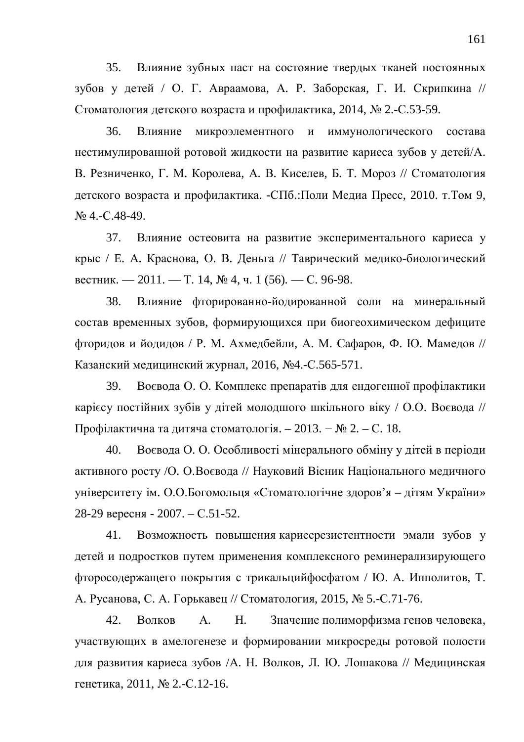35. Влияние зубных паст на состояние твердых тканей постоянных зубов у детей / О. Г. Авраамова, А. Р. Заборская, Г. И. Скрипкина // Стоматология детского возраста и профилактика, 2014, № 2.-С.53-59.

36. Влияние микроэлементного и иммунологического состава нестимулированной ротовой жидкости на развитие кариеса зубов у детей/А. В. Резниченко, Г. М. Королева, А. В. Киселев, Б. Т. Мороз // Стоматология детского возраста и профилактика. -СПб.:Поли Медиа Пресс, 2010. т.Том 9, № 4.-С.48-49.

37. Влияние остеовита на развитие экспериментального кариеса у крыс / Е. А. Краснова, О. В. Деньга // Таврический медико-биологический вестник. — 2011. — Т. 14, № 4, ч. 1 (56). — С. 96-98.

38. Влияние фторированно-йодированной соли на минеральный состав временных зубов, формирующихся при биогеохимическом дефиците фторидов и йодидов / Р. М. Ахмедбейли, А. М. Сафаров, Ф. Ю. Мамедов // Казанский медицинский журнал, 2016, №4.-С.565-571.

39. Воєвода О. О. Комплекс препаратів для ендогенної профілактики карієсу постійних зубів у дітей молодшого шкільного віку / О.О. Воєвода // Профілактична та дитяча стоматологія. – 2013. − № 2. – С. 18.

40. Воєвода О. О. Особливості мінерального обміну у дітей в періоди активного росту /О. О.Воєвода // Науковий Вісник Національного медичного університету ім. О.О.Богомольця «Стоматологічне здоров'я – дітям України» 28-29 вересня - 2007. – С.51-52.

41. Возможность повышения кариесрезистентности эмали зубов у детей и подростков путем применения комплексного реминерализирующего фторосодержащего покрытия с трикальцийфосфатом / Ю. А. Ипполитов, Т. А. Русанова, С. А. Горькавец // Стоматология, 2015, № 5.-С.71-76.

42. Волков А. Н. Значение полиморфизма генов человека, участвующих в амелогенезе и формировании микросреды ротовой полости для развития кариеса зубов /А. Н. Волков, Л. Ю. Лошакова // Медицинская генетика, 2011, № 2.-С.12-16.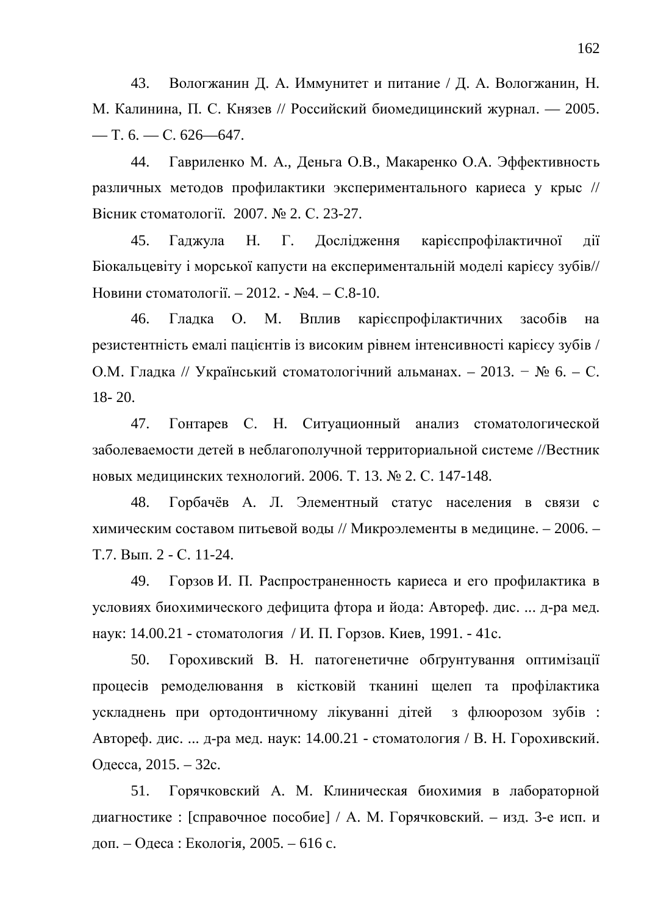43. Вологжанин Д. А. Иммунитет и питание / Д. А. Вологжанин, Н. М. Калинина, П. С. Князев // Российский биомедицинский журнал. — 2005. — Т. 6. — С. 626—647.

44. Гавриленко М. А., Деньга О.В., Макаренко О.А. Эффективность различных методов профилактики экспериментального кариеса у крыс // Вісник стоматології. 2007. № 2. С. 23-27.

45. Гаджула Н. Г. Дослідження карієспрофілактичної дії Біокальцевіту і морської капусти на експериментальній моделі карієсу зубів// Новини стоматології. – 2012. - №4. – С.8-10.

46. Гладка О. М. Вплив карієспрофілактичних засобів на резистентність емалі пацієнтів із високим рівнем інтенсивності карієсу зубів / О.М. Гладка // Український стоматологічний альманах. – 2013. − № 6. – С. 18- 20.

47. Гонтарев С. Н. Ситуационный анализ стоматологической заболеваемости детей в неблагополучной территориальной системе //Вестник новых медицинских технологий. 2006. Т. 13. № 2. С. 147-148.

48. Горбачёв А. Л. Элементный статус населения в связи с химическим составом питьевой воды // Микроэлементы в медицине. – 2006. – Т.7. Вып. 2 - С. 11-24.

49. Горзов И. П. Распространенность кариеса и его профилактика в условиях биохимического дефицита фтора и йода: Автореф. дис. ... д-ра мед. наук: 14.00.21 - стоматология / И. П. Горзов. Киев, 1991. - 41с.

50. Горохивский В. Н. патогенетичне обґрунтування оптимізації процесів ремоделювання в кістковій тканині щелеп та профілактика ускладнень при ортодонтичному лікуванні дітей з флюорозом зубів : Автореф. дис. ... д-ра мед. наук: 14.00.21 - стоматология / В. Н. Горохивский. Одесса, 2015. – 32с.

51. Горячковский А. М. Клиническая биохимия в лабораторной диагностике : [справочное пособие] / А. М. Горячковский. – изд. 3-е исп. и доп. – Одеса : Екологія, 2005. – 616 с.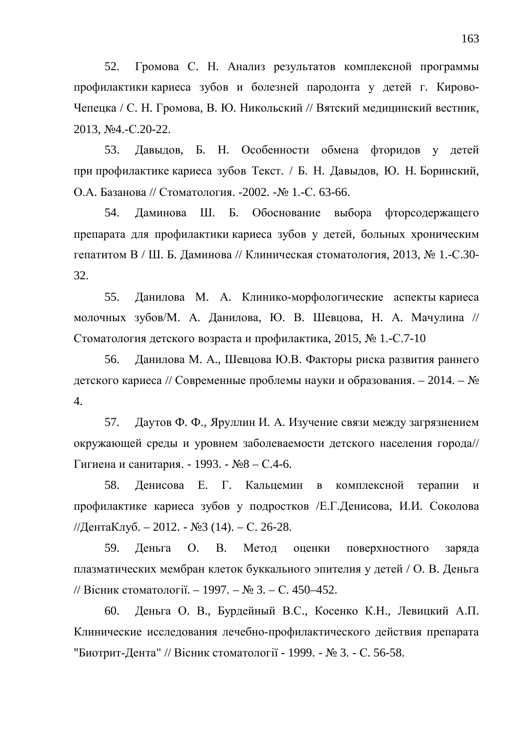52. Громова С. Н. Анализ результатов комплексной программы профилактики кариеса зубов и болезней пародонта у детей г. Кирово-Чепецка / С. Н. Громова, В. Ю. Никольский // Вятский медицинский вестник, 2013, №4.-С.20-22.

53. Давыдов, Б. Н. Особенности обмена фторидов у детей при профилактике кариеса зубов Текст. / Б. Н. Давыдов, Ю. Н. Боринский, О.А. Базанова // Стоматология. -2002. -№ 1.-С. 63-66.

54. Даминова Ш. Б. Обоснование выбора фторсодержащего препарата для профилактики кариеса зубов у детей, больных хроническим гепатитом В / Ш. Б. Даминова // Клиническая стоматология, 2013, № 1.-С.30-32.

55. Данилова М. А. Клинико-морфологические аспекты кариеса молочных зубов/М. А. Данилова, Ю. В. Шевцова, Н. А. Мачулина // Стоматология детского возраста и профилактика, 2015, № 1.-С.7-10

56. Данилова М. А., Шевцова Ю.В. Факторы риска развития раннего детского кариеса // Современные проблемы науки и образования. – 2014. – № 4.

57. Даутов Ф. Ф., Яруллин И. А. Изучение связи между загрязнением окружающей среды и уровнем заболеваемости детского населения города// Гигиена и санитария. - 1993. - №8 – С.4-6.

58. Денисова Е. Г. Кальцемин в комплексной терапии и профилактике кариеса зубов у подростков /Е.Г.Денисова, И.И. Соколова //ДентаКлуб. – 2012. - №3 (14). – С. 26-28.

59. Деньга О. В. Метод оценки поверхностного заряда плазматических мембран клеток буккального эпителия у детей / О. В. Деньга // Вісник стоматології. – 1997. – № 3. – С. 450–452.

60. Деньга О. В., Бурдейный В.С., Косенко К.Н., Левицкий А.П. Клинические исследования лечебно-профилактического действия препарата "Биотрит-Дента" // Вісник стоматології - 1999. - № 3. - С. 56-58.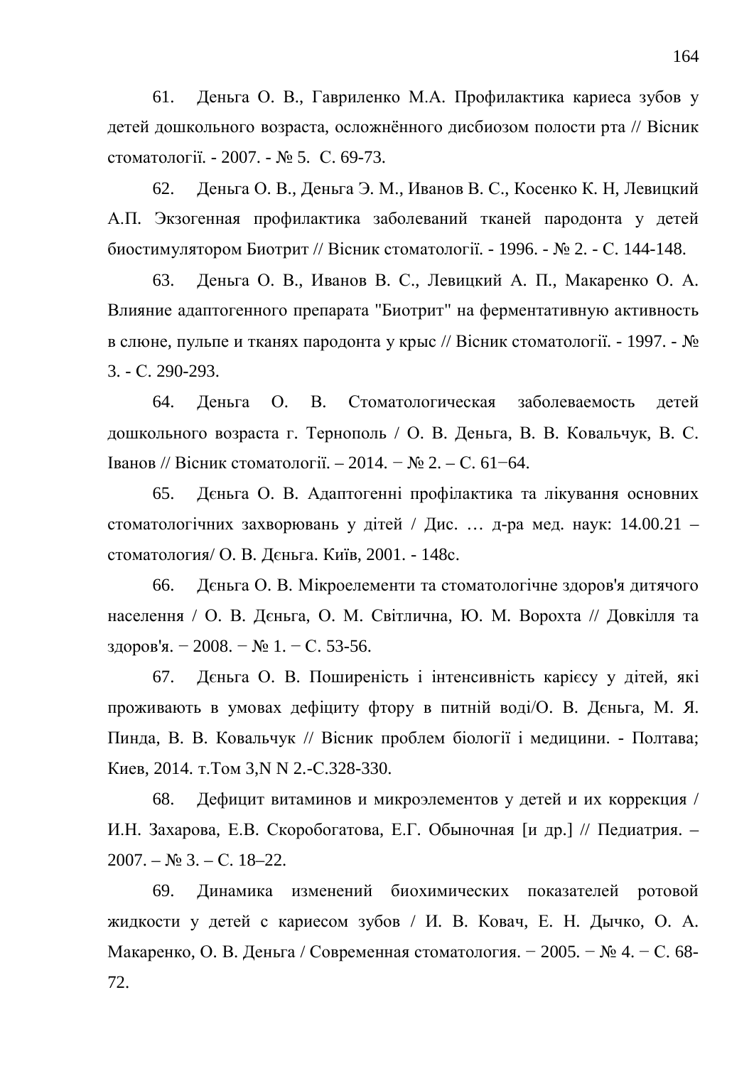61. Деньга О. В., Гавриленко М.А. Профилактика кариеса зубов у детей дошкольного возраста, осложнённого дисбиозом полости рта // Вісник стоматології. - 2007. - № 5. С. 69-73.

62. Деньга О. В., Деньга Э. М., Иванов В. С., Косенко К. Н, Левицкий А.П. Экзогенная профилактика заболеваний тканей пародонта у детей биостимулятором Биотрит // Вісник стоматології. - 1996. - № 2. - С. 144-148.

63. Деньга О. В., Иванов В. С., Левицкий А. П., Макаренко О. А. Влияние адаптогенного препарата "Биотрит" на ферментативную активность в слюне, пульпе и тканях пародонта у крыс // Вісник стоматології. - 1997. - № 3. - С. 290-293.

64. Деньга О. В. Стоматологическая заболеваемость детей дошкольного возраста г. Тернополь / О. В. Деньга, В. В. Ковальчук, В. С. Іванов // Вісник стоматології. – 2014. − № 2. – С. 61−64.

65. Дєньга О. В. Адаптогенні профілактика та лікування основних стоматологічних захворювань у дітей / Дис. … д-ра мед. наук: 14.00.21 – стоматология/ О. В. Дєньга. Київ, 2001. - 148с.

66. Дєньга О. В. Мікроелементи та стоматологічне здоров'я дитячого населення / О. В. Дєньга, О. М. Світлична, Ю. М. Ворохта // Довкілля та здоров'я. − 2008. − № 1. − С. 53-56.

67. Дєньга О. В. Поширеність і інтенсивність карієсу у дітей, які проживають в умовах дефіциту фтору в питній воді/О. В. Дєньга, М. Я. Пинда, В. В. Ковальчук // Вісник проблем біології і медицини. - Полтава; Киев, 2014. т.Том 3,N N 2.-С.328-330.

68. Дефицит витаминов и микроэлементов у детей и их коррекция / И.Н. Захарова, Е.В. Скоробогатова, Е.Г. Обыночная [и др.] // Педиатрия. – 2007. – № 3. – С. 18–22.

69. Динамика изменений биохимических показателей ротовой жидкости у детей с кариесом зубов / И. В. Ковач, Е. Н. Дычко, О. А. Макаренко, О. В. Деньга / Современная стоматология. − 2005. − № 4. − С. 68-72.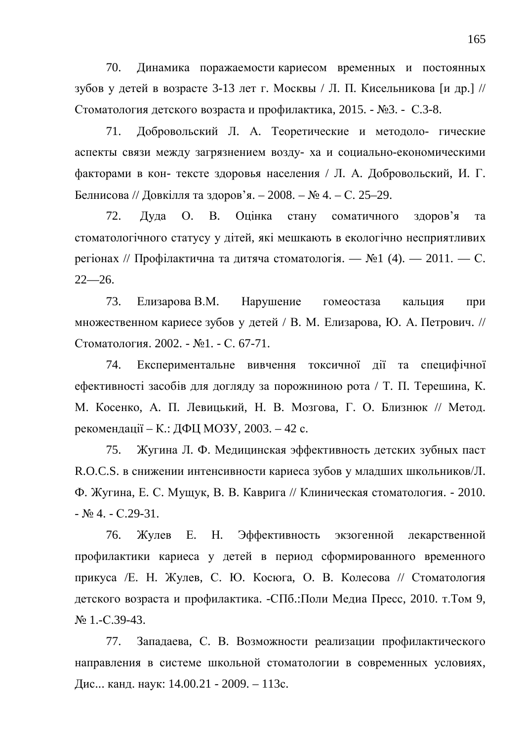70. Динамика поражаемости кариесом временных и постоянных зубов у детей в возрасте 3-13 лет г. Москвы / Л. П. Кисельникова [и др.] // Стоматология детского возраста и профилактика, 2015. - №3. - С.3-8.

71. Добровольский Л. А. Теоретические и методоло- гические аспекты связи между загрязнением возду- ха и социально-економическими факторами в кон- тексте здоровья населения / Л. А. Добровольский, И. Г. Белнисова // Довкілля та здоров'я. – 2008. – № 4. – С. 25–29.

72. Дуда О. В. Оцінка стану соматичного здоров'я та стоматологічного статусу у дітей, які мешкають в екологічно несприятливих регіонах // Профілактична та дитяча стоматологія. — №1 (4). — 2011. — С. 22—26.

73. Елизарова В.М. Нарушение гомеостаза кальция при множественном кариесе зубов у детей / В. М. Елизарова, Ю. А. Петрович. // Стоматология. 2002. - №1. - С. 67-71.

74. Експериментальне вивчення токсичної дії та специфічної ефективності засобів для догляду за порожниною рота / Т. П. Терешина, К. М. Косенко, А. П. Левицький, Н. В. Мозгова, Г. О. Близнюк // Метод. рекомендації – К.: ДФЦ МОЗУ, 2003. – 42 с.

75. Жугина Л. Ф. Медицинская эффективность детских зубных паст R.O.C.S. в снижении интенсивности кариеса зубов у младших школьников/Л. Ф. Жугина, Е. С. Мущук, В. В. Каврига // Клиническая стоматология. - 2010. - № 4. - С.29-31.

76. Жулев Е. Н. Эффективность экзогенной лекарственной профилактики кариеса у детей в период сформированного временного прикуса /Е. Н. Жулев, С. Ю. Косюга, О. В. Колесова // Стоматология детского возраста и профилактика. -СПб.:Поли Медиа Пресс, 2010. т.Том 9, № 1.-С.39-43.

77. Западаева, С. В. Возможности реализации профилактического направления в системе школьной стоматологии в современных условиях, Дис... канд. наук: 14.00.21 - 2009. – 113с.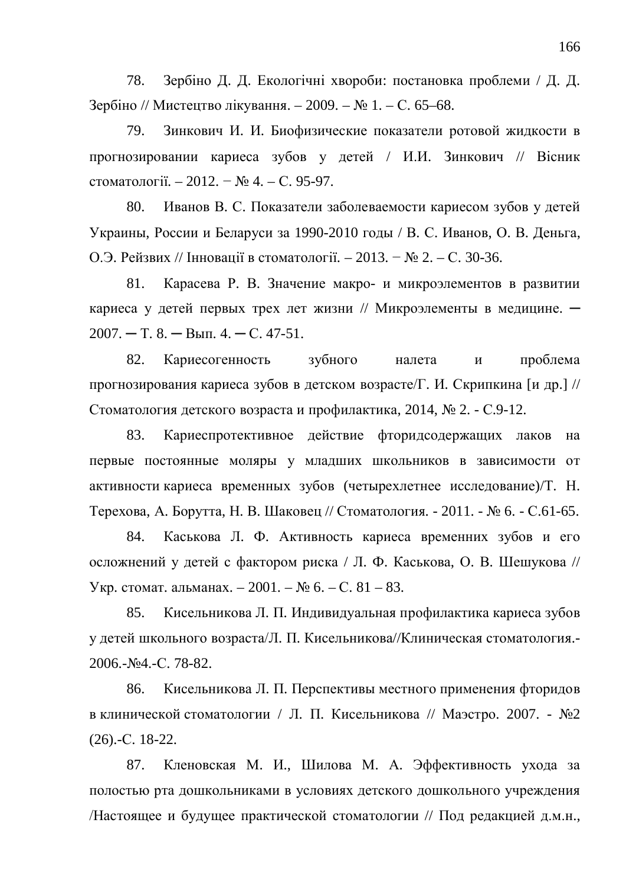78. Зербіно Д. Д. Екологічні хвороби: постановка проблеми / Д. Д. Зербіно // Мистецтво лікування. – 2009. – № 1. – С. 65–68.

79. Зинкович И. И. Биофизические показатели ротовой жидкости в прогнозировании кариеса зубов у детей / И.И. Зинкович // Вісник стоматології. – 2012. − № 4. – С. 95-97.

80. Иванов В. С. Показатели заболеваемости кариесом зубов у детей Украины, России и Беларуси за 1990-2010 годы / В. С. Иванов, О. В. Деньга, О.Э. Рейзвих // Інновації в стоматології. – 2013. − № 2. – С. 30-36.

81. Карасева Р. В. Значение макро- и микроэлементов в развитии кариеса у детей первых трех лет жизни // Микроэлементы в медицине. ─ 2007. ─ Т. 8. ─ Вып. 4. ─ С. 47-51.

82. Кариесогенность зубного налета и проблема прогнозирования кариеса зубов в детском возрасте/Г. И. Скрипкина [и др.] // Стоматология детского возраста и профилактика, 2014, № 2. - С.9-12.

83. Кариеспротективное действие фторидсодержащих лаков на первые постоянные моляры у младших школьников в зависимости от активности кариеса временных зубов (четырехлетнее исследование)/Т. Н. Терехова, А. Борутта, Н. В. Шаковец // Стоматология. - 2011. - № 6. - С.61-65.

84. Каськова Л. Ф. Активность кариеса временних зубов и его осложнений у детей с фактором риска / Л. Ф. Каськова, О. В. Шешукова // Укр. стомат. альманах. – 2001. – № 6. – С. 81 – 83.

85. Кисельникова Л. П. Индивидуальная профилактика кариеса зубов у детей школьного возраста/Л. П. Кисельникова//Клиническая стоматология.-2006.-№4.-С. 78-82.

86. Кисельникова Л. П. Перспективы местного применения фторидов в клинической стоматологии / Л. П. Кисельникова // Маэстро. 2007. - №2 (26).-С. 18-22.

87. Кленовская М. И., Шилова М. А. Эффективность ухода за полостью рта дошкольниками в условиях детского дошкольного учреждения /Настоящее и будущее практической стоматологии // Под редакцией д.м.н.,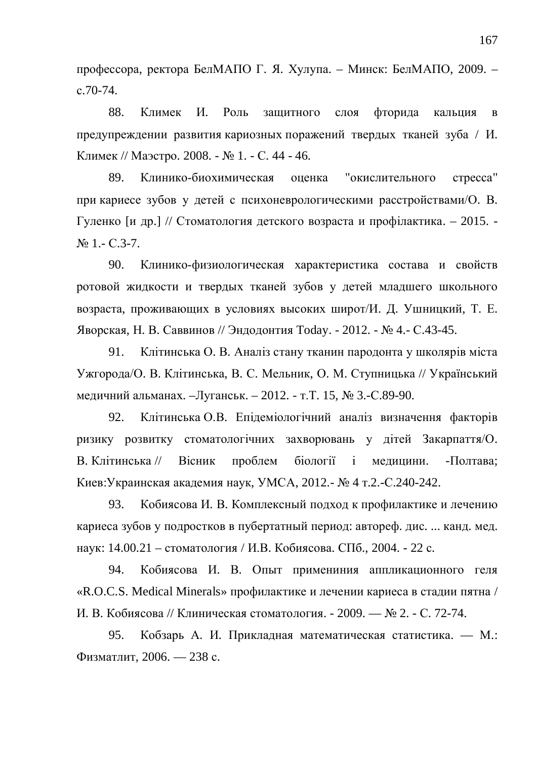профессора, ректора БелМАПО Г. Я. Хулупа. – Минск: БелМАПО, 2009. – с.70-74.

88. Климек И. Роль защитного слоя фторида кальция в предупреждении развития кариозных поражений твердых тканей зуба / И. Климек // Маэстро. 2008. - № 1. - С. 44 - 46.

89. Клинико-биохимическая оценка "окислительного стресса" при кариесе зубов у детей с психоневрологическими расстройствами/О. В. Гуленко [и др.] // Стоматология детского возраста и профілактика. – 2015. - № 1.- С.3-7.

90. Клинико-физиологическая характеристика состава и свойств ротовой жидкости и твердых тканей зубов у детей младшего школьного возраста, проживающих в условиях высоких широт/И. Д. Ушницкий, Т. Е. Яворская, Н. В. Саввинов // Эндодонтия Today. - 2012. - № 4.- С.43-45.

91. Клітинська О. В. Аналіз стану тканин пародонта у школярів міста Ужгорода/О. В. Клітинська, В. С. Мельник, О. М. Ступницька // Український медичний альманах. –Луганськ. – 2012. - т.Т. 15, № 3.-С.89-90.

92. Клітинська О.В. Епідеміологічний аналіз визначення факторів ризику розвитку стоматологічних захворювань у дітей Закарпаття/О. В. Клітинська // Вісник проблем біології і медицини. -Полтава; Киев:Украинская академия наук, УМСА, 2012.- № 4 т.2.-С.240-242.

93. Кобиясова И. В. Комплексный подход к профилактике и лечению кариеса зубов у подростков в пубертатный период: автореф. дис. ... канд. мед. наук: 14.00.21 – стоматология / И.В. Кобиясова. СПб., 2004. - 22 с.

94. Кобиясова И. В. Опыт применининя аппликационного геля «R.O.C.S. Medical Minerals» профилактике и лечении кариеса в стадии пятна / И. В. Кобиясова // Клиническая стоматология. - 2009. — № 2. - С. 72-74.

95. Кобзарь А. И. Прикладная математическая статистика. — М.: Физматлит, 2006. — 238 с.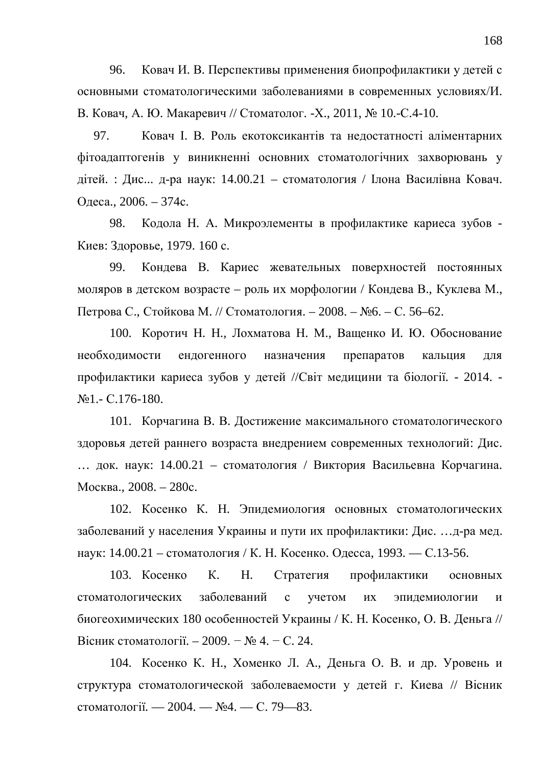96. Ковач И. В. Перспективы применения биопрофилактики у детей с основными стоматологическими заболеваниями в современных условиях/И. В. Ковач, А. Ю. Макаревич // Стоматолог. -Х., 2011, № 10.-С.4-10.

97. Ковач І. В. Роль екотоксикантів та недостатності аліментарних фітоадаптогенів у виникненні основних стоматологічних захворювань у дітей. : Дис... д-ра наук: 14.00.21 – стоматология / Ілона Василівна Ковач. Одеса., 2006. – 374с.

98. Кодола Н. А. Микроэлементы в профилактике кариеса зубов - Киев: Здоровье, 1979. 160 с.

99. Кондева В. Кариес жевательных поверхностей постоянных моляров в детском возрасте – роль их морфологии / Кондева В., Куклева М., Петрова С., Стойкова М. // Стоматология. – 2008. – №6. – С. 56–62.

100. Коротич Н. Н., Лохматова Н. М., Ващенко И. Ю. Обоснование необходимости ендогенного назначения препаратов кальция для профилактики кариеса зубов у детей //Світ медицини та біології. - 2014. - №1.- С.176-180.

101. Корчагина В. В. Достижение максимального стоматологического здоровья детей раннего возраста внедрением современных технологий: Дис. … док. наук: 14.00.21 – стоматология / Виктория Васильевна Корчагина. Москва., 2008. – 280с.

102. Косенко К. Н. Эпидемиология основных стоматологических заболеваний у населения Украины и пути их профилактики: Дис. …д-ра мед. наук: 14.00.21 – стоматология / К. Н. Косенко. Одесса, 1993. — С.13-56.

103. Косенко К. Н. Стратегия профилактики основных стоматологических заболеваний с учетом их эпидемиологии и биогеохимических 180 особенностей Украины / К. Н. Косенко, О. В. Деньга // Вісник стоматології. – 2009. − № 4. − С. 24.

104. Косенко К. Н., Хоменко Л. А., Деньга О. В. и др. Уровень и структура стоматологической заболеваемости у детей г. Киева // Вісник стоматології. — 2004. — №4. — С. 79—83.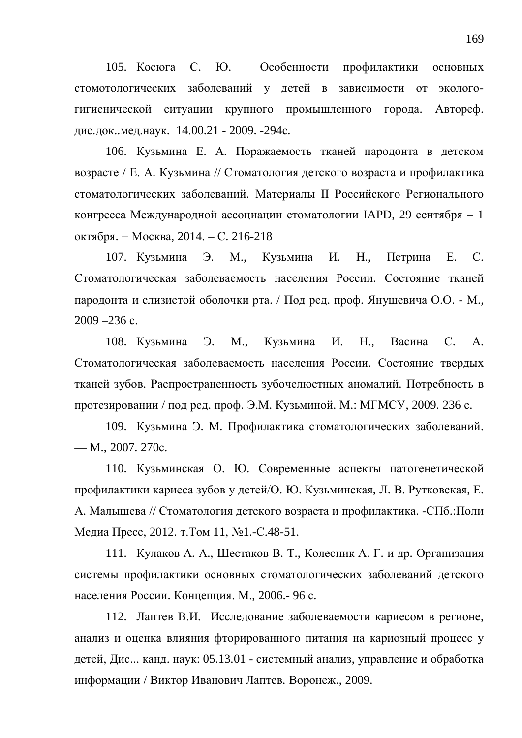105. Косюга С. Ю. Особенности профилактики основных стомотологических заболеваний у детей в зависимости от эколого-гигиенической ситуации крупного промышленного города. Автореф. дис.док..мед.наук. 14.00.21 - 2009. -294с.

106. Кузьмина Е. А. Поражаемость тканей пародонта в детском возрасте / Е. А. Кузьмина // Стоматология детского возраста и профилактика стоматологических заболеваний. Материалы II Российского Регионального конгресса Международной ассоциации стоматологии IAPD, 29 сентября – 1 октября. − Москва, 2014. – С. 216-218

107. Кузьмина Э. М., Кузьмина И. Н., Петрина Е. С. Стоматологическая заболеваемость населения России. Состояние тканей пародонта и слизистой оболочки рта. / Под ред. проф. Янушевича О.О. - М., 2009 –236 с.

108. Кузьмина Э. М., Кузьмина И. Н., Васина С. А. Стоматологическая заболеваемость населения России. Состояние твердых тканей зубов. Распространенность зубочелюстных аномалий. Потребность в протезировании / под ред. проф. Э.М. Кузьминой. М.: МГМСУ, 2009. 236 с.

109. Кузьмина Э. М. Профилактика стоматологических заболеваний. — М., 2007. 270с.

110. Кузьминская О. Ю. Современные аспекты патогенетической профилактики кариеса зубов у детей/О. Ю. Кузьминская, Л. В. Рутковская, Е. А. Малышева // Стоматология детского возраста и профилактика. -СПб.:Поли Медиа Пресс, 2012. т.Том 11, №1.-С.48-51.

111. Кулаков А. А., Шестаков В. Т., Колесник А. Г. и др. Организация системы профилактики основных стоматологических заболеваний детского населения России. Концепция. М., 2006.- 96 с.

112. Лаптев В.И. Исследование заболеваемости кариесом в регионе, анализ и оценка влияния фторированного питания на кариозный процесс у детей, Дис... канд. наук: 05.13.01 - системный анализ, управление и обработка информации / Виктор Иванович Лаптев. Воронеж., 2009.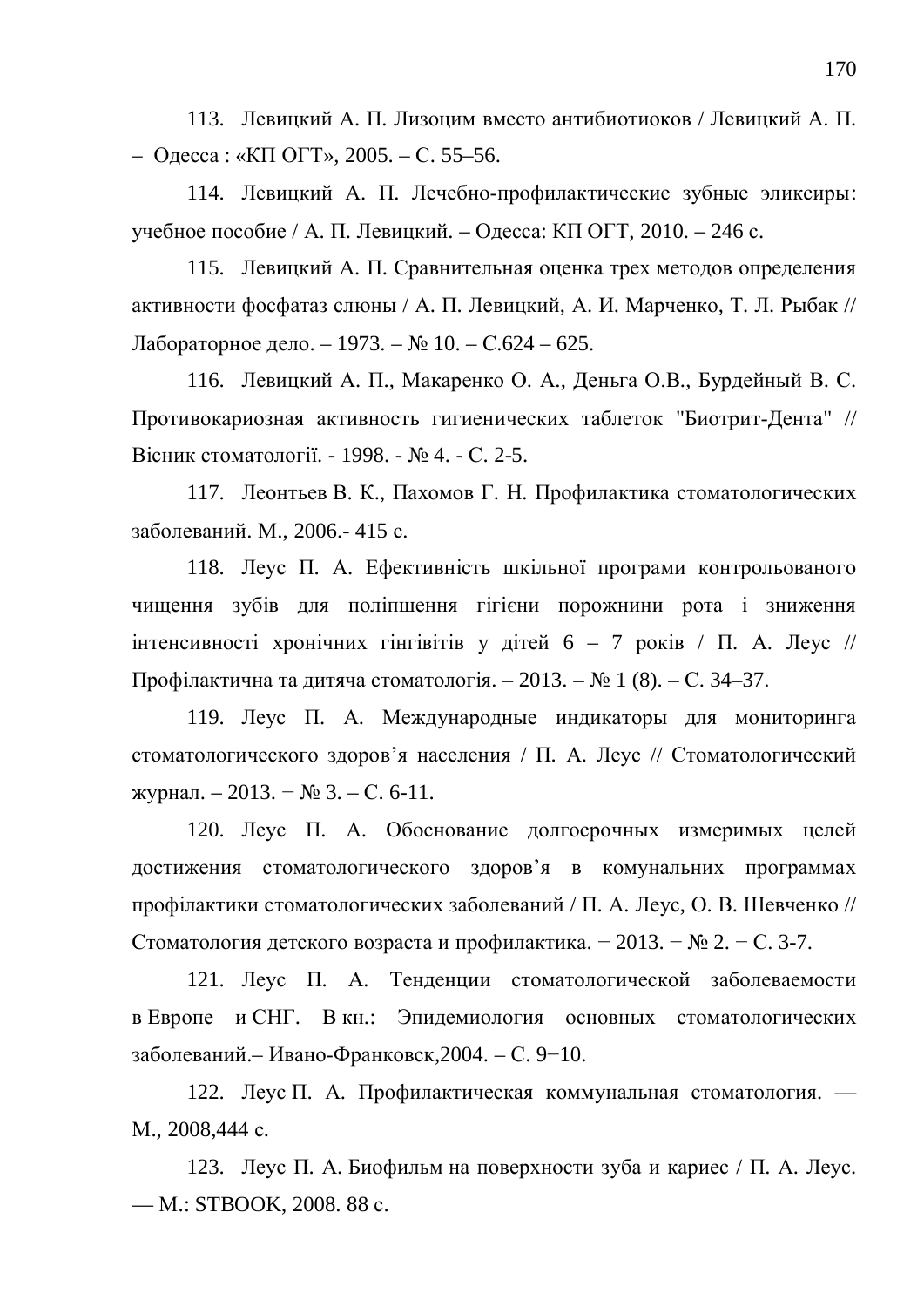113. Левицкий А. П. Лизоцим вместо антибиотиоков / Левицкий А. П. – Одесса : «КП ОГТ», 2005. – С. 55–56.

114. Левицкий А. П. Лечебно-профилактические зубные эликсиры: учебное пособие / А. П. Левицкий. – Одесса: КП ОГТ, 2010. – 246 с.

115. Левицкий А. П. Сравнительная оценка трех методов определения активности фосфатаз слюны / А. П. Левицкий, А. И. Марченко, Т. Л. Рыбак // Лабораторное дело. – 1973. – № 10. – С.624 – 625.

116. Левицкий А. П., Макаренко О. А., Деньга О.В., Бурдейный В. С. Противокариозная активность гигиенических таблеток "Биотрит-Дента" // Вісник стоматології. - 1998. - № 4. - С. 2-5.

117. Леонтьев В. К., Пахомов Г. Н. Профилактика стоматологических заболеваний. М., 2006.- 415 с.

118. Леус П. А. Ефективність шкільної програми контрольованого чищення зубів для поліпшення гігієни порожнини рота і зниження інтенсивності хронічних гінгівітів у дітей 6 – 7 років / П. А. Леус // Профілактична та дитяча стоматологія. – 2013. – № 1 (8). – С. 34–37.

119. Леус П. А. Международные индикаторы для мониторинга стоматологического здоров’я населения / П. А. Леус // Стоматологический журнал. – 2013. − № 3. – С. 6-11.

120. Леус П. А. Обоснование долгосрочных измеримых целей достижения стоматологического здоров’я в комунальних программах профілактики стоматологических заболеваний / П. А. Леус, О. В. Шевченко // Стоматология детского возраста и профилактика. − 2013. − № 2. − С. 3-7.

121. Леус П. А. Тенденции стоматологической заболеваемости в Европе и СНГ. В кн.: Эпидемиология основных стоматологических заболеваний.– Ивано-Франковск,2004. – С. 9−10.

122. Леус П. А. Профилактическая коммунальная стоматология. — М., 2008,444 с.

123. Леус П. А. Биофильм на поверхности зуба и кариес / П. А. Леус. — М.: STBOOK, 2008. 88 с.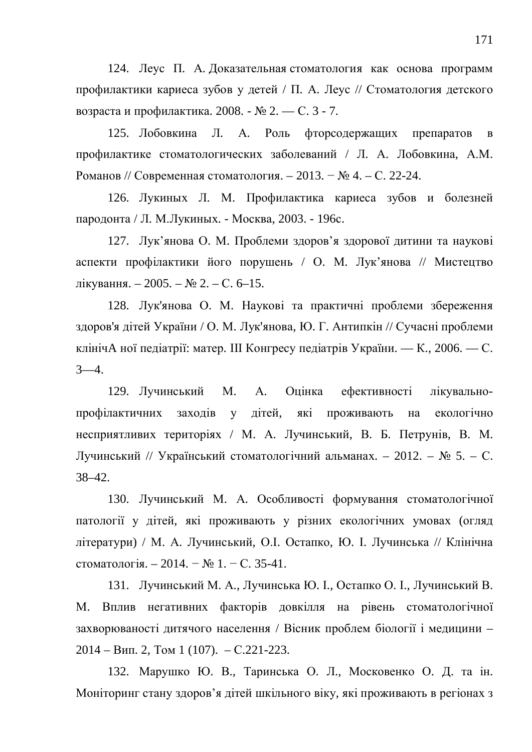124. Леус П. А. Доказательная стоматология как основа программ профилактики кариеса зубов у детей / П. А. Леус // Стоматология детского возраста и профилактика. 2008. - № 2. — С. 3 - 7.

125. Лобовкина Л. А. Роль фторсодержащих препаратов в профилактике стоматологических заболеваний / Л. А. Лобовкина, А.М. Романов // Современная стоматология. – 2013. − № 4. – С. 22-24.

126. Лукиных Л. М. Профилактика кариеса зубов и болезней пародонта / Л. М.Лукиных. - Москва, 2003. - 196с.

127. Лук’янова О. М. Проблеми здоров’я здорової дитини та наукові аспекти профілактики його порушень / О. М. Лук’янова // Мистецтво лікування. – 2005. – № 2. – С. 6–15.

128. Лук'янова О. М. Наукові та практичні проблеми збереження здоров'я дітей України / О. М. Лук'янова, Ю. Г. Антипкін // Сучасні проблеми клінічА ної педіатрії: матер. III Конгресу педіатрів України. — К., 2006. — С. 3—4.

129. Лучинський М. А. Оцінка ефективності лікувально-профілактичних заходів у дітей, які проживають на екологічно несприятливих територіях / М. А. Лучинський, В. Б. Петрунів, В. М. Лучинський // Український стоматологічний альманах. – 2012. – № 5. – С. 38–42.

130. Лучинський М. А. Особливості формування стоматологічної патології у дітей, які проживають у різних екологічних умовах (огляд літератури) / М. А. Лучинський, О.І. Остапко, Ю. І. Лучинська // Клінічна стоматологія. – 2014. − № 1. − С. 35-41.

131. Лучинський М. А., Лучинська Ю. І., Остапко О. І., Лучинський В. М. Вплив негативних факторів довкілля на рівень стоматологічної захворюваності дитячого населення / Вісник проблем біології і медицини – 2014 – Вип. 2, Том 1 (107). – С.221-223.

132. Марушко Ю. В., Таринська О. Л., Московенко О. Д. та ін. Моніторинг стану здоров’я дітей шкільного віку, які проживають в регіонах з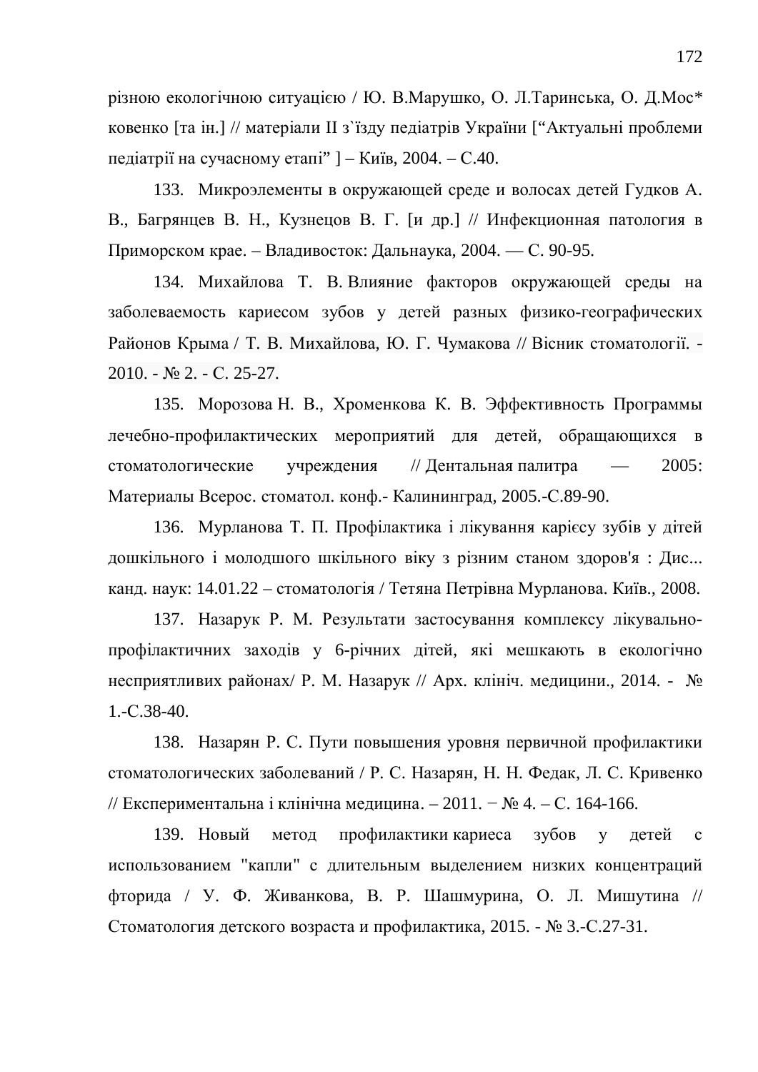різною екологічною ситуацією / Ю. В.Марушко, О. Л.Таринська, О. Д.Мос* ковенко [та ін.] // матеріали II з`їзду педіатрів України [“Актуальні проблеми педіатрії на сучасному етапі” ] – Київ, 2004. – С.40.

133. Микроэлементы в окружающей среде и волосах детей Гудков А. В., Багрянцев В. Н., Кузнецов В. Г. [и др.] // Инфекционная патология в Приморском крае. – Владивосток: Дальнаука, 2004. — С. 90-95.

134. Михайлова Т. В. Влияние факторов окружающей среды на заболеваемость кариесом зубов у детей разных физико-географических Районов Крыма / Т. В. Михайлова, Ю. Г. Чумакова // Вісник стоматології. - 2010. - № 2. - С. 25-27.

135. Морозова Н. В., Хроменкова К. В. Эффективность Программы лечебно-профилактических мероприятий для детей, обращающихся в стоматологические учреждения // Дентальная палитра — 2005: Материалы Всерос. стоматол. конф.- Калининград, 2005.-С.89-90.

136. Мурланова Т. П. Профілактика і лікування карієсу зубів у дітей дошкільного і молодшого шкільного віку з різним станом здоров'я : Дис... канд. наук: 14.01.22 – стоматологія / Тетяна Петрівна Мурланова. Київ., 2008.

137. Назарук Р. М. Результати застосування комплексу лікувально-профілактичних заходів у 6-річних дітей, які мешкають в екологічно несприятливих районах/ Р. М. Назарук // Арх. клініч. медицини., 2014. - № 1.-С.38-40.

138. Назарян Р. С. Пути повышения уровня первичной профилактики стоматологических заболеваний / Р. С. Назарян, Н. Н. Федак, Л. С. Кривенко // Експериментальна і клінічна медицина. – 2011. − № 4. – С. 164-166.

139. Новый метод профилактики кариеса зубов у детей с использованием "капли" с длительным выделением низких концентраций фторида / У. Ф. Живанкова, В. Р. Шашмурина, О. Л. Мишутина // Стоматология детского возраста и профилактика, 2015. - № 3.-С.27-31.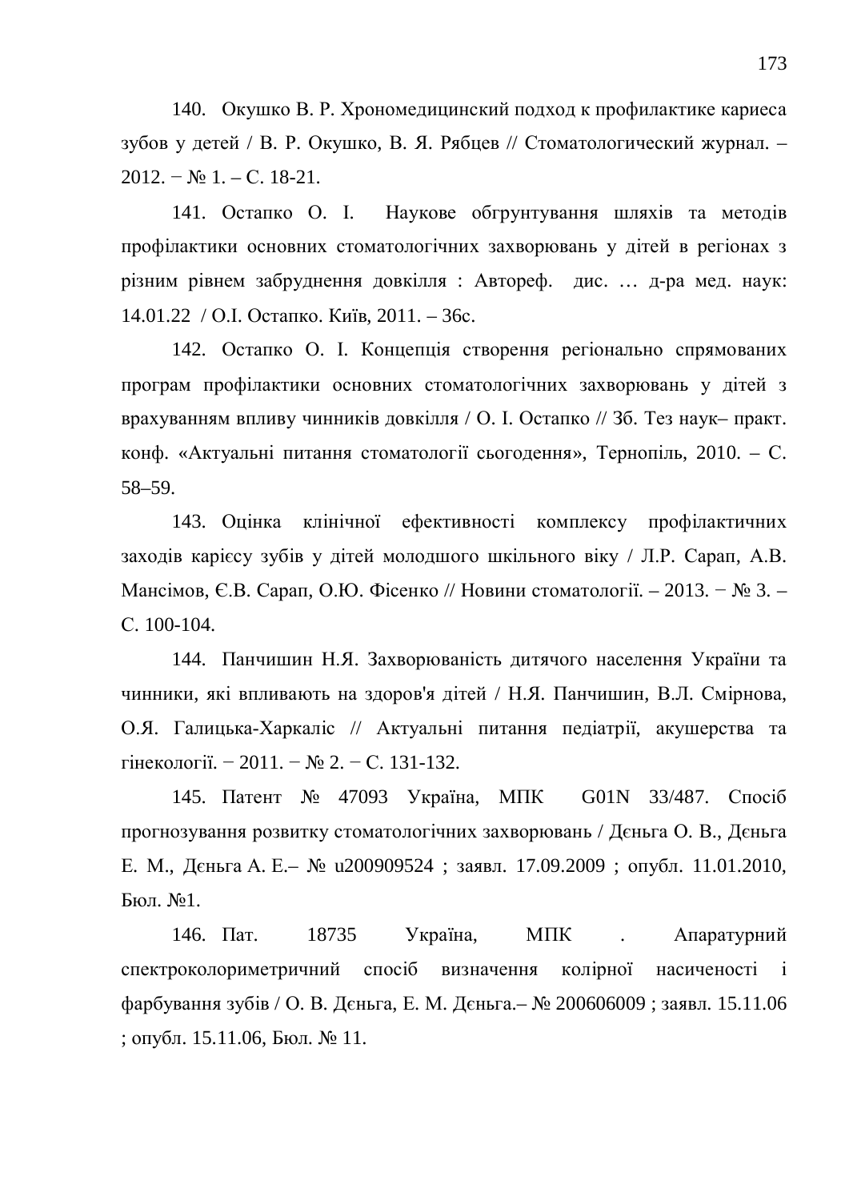140. Окушко В. Р. Хрономедицинский подход к профилактике кариеса зубов у детей / В. Р. Окушко, В. Я. Рябцев // Стоматологический журнал. – 2012. − № 1. – С. 18-21.

141. Остапко О. І. Наукове обгрунтування шляхів та методів профілактики основних стоматологічних захворювань у дітей в регіонах з різним рівнем забруднення довкілля : Автореф. дис. … д-ра мед. наук: 14.01.22 / О.І. Остапко. Київ, 2011. – 36с.

142. Остапко О. І. Концепція створення регіонально спрямованих програм профілактики основних стоматологічних захворювань у дітей з врахуванням впливу чинників довкілля / О. І. Остапко // Зб. Тез наук– практ. конф. «Актуальні питання стоматології сьогодення», Тернопіль, 2010. – С. 58–59.

143. Оцінка клінічної ефективності комплексу профілактичних заходів карієсу зубів у дітей молодшого шкільного віку / Л.Р. Сарап, А.В. Мансімов, Є.В. Сарап, О.Ю. Фісенко // Новини стоматології. – 2013. − № 3. – С. 100-104.

144. Панчишин Н.Я. Захворюваність дитячого населення України та чинники, які впливають на здоров'я дітей / Н.Я. Панчишин, В.Л. Смірнова, О.Я. Галицька-Харкаліс // Актуальні питання педіатрії, акушерства та гінекології. − 2011. − № 2. − С. 131-132.

145. Патент № 47093 Україна, МПК G01N 33/487. Спосіб прогнозування розвитку стоматологічних захворювань / Дєньга О. В., Дєньга Е. М., Дєньга А. Е.– № u200909524 ; заявл. 17.09.2009 ; опубл. 11.01.2010, Бюл. №1.

146. Пат. 18735 Україна, МПК . Апаратурний спектроколориметричний спосіб визначення колірної насиченості і фарбування зубів / О. В. Дєньга, Е. М. Дєньга.– № 200606009 ; заявл. 15.11.06 ; опубл. 15.11.06, Бюл. № 11.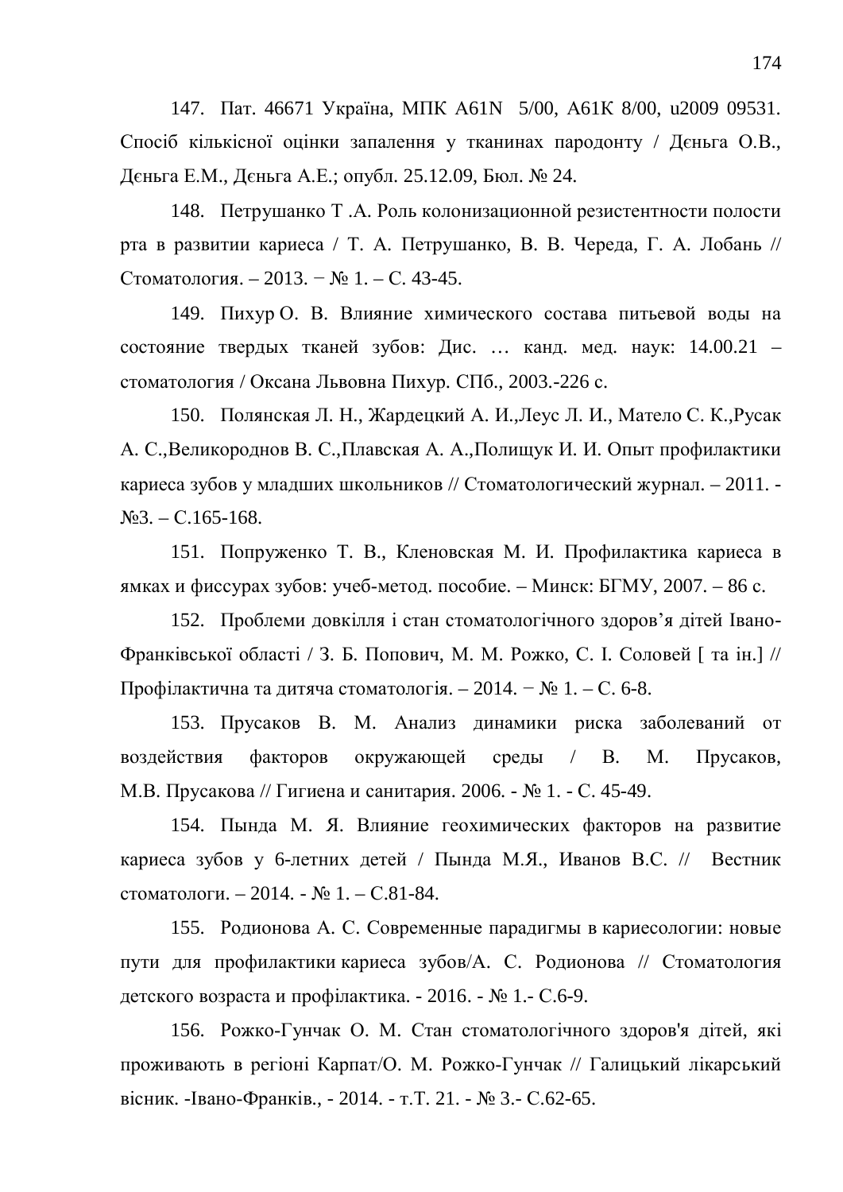147. Пат. 46671 Україна, МПК A61N 5/00, A61K 8/00, u2009 09531. Спосіб кількісної оцінки запалення у тканинах пародонту / Дєньга О.В., Дєньга Е.М., Дєньга А.Е.; опубл. 25.12.09, Бюл. № 24.

148. Петрушанко Т .А. Роль колонизационной резистентности полости рта в развитии кариеса / Т. А. Петрушанко, В. В. Череда, Г. А. Лобань // Стоматология. – 2013. − № 1. – С. 43-45.

149. Пихур О. В. Влияние химического состава питьевой воды на состояние твердых тканей зубов: Дис. … канд. мед. наук: 14.00.21 – стоматология / Оксана Львовна Пихур. СПб., 2003.-226 с.

150. Полянская Л. Н., Жардецкий А. И.,Леус Л. И., Мателo С. К.,Русак А. С.,Великороднов В. С.,Плавская А. А.,Полищук И. И. Опыт профилактики кариеса зубов у младших школьников // Стоматологический журнал. – 2011. - №3. – С.165-168.

151. Попруженко Т. В., Кленовская М. И. Профилактика кариеса в ямках и фиссурах зубов: учеб-метод. пособие. – Минск: БГМУ, 2007. – 86 с.

152. Проблеми довкілля і стан стоматологічного здоров’я дітей Івано-Франківської області / З. Б. Попович, М. М. Рожко, С. І. Соловей [ та ін.] // Профілактична та дитяча стоматологія. – 2014. − № 1. – С. 6-8.

153. Прусаков В. М. Анализ динамики риска заболеваний от воздействия факторов окружающей среды / В. М. Прусаков, М.В. Прусакова // Гигиена и санитария. 2006. - № 1. - С. 45-49.

154. Пында М. Я. Влияние геохимических факторов на развитие кариеса зубов у 6-летних детей / Пында М.Я., Иванов В.С. // Вестник стоматологи. – 2014. - № 1. – С.81-84.

155. Родионова А. С. Современные парадигмы в кариесологии: новые пути для профилактики кариеса зубов/А. С. Родионова // Стоматология детского возраста и профілактика. - 2016. - № 1.- С.6-9.

156. Рожко-Гунчак О. М. Стан стоматологічного здоров'я дітей, які проживають в регіоні Карпат/О. М. Рожко-Гунчак // Галицький лікарський вісник. -Івано-Франків., - 2014. - т.Т. 21. - № 3.- С.62-65.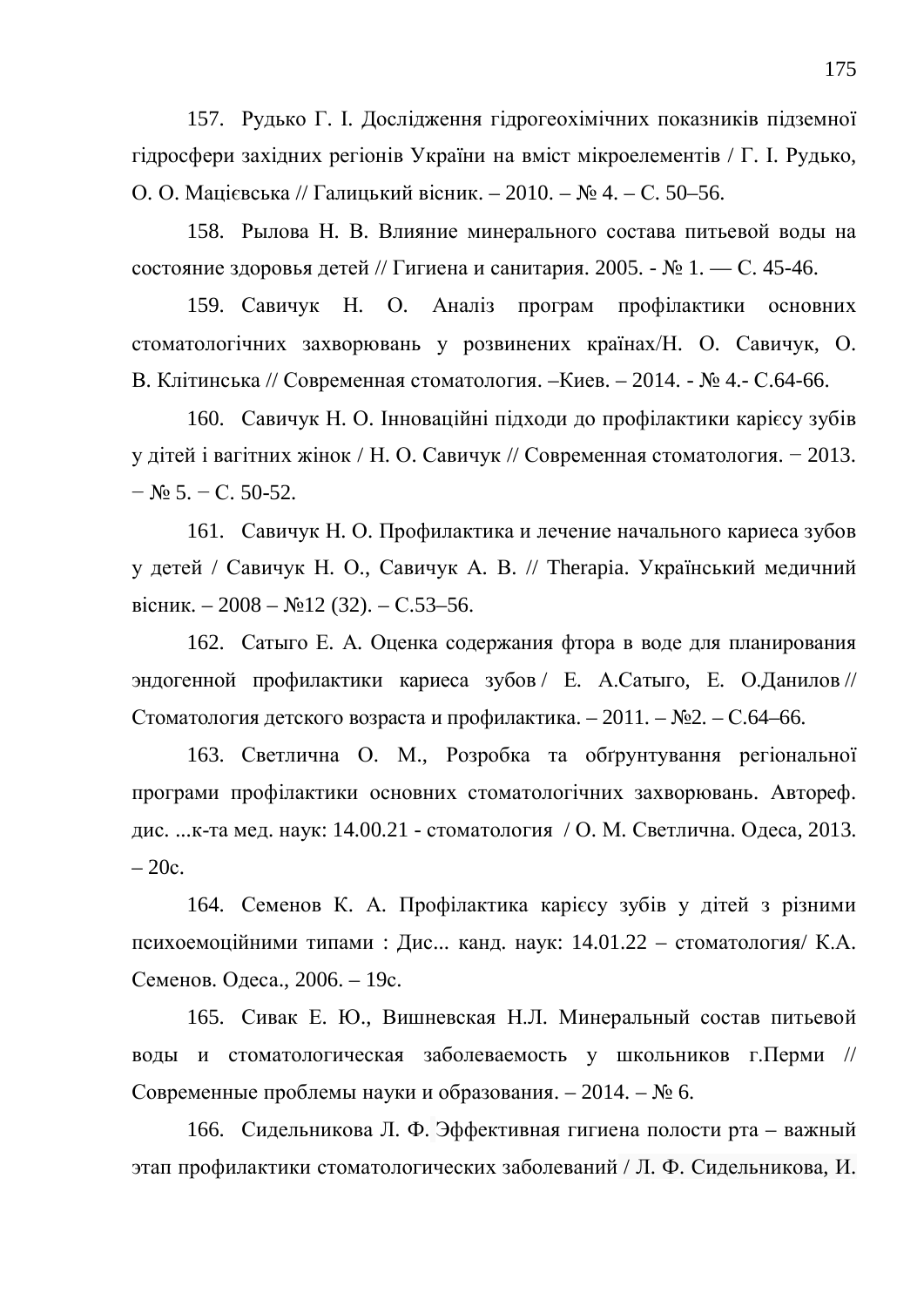157. Рудько Г. І. Дослідження гідрогеохімічних показників підземної гідросфери західних регіонів України на вміст мікроелементів / Г. І. Рудько, О. О. Мацієвська // Галицький вісник. – 2010. – № 4. – С. 50–56.

158. Рылова Н. В. Влияние минерального состава питьевой воды на состояние здоровья детей // Гигиена и санитария. 2005. - № 1. — С. 45-46.

159. Савичук Н. О. Аналіз програм профілактики основних стоматологічних захворювань у розвинених країнах/Н. О. Савичук, О. В. Клітинська // Современная стоматология. –Киев. – 2014. - № 4.- С.64-66.

160. Савичук Н. О. Інноваційні підходи до профілактики карієсу зубів у дітей і вагітних жінок / Н. О. Савичук // Современная стоматология. − 2013. − № 5. − С. 50-52.

161. Савичук Н. О. Профилактика и лечение начального кариеса зубов у детей / Савичук Н. О., Савичук А. В. // Therapia. Український медичний вісник. – 2008 – №12 (32). – С.53–56.

162. Сатыго Е. А. Оценка содержания фтора в воде для планирования эндогенной профилактики кариеса зубов / Е. А.Сатыго, Е. О.Данилов // Стоматология детского возраста и профилактика. – 2011. – №2. – С.64–66.

163. Светлична О. М., Розробка та обґрунтування регіональної програми профілактики основних стоматологічних захворювань. Автореф. дис. ...к-та мед. наук: 14.00.21 - стоматология / О. М. Светлична. Одеса, 2013. – 20с.

164. Семенов К. А. Профілактика карієсу зубів у дітей з різними психоемоційними типами : Дис... канд. наук: 14.01.22 – стоматология/ К.А. Семенов. Одеса., 2006. – 19с.

165. Сивак Е. Ю., Вишневская Н.Л. Минеральный состав питьевой воды и стоматологическая заболеваемость у школьников г.Перми // Современные проблемы науки и образования. – 2014. – № 6.

166. Сидельникова Л. Ф. Эффективная гигиена полости рта – важный этап профилактики стоматологических заболеваний / Л. Ф. Сидельникова, И.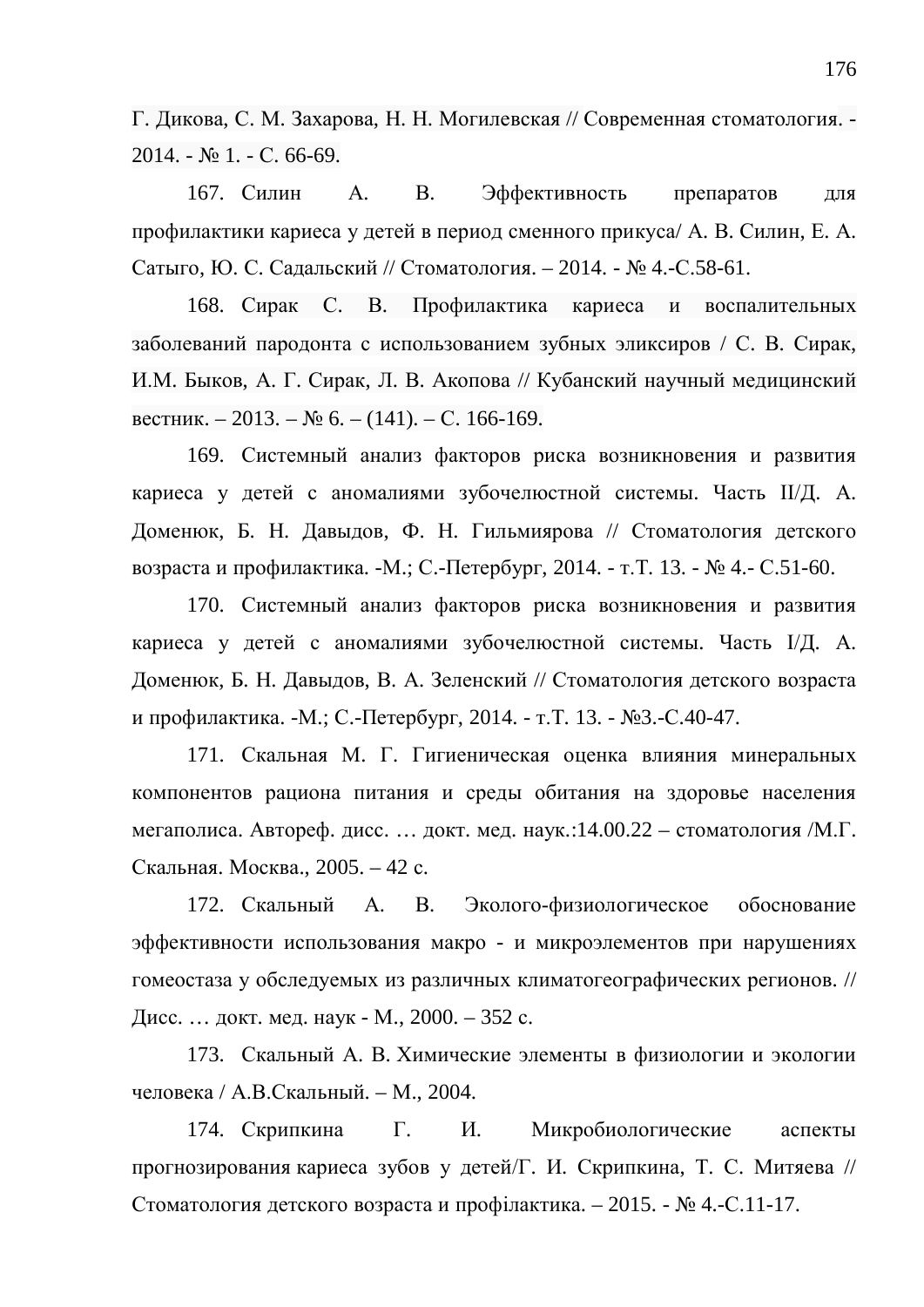Г. Дикова, С. М. Захарова, Н. Н. Могилевская // Современная стоматология. - 2014. - № 1. - С. 66-69.

167. Силин А. В. Эффективность препаратов для профилактики кариеса у детей в период сменного прикуса/ А. В. Силин, Е. А. Сатыго, Ю. С. Садальский // Стоматология. – 2014. - № 4.-С.58-61.

168. Сирак С. В. Профилактика кариеса и воспалительных заболеваний пародонта с использованием зубных эликсиров / С. В. Сирак, И.М. Быков, А. Г. Сирак, Л. В. Акопова // Кубанский научный медицинский вестник. – 2013. – № 6. – (141). – С. 166-169.

169. Системный анализ факторов риска возникновения и развития кариеса у детей с аномалиями зубочелюстной системы. Часть II/Д. А. Доменюк, Б. Н. Давыдов, Ф. Н. Гильмиярова // Стоматология детского возраста и профилактика. -М.; С.-Петербург, 2014. - т.Т. 13. - № 4.- С.51-60.

170. Системный анализ факторов риска возникновения и развития кариеса у детей с аномалиями зубочелюстной системы. Часть I/Д. А. Доменюк, Б. Н. Давыдов, В. А. Зеленский // Стоматология детского возраста и профилактика. -М.; С.-Петербург, 2014. - т.Т. 13. - №3.-С.40-47.

171. Скальная М. Г. Гигиеническая оценка влияния минеральных компонентов рациона питания и среды обитания на здоровье населения мегаполиса. Автореф. дисс. … докт. мед. наук.:14.00.22 – стоматология /М.Г. Скальная. Москва., 2005. – 42 с.

172. Скальный А. В. Эколого-физиологическое обоснование эффективности использования макро - и микроэлементов при нарушениях гомеостаза у обследуемых из различных климатогеографических регионов. // Дисс. … докт. мед. наук - М., 2000. – 352 с.

173. Скальный А. В. Химические элементы в физиологии и экологии человека / А.В.Скальный. – М., 2004.

174. Скрипкина Г. И. Микробиологические аспекты прогнозирования кариеса зубов у детей/Г. И. Скрипкина, Т. С. Митяева // Стоматология детского возраста и профілактика. – 2015. - № 4.-С.11-17.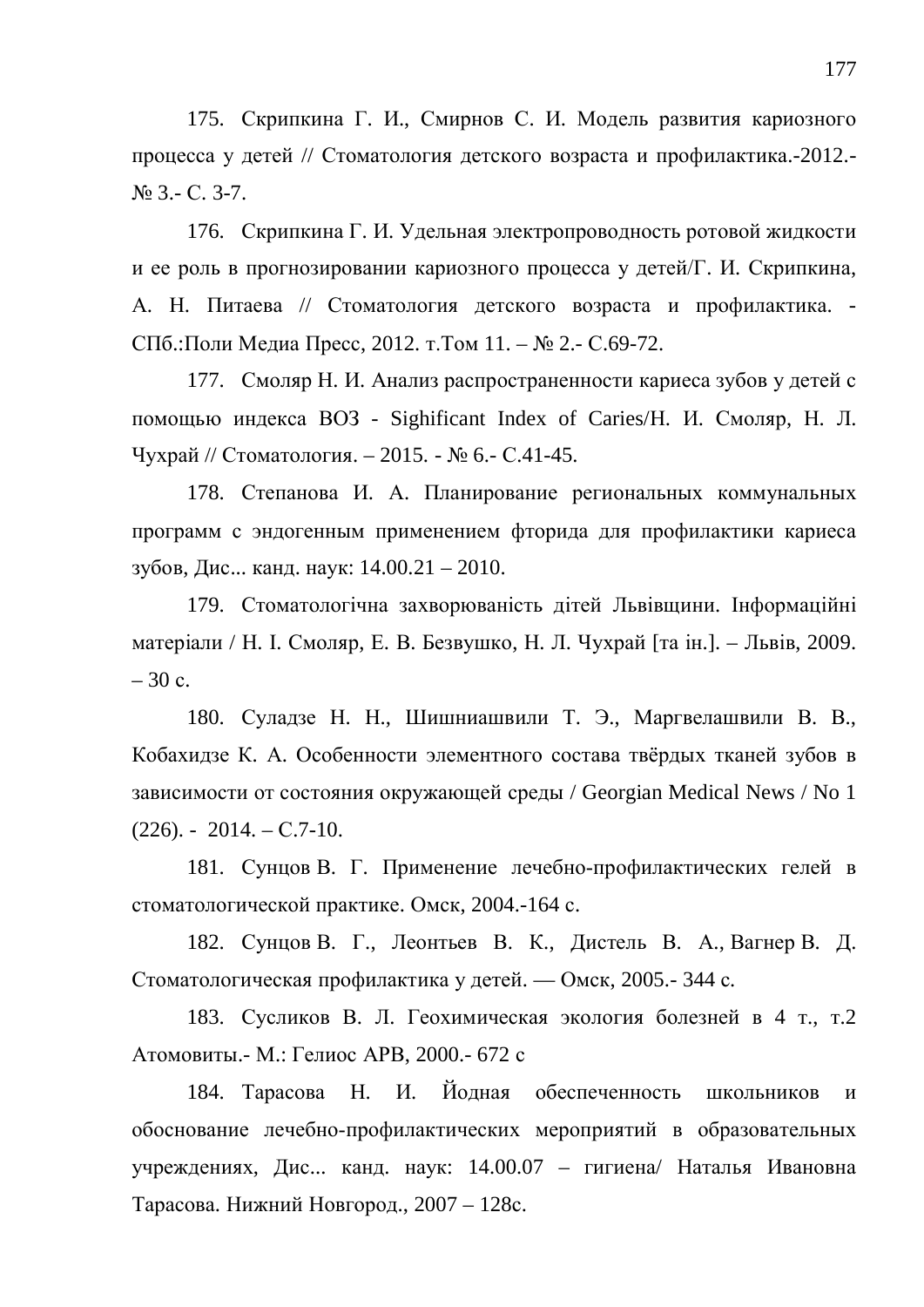175. Скрипкина Г. И., Смирнов С. И. Модель развития кариозного процесса у детей // Стоматология детского возраста и профилактика.-2012.- № 3.- С. 3-7.

176. Скрипкина Г. И. Удельная электропроводность ротовой жидкости и ее роль в прогнозировании кариозного процесса у детей/Г. И. Скрипкина, А. Н. Питаева // Стоматология детского возраста и профилактика. - СПб.:Поли Медиа Пресс, 2012. т.Том 11. – № 2.- С.69-72.

177. Смоляр Н. И. Анализ распространенности кариеса зубов у детей с помощью индекса ВОЗ - Sighificant Index of Caries/Н. И. Смоляр, Н. Л. Чухрай // Стоматология. – 2015. - № 6.- С.41-45.

178. Степанова И. А. Планирование региональных коммунальных программ с эндогенным применением фторида для профилактики кариеса зубов, Дис... канд. наук: 14.00.21 – 2010.

179. Стоматологічна захворюваність дітей Львівщини. Інформаційні матеріали / Н. І. Смоляр, Е. В. Безвушко, Н. Л. Чухрай [та ін.]. – Львів, 2009. – 30 с.

180. Суладзе Н. Н., Шишниашвили Т. Э., Маргвелашвили В. В., Кобахидзе К. А. Особенности элементного состава твёрдых тканей зубов в зависимости от состояния окружающей среды / Georgian Medical News / No 1 (226). - 2014. – С.7-10.

181. Сунцов В. Г. Применение лечебно-профилактических гелей в стоматологической практике. Омск, 2004.-164 с.

182. Сунцов В. Г., Леонтьев В. К., Дистель В. А., Вагнер В. Д. Стоматологическая профилактика у детей. — Омск, 2005.- 344 с.

183. Сусликов В. Л. Геохимическая экология болезней в 4 т., т.2 Атомовиты.- М.: Гелиос АРВ, 2000.- 672 с

184. Тарасова Н. И. Йодная обеспеченность школьников и обоснование лечебно-профилактических мероприятий в образовательных учреждениях, Дис... канд. наук: 14.00.07 – гигиена/ Наталья Ивановна Тарасова. Нижний Новгород., 2007 – 128с.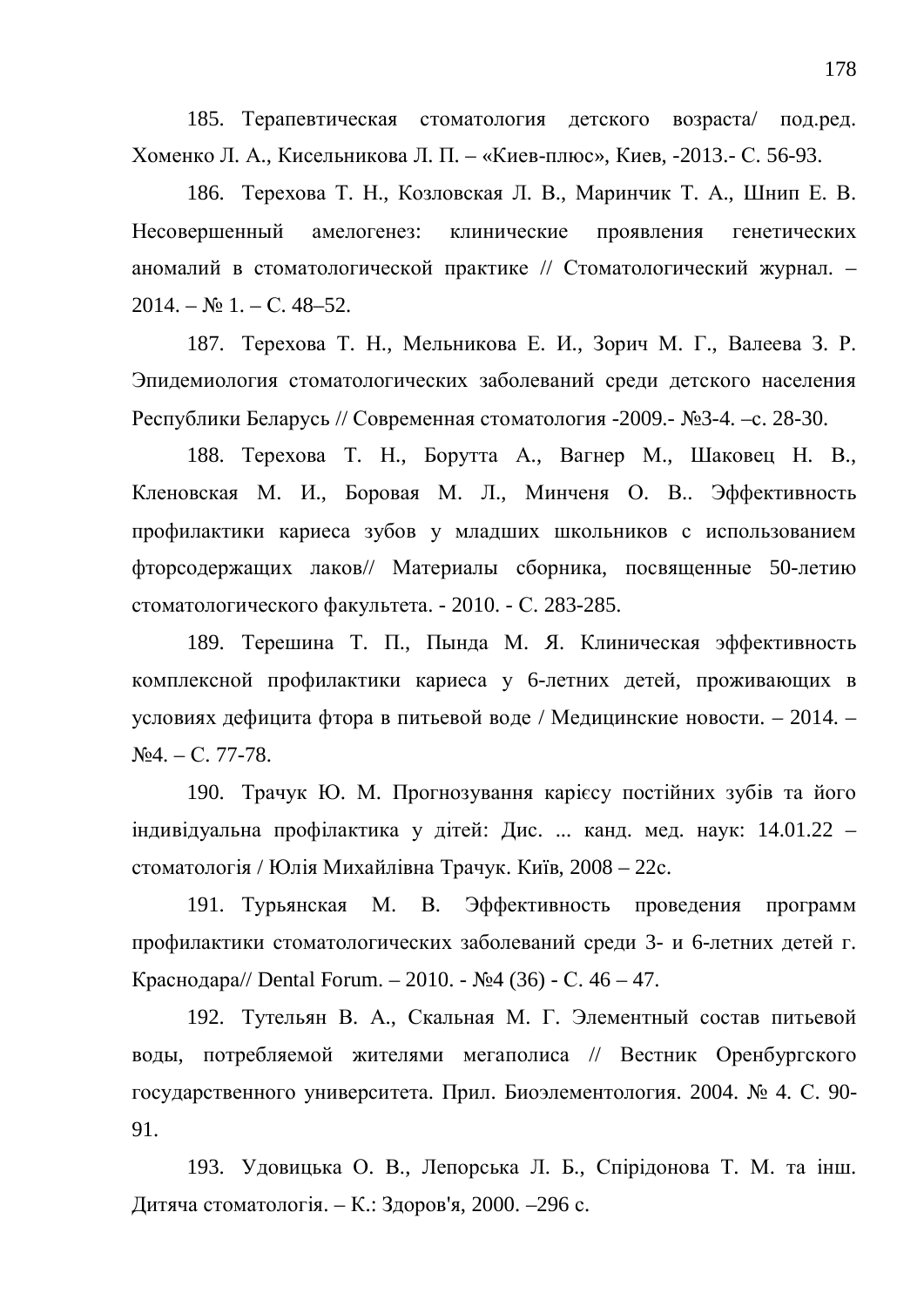185. Терапевтическая стоматология детского возраста/ под.ред. Хоменко Л. А., Кисельникова Л. П. – «Киев-плюс», Киев, -2013.- С. 56-93.

186. Терехова Т. Н., Козловская Л. В., Маринчик Т. А., Шнип Е. В. Несовершенный амелогенез: клинические проявления генетических аномалий в стоматологической практике // Стоматологический журнал. – 2014. – № 1. – С. 48–52.

187. Терехова Т. Н., Мельникова Е. И., Зорич М. Г., Валеева З. Р. Эпидемиология стоматологических заболеваний среди детского населения Республики Беларусь // Современная стоматология -2009.- №3-4. –с. 28-30.

188. Терехова Т. Н., Борутта А., Вагнер М., Шаковец Н. В., Кленовская М. И., Боровая М. Л., Минченя О. В.. Эффективность профилактики кариеса зубов у младших школьников с использованием фторсодержащих лаков// Материалы сборника, посвященные 50-летию стоматологического факультета. - 2010. - С. 283-285.

189. Терешина Т. П., Пында М. Я. Клиническая эффективность комплексной профилактики кариеса у 6-летних детей, проживающих в условиях дефицита фтора в питьевой воде / Медицинские новости. – 2014. – №4. – С. 77-78.

190. Трачук Ю. М. Прогнозування карієсу постійних зубів та його індивідуальна профілактика у дітей: Дис. ... канд. мед. наук: 14.01.22 – стоматологія / Юлія Михайлівна Трачук. Київ, 2008 – 22с.

191. Турьянская М. В. Эффективность проведения программ профилактики стоматологических заболеваний среди 3- и 6-летних детей г. Краснодара// Dental Forum. – 2010. - №4 (36) - С. 46 – 47.

192. Тутельян В. А., Скальная М. Г. Элементный состав питьевой воды, потребляемой жителями мегаполиса // Вестник Оренбургского государственного университета. Прил. Биоэлементология. 2004. № 4. С. 90-91.

193. Удовицька О. В., Лепорська Л. Б., Спірідонова Т. М. та інш. Дитяча стоматологія. – К.: Здоров'я, 2000. –296 с.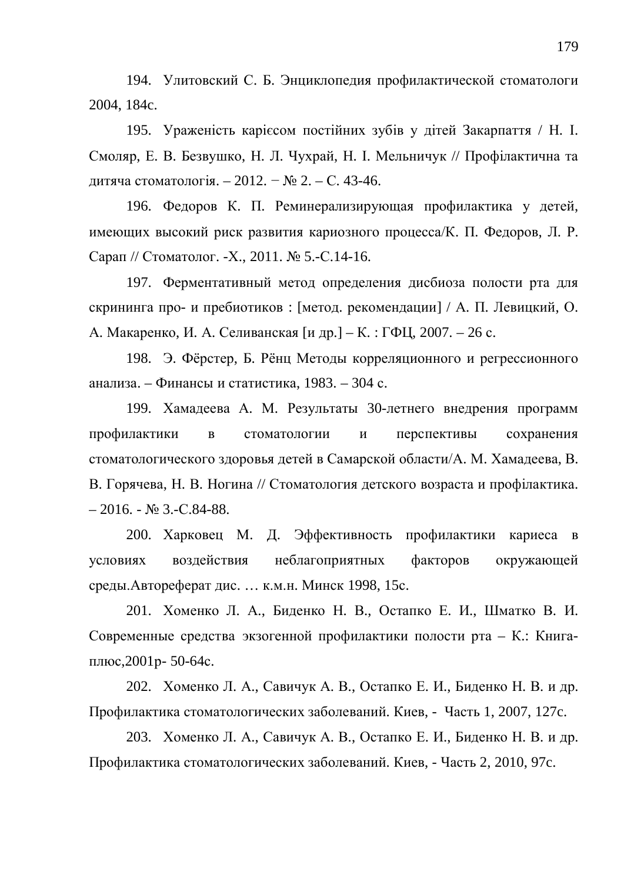194. Улитовский С. Б. Энциклопедия профилактической стоматологи 2004, 184с.

195. Ураженість карієсом постійних зубів у дітей Закарпаття / Н. І. Смоляр, Е. В. Безвушко, Н. Л. Чухрай, Н. І. Мельничук // Профілактична та дитяча стоматологія. – 2012. − № 2. – С. 43-46.

196. Федоров К. П. Реминерализирующая профилактика у детей, имеющих высокий риск развития кариозного процесса/К. П. Федоров, Л. Р. Сарап // Стоматолог. -Х., 2011. № 5.-С.14-16.

197. Ферментативный метод определения дисбиоза полости рта для скрининга про- и пребиотиков : [метод. рекомендации] / А. П. Левицкий, О. А. Макаренко, И. А. Селиванская [и др.] – К. : ГФЦ, 2007. – 26 с.

198. Э. Фёрстер, Б. Рёнц Методы корреляционного и регрессионного анализа. – Финансы и статистика, 1983. – 304 с.

199. Хамадеева А. М. Результаты 30-летнего внедрения программ профилактики в стоматологии и перспективы сохранения стоматологического здоровья детей в Самарской области/А. М. Хамадеева, В. В. Горячева, Н. В. Ногина // Стоматология детского возраста и профілактика. – 2016. - № 3.-С.84-88.

200. Харковец М. Д. Эффективность профилактики кариеса в условиях воздействия неблагоприятных факторов окружающей среды.Автореферат дис. … к.м.н. Минск 1998, 15с.

201. Хоменко Л. А., Биденко Н. В., Остапко Е. И., Шматко В. И. Современные средства экзогенной профилактики полости рта – К.: Книга-плюс,2001р- 50-64с.

202. Хоменко Л. А., Савичук А. В., Остапко Е. И., Биденко Н. В. и др. Профилактика стоматологических заболеваний. Киев, - Часть 1, 2007, 127с.

203. Хоменко Л. А., Савичук А. В., Остапко Е. И., Биденко Н. В. и др. Профилактика стоматологических заболеваний. Киев, - Часть 2, 2010, 97с.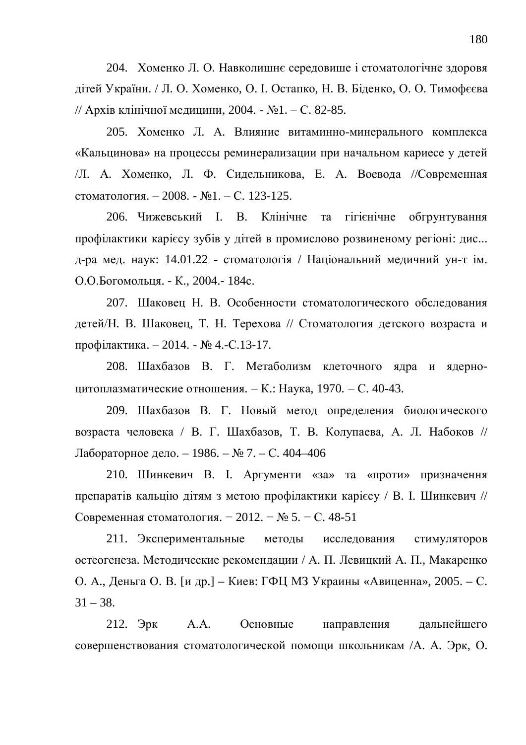204. Хоменко Л. О. Навколишнє середовише і стоматологічне здоровя дітей України. / Л. О. Хоменко, О. І. Остапко, Н. В. Біденко, О. О. Тимофєєва // Архів клінічної медицини, 2004. - №1. – С. 82-85.

205. Хоменко Л. А. Влияние витаминно-минерального комплекса «Кальцинова» на процессы реминерализации при начальном кариесе у детей /Л. А. Хоменко, Л. Ф. Сидельникова, Е. А. Воевода //Современная стоматология. – 2008. - №1. – С. 123-125.

206. Чижевський І. В. Клінічне та гігієнічне обгрунтування профілактики карієсу зубів у дітей в промислово розвиненому регіоні: дис... д-ра мед. наук: 14.01.22 - стоматологія / Національний медичний ун-т ім. О.О.Богомольця. - К., 2004.- 184с.

207. Шаковец Н. В. Особенности стоматологического обследования детей/Н. В. Шаковец, Т. Н. Терехова // Стоматология детского возраста и профілактика. – 2014. - № 4.-С.13-17.

208. Шахбазов В. Г. Метаболизм клеточного ядра и ядерно-цитоплазматические отношения. – К.: Наука, 1970. – С. 40-43.

209. Шахбазов В. Г. Новый метод определения биологического возраста человека / В. Г. Шахбазов, Т. В. Колупаева, А. Л. Набоков // Лабораторное дело. – 1986. – № 7. – С. 404–406

210. Шинкевич В. І. Аргументи «за» та «проти» призначення препаратів кальцію дітям з метою профілактики карієсу / В. І. Шинкевич // Современная стоматология. − 2012. − № 5. − С. 48-51

211. Экспериментальные методы исследования стимуляторов остеогенеза. Методические рекомендации / А. П. Левицкий А. П., Макаренко О. А., Деньга О. В. [и др.] – Киев: ГФЦ МЗ Украины «Авиценна», 2005. – С. 31 – 38.

212. Эрк А.А. Основные направления дальнейшего совершенствования стоматологической помощи школьникам /А. А. Эрк, О.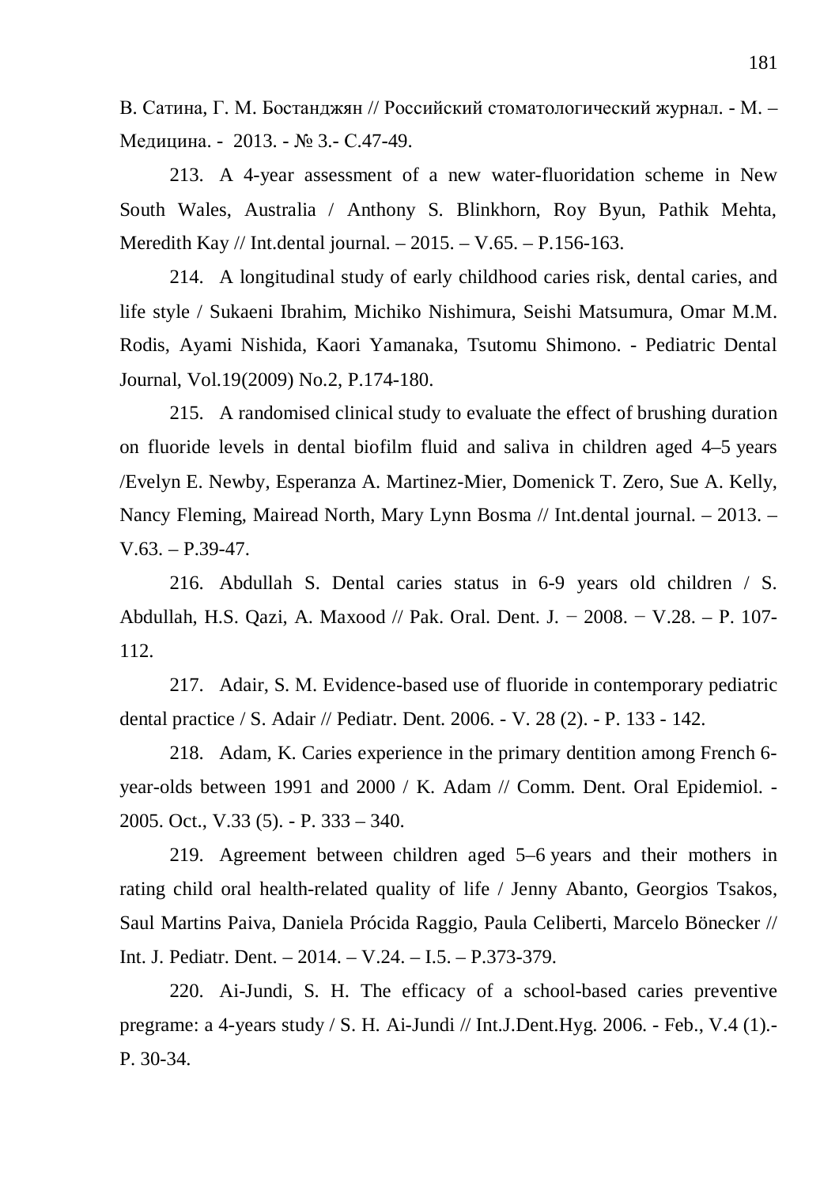В. Сатина, Г. М. Бостанджян // Российский стоматологический журнал. - М. – Медицина. - 2013. - № 3.- С.47-49.

213. A 4-year assessment of a new water-fluoridation scheme in New South Wales, Australia / Anthony S. Blinkhorn, Roy Byun, Pathik Mehta, Meredith Kay // Int.dental journal. – 2015. – V.65. – P.156-163.

214. A longitudinal study of early childhood caries risk, dental caries, and life style / Sukaeni Ibrahim, Michiko Nishimura, Seishi Matsumura, Omar M.M. Rodis, Ayami Nishida, Kaori Yamanaka, Tsutomu Shimono. - Pediatric Dental Journal, Vol.19(2009) No.2, P.174-180.

215. A randomised clinical study to evaluate the effect of brushing duration on fluoride levels in dental biofilm fluid and saliva in children aged 4–5 years /Evelyn E. Newby, Esperanza A. Martinez-Mier, Domenick T. Zero, Sue A. Kelly, Nancy Fleming, Mairead North, Mary Lynn Bosma // Int.dental journal. – 2013. – V.63. – P.39-47.

216. Abdullah S. Dental caries status in 6-9 years old children / S. Abdullah, H.S. Qazi, A. Maxood // Pak. Oral. Dent. J. − 2008. − V.28. – P. 107-112.

217. Adair, S. M. Evidence-based use of fluoride in contemporary pediatric dental practice / S. Adair // Pediatr. Dent. 2006. - V. 28 (2). - P. 133 - 142.

218. Adam, K. Caries experience in the primary dentition among French 6-year-olds between 1991 and 2000 / K. Adam // Comm. Dent. Oral Epidemiol. - 2005. Oct., V.33 (5). - P. 333 – 340.

219. Agreement between children aged 5–6 years and their mothers in rating child oral health-related quality of life / Jenny Abanto, Georgios Tsakos, Saul Martins Paiva, Daniela Prócida Raggio, Paula Celiberti, Marcelo Bönecker // Int. J. Pediatr. Dent. – 2014. – V.24. – I.5. – P.373-379.

220. Ai-Jundi, S. H. The efficacy of a school-based caries preventive pregrame: a 4-years study / S. H. Ai-Jundi // Int.J.Dent.Hyg. 2006. - Feb., V.4 (1).- P. 30-34.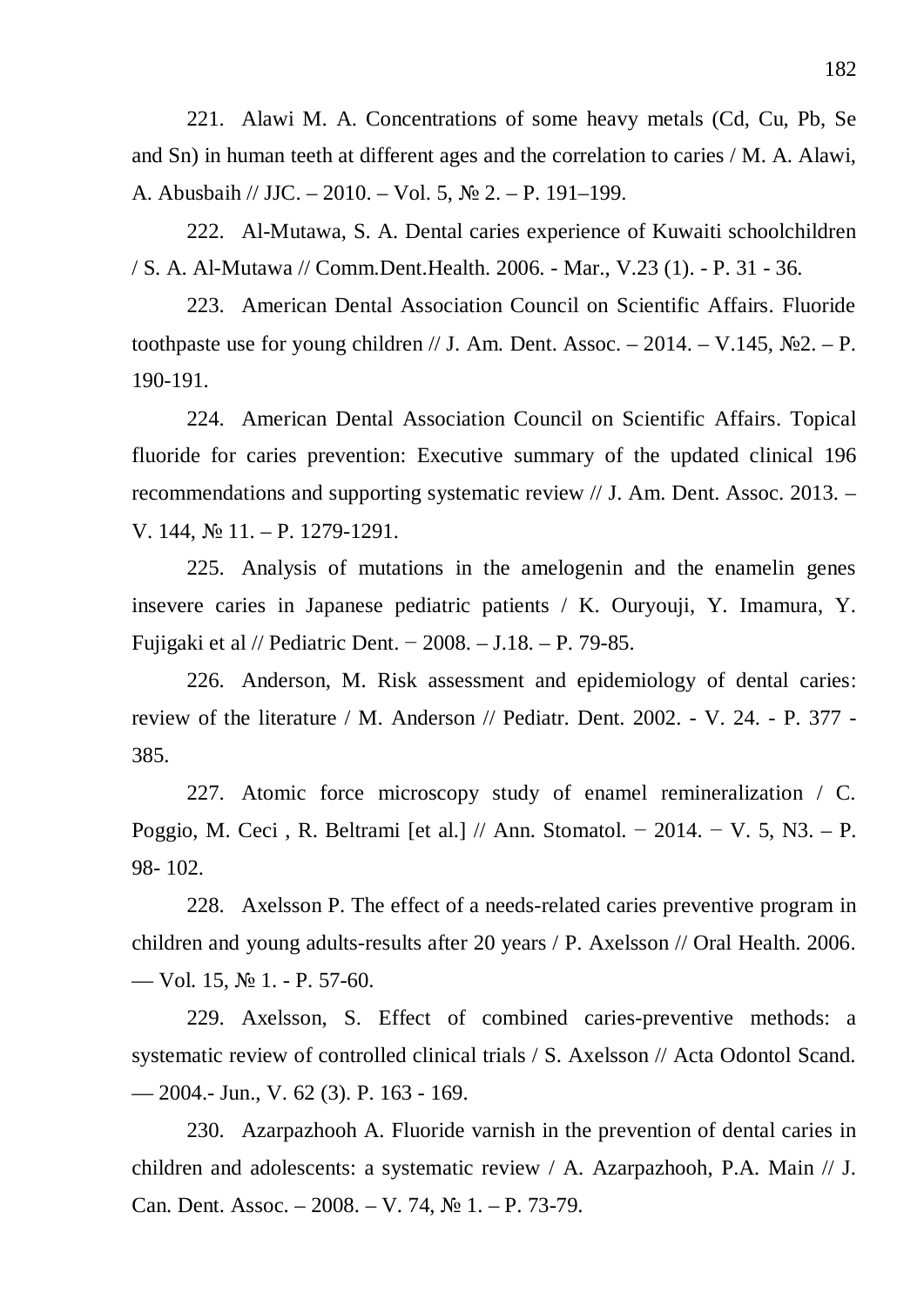221. Alawi M. A. Concentrations of some heavy metals (Cd, Cu, Pb, Se and Sn) in human teeth at different ages and the correlation to caries / M. A. Alawi, A. Abusbaih // JJC. – 2010. – Vol. 5, № 2. – P. 191–199.

222. Al-Mutawa, S. A. Dental caries experience of Kuwaiti schoolchildren / S. A. Al-Mutawa // Comm.Dent.Health. 2006. - Mar., V.23 (1). - P. 31 - 36.

223. American Dental Association Council on Scientific Affairs. Fluoride toothpaste use for young children // J. Am. Dent. Assoc. – 2014. – V.145, №2. – P. 190-191.

224. American Dental Association Council on Scientific Affairs. Topical fluoride for caries prevention: Executive summary of the updated clinical 196 recommendations and supporting systematic review // J. Am. Dent. Assoc. 2013. – V. 144, № 11. – P. 1279-1291.

225. Analysis of mutations in the amelogenin and the enamelin genes insevere caries in Japanese pediatric patients / K. Ouryouji, Y. Imamura, Y. Fujigaki et al // Pediatric Dent. − 2008. – J.18. – P. 79-85.

226. Anderson, M. Risk assessment and epidemiology of dental caries: review of the literature / M. Anderson // Pediatr. Dent. 2002. - V. 24. - P. 377 - 385.

227. Atomic force microscopy study of enamel remineralization / C. Poggio, M. Ceci , R. Beltrami [et al.] // Ann. Stomatol. − 2014. − V. 5, N3. – P. 98- 102.

228. Axelsson P. The effect of a needs-related caries preventive program in children and young adults-results after 20 years / P. Axelsson // Oral Health. 2006. — Vol. 15, № 1. - P. 57-60.

229. Axelsson, S. Effect of combined caries-preventive methods: a systematic review of controlled clinical trials / S. Axelsson // Acta Odontol Scand. — 2004.- Jun., V. 62 (3). P. 163 - 169.

230. Azarpazhooh A. Fluoride varnish in the prevention of dental caries in children and adolescents: a systematic review / A. Azarpazhooh, P.A. Main // J. Can. Dent. Assoc. – 2008. – V. 74, № 1. – P. 73-79.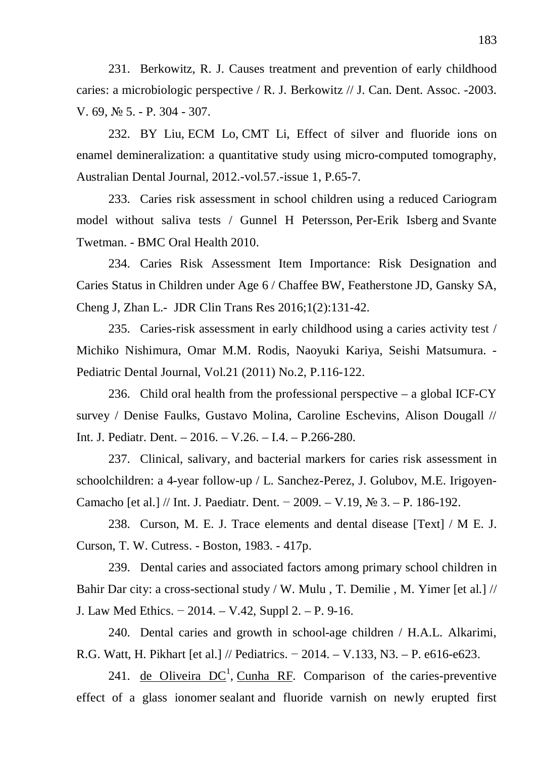231. Berkowitz, R. J. Causes treatment and prevention of early childhood caries: a microbiologic perspective / R. J. Berkowitz // J. Can. Dent. Assoc. -2003. V. 69, № 5. - P. 304 - 307.

232. BY Liu, ECM Lo, CMT Li, Effect of silver and fluoride ions on enamel demineralization: a quantitative study using micro-computed tomography, Australian Dental Journal, 2012.-vol.57.-issue 1, P.65-7.

233. Caries risk assessment in school children using a reduced Cariogram model without saliva tests / Gunnel H Petersson, Per-Erik Isberg and Svante Twetman. - BMC Oral Health 2010.

234. Caries Risk Assessment Item Importance: Risk Designation and Caries Status in Children under Age 6 / Chaffee BW, Featherstone JD, Gansky SA, Cheng J, Zhan L.- JDR Clin Trans Res 2016;1(2):131-42.

235. Caries-risk assessment in early childhood using a caries activity test / Michiko Nishimura, Omar M.M. Rodis, Naoyuki Kariya, Seishi Matsumura. - Pediatric Dental Journal, Vol.21 (2011) No.2, P.116-122.

236. Child oral health from the professional perspective – a global ICF-CY survey / Denise Faulks, Gustavo Molina, Caroline Eschevins, Alison Dougall // Int. J. Pediatr. Dent. – 2016. – V.26. – I.4. – P.266-280.

237. Clinical, salivary, and bacterial markers for caries risk assessment in schoolchildren: a 4-year follow-up / L. Sanchez-Perez, J. Golubov, M.E. Irigoyen-Camacho [et al.] // Int. J. Paediatr. Dent. − 2009. – V.19, № 3. – P. 186-192.

238. Curson, M. E. J. Trace elements and dental disease [Text] / M E. J. Curson, T. W. Cutress. - Boston, 1983. - 417p.

239. Dental caries and associated factors among primary school children in Bahir Dar city: a cross-sectional study / W. Mulu , T. Demilie , M. Yimer [et al.] // J. Law Med Ethics. − 2014. – V.42, Suppl 2. – P. 9-16.

240. Dental caries and growth in school-age children / H.A.L. Alkarimi, R.G. Watt, H. Pikhart [et al.] // Pediatrics. − 2014. – V.133, N3. – P. e616-e623.

241. de Oliveira DC[1], Cunha RF. Comparison of the caries-preventive effect of a glass ionomer sealant and fluoride varnish on newly erupted first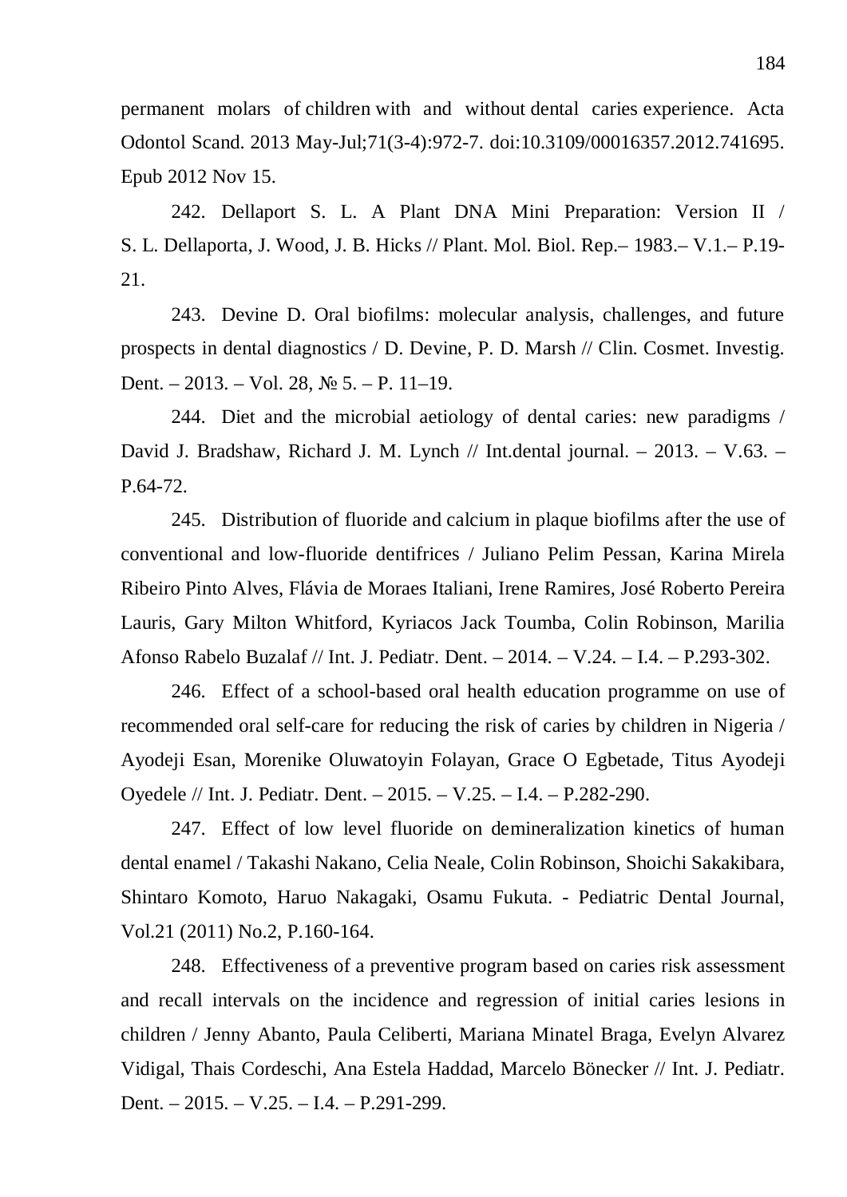permanent molars of children with and without dental caries experience. Acta Odontol Scand. 2013 May-Jul;71(3-4):972-7. doi:10.3109/00016357.2012.741695. Epub 2012 Nov 15.

242. Dellaport S. L. A Plant DNA Mini Preparation: Version II / S. L. Dellaporta, J. Wood, J. B. Hicks // Plant. Mol. Biol. Rep.– 1983.– V.1.– P.19-21.

243. Devine D. Oral biofilms: molecular analysis, challenges, and future prospects in dental diagnostics / D. Devine, P. D. Marsh // Clin. Cosmet. Investig. Dent. – 2013. – Vol. 28, № 5. – P. 11–19.

244. Diet and the microbial aetiology of dental caries: new paradigms / David J. Bradshaw, Richard J. M. Lynch // Int.dental journal. – 2013. – V.63. – P.64-72.

245. Distribution of fluoride and calcium in plaque biofilms after the use of conventional and low-fluoride dentifrices / Juliano Pelim Pessan, Karina Mirela Ribeiro Pinto Alves, Flávia de Moraes Italiani, Irene Ramires, José Roberto Pereira Lauris, Gary Milton Whitford, Kyriacos Jack Toumba, Colin Robinson, Marilia Afonso Rabelo Buzalaf // Int. J. Pediatr. Dent. – 2014. – V.24. – I.4. – P.293-302.

246. Effect of a school-based oral health education programme on use of recommended oral self-care for reducing the risk of caries by children in Nigeria / Ayodeji Esan, Morenike Oluwatoyin Folayan, Grace O Egbetade, Titus Ayodeji Oyedele // Int. J. Pediatr. Dent. – 2015. – V.25. – I.4. – P.282-290.

247. Effect of low level fluoride on demineralization kinetics of human dental enamel / Takashi Nakano, Celia Neale, Colin Robinson, Shoichi Sakakibara, Shintaro Komoto, Haruo Nakagaki, Osamu Fukuta. - Pediatric Dental Journal, Vol.21 (2011) No.2, P.160-164.

248. Effectiveness of a preventive program based on caries risk assessment and recall intervals on the incidence and regression of initial caries lesions in children / Jenny Abanto, Paula Celiberti, Mariana Minatel Braga, Evelyn Alvarez Vidigal, Thais Cordeschi, Ana Estela Haddad, Marcelo Bönecker // Int. J. Pediatr. Dent. – 2015. – V.25. – I.4. – P.291-299.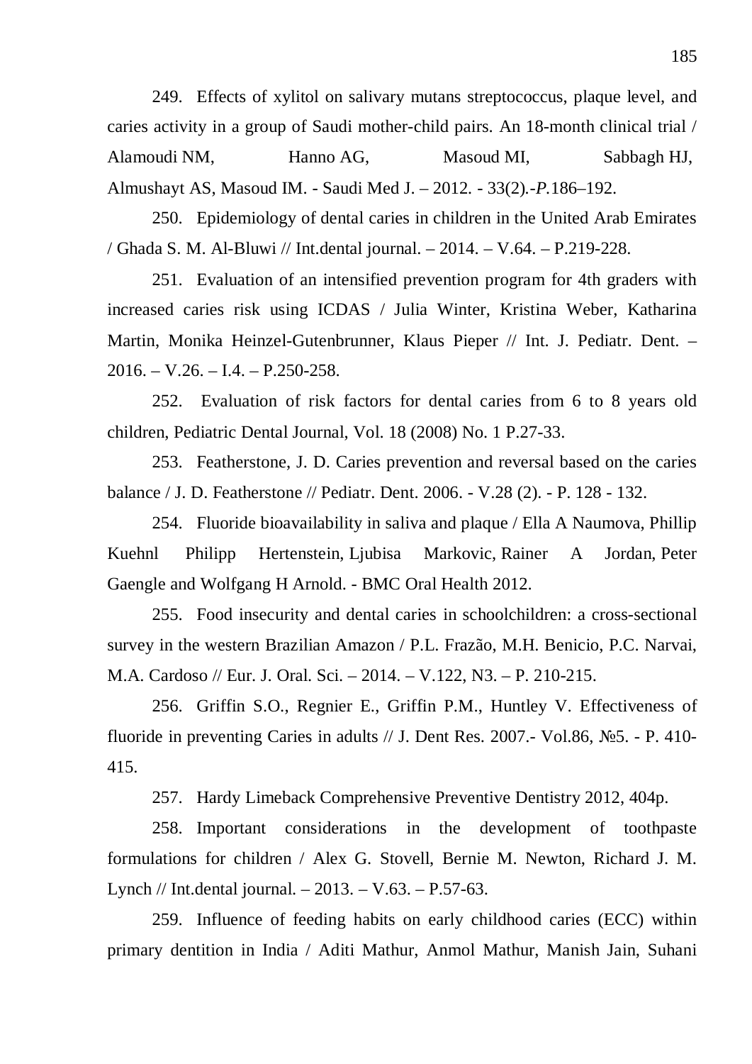249. Effects of xylitol on salivary mutans streptococcus, plaque level, and caries activity in a group of Saudi mother-child pairs. An 18-month clinical trial / Alamoudi NM, Hanno AG, Masoud MI, Sabbagh HJ, Almushayt AS, Masoud IM. - Saudi Med J. – 2012. - 33(2).-*P*.186–192.

250. Epidemiology of dental caries in children in the United Arab Emirates / Ghada S. M. Al-Bluwi // Int.dental journal. – 2014. – V.64. – P.219-228.

251. Evaluation of an intensified prevention program for 4th graders with increased caries risk using ICDAS / Julia Winter, Kristina Weber, Katharina Martin, Monika Heinzel-Gutenbrunner, Klaus Pieper // Int. J. Pediatr. Dent. – 2016. – V.26. – I.4. – P.250-258.

252. Evaluation of risk factors for dental caries from 6 to 8 years old children, Pediatric Dental Journal, Vol. 18 (2008) No. 1 P.27-33.

253. Featherstone, J. D. Caries prevention and reversal based on the caries balance / J. D. Featherstone // Pediatr. Dent. 2006. - V.28 (2). - P. 128 - 132.

254. Fluoride bioavailability in saliva and plaque / Ella A Naumova, Phillip Kuehnl Philipp Hertenstein, Ljubisa Markovic, Rainer A Jordan, Peter Gaengle and Wolfgang H Arnold. - BMC Oral Health 2012.

255. Food insecurity and dental caries in schoolchildren: a cross-sectional survey in the western Brazilian Amazon / P.L. Frazão, M.H. Benicio, P.C. Narvai, M.A. Cardoso // Eur. J. Oral. Sci. – 2014. – V.122, N3. – P. 210-215.

256. Griffin S.O., Regnier E., Griffin P.M., Huntley V. Effectiveness of fluoride in preventing Caries in adults // J. Dent Res. 2007.- Vol.86, №5. - P. 410-415.

257. Hardy Limeback Comprehensive Preventive Dentistry 2012, 404p.

258. Important considerations in the development of toothpaste formulations for children / Alex G. Stovell, Bernie M. Newton, Richard J. M. Lynch // Int.dental journal. – 2013. – V.63. – P.57-63.

259. Influence of feeding habits on early childhood caries (ECC) within primary dentition in India / Aditi Mathur, Anmol Mathur, Manish Jain, Suhani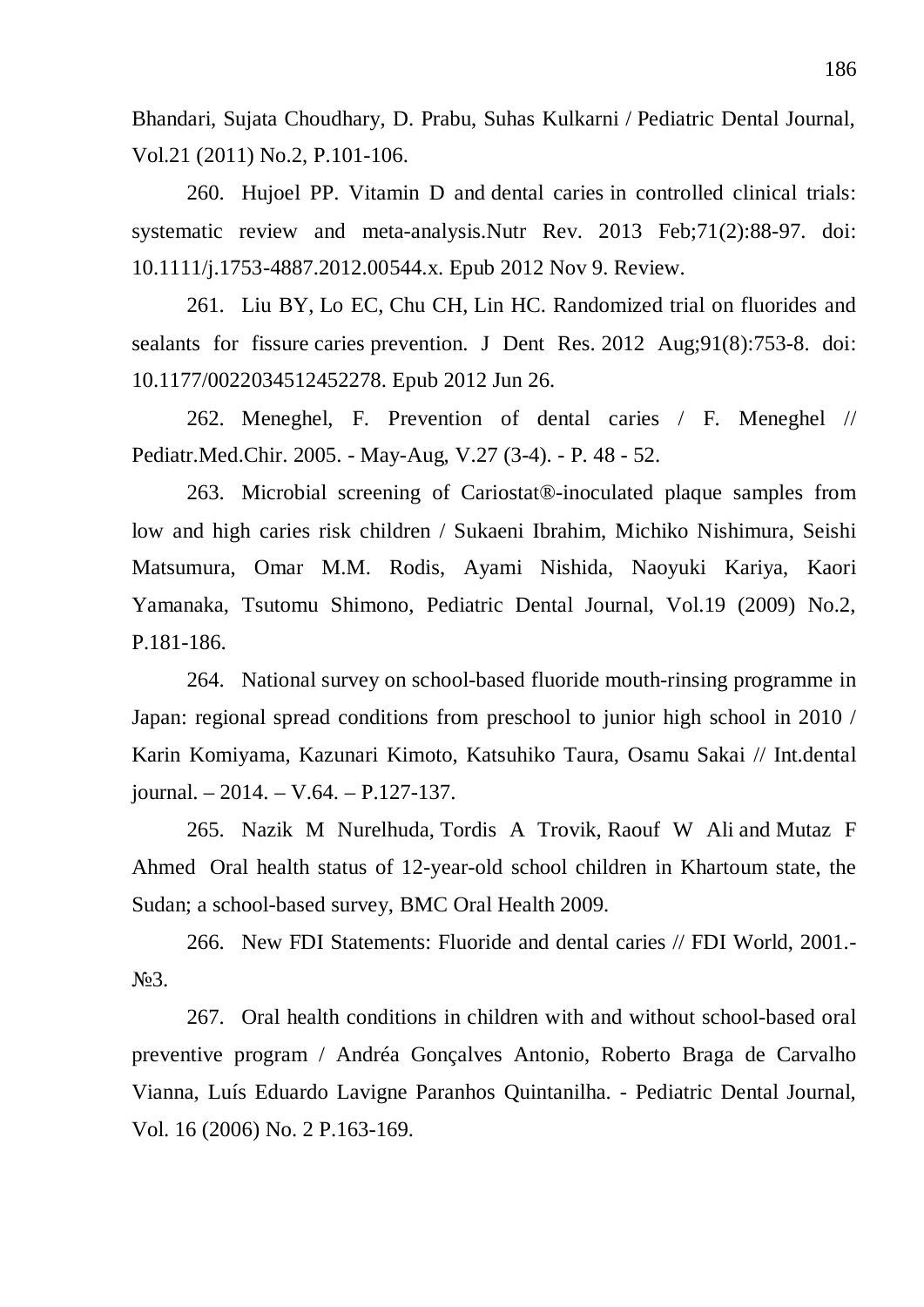Bhandari, Sujata Choudhary, D. Prabu, Suhas Kulkarni / Pediatric Dental Journal, Vol.21 (2011) No.2, P.101-106.

260. Hujoel PP. Vitamin D and dental caries in controlled clinical trials: systematic review and meta-analysis.Nutr Rev. 2013 Feb;71(2):88-97. doi: 10.1111/j.1753-4887.2012.00544.x. Epub 2012 Nov 9. Review.

261. Liu BY, Lo EC, Chu CH, Lin HC. Randomized trial on fluorides and sealants for fissure caries prevention. J Dent Res. 2012 Aug;91(8):753-8. doi: 10.1177/0022034512452278. Epub 2012 Jun 26.

262. Meneghel, F. Prevention of dental caries / F. Meneghel // Pediatr.Med.Chir. 2005. - May-Aug, V.27 (3-4). - P. 48 - 52.

263. Microbial screening of Cariostat®-inoculated plaque samples from low and high caries risk children / Sukaeni Ibrahim, Michiko Nishimura, Seishi Matsumura, Omar M.M. Rodis, Ayami Nishida, Naoyuki Kariya, Kaori Yamanaka, Tsutomu Shimono, Pediatric Dental Journal, Vol.19 (2009) No.2, P.181-186.

264. National survey on school-based fluoride mouth-rinsing programme in Japan: regional spread conditions from preschool to junior high school in 2010 / Karin Komiyama, Kazunari Kimoto, Katsuhiko Taura, Osamu Sakai // Int.dental journal. – 2014. – V.64. – P.127-137.

265. Nazik M Nurelhuda, Tordis A Trovik, Raouf W Ali and Mutaz F Ahmed Oral health status of 12-year-old school children in Khartoum state, the Sudan; a school-based survey, BMC Oral Health 2009.

266. New FDI Statements: Fluoride and dental caries // FDI World, 2001.- №3.

267. Oral health conditions in children with and without school-based oral preventive program / Andréa Gonçalves Antonio, Roberto Braga de Carvalho Vianna, Luís Eduardo Lavigne Paranhos Quintanilha. - Pediatric Dental Journal, Vol. 16 (2006) No. 2 P.163-169.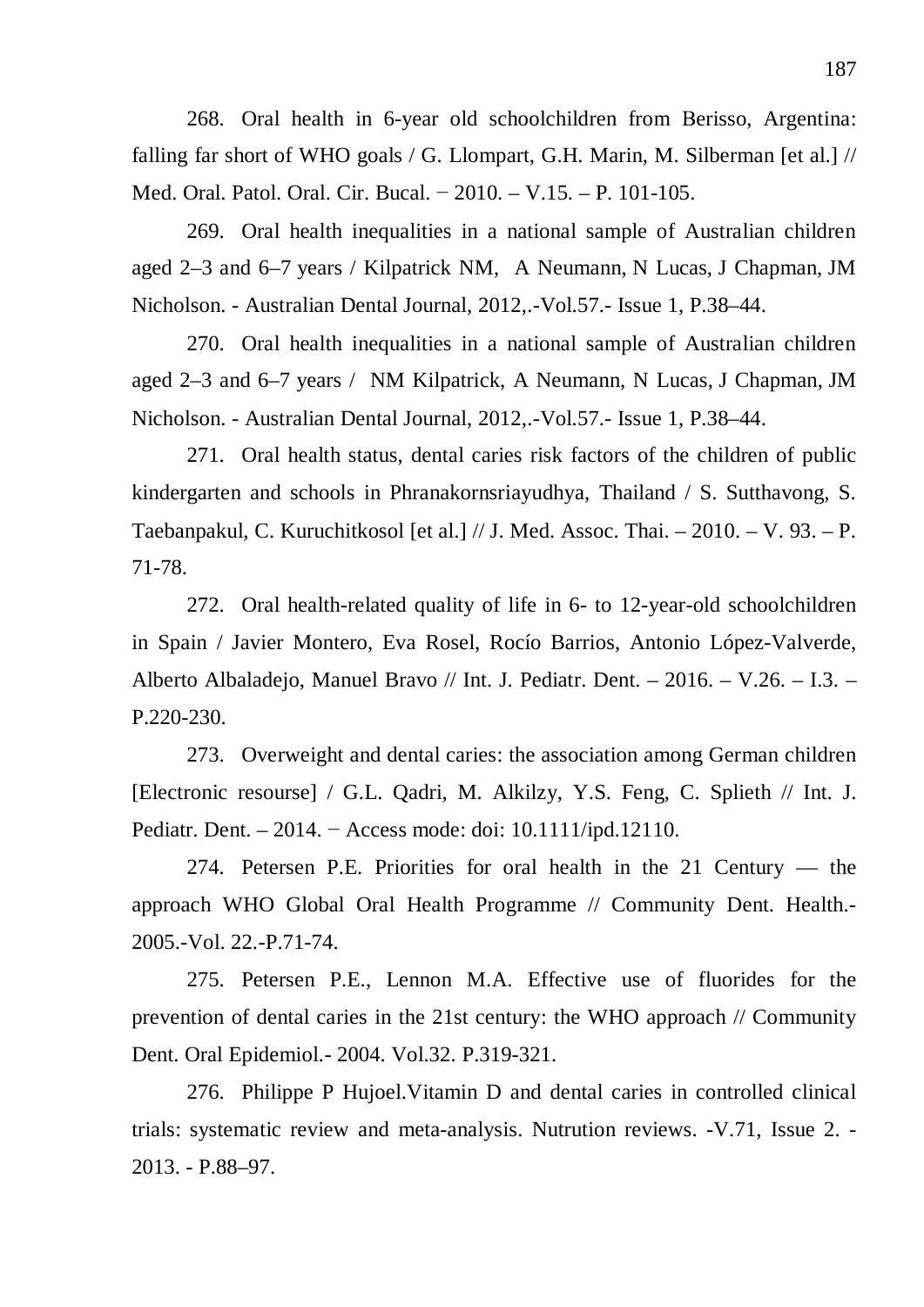268. Oral health in 6-year old schoolchildren from Berisso, Argentina: falling far short of WHO goals / G. Llompart, G.H. Marin, M. Silberman [et al.] // Med. Oral. Patol. Oral. Cir. Bucal. − 2010. – V.15. – P. 101-105.

269. Oral health inequalities in a national sample of Australian children aged 2–3 and 6–7 years / Kilpatrick NM, A Neumann, N Lucas, J Chapman, JM Nicholson. - Australian Dental Journal, 2012,.-Vol.57.- Issue 1, P.38–44.

270. Oral health inequalities in a national sample of Australian children aged 2–3 and 6–7 years / NM Kilpatrick, A Neumann, N Lucas, J Chapman, JM Nicholson. - Australian Dental Journal, 2012,.-Vol.57.- Issue 1, P.38–44.

271. Oral health status, dental caries risk factors of the children of public kindergarten and schools in Phranakornsriayudhya, Thailand / S. Sutthavong, S. Taebanpakul, C. Kuruchitkosol [et al.] // J. Med. Assoc. Thai. – 2010. – V. 93. – P. 71-78.

272. Oral health-related quality of life in 6- to 12-year-old schoolchildren in Spain / Javier Montero, Eva Rosel, Rocío Barrios, Antonio López-Valverde, Alberto Albaladejo, Manuel Bravo // Int. J. Pediatr. Dent. – 2016. – V.26. – I.3. – P.220-230.

273. Overweight and dental caries: the association among German children [Electronic resourse] / G.L. Qadri, M. Alkilzy, Y.S. Feng, C. Splieth // Int. J. Pediatr. Dent. – 2014. − Access mode: doi: 10.1111/ipd.12110.

274. Petersen P.E. Priorities for oral health in the 21 Century — the approach WHO Global Oral Health Programme // Community Dent. Health.- 2005.-Vol. 22.-P.71-74.

275. Petersen P.E., Lennon M.A. Effective use of fluorides for the prevention of dental caries in the 21st century: the WHO approach // Community Dent. Oral Epidemiol.- 2004. Vol.32. P.319-321.

276. Philippe P Hujoel.Vitamin D and dental caries in controlled clinical trials: systematic review and meta-analysis. Nutrution reviews. -V.71, Issue 2. - 2013. - P.88–97.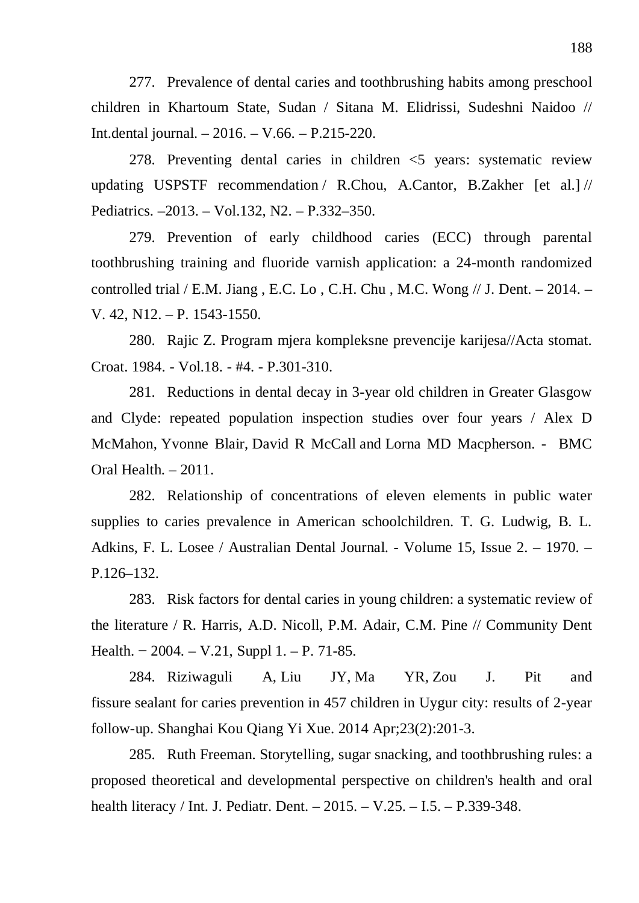277. Prevalence of dental caries and toothbrushing habits among preschool children in Khartoum State, Sudan / Sitana M. Elidrissi, Sudeshni Naidoo // Int.dental journal. – 2016. – V.66. – P.215-220.

278. Preventing dental caries in children <5 years: systematic review updating USPSTF recommendation / R.Chou, A.Cantor, B.Zakher [et al.] // Pediatrics. –2013. – Vol.132, N2. – P.332–350.

279. Prevention of early childhood caries (ECC) through parental toothbrushing training and fluoride varnish application: a 24-month randomized controlled trial / E.M. Jiang , E.C. Lo , C.H. Chu , M.C. Wong // J. Dent. – 2014. – V. 42, N12. – P. 1543-1550.

280. Rajic Z. Program mjera kompleksne prevencije karijesa//Acta stomat. Croat. 1984. - Vol.18. - #4. - P.301-310.

281. Reductions in dental decay in 3-year old children in Greater Glasgow and Clyde: repeated population inspection studies over four years / Alex D McMahon, Yvonne Blair, David R McCall and Lorna MD Macpherson. - BMC Oral Health. – 2011.

282. Relationship of concentrations of eleven elements in public water supplies to caries prevalence in American schoolchildren. T. G. Ludwig, B. L. Adkins, F. L. Losee / Australian Dental Journal. - Volume 15, Issue 2. – 1970. – P.126–132.

283. Risk factors for dental caries in young children: a systematic review of the literature / R. Harris, A.D. Nicoll, P.M. Adair, C.M. Pine // Community Dent Health. − 2004. – V.21, Suppl 1. – P. 71-85.

284. Riziwaguli A, Liu JY, Ma YR, Zou J. Pit and fissure sealant for caries prevention in 457 children in Uygur city: results of 2-year follow-up. Shanghai Kou Qiang Yi Xue. 2014 Apr;23(2):201-3.

285. Ruth Freeman. Storytelling, sugar snacking, and toothbrushing rules: a proposed theoretical and developmental perspective on children's health and oral health literacy / Int. J. Pediatr. Dent. – 2015. – V.25. – I.5. – P.339-348.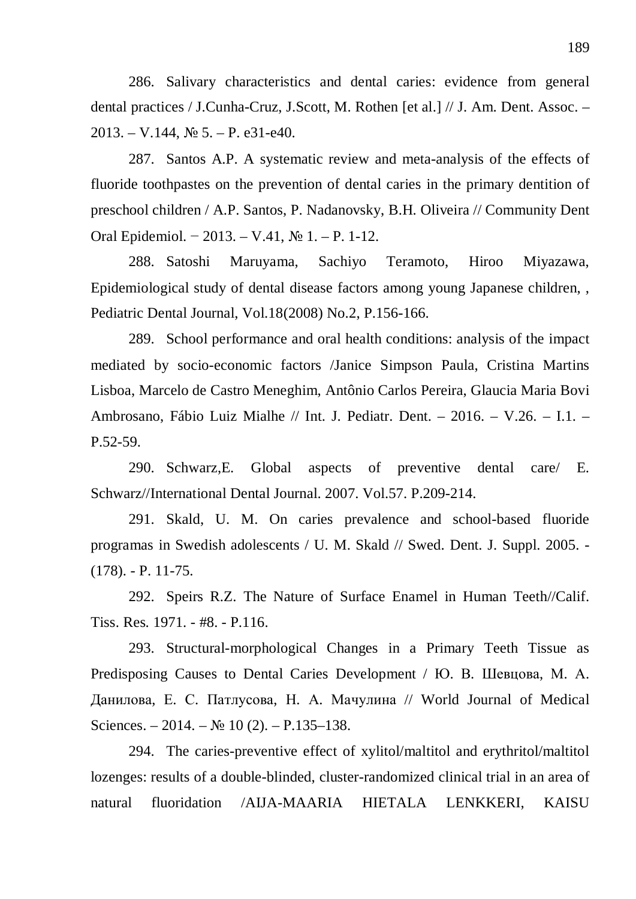286. Salivary characteristics and dental caries: evidence from general dental practices / J.Cunha-Cruz, J.Scott, M. Rothen [et al.] // J. Am. Dent. Assoc. – 2013. – V.144, № 5. – P. e31-e40.

287. Santos A.P. A systematic review and meta-analysis of the effects of fluoride toothpastes on the prevention of dental caries in the primary dentition of preschool children / A.P. Santos, P. Nadanovsky, B.H. Oliveira // Community Dent Oral Epidemiol. − 2013. – V.41, № 1. – P. 1-12.

288. Satoshi Maruyama, Sachiyo Teramoto, Hiroo Miyazawa, Epidemiological study of dental disease factors among young Japanese children, , Pediatric Dental Journal, Vol.18(2008) No.2, P.156-166.

289. School performance and oral health conditions: analysis of the impact mediated by socio-economic factors /Janice Simpson Paula, Cristina Martins Lisboa, Marcelo de Castro Meneghim, Antônio Carlos Pereira, Glaucia Maria Bovi Ambrosano, Fábio Luiz Mialhe // Int. J. Pediatr. Dent. – 2016. – V.26. – I.1. – P.52-59.

290. Schwarz,E. Global aspects of preventive dental care/ E. Schwarz//International Dental Journal. 2007. Vol.57. P.209-214.

291. Skald, U. M. On caries prevalence and school-based fluoride programas in Swedish adolescents / U. M. Skald // Swed. Dent. J. Suppl. 2005. - (178). - P. 11-75.

292. Speirs R.Z. The Nature of Surface Enamel in Human Teeth//Calif. Tiss. Res. 1971. - #8. - P.116.

293. Structural-morphological Changes in a Primary Teeth Tissue as Predisposing Causes to Dental Caries Development / Ю. В. Шевцова, М. А. Данилова, Е. С. Патлусова, Н. А. Мачулина // World Journal of Medical Sciences. – 2014. – № 10 (2). – P.135–138.

294. The caries-preventive effect of xylitol/maltitol and erythritol/maltitol lozenges: results of a double-blinded, cluster-randomized clinical trial in an area of natural fluoridation /AIJA-MAARIA HIETALA LENKKERI, KAISU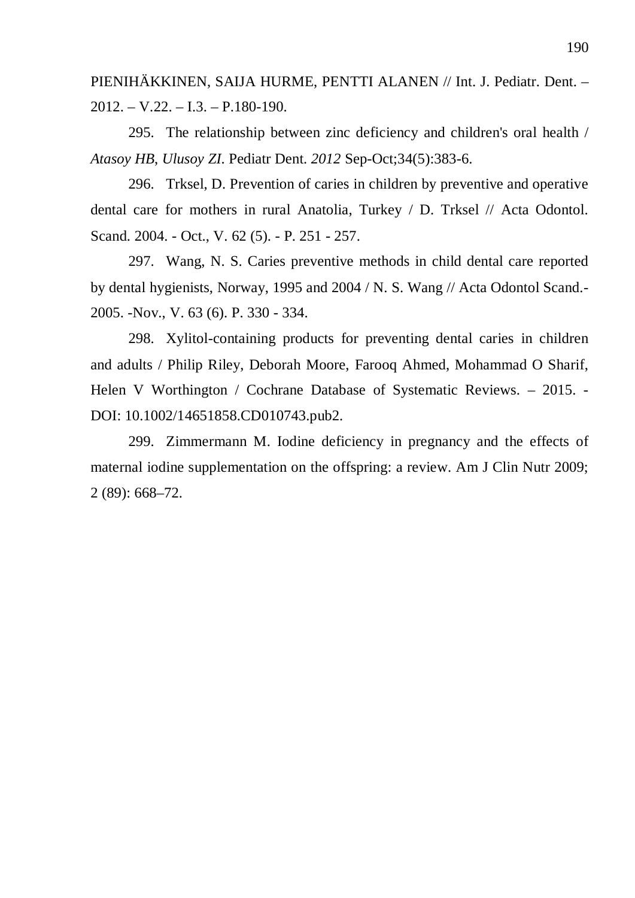PIENIHÄKKINEN, SAIJA HURME, PENTTI ALANEN // Int. J. Pediatr. Dent. – 2012. – V.22. – I.3. – P.180-190.

295. The relationship between zinc deficiency and children's oral health / *Atasoy HB*, *Ulusoy ZI*. Pediatr Dent. *2012* Sep-Oct;34(5):383-6.

296. Trksel, D. Prevention of caries in children by preventive and operative dental care for mothers in rural Anatolia, Turkey / D. Trksel // Acta Odontol. Scand. 2004. - Oct., V. 62 (5). - P. 251 - 257.

297. Wang, N. S. Caries preventive methods in child dental care reported by dental hygienists, Norway, 1995 and 2004 / N. S. Wang // Acta Odontol Scand.- 2005. -Nov., V. 63 (6). P. 330 - 334.

298. Xylitol-containing products for preventing dental caries in children and adults / Philip Riley, Deborah Moore, Farooq Ahmed, Mohammad O Sharif, Helen V Worthington / Cochrane Database of Systematic Reviews. – 2015. - DOI: 10.1002/14651858.CD010743.pub2.

299. Zimmermann M. Iodine deficiency in pregnancy and the effects of maternal iodine supplementation on the offspring: a review. Am J Clin Nutr 2009; 2 (89): 668–72.